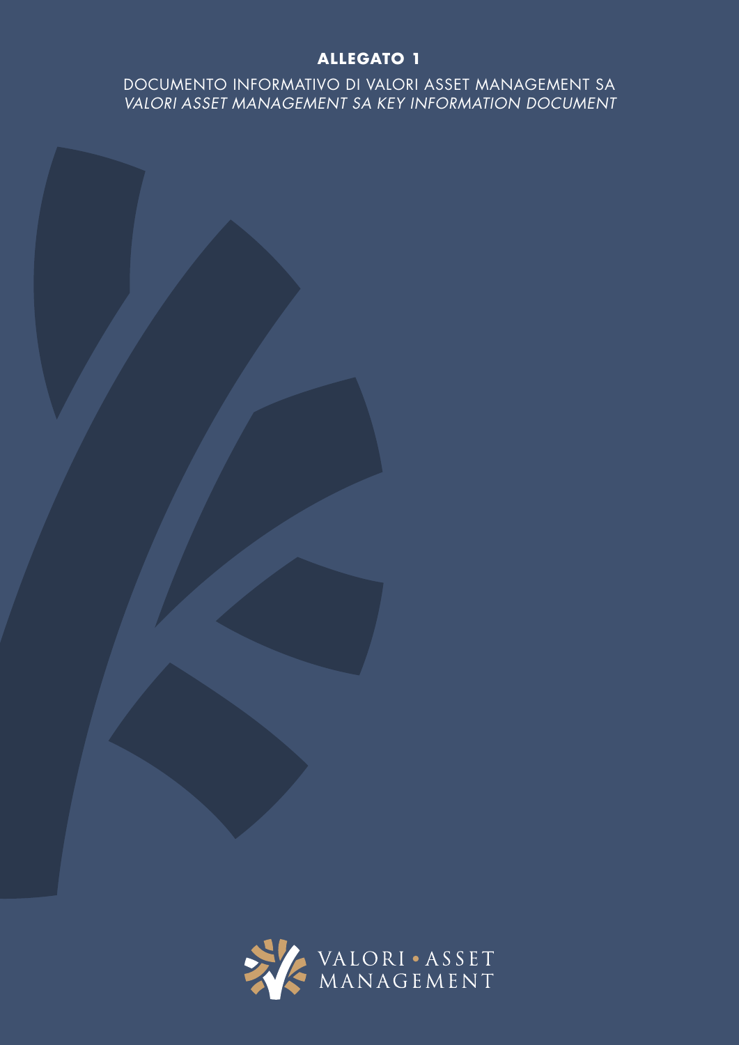# ALLEGATO 1

DOCUMENTO INFORMATIVO DI VALORI ASSET MANAGEMENT SA

*VALORI ASSET MANAGEMENT SA KEY INFORMATION DOCUMENT*

VALORI • ASSET MANAGEMENT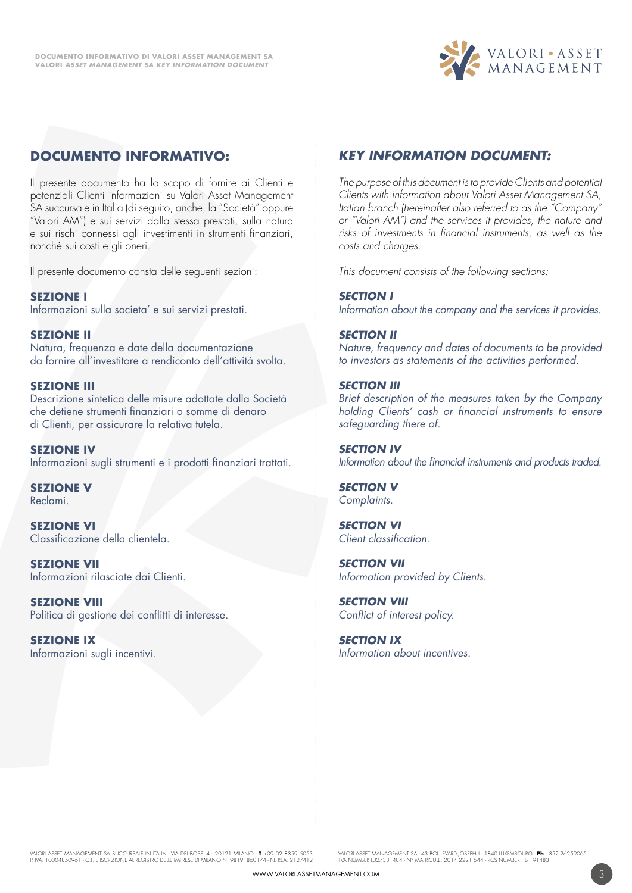## DOCUMENTO INFORMATIVO:

Il presente documento ha lo scopo di fornire ai Clienti e potenziali Clienti informazioni su Valori Asset Management SA succursale in Italia (di seguito, anche, la "Società" oppure "Valori AM") e sui servizi dalla stessa prestati, sulla natura e sui rischi connessi agli investimenti in strumenti finanziari, nonché sui costi e gli oneri.

Il presente documento consta delle seguenti sezioni:

**SEZIONE I**
Informazioni sulla societa' e sui servizi prestati.

**SEZIONE II**
Natura, frequenza e date della documentazione da fornire all'investitore a rendiconto dell'attività svolta.

**SEZIONE III**
Descrizione sintetica delle misure adottate dalla Società che detiene strumenti finanziari o somme di denaro di Clienti, per assicurare la relativa tutela.

**SEZIONE IV**
Informazioni sugli strumenti e i prodotti finanziari trattati.

**SEZIONE V**
Reclami.

**SEZIONE VI**
Classificazione della clientela.

**SEZIONE VII**
Informazioni rilasciate dai Clienti.

**SEZIONE VIII**
Politica di gestione dei conflitti di interesse.

**SEZIONE IX**
Informazioni sugli incentivi.

## *KEY INFORMATION DOCUMENT:*

*The purpose of this document is to provide Clients and potential Clients with information about Valori Asset Management SA, Italian branch (hereinafter also referred to as the "Company" or "Valori AM") and the services it provides, the nature and risks of investments in financial instruments, as well as the costs and charges.*

*This document consists of the following sections:*

***SECTION I***
*Information about the company and the services it provides.*

***SECTION II***
*Nature, frequency and dates of documents to be provided to investors as statements of the activities performed.*

***SECTION III***
*Brief description of the measures taken by the Company holding Clients' cash or financial instruments to ensure safeguarding there of.*

***SECTION IV***
*Information about the financial instruments and products traded.*

***SECTION V***
*Complaints.*

***SECTION VI***
*Client classification.*

***SECTION VII***
*Information provided by Clients.*

***SECTION VIII***
*Conflict of interest policy.*

***SECTION IX***
*Information about incentives.*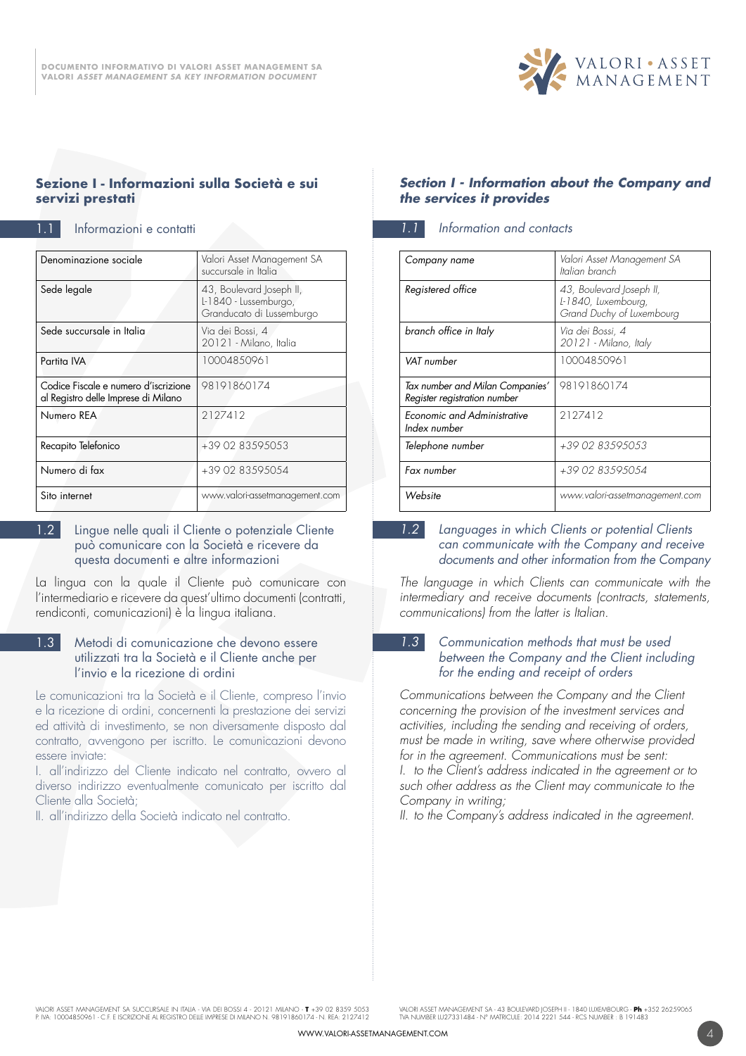## Sezione I - Informazioni sulla Società e sui servizi prestati

### 1.1 Informazioni e contatti

| Denominazione sociale | Valori Asset Management SA succursale in Italia |
|---|---|
| Sede legale | 43, Boulevard Joseph II, L-1840 - Lussemburgo, Granducato di Lussemburgo |
| Sede succursale in Italia | Via dei Bossi, 4 20121 - Milano, Italia |
| Partita IVA | 10004850961 |
| Codice Fiscale e numero d'iscrizione al Registro delle Imprese di Milano | 98191860174 |
| Numero REA | 2127412 |
| Recapito Telefonico | +39 02 83595053 |
| Numero di fax | +39 02 83595054 |
| Sito internet | www.valori-assetmanagement.com |

### 1.2 Lingue nelle quali il Cliente o potenziale Cliente può comunicare con la Società e ricevere da questa documenti e altre informazioni

La lingua con la quale il Cliente può comunicare con l'intermediario e ricevere da quest'ultimo documenti (contratti, rendiconti, comunicazioni) è la lingua italiana.

### 1.3 Metodi di comunicazione che devono essere utilizzati tra la Società e il Cliente anche per l'invio e la ricezione di ordini

Le comunicazioni tra la Società e il Cliente, compreso l'invio e la ricezione di ordini, concernenti la prestazione dei servizi ed attività di investimento, se non diversamente disposto dal contratto, avvengono per iscritto. Le comunicazioni devono essere inviate:

I. all'indirizzo del Cliente indicato nel contratto, ovvero al diverso indirizzo eventualmente comunicato per iscritto dal Cliente alla Società;

II. all'indirizzo della Società indicato nel contratto.

## *Section I - Information about the Company and the services it provides*

### *1.1 Information and contacts*

| *Company name* | *Valori Asset Management SA Italian branch* |
|---|---|
| *Registered office* | *43, Boulevard Joseph II, L-1840, Luxembourg, Grand Duchy of Luxembourg* |
| *branch office in Italy* | *Via dei Bossi, 4 20121 - Milano, Italy* |
| *VAT number* | 10004850961 |
| *Tax number and Milan Companies' Register registration number* | 98191860174 |
| *Economic and Administrative Index number* | 2127412 |
| *Telephone number* | *+39 02 83595053* |
| *Fax number* | *+39 02 83595054* |
| *Website* | *www.valori-assetmanagement.com* |

### *1.2 Languages in which Clients or potential Clients can communicate with the Company and receive documents and other information from the Company*

*The language in which Clients can communicate with the intermediary and receive documents (contracts, statements, communications) from the latter is Italian.*

### *1.3 Communication methods that must be used between the Company and the Client including for the ending and receipt of orders*

*Communications between the Company and the Client concerning the provision of the investment services and activities, including the sending and receiving of orders, must be made in writing, save where otherwise provided for in the agreement. Communications must be sent:*

*I. to the Client's address indicated in the agreement or to such other address as the Client may communicate to the Company in writing;*

*II. to the Company's address indicated in the agreement.*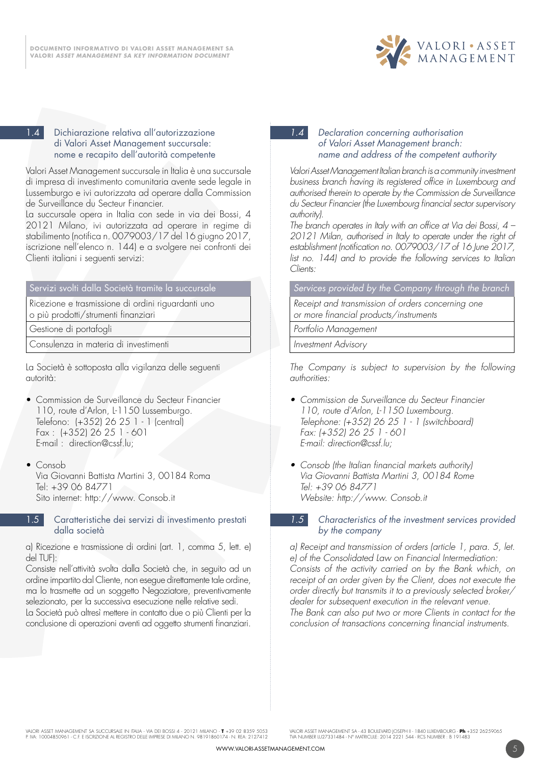## 1.4 Dichiarazione relativa all'autorizzazione di Valori Asset Management succursale: nome e recapito dell'autorità competente

Valori Asset Management succursale in Italia è una succursale di impresa di investimento comunitaria avente sede legale in Lussemburgo e ivi autorizzata ad operare dalla Commission de Surveillance du Secteur Financier.
La succursale opera in Italia con sede in via dei Bossi, 4 20121 Milano, ivi autorizzata ad operare in regime di stabilimento (notifica n. 0079003/17 del 16 giugno 2017, iscrizione nell'elenco n. 144) e a svolgere nei confronti dei Clienti italiani i seguenti servizi:

| Servizi svolti dalla Società tramite la succursale |
|---|
| Ricezione e trasmissione di ordini riguardanti uno o più prodotti/strumenti finanziari |
| Gestione di portafogli |
| Consulenza in materia di investimenti |

La Società è sottoposta alla vigilanza delle seguenti autorità:

- Commission de Surveillance du Secteur Financier
  110, route d'Arlon, L-1150 Lussemburgo.
  Telefono: (+352) 26 25 1 - 1 (central)
  Fax : (+352) 26 25 1 - 601
  E-mail : direction@cssf.lu;

- Consob
  Via Giovanni Battista Martini 3, 00184 Roma
  Tel: +39 06 84771
  Sito internet: http://www. Consob.it

## 1.5 Caratteristiche dei servizi di investimento prestati dalla società

a) Ricezione e trasmissione di ordini (art. 1, comma 5, lett. e) del TUF):
Consiste nell'attività svolta dalla Società che, in seguito ad un ordine impartito dal Cliente, non esegue direttamente tale ordine, ma lo trasmette ad un soggetto Negoziatore, preventivamente selezionato, per la successiva esecuzione nelle relative sedi.
La Società può altresì mettere in contatto due o più Clienti per la conclusione di operazioni aventi ad oggetto strumenti finanziari.

## *1.4 Declaration concerning authorisation of Valori Asset Management branch: name and address of the competent authority*

*Valori Asset Management Italian branch is a community investment business branch having its registered office in Luxembourg and authorised therein to operate by the Commission de Surveillance du Secteur Financier (the Luxembourg financial sector supervisory authority).*
*The branch operates in Italy with an office at Via dei Bossi, 4 – 20121 Milan, authorised in Italy to operate under the right of establishment (notification no. 0079003/17 of 16 June 2017, list no. 144) and to provide the following services to Italian Clients:*

| *Services provided by the Company through the branch* |
|---|
| *Receipt and transmission of orders concerning one or more financial products/instruments* |
| *Portfolio Management* |
| *Investment Advisory* |

*The Company is subject to supervision by the following authorities:*

- *Commission de Surveillance du Secteur Financier*
  *110, route d'Arlon, L-1150 Luxembourg.*
  *Telephone: (+352) 26 25 1 - 1 (switchboard)*
  *Fax: (+352) 26 25 1 - 601*
  *E-mail: direction@cssf.lu;*

- *Consob (the Italian financial markets authority)*
  *Via Giovanni Battista Martini 3, 00184 Rome*
  *Tel: +39 06 84771*
  *Website: http://www. Consob.it*

## *1.5 Characteristics of the investment services provided by the company*

*a) Receipt and transmission of orders (article 1, para. 5, let. e) of the Consolidated Law on Financial Intermediation:*
*Consists of the activity carried on by the Bank which, on receipt of an order given by the Client, does not execute the order directly but transmits it to a previously selected broker/dealer for subsequent execution in the relevant venue.*
*The Bank can also put two or more Clients in contact for the conclusion of transactions concerning financial instruments.*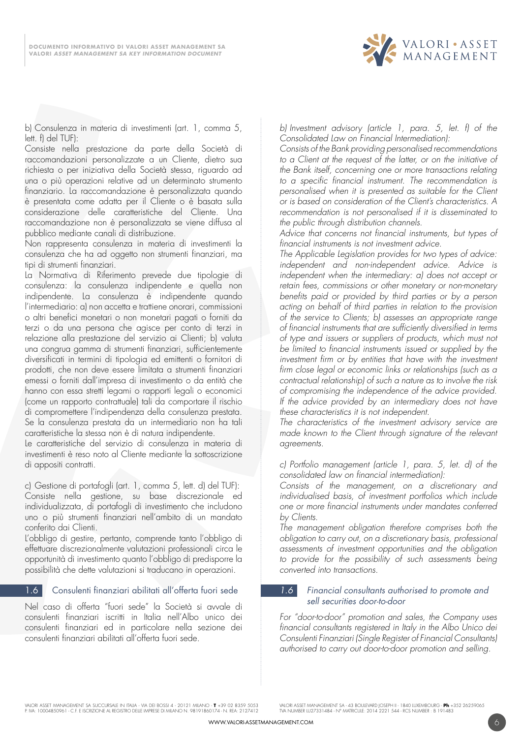b) Consulenza in materia di investimenti (art. 1, comma 5, lett. f) del TUF):

Consiste nella prestazione da parte della Società di raccomandazioni personalizzate a un Cliente, dietro sua richiesta o per iniziativa della Società stessa, riguardo ad una o più operazioni relative ad un determinato strumento finanziario. La raccomandazione è personalizzata quando è presentata come adatta per il Cliente o è basata sulla considerazione delle caratteristiche del Cliente. Una raccomandazione non è personalizzata se viene diffusa al pubblico mediante canali di distribuzione.

Non rappresenta consulenza in materia di investimenti la consulenza che ha ad oggetto non strumenti finanziari, ma tipi di strumenti finanziari.

La Normativa di Riferimento prevede due tipologie di consulenza: la consulenza indipendente e quella non indipendente. La consulenza è indipendente quando l'intermediario: a) non accetta e trattiene onorari, commissioni o altri benefici monetari o non monetari pagati o forniti da terzi o da una persona che agisce per conto di terzi in relazione alla prestazione del servizio ai Clienti; b) valuta una congrua gamma di strumenti finanziari, sufficientemente diversificati in termini di tipologia ed emittenti o fornitori di prodotti, che non deve essere limitata a strumenti finanziari emessi o forniti dall'impresa di investimento o da entità che hanno con essa stretti legami o rapporti legali o economici (come un rapporto contrattuale) tali da comportare il rischio di compromettere l'indipendenza della consulenza prestata. Se la consulenza prestata da un intermediario non ha tali caratteristiche la stessa non è di natura indipendente.

Le caratteristiche del servizio di consulenza in materia di investimenti è reso noto al Cliente mediante la sottoscrizione di appositi contratti.

c) Gestione di portafogli (art. 1, comma 5, lett. d) del TUF):

Consiste nella gestione, su base discrezionale ed individualizzata, di portafogli di investimento che includono uno o più strumenti finanziari nell'ambito di un mandato conferito dai Clienti.

L'obbligo di gestire, pertanto, comprende tanto l'obbligo di effettuare discrezionalmente valutazioni professionali circa le opportunità di investimento quanto l'obbligo di predisporre la possibilità che dette valutazioni si traducano in operazioni.

## 1.6 Consulenti finanziari abilitati all'offerta fuori sede

Nel caso di offerta "fuori sede" la Società si avvale di consulenti finanziari iscritti in Italia nell'Albo unico dei consulenti finanziari ed in particolare nella sezione dei consulenti finanziari abilitati all'offerta fuori sede.

*b) Investment advisory (article 1, para. 5, let. f) of the Consolidated Law on Financial Intermediation):*

*Consists of the Bank providing personalised recommendations to a Client at the request of the latter, or on the initiative of the Bank itself, concerning one or more transactions relating to a specific financial instrument. The recommendation is personalised when it is presented as suitable for the Client or is based on consideration of the Client's characteristics. A recommendation is not personalised if it is disseminated to the public through distribution channels.*

*Advice that concerns not financial instruments, but types of financial instruments is not investment advice.*

*The Applicable Legislation provides for two types of advice: independent and non-independent advice. Advice is independent when the intermediary: a) does not accept or retain fees, commissions or other monetary or non-monetary benefits paid or provided by third parties or by a person acting on behalf of third parties in relation to the provision of the service to Clients; b) assesses an appropriate range of financial instruments that are sufficiently diversified in terms of type and issuers or suppliers of products, which must not be limited to financial instruments issued or supplied by the investment firm or by entities that have with the investment firm close legal or economic links or relationships (such as a contractual relationship) of such a nature as to involve the risk of compromising the independence of the advice provided. If the advice provided by an intermediary does not have these characteristics it is not independent.*

*The characteristics of the investment advisory service are made known to the Client through signature of the relevant agreements.*

*c) Portfolio management (article 1, para. 5, let. d) of the consolidated law on financial intermediation):*

*Consists of the management, on a discretionary and individualised basis, of investment portfolios which include one or more financial instruments under mandates conferred by Clients.*

*The management obligation therefore comprises both the obligation to carry out, on a discretionary basis, professional assessments of investment opportunities and the obligation to provide for the possibility of such assessments being converted into transactions.*

## *1.6 Financial consultants authorised to promote and sell securities door-to-door*

*For "door-to-door" promotion and sales, the Company uses financial consultants registered in Italy in the Albo Unico dei Consulenti Finanziari (Single Register of Financial Consultants) authorised to carry out door-to-door promotion and selling.*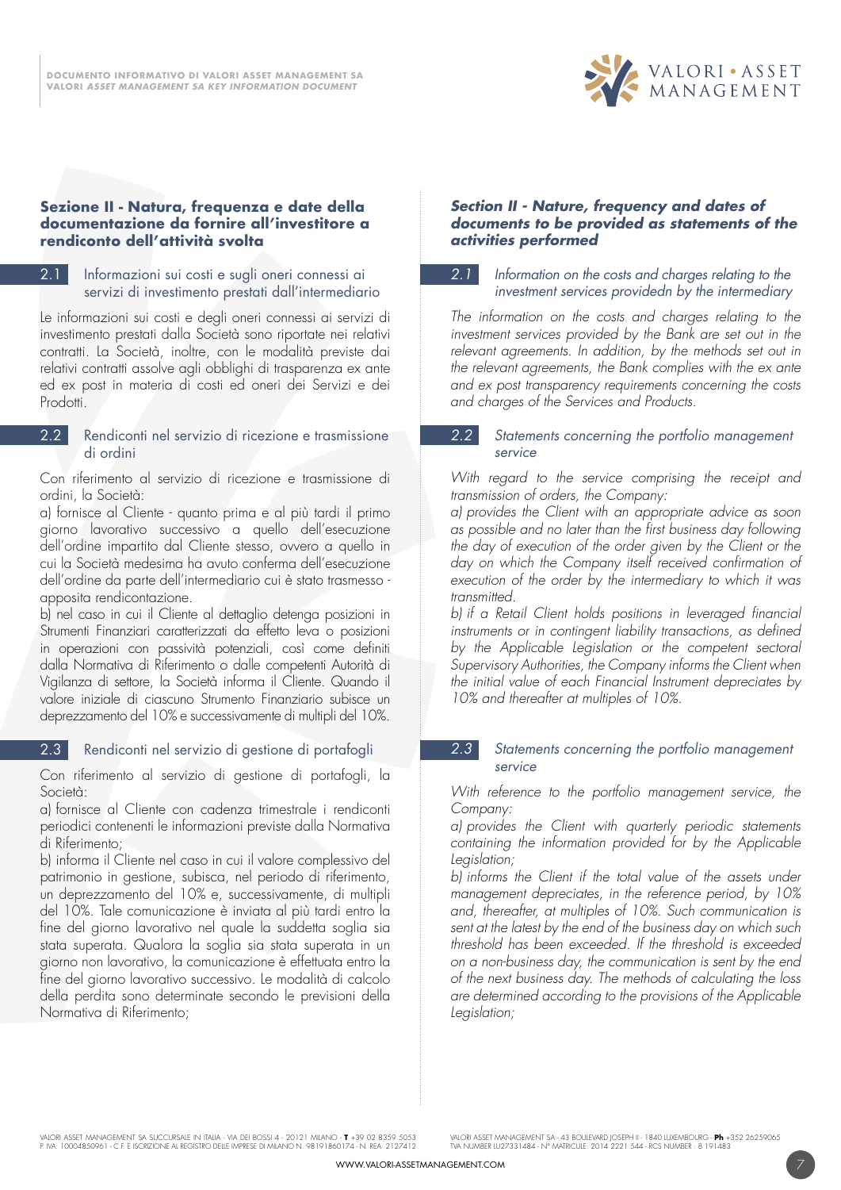## Sezione II - Natura, frequenza e date della documentazione da fornire all'investitore a rendiconto dell'attività svolta

### 2.1 Informazioni sui costi e sugli oneri connessi ai servizi di investimento prestati dall'intermediario

Le informazioni sui costi e degli oneri connessi ai servizi di investimento prestati dalla Società sono riportate nei relativi contratti. La Società, inoltre, con le modalità previste dai relativi contratti assolve agli obblighi di trasparenza ex ante ed ex post in materia di costi ed oneri dei Servizi e dei Prodotti.

### 2.2 Rendiconti nel servizio di ricezione e trasmissione di ordini

Con riferimento al servizio di ricezione e trasmissione di ordini, la Società:

a) fornisce al Cliente - quanto prima e al più tardi il primo giorno lavorativo successivo a quello dell'esecuzione dell'ordine impartito dal Cliente stesso, ovvero a quello in cui la Società medesima ha avuto conferma dell'esecuzione dell'ordine da parte dell'intermediario cui è stato trasmesso - apposita rendicontazione.

b) nel caso in cui il Cliente al dettaglio detenga posizioni in Strumenti Finanziari caratterizzati da effetto leva o posizioni in operazioni con passività potenziali, così come definiti dalla Normativa di Riferimento o dalle competenti Autorità di Vigilanza di settore, la Società informa il Cliente. Quando il valore iniziale di ciascuno Strumento Finanziario subisce un deprezzamento del 10% e successivamente di multipli del 10%.

### 2.3 Rendiconti nel servizio di gestione di portafogli

Con riferimento al servizio di gestione di portafogli, la Società:

a) fornisce al Cliente con cadenza trimestrale i rendiconti periodici contenenti le informazioni previste dalla Normativa di Riferimento;

b) informa il Cliente nel caso in cui il valore complessivo del patrimonio in gestione, subisca, nel periodo di riferimento, un deprezzamento del 10% e, successivamente, di multipli del 10%. Tale comunicazione è inviata al più tardi entro la fine del giorno lavorativo nel quale la suddetta soglia sia stata superata. Qualora la soglia sia stata superata in un giorno non lavorativo, la comunicazione è effettuata entro la fine del giorno lavorativo successivo. Le modalità di calcolo della perdita sono determinate secondo le previsioni della Normativa di Riferimento;

## *Section II - Nature, frequency and dates of documents to be provided as statements of the activities performed*

### *2.1 Information on the costs and charges relating to the investment services providedn by the intermediary*

*The information on the costs and charges relating to the investment services provided by the Bank are set out in the relevant agreements. In addition, by the methods set out in the relevant agreements, the Bank complies with the ex ante and ex post transparency requirements concerning the costs and charges of the Services and Products.*

### *2.2 Statements concerning the portfolio management service*

*With regard to the service comprising the receipt and transmission of orders, the Company:*

*a) provides the Client with an appropriate advice as soon as possible and no later than the first business day following the day of execution of the order given by the Client or the day on which the Company itself received confirmation of execution of the order by the intermediary to which it was transmitted.*

*b) if a Retail Client holds positions in leveraged financial instruments or in contingent liability transactions, as defined by the Applicable Legislation or the competent sectoral Supervisory Authorities, the Company informs the Client when the initial value of each Financial Instrument depreciates by 10% and thereafter at multiples of 10%.*

### *2.3 Statements concerning the portfolio management service*

*With reference to the portfolio management service, the Company:*

*a) provides the Client with quarterly periodic statements containing the information provided for by the Applicable Legislation;*

*b) informs the Client if the total value of the assets under management depreciates, in the reference period, by 10% and, thereafter, at multiples of 10%. Such communication is sent at the latest by the end of the business day on which such threshold has been exceeded. If the threshold is exceeded on a non-business day, the communication is sent by the end of the next business day. The methods of calculating the loss are determined according to the provisions of the Applicable Legislation;*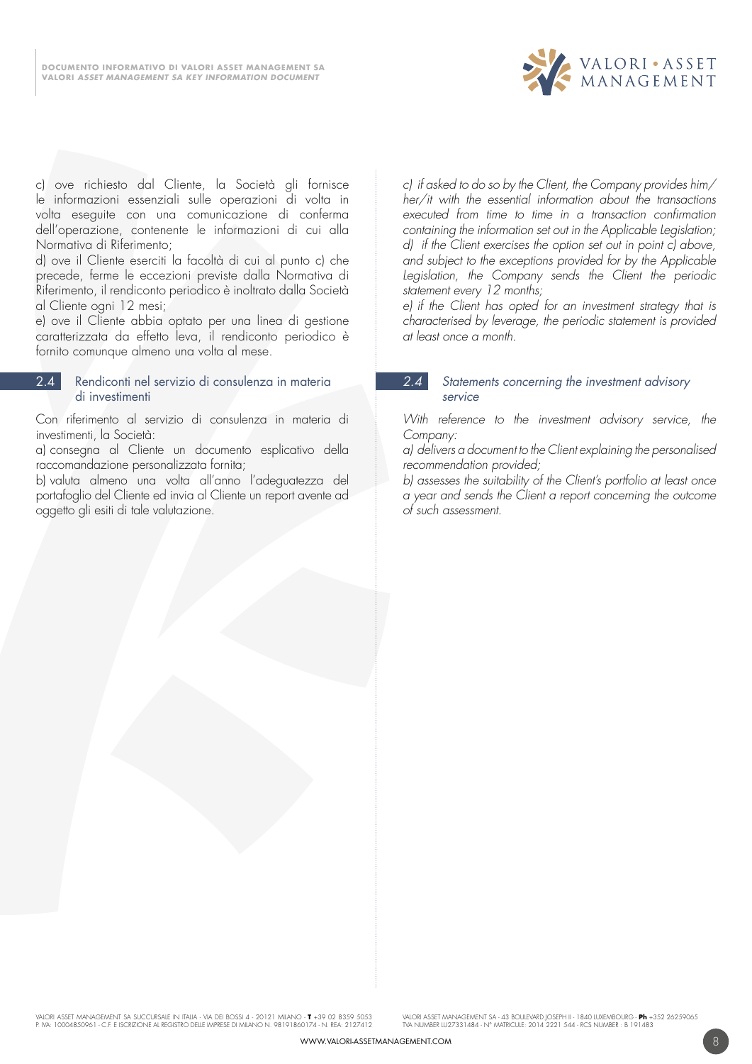c) ove richiesto dal Cliente, la Società gli fornisce le informazioni essenziali sulle operazioni di volta in volta eseguite con una comunicazione di conferma dell'operazione, contenente le informazioni di cui alla Normativa di Riferimento;
d) ove il Cliente eserciti la facoltà di cui al punto c) che precede, ferme le eccezioni previste dalla Normativa di Riferimento, il rendiconto periodico è inoltrato dalla Società al Cliente ogni 12 mesi;
e) ove il Cliente abbia optato per una linea di gestione caratterizzata da effetto leva, il rendiconto periodico è fornito comunque almeno una volta al mese.

## 2.4 Rendiconti nel servizio di consulenza in materia di investimenti

Con riferimento al servizio di consulenza in materia di investimenti, la Società:
a) consegna al Cliente un documento esplicativo della raccomandazione personalizzata fornita;
b) valuta almeno una volta all'anno l'adeguatezza del portafoglio del Cliente ed invia al Cliente un report avente ad oggetto gli esiti di tale valutazione.

*c) if asked to do so by the Client, the Company provides him/her/it with the essential information about the transactions executed from time to time in a transaction confirmation containing the information set out in the Applicable Legislation;*
*d) if the Client exercises the option set out in point c) above, and subject to the exceptions provided for by the Applicable Legislation, the Company sends the Client the periodic statement every 12 months;*
*e) if the Client has opted for an investment strategy that is characterised by leverage, the periodic statement is provided at least once a month.*

## *2.4 Statements concerning the investment advisory service*

*With reference to the investment advisory service, the Company:*
*a) delivers a document to the Client explaining the personalised recommendation provided;*
*b) assesses the suitability of the Client's portfolio at least once a year and sends the Client a report concerning the outcome of such assessment.*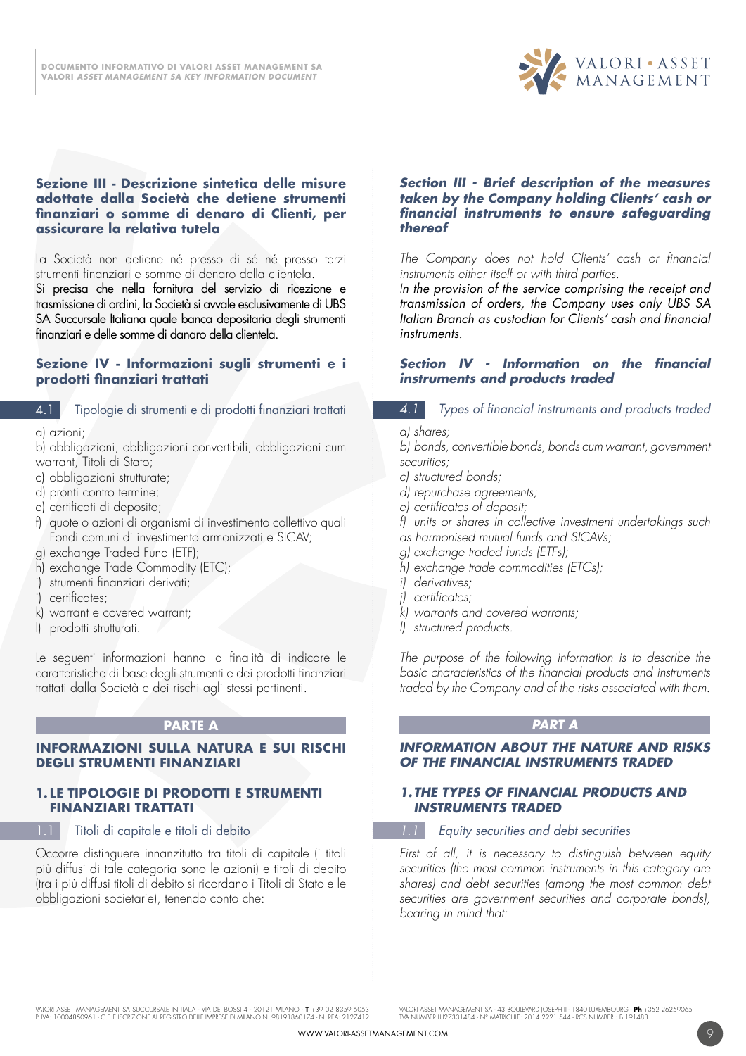## Sezione III - Descrizione sintetica delle misure adottate dalla Società che detiene strumenti finanziari o somme di denaro di Clienti, per assicurare la relativa tutela

La Società non detiene né presso di sé né presso terzi strumenti finanziari e somme di denaro della clientela.
Si precisa che nella fornitura del servizio di ricezione e trasmissione di ordini, la Società si avvale esclusivamente di UBS SA Succursale Italiana quale banca depositaria degli strumenti finanziari e delle somme di danaro della clientela.

## Sezione IV - Informazioni sugli strumenti e i prodotti finanziari trattati

### 4.1 Tipologie di strumenti e di prodotti finanziari trattati

a) azioni;
b) obbligazioni, obbligazioni convertibili, obbligazioni cum warrant, Titoli di Stato;
c) obbligazioni strutturate;
d) pronti contro termine;
e) certificati di deposito;
f) quote o azioni di organismi di investimento collettivo quali Fondi comuni di investimento armonizzati e SICAV;
g) exchange Traded Fund (ETF);
h) exchange Trade Commodity (ETC);
i) strumenti finanziari derivati;
j) certificates;
k) warrant e covered warrant;
l) prodotti strutturati.

Le seguenti informazioni hanno la finalità di indicare le caratteristiche di base degli strumenti e dei prodotti finanziari trattati dalla Società e dei rischi agli stessi pertinenti.

## PARTE A

## INFORMAZIONI SULLA NATURA E SUI RISCHI DEGLI STRUMENTI FINANZIARI

### 1. LE TIPOLOGIE DI PRODOTTI E STRUMENTI FINANZIARI TRATTATI

#### 1.1 Titoli di capitale e titoli di debito

Occorre distinguere innanzitutto tra titoli di capitale (i titoli più diffusi di tale categoria sono le azioni) e titoli di debito (tra i più diffusi titoli di debito si ricordano i Titoli di Stato e le obbligazioni societarie), tenendo conto che:

## *Section III - Brief description of the measures taken by the Company holding Clients' cash or financial instruments to ensure safeguarding thereof*

*The Company does not hold Clients' cash or financial instruments either itself or with third parties.*
*In the provision of the service comprising the receipt and transmission of orders, the Company uses only UBS SA Italian Branch as custodian for Clients' cash and financial instruments.*

## *Section IV - Information on the financial instruments and products traded*

### *4.1 Types of financial instruments and products traded*

*a) shares;*
*b) bonds, convertible bonds, bonds cum warrant, government securities;*
*c) structured bonds;*
*d) repurchase agreements;*
*e) certificates of deposit;*
*f) units or shares in collective investment undertakings such as harmonised mutual funds and SICAVs;*
*g) exchange traded funds (ETFs);*
*h) exchange trade commodities (ETCs);*
*i) derivatives;*
*j) certificates;*
*k) warrants and covered warrants;*
*l) structured products.*

*The purpose of the following information is to describe the basic characteristics of the financial products and instruments traded by the Company and of the risks associated with them.*

## *PART A*

## *INFORMATION ABOUT THE NATURE AND RISKS OF THE FINANCIAL INSTRUMENTS TRADED*

### *1. THE TYPES OF FINANCIAL PRODUCTS AND INSTRUMENTS TRADED*

#### *1.1 Equity securities and debt securities*

*First of all, it is necessary to distinguish between equity securities (the most common instruments in this category are shares) and debt securities (among the most common debt securities are government securities and corporate bonds), bearing in mind that:*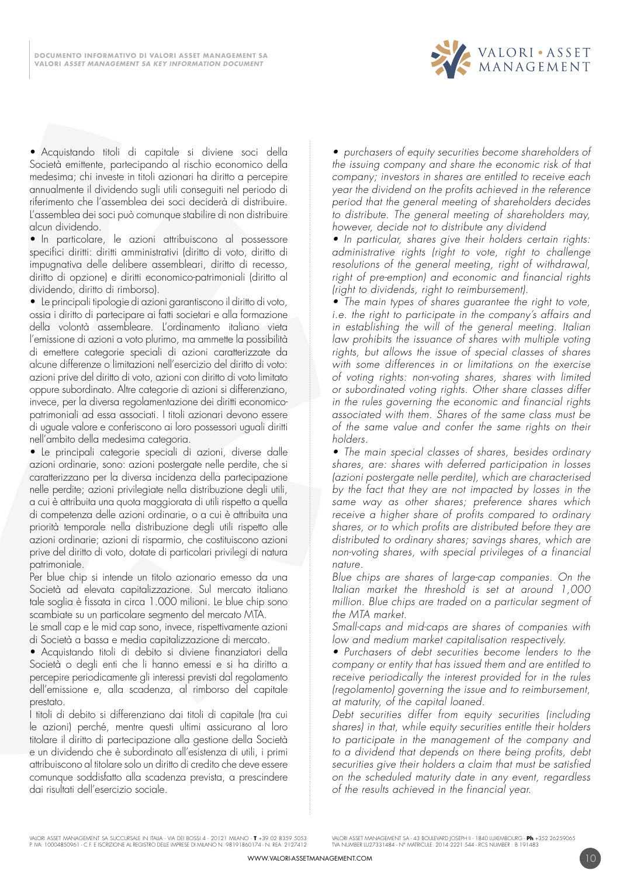• Acquistando titoli di capitale si diviene soci della Società emittente, partecipando al rischio economico della medesima; chi investe in titoli azionari ha diritto a percepire annualmente il dividendo sugli utili conseguiti nel periodo di riferimento che l'assemblea dei soci deciderà di distribuire. L'assemblea dei soci può comunque stabilire di non distribuire alcun dividendo.

• In particolare, le azioni attribuiscono al possessore specifici diritti: diritti amministrativi (diritto di voto, diritto di impugnativa delle delibere assembleari, diritto di recesso, diritto di opzione) e diritti economico-patrimoniali (diritto al dividendo, diritto di rimborso).

• Le principali tipologie di azioni garantiscono il diritto di voto, ossia i diritto di partecipare ai fatti societari e alla formazione della volontà assembleare. L'ordinamento italiano vieta l'emissione di azioni a voto plurimo, ma ammette la possibilità di emettere categorie speciali di azioni caratterizzate da alcune differenze o limitazioni nell'esercizio del diritto di voto: azioni prive del diritto di voto, azioni con diritto di voto limitato oppure subordinato. Altre categorie di azioni si differenziano, invece, per la diversa regolamentazione dei diritti economico-patrimoniali ad essa associati. I titoli azionari devono essere di uguale valore e conferiscono ai loro possessori uguali diritti nell'ambito della medesima categoria.

• Le principali categorie speciali di azioni, diverse dalle azioni ordinarie, sono: azioni postergate nelle perdite, che si caratterizzano per la diversa incidenza della partecipazione nelle perdite; azioni privilegiate nella distribuzione degli utili, a cui è attribuita una quota maggiorata di utili rispetto a quella di competenza delle azioni ordinarie, o a cui è attribuita una priorità temporale nella distribuzione degli utili rispetto alle azioni ordinarie; azioni di risparmio, che costituiscono azioni prive del diritto di voto, dotate di particolari privilegi di natura patrimoniale.

Per blue chip si intende un titolo azionario emesso da una Società ad elevata capitalizzazione. Sul mercato italiano tale soglia è fissata in circa 1.000 milioni. Le blue chip sono scambiate su un particolare segmento del mercato MTA.

Le small cap e le mid cap sono, invece, rispettivamente azioni di Società a bassa e media capitalizzazione di mercato.

• Acquistando titoli di debito si diviene finanziatori della Società o degli enti che li hanno emessi e si ha diritto a percepire periodicamente gli interessi previsti dal regolamento dell'emissione e, alla scadenza, al rimborso del capitale prestato.

I titoli di debito si differenziano dai titoli di capitale (tra cui le azioni) perché, mentre questi ultimi assicurano al loro titolare il diritto di partecipazione alla gestione della Società e un dividendo che è subordinato all'esistenza di utili, i primi attribuiscono al titolare solo un diritto di credito che deve essere comunque soddisfatto alla scadenza prevista, a prescindere dai risultati dell'esercizio sociale.

*• purchasers of equity securities become shareholders of the issuing company and share the economic risk of that company; investors in shares are entitled to receive each year the dividend on the profits achieved in the reference period that the general meeting of shareholders decides to distribute. The general meeting of shareholders may, however, decide not to distribute any dividend*

*• In particular, shares give their holders certain rights: administrative rights (right to vote, right to challenge resolutions of the general meeting, right of withdrawal, right of pre-emption) and economic and financial rights (right to dividends, right to reimbursement).*

*• The main types of shares guarantee the right to vote, i.e. the right to participate in the company's affairs and in establishing the will of the general meeting. Italian law prohibits the issuance of shares with multiple voting rights, but allows the issue of special classes of shares with some differences or limitations on the exercise of voting rights: non-voting shares, shares with limited or subordinated voting rights. Other share classes differ in the rules governing the economic and financial rights associated with them. Shares of the same class must be of the same value and confer the same rights on their holders.*

*• The main special classes of shares, besides ordinary shares, are: shares with deferred participation in losses (azioni postergate nelle perdite), which are characterised by the fact that they are not impacted by losses in the same way as other shares; preference shares which receive a higher share of profits compared to ordinary shares, or to which profits are distributed before they are distributed to ordinary shares; savings shares, which are non-voting shares, with special privileges of a financial nature.*

*Blue chips are shares of large-cap companies. On the Italian market the threshold is set at around 1,000 million. Blue chips are traded on a particular segment of the MTA market.*

*Small-caps and mid-caps are shares of companies with low and medium market capitalisation respectively.*

*• Purchasers of debt securities become lenders to the company or entity that has issued them and are entitled to receive periodically the interest provided for in the rules (regolamento) governing the issue and to reimbursement, at maturity, of the capital loaned.*

*Debt securities differ from equity securities (including shares) in that, while equity securities entitle their holders to participate in the management of the company and to a dividend that depends on there being profits, debt securities give their holders a claim that must be satisfied on the scheduled maturity date in any event, regardless of the results achieved in the financial year.*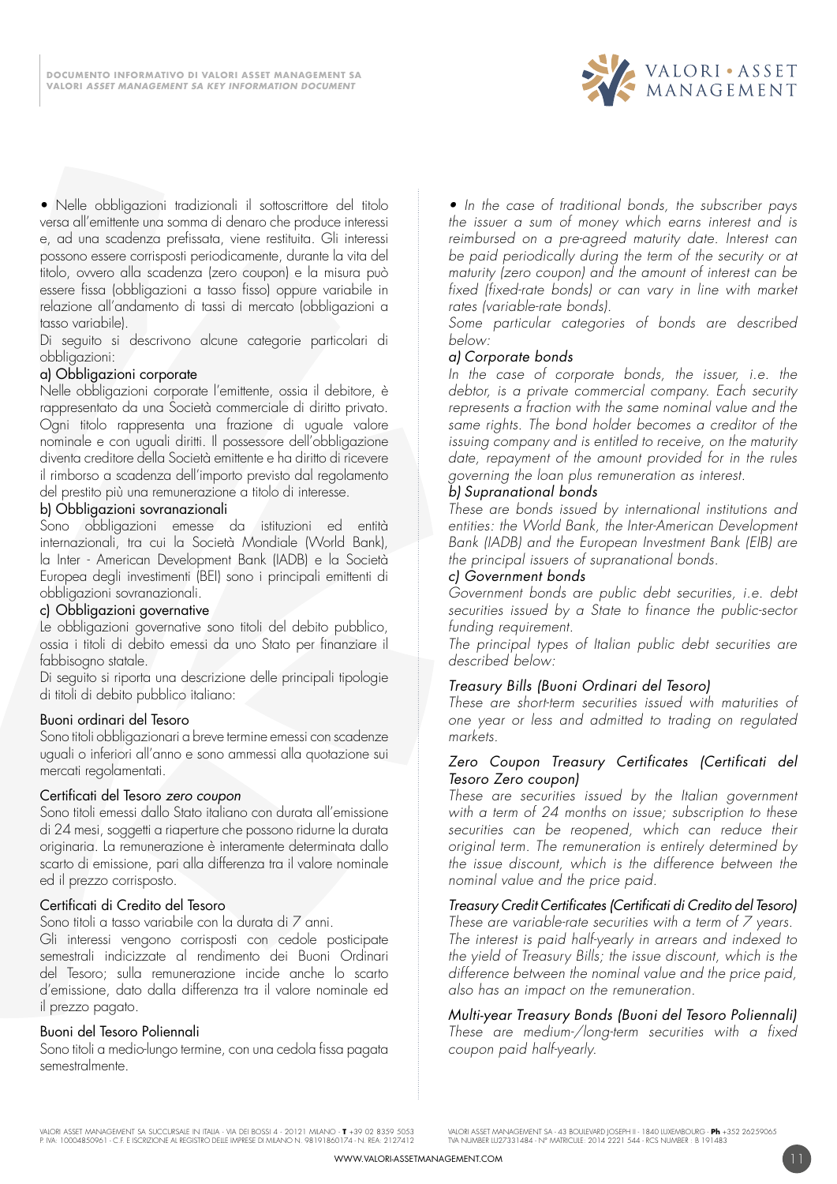• Nelle obbligazioni tradizionali il sottoscrittore del titolo versa all'emittente una somma di denaro che produce interessi e, ad una scadenza prefissata, viene restituita. Gli interessi possono essere corrisposti periodicamente, durante la vita del titolo, ovvero alla scadenza (zero coupon) e la misura può essere fissa (obbligazioni a tasso fisso) oppure variabile in relazione all'andamento di tassi di mercato (obbligazioni a tasso variabile).

Di seguito si descrivono alcune categorie particolari di obbligazioni:

a) Obbligazioni corporate

Nelle obbligazioni corporate l'emittente, ossia il debitore, è rappresentato da una Società commerciale di diritto privato. Ogni titolo rappresenta una frazione di uguale valore nominale e con uguali diritti. Il possessore dell'obbligazione diventa creditore della Società emittente e ha diritto di ricevere il rimborso a scadenza dell'importo previsto dal regolamento del prestito più una remunerazione a titolo di interesse.

b) Obbligazioni sovranazionali

Sono obbligazioni emesse da istituzioni ed entità internazionali, tra cui la Società Mondiale (World Bank), la Inter - American Development Bank (IADB) e la Società Europea degli investimenti (BEI) sono i principali emittenti di obbligazioni sovranazionali.

c) Obbligazioni governative

Le obbligazioni governative sono titoli del debito pubblico, ossia i titoli di debito emessi da uno Stato per finanziare il fabbisogno statale.

Di seguito si riporta una descrizione delle principali tipologie di titoli di debito pubblico italiano:

Buoni ordinari del Tesoro

Sono titoli obbligazionari a breve termine emessi con scadenze uguali o inferiori all'anno e sono ammessi alla quotazione sui mercati regolamentati.

Certificati del Tesoro *zero coupon*

Sono titoli emessi dallo Stato italiano con durata all'emissione di 24 mesi, soggetti a riaperture che possono ridurne la durata originaria. La remunerazione è interamente determinata dallo scarto di emissione, pari alla differenza tra il valore nominale ed il prezzo corrisposto.

Certificati di Credito del Tesoro

Sono titoli a tasso variabile con la durata di 7 anni.

Gli interessi vengono corrisposti con cedole posticipate semestrali indicizzate al rendimento dei Buoni Ordinari del Tesoro; sulla remunerazione incide anche lo scarto d'emissione, dato dalla differenza tra il valore nominale ed il prezzo pagato.

Buoni del Tesoro Poliennali

Sono titoli a medio-lungo termine, con una cedola fissa pagata semestralmente.

*• In the case of traditional bonds, the subscriber pays the issuer a sum of money which earns interest and is reimbursed on a pre-agreed maturity date. Interest can be paid periodically during the term of the security or at maturity (zero coupon) and the amount of interest can be fixed (fixed-rate bonds) or can vary in line with market rates (variable-rate bonds).*

*Some particular categories of bonds are described below:*

*a) Corporate bonds*

*In the case of corporate bonds, the issuer, i.e. the debtor, is a private commercial company. Each security represents a fraction with the same nominal value and the same rights. The bond holder becomes a creditor of the issuing company and is entitled to receive, on the maturity date, repayment of the amount provided for in the rules governing the loan plus remuneration as interest.*

*b) Supranational bonds*

*These are bonds issued by international institutions and entities: the World Bank, the Inter-American Development Bank (IADB) and the European Investment Bank (EIB) are the principal issuers of supranational bonds.*

*c) Government bonds*

*Government bonds are public debt securities, i.e. debt securities issued by a State to finance the public-sector funding requirement.*

*The principal types of Italian public debt securities are described below:*

*Treasury Bills (Buoni Ordinari del Tesoro)*

*These are short-term securities issued with maturities of one year or less and admitted to trading on regulated markets.*

*Zero Coupon Treasury Certificates (Certificati del Tesoro Zero coupon)*

*These are securities issued by the Italian government with a term of 24 months on issue; subscription to these securities can be reopened, which can reduce their original term. The remuneration is entirely determined by the issue discount, which is the difference between the nominal value and the price paid.*

*Treasury Credit Certificates (Certificati di Credito del Tesoro)*

*These are variable-rate securities with a term of 7 years. The interest is paid half-yearly in arrears and indexed to the yield of Treasury Bills; the issue discount, which is the difference between the nominal value and the price paid, also has an impact on the remuneration.*

*Multi-year Treasury Bonds (Buoni del Tesoro Poliennali)*

*These are medium-/long-term securities with a fixed coupon paid half-yearly.*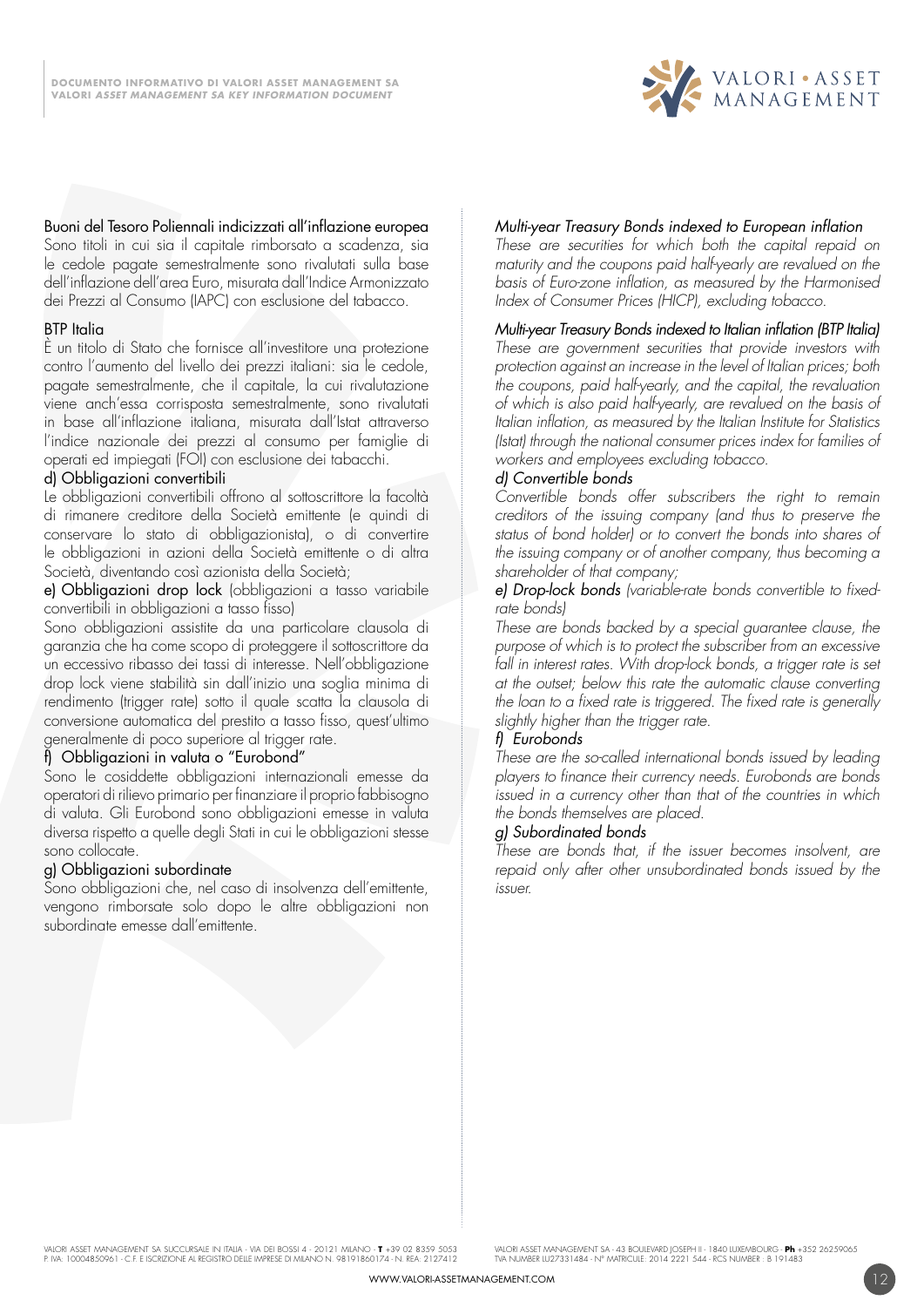Buoni del Tesoro Poliennali indicizzati all'inflazione europea

Sono titoli in cui sia il capitale rimborsato a scadenza, sia le cedole pagate semestralmente sono rivalutati sulla base dell'inflazione dell'area Euro, misurata dall'Indice Armonizzato dei Prezzi al Consumo (IAPC) con esclusione del tabacco.

BTP Italia

È un titolo di Stato che fornisce all'investitore una protezione contro l'aumento del livello dei prezzi italiani: sia le cedole, pagate semestralmente, che il capitale, la cui rivalutazione viene anch'essa corrisposta semestralmente, sono rivalutati in base all'inflazione italiana, misurata dall'Istat attraverso l'indice nazionale dei prezzi al consumo per famiglie di operati ed impiegati (FOI) con esclusione dei tabacchi.

d) Obbligazioni convertibili

Le obbligazioni convertibili offrono al sottoscrittore la facoltà di rimanere creditore della Società emittente (e quindi di conservare lo stato di obbligazionista), o di convertire le obbligazioni in azioni della Società emittente o di altra Società, diventando così azionista della Società;

e) Obbligazioni drop lock (obbligazioni a tasso variabile convertibili in obbligazioni a tasso fisso)

Sono obbligazioni assistite da una particolare clausola di garanzia che ha come scopo di proteggere il sottoscrittore da un eccessivo ribasso dei tassi di interesse. Nell'obbligazione drop lock viene stabilità sin dall'inizio una soglia minima di rendimento (trigger rate) sotto il quale scatta la clausola di conversione automatica del prestito a tasso fisso, quest'ultimo generalmente di poco superiore al trigger rate.

f) Obbligazioni in valuta o "Eurobond"

Sono le cosiddette obbligazioni internazionali emesse da operatori di rilievo primario per finanziare il proprio fabbisogno di valuta. Gli Eurobond sono obbligazioni emesse in valuta diversa rispetto a quelle degli Stati in cui le obbligazioni stesse sono collocate.

g) Obbligazioni subordinate

Sono obbligazioni che, nel caso di insolvenza dell'emittente, vengono rimborsate solo dopo le altre obbligazioni non subordinate emesse dall'emittente.

*Multi-year Treasury Bonds indexed to European inflation*

*These are securities for which both the capital repaid on maturity and the coupons paid half-yearly are revalued on the basis of Euro-zone inflation, as measured by the Harmonised Index of Consumer Prices (HICP), excluding tobacco.*

*Multi-year Treasury Bonds indexed to Italian inflation (BTP Italia)*

*These are government securities that provide investors with protection against an increase in the level of Italian prices; both the coupons, paid half-yearly, and the capital, the revaluation of which is also paid half-yearly, are revalued on the basis of Italian inflation, as measured by the Italian Institute for Statistics (Istat) through the national consumer prices index for families of workers and employees excluding tobacco.*

*d) Convertible bonds*

*Convertible bonds offer subscribers the right to remain creditors of the issuing company (and thus to preserve the status of bond holder) or to convert the bonds into shares of the issuing company or of another company, thus becoming a shareholder of that company;*

*e) Drop-lock bonds (variable-rate bonds convertible to fixed-rate bonds)*

*These are bonds backed by a special guarantee clause, the purpose of which is to protect the subscriber from an excessive fall in interest rates. With drop-lock bonds, a trigger rate is set at the outset; below this rate the automatic clause converting the loan to a fixed rate is triggered. The fixed rate is generally slightly higher than the trigger rate.*

*f) Eurobonds*

*These are the so-called international bonds issued by leading players to finance their currency needs. Eurobonds are bonds issued in a currency other than that of the countries in which the bonds themselves are placed.*

*g) Subordinated bonds*

*These are bonds that, if the issuer becomes insolvent, are repaid only after other unsubordinated bonds issued by the issuer.*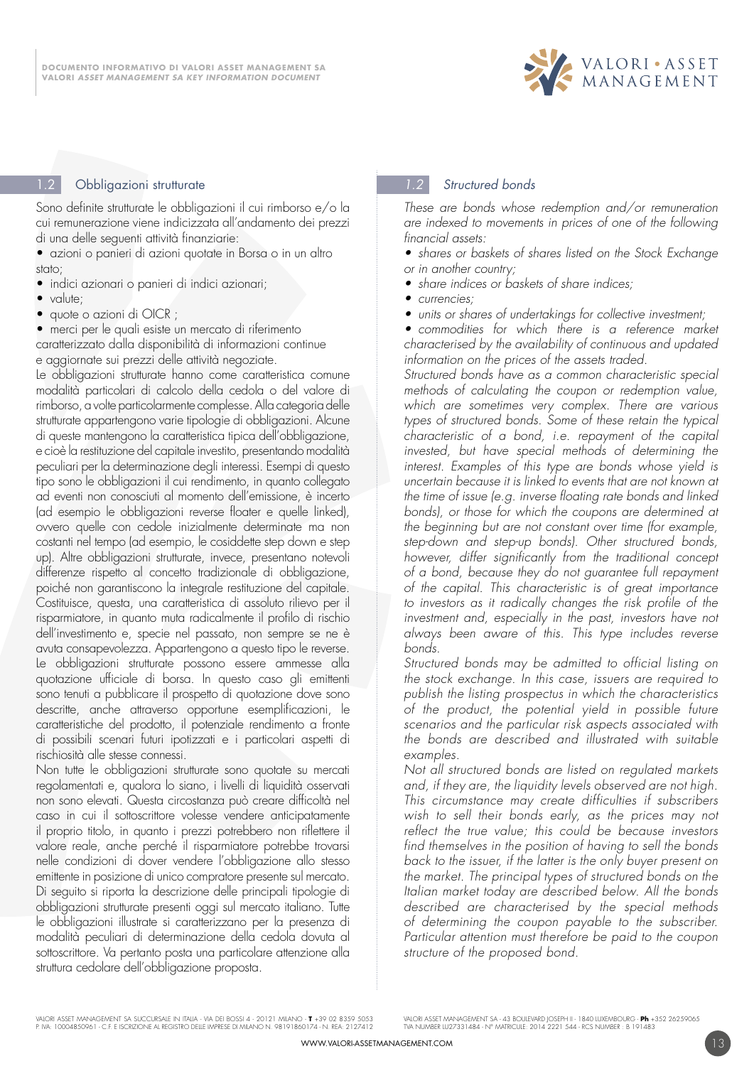## 1.2 Obbligazioni strutturate

Sono definite strutturate le obbligazioni il cui rimborso e/o la cui remunerazione viene indicizzata all'andamento dei prezzi di una delle seguenti attività finanziarie:

- azioni o panieri di azioni quotate in Borsa o in un altro stato;
- indici azionari o panieri di indici azionari;
- valute;
- quote o azioni di OICR ;
- merci per le quali esiste un mercato di riferimento caratterizzato dalla disponibilità di informazioni continue e aggiornate sui prezzi delle attività negoziate.

Le obbligazioni strutturate hanno come caratteristica comune modalità particolari di calcolo della cedola o del valore di rimborso, a volte particolarmente complesse. Alla categoria delle strutturate appartengono varie tipologie di obbligazioni. Alcune di queste mantengono la caratteristica tipica dell'obbligazione, e cioè la restituzione del capitale investito, presentando modalità peculiari per la determinazione degli interessi. Esempi di questo tipo sono le obbligazioni il cui rendimento, in quanto collegato ad eventi non conosciuti al momento dell'emissione, è incerto (ad esempio le obbligazioni reverse floater e quelle linked), ovvero quelle con cedole inizialmente determinate ma non costanti nel tempo (ad esempio, le cosiddette step down e step up). Altre obbligazioni strutturate, invece, presentano notevoli differenze rispetto al concetto tradizionale di obbligazione, poiché non garantiscono la integrale restituzione del capitale. Costituisce, questa, una caratteristica di assoluto rilievo per il risparmiatore, in quanto muta radicalmente il profilo di rischio dell'investimento e, specie nel passato, non sempre se ne è avuta consapevolezza. Appartengono a questo tipo le reverse.

Le obbligazioni strutturate possono essere ammesse alla quotazione ufficiale di borsa. In questo caso gli emittenti sono tenuti a pubblicare il prospetto di quotazione dove sono descritte, anche attraverso opportune esemplificazioni, le caratteristiche del prodotto, il potenziale rendimento a fronte di possibili scenari futuri ipotizzati e i particolari aspetti di rischiosità alle stesse connessi.

Non tutte le obbligazioni strutturate sono quotate su mercati regolamentati e, qualora lo siano, i livelli di liquidità osservati non sono elevati. Questa circostanza può creare difficoltà nel caso in cui il sottoscrittore volesse vendere anticipatamente il proprio titolo, in quanto i prezzi potrebbero non riflettere il valore reale, anche perché il risparmiatore potrebbe trovarsi nelle condizioni di dover vendere l'obbligazione allo stesso emittente in posizione di unico compratore presente sul mercato. Di seguito si riporta la descrizione delle principali tipologie di obbligazioni strutturate presenti oggi sul mercato italiano. Tutte le obbligazioni illustrate si caratterizzano per la presenza di modalità peculiari di determinazione della cedola dovuta al sottoscrittore. Va pertanto posta una particolare attenzione alla struttura cedolare dell'obbligazione proposta.

## *1.2 Structured bonds*

*These are bonds whose redemption and/or remuneration are indexed to movements in prices of one of the following financial assets:*

- *shares or baskets of shares listed on the Stock Exchange or in another country;*
- *share indices or baskets of share indices;*
- *currencies;*
- *units or shares of undertakings for collective investment;*
- *commodities for which there is a reference market characterised by the availability of continuous and updated information on the prices of the assets traded.*

*Structured bonds have as a common characteristic special methods of calculating the coupon or redemption value, which are sometimes very complex. There are various types of structured bonds. Some of these retain the typical characteristic of a bond, i.e. repayment of the capital invested, but have special methods of determining the interest. Examples of this type are bonds whose yield is uncertain because it is linked to events that are not known at the time of issue (e.g. inverse floating rate bonds and linked bonds), or those for which the coupons are determined at the beginning but are not constant over time (for example, step-down and step-up bonds). Other structured bonds, however, differ significantly from the traditional concept of a bond, because they do not guarantee full repayment of the capital. This characteristic is of great importance to investors as it radically changes the risk profile of the investment and, especially in the past, investors have not always been aware of this. This type includes reverse bonds.*

*Structured bonds may be admitted to official listing on the stock exchange. In this case, issuers are required to publish the listing prospectus in which the characteristics of the product, the potential yield in possible future scenarios and the particular risk aspects associated with the bonds are described and illustrated with suitable examples.*

*Not all structured bonds are listed on regulated markets and, if they are, the liquidity levels observed are not high. This circumstance may create difficulties if subscribers wish to sell their bonds early, as the prices may not reflect the true value; this could be because investors find themselves in the position of having to sell the bonds back to the issuer, if the latter is the only buyer present on the market. The principal types of structured bonds on the Italian market today are described below. All the bonds described are characterised by the special methods of determining the coupon payable to the subscriber. Particular attention must therefore be paid to the coupon structure of the proposed bond.*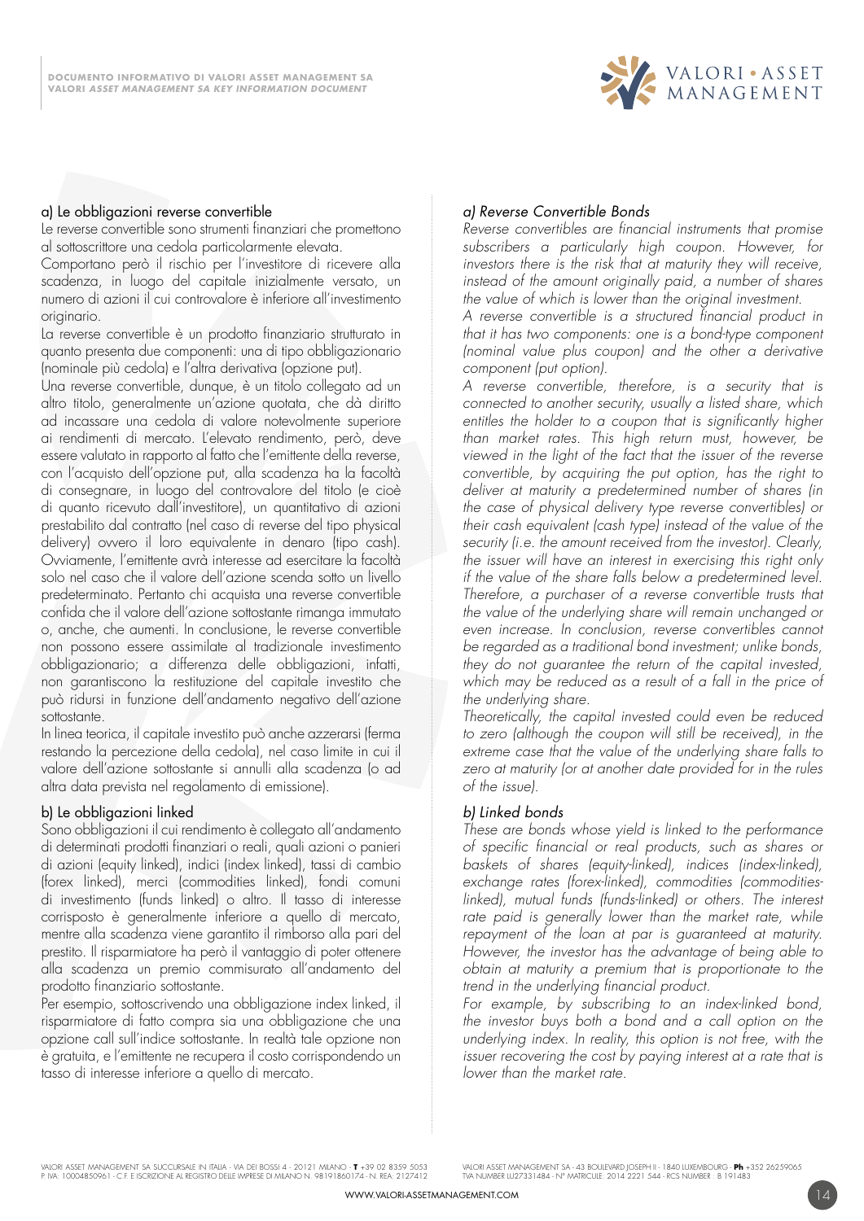### a) Le obbligazioni reverse convertible

Le reverse convertible sono strumenti finanziari che promettono al sottoscrittore una cedola particolarmente elevata.

Comportano però il rischio per l'investitore di ricevere alla scadenza, in luogo del capitale inizialmente versato, un numero di azioni il cui controvalore è inferiore all'investimento originario.

La reverse convertible è un prodotto finanziario strutturato in quanto presenta due componenti: una di tipo obbligazionario (nominale più cedola) e l'altra derivativa (opzione put).

Una reverse convertible, dunque, è un titolo collegato ad un altro titolo, generalmente un'azione quotata, che dà diritto ad incassare una cedola di valore notevolmente superiore ai rendimenti di mercato. L'elevato rendimento, però, deve essere valutato in rapporto al fatto che l'emittente della reverse, con l'acquisto dell'opzione put, alla scadenza ha la facoltà di consegnare, in luogo del controvalore del titolo (e cioè di quanto ricevuto dall'investitore), un quantitativo di azioni prestabilito dal contratto (nel caso di reverse del tipo physical delivery) ovvero il loro equivalente in denaro (tipo cash). Ovviamente, l'emittente avrà interesse ad esercitare la facoltà solo nel caso che il valore dell'azione scenda sotto un livello predeterminato. Pertanto chi acquista una reverse convertible confida che il valore dell'azione sottostante rimanga immutato o, anche, che aumenti. In conclusione, le reverse convertible non possono essere assimilate al tradizionale investimento obbligazionario; a differenza delle obbligazioni, infatti, non garantiscono la restituzione del capitale investito che può ridursi in funzione dell'andamento negativo dell'azione sottostante.

In linea teorica, il capitale investito può anche azzerarsi (ferma restando la percezione della cedola), nel caso limite in cui il valore dell'azione sottostante si annulli alla scadenza (o ad altra data prevista nel regolamento di emissione).

### b) Le obbligazioni linked

Sono obbligazioni il cui rendimento è collegato all'andamento di determinati prodotti finanziari o reali, quali azioni o panieri di azioni (equity linked), indici (index linked), tassi di cambio (forex linked), merci (commodities linked), fondi comuni di investimento (funds linked) o altro. Il tasso di interesse corrisposto è generalmente inferiore a quello di mercato, mentre alla scadenza viene garantito il rimborso alla pari del prestito. Il risparmiatore ha però il vantaggio di poter ottenere alla scadenza un premio commisurato all'andamento del prodotto finanziario sottostante.

Per esempio, sottoscrivendo una obbligazione index linked, il risparmiatore di fatto compra sia una obbligazione che una opzione call sull'indice sottostante. In realtà tale opzione non è gratuita, e l'emittente ne recupera il costo corrispondendo un tasso di interesse inferiore a quello di mercato.

### *a) Reverse Convertible Bonds*

*Reverse convertibles are financial instruments that promise subscribers a particularly high coupon. However, for investors there is the risk that at maturity they will receive, instead of the amount originally paid, a number of shares the value of which is lower than the original investment.*

*A reverse convertible is a structured financial product in that it has two components: one is a bond-type component (nominal value plus coupon) and the other a derivative component (put option).*

*A reverse convertible, therefore, is a security that is connected to another security, usually a listed share, which entitles the holder to a coupon that is significantly higher than market rates. This high return must, however, be viewed in the light of the fact that the issuer of the reverse convertible, by acquiring the put option, has the right to deliver at maturity a predetermined number of shares (in the case of physical delivery type reverse convertibles) or their cash equivalent (cash type) instead of the value of the security (i.e. the amount received from the investor). Clearly, the issuer will have an interest in exercising this right only if the value of the share falls below a predetermined level. Therefore, a purchaser of a reverse convertible trusts that the value of the underlying share will remain unchanged or even increase. In conclusion, reverse convertibles cannot be regarded as a traditional bond investment; unlike bonds, they do not guarantee the return of the capital invested, which may be reduced as a result of a fall in the price of the underlying share.*

*Theoretically, the capital invested could even be reduced to zero (although the coupon will still be received), in the extreme case that the value of the underlying share falls to zero at maturity (or at another date provided for in the rules of the issue).*

### *b) Linked bonds*

*These are bonds whose yield is linked to the performance of specific financial or real products, such as shares or baskets of shares (equity-linked), indices (index-linked), exchange rates (forex-linked), commodities (commodities-linked), mutual funds (funds-linked) or others. The interest rate paid is generally lower than the market rate, while repayment of the loan at par is guaranteed at maturity. However, the investor has the advantage of being able to obtain at maturity a premium that is proportionate to the trend in the underlying financial product.*

*For example, by subscribing to an index-linked bond, the investor buys both a bond and a call option on the underlying index. In reality, this option is not free, with the issuer recovering the cost by paying interest at a rate that is lower than the market rate.*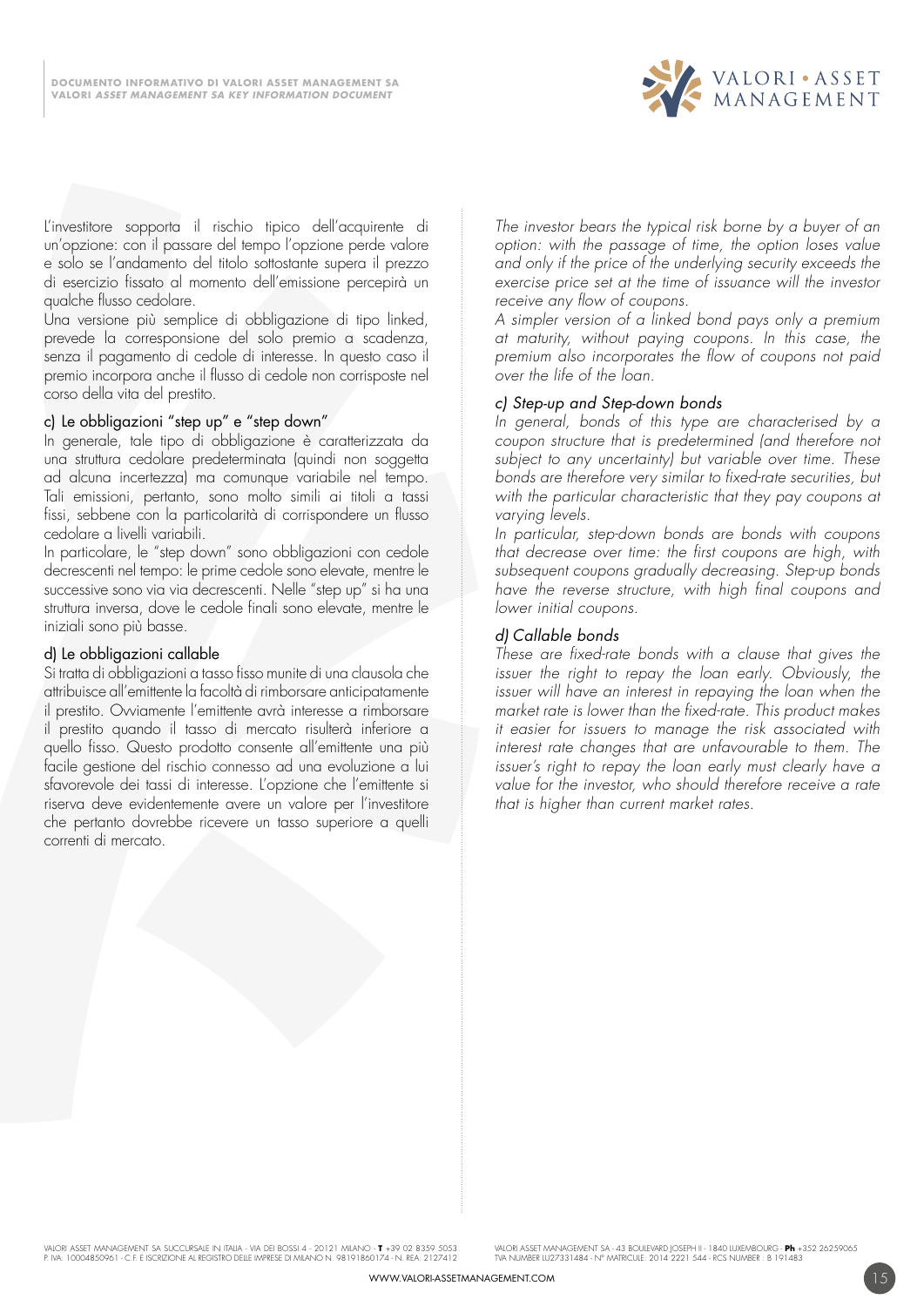L'investitore sopporta il rischio tipico dell'acquirente di un'opzione: con il passare del tempo l'opzione perde valore e solo se l'andamento del titolo sottostante supera il prezzo di esercizio fissato al momento dell'emissione percepirà un qualche flusso cedolare.
Una versione più semplice di obbligazione di tipo linked, prevede la corresponsione del solo premio a scadenza, senza il pagamento di cedole di interesse. In questo caso il premio incorpora anche il flusso di cedole non corrisposte nel corso della vita del prestito.

### c) Le obbligazioni "step up" e "step down"

In generale, tale tipo di obbligazione è caratterizzata da una struttura cedolare predeterminata (quindi non soggetta ad alcuna incertezza) ma comunque variabile nel tempo. Tali emissioni, pertanto, sono molto simili ai titoli a tassi fissi, sebbene con la particolarità di corrispondere un flusso cedolare a livelli variabili.
In particolare, le "step down" sono obbligazioni con cedole decrescenti nel tempo: le prime cedole sono elevate, mentre le successive sono via via decrescenti. Nelle "step up" si ha una struttura inversa, dove le cedole finali sono elevate, mentre le iniziali sono più basse.

### d) Le obbligazioni callable

Si tratta di obbligazioni a tasso fisso munite di una clausola che attribuisce all'emittente la facoltà di rimborsare anticipatamente il prestito. Ovviamente l'emittente avrà interesse a rimborsare il prestito quando il tasso di mercato risulterà inferiore a quello fisso. Questo prodotto consente all'emittente una più facile gestione del rischio connesso ad una evoluzione a lui sfavorevole dei tassi di interesse. L'opzione che l'emittente si riserva deve evidentemente avere un valore per l'investitore che pertanto dovrebbe ricevere un tasso superiore a quelli correnti di mercato.

*The investor bears the typical risk borne by a buyer of an option: with the passage of time, the option loses value and only if the price of the underlying security exceeds the exercise price set at the time of issuance will the investor receive any flow of coupons.*
*A simpler version of a linked bond pays only a premium at maturity, without paying coupons. In this case, the premium also incorporates the flow of coupons not paid over the life of the loan.*

### *c) Step-up and Step-down bonds*

*In general, bonds of this type are characterised by a coupon structure that is predetermined (and therefore not subject to any uncertainty) but variable over time. These bonds are therefore very similar to fixed-rate securities, but with the particular characteristic that they pay coupons at varying levels.*
*In particular, step-down bonds are bonds with coupons that decrease over time: the first coupons are high, with subsequent coupons gradually decreasing. Step-up bonds have the reverse structure, with high final coupons and lower initial coupons.*

### *d) Callable bonds*

*These are fixed-rate bonds with a clause that gives the issuer the right to repay the loan early. Obviously, the issuer will have an interest in repaying the loan when the market rate is lower than the fixed-rate. This product makes it easier for issuers to manage the risk associated with interest rate changes that are unfavourable to them. The issuer's right to repay the loan early must clearly have a value for the investor, who should therefore receive a rate that is higher than current market rates.*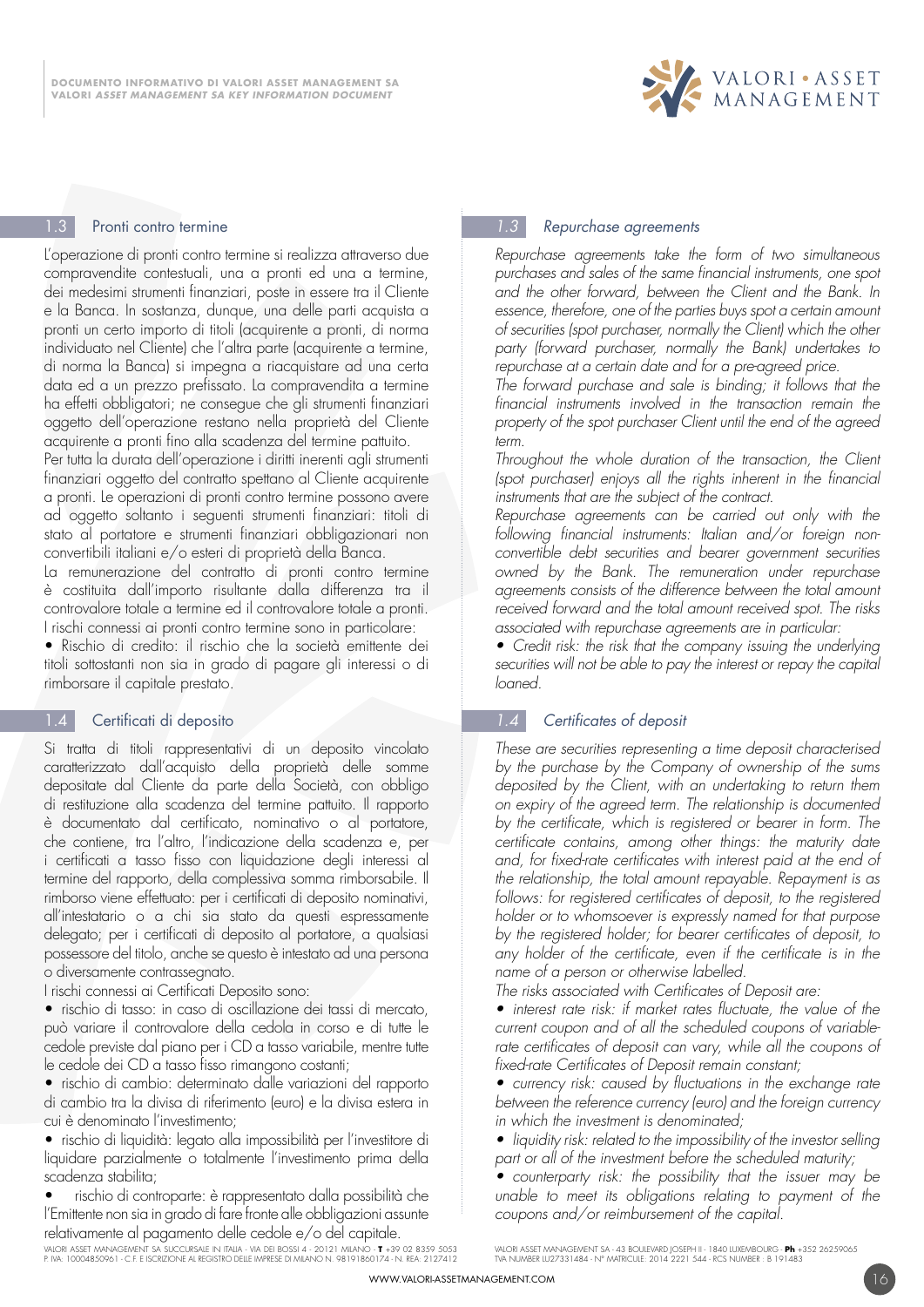## 1.3 Pronti contro termine

L'operazione di pronti contro termine si realizza attraverso due compravendite contestuali, una a pronti ed una a termine, dei medesimi strumenti finanziari, poste in essere tra il Cliente e la Banca. In sostanza, dunque, una delle parti acquista a pronti un certo importo di titoli (acquirente a pronti, di norma individuato nel Cliente) che l'altra parte (acquirente a termine, di norma la Banca) si impegna a riacquistare ad una certa data ed a un prezzo prefissato. La compravendita a termine ha effetti obbligatori; ne consegue che gli strumenti finanziari oggetto dell'operazione restano nella proprietà del Cliente acquirente a pronti fino alla scadenza del termine pattuito.

Per tutta la durata dell'operazione i diritti inerenti agli strumenti finanziari oggetto del contratto spettano al Cliente acquirente a pronti. Le operazioni di pronti contro termine possono avere ad oggetto soltanto i seguenti strumenti finanziari: titoli di stato al portatore e strumenti finanziari obbligazionari non convertibili italiani e/o esteri di proprietà della Banca.

La remunerazione del contratto di pronti contro termine è costituita dall'importo risultante dalla differenza tra il controvalore totale a termine ed il controvalore totale a pronti.

I rischi connessi ai pronti contro termine sono in particolare:

- Rischio di credito: il rischio che la società emittente dei titoli sottostanti non sia in grado di pagare gli interessi o di rimborsare il capitale prestato.

## 1.4 Certificati di deposito

Si tratta di titoli rappresentativi di un deposito vincolato caratterizzato dall'acquisto della proprietà delle somme depositate dal Cliente da parte della Società, con obbligo di restituzione alla scadenza del termine pattuito. Il rapporto è documentato dal certificato, nominativo o al portatore, che contiene, tra l'altro, l'indicazione della scadenza e, per i certificati a tasso fisso con liquidazione degli interessi al termine del rapporto, della complessiva somma rimborsabile. Il rimborso viene effettuato: per i certificati di deposito nominativi, all'intestatario o a chi sia stato da questi espressamente delegato; per i certificati di deposito al portatore, a qualsiasi possessore del titolo, anche se questo è intestato ad una persona o diversamente contrassegnato.

I rischi connessi ai Certificati Deposito sono:

- rischio di tasso: in caso di oscillazione dei tassi di mercato, può variare il controvalore della cedola in corso e di tutte le cedole previste dal piano per i CD a tasso variabile, mentre tutte le cedole dei CD a tasso fisso rimangono costanti;
- rischio di cambio: determinato dalle variazioni del rapporto di cambio tra la divisa di riferimento (euro) e la divisa estera in cui è denominato l'investimento;
- rischio di liquidità: legato alla impossibilità per l'investitore di liquidare parzialmente o totalmente l'investimento prima della scadenza stabilita;
- rischio di controparte: è rappresentato dalla possibilità che l'Emittente non sia in grado di fare fronte alle obbligazioni assunte relativamente al pagamento delle cedole e/o del capitale.

## *1.3 Repurchase agreements*

*Repurchase agreements take the form of two simultaneous purchases and sales of the same financial instruments, one spot and the other forward, between the Client and the Bank. In essence, therefore, one of the parties buys spot a certain amount of securities (spot purchaser, normally the Client) which the other party (forward purchaser, normally the Bank) undertakes to repurchase at a certain date and for a pre-agreed price.*

*The forward purchase and sale is binding; it follows that the financial instruments involved in the transaction remain the property of the spot purchaser Client until the end of the agreed term.*

*Throughout the whole duration of the transaction, the Client (spot purchaser) enjoys all the rights inherent in the financial instruments that are the subject of the contract.*

*Repurchase agreements can be carried out only with the following financial instruments: Italian and/or foreign non-convertible debt securities and bearer government securities owned by the Bank. The remuneration under repurchase agreements consists of the difference between the total amount received forward and the total amount received spot. The risks associated with repurchase agreements are in particular:*

- *Credit risk: the risk that the company issuing the underlying securities will not be able to pay the interest or repay the capital loaned.*

## *1.4 Certificates of deposit*

*These are securities representing a time deposit characterised by the purchase by the Company of ownership of the sums deposited by the Client, with an undertaking to return them on expiry of the agreed term. The relationship is documented by the certificate, which is registered or bearer in form. The certificate contains, among other things: the maturity date and, for fixed-rate certificates with interest paid at the end of the relationship, the total amount repayable. Repayment is as follows: for registered certificates of deposit, to the registered holder or to whomsoever is expressly named for that purpose by the registered holder; for bearer certificates of deposit, to any holder of the certificate, even if the certificate is in the name of a person or otherwise labelled.*

*The risks associated with Certificates of Deposit are:*

- *interest rate risk: if market rates fluctuate, the value of the current coupon and of all the scheduled coupons of variable-rate certificates of deposit can vary, while all the coupons of fixed-rate Certificates of Deposit remain constant;*
- *currency risk: caused by fluctuations in the exchange rate between the reference currency (euro) and the foreign currency in which the investment is denominated;*
- *liquidity risk: related to the impossibility of the investor selling part or all of the investment before the scheduled maturity;*
- *counterparty risk: the possibility that the issuer may be unable to meet its obligations relating to payment of the coupons and/or reimbursement of the capital.*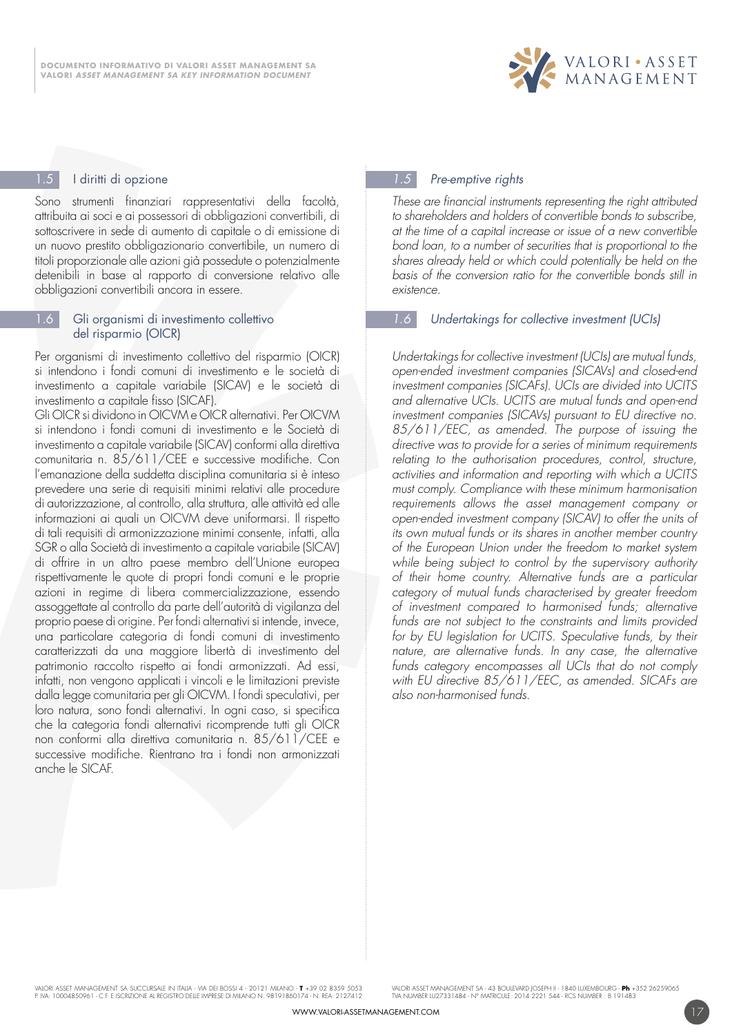## 1.5 I diritti di opzione

Sono strumenti finanziari rappresentativi della facoltà, attribuita ai soci e ai possessori di obbligazioni convertibili, di sottoscrivere in sede di aumento di capitale o di emissione di un nuovo prestito obbligazionario convertibile, un numero di titoli proporzionale alle azioni già possedute o potenzialmente detenibili in base al rapporto di conversione relativo alle obbligazioni convertibili ancora in essere.

## 1.6 Gli organismi di investimento collettivo del risparmio (OICR)

Per organismi di investimento collettivo del risparmio (OICR) si intendono i fondi comuni di investimento e le società di investimento a capitale variabile (SICAV) e le società di investimento a capitale fisso (SICAF).

Gli OICR si dividono in OICVM e OICR alternativi. Per OICVM si intendono i fondi comuni di investimento e le Società di investimento a capitale variabile (SICAV) conformi alla direttiva comunitaria n. 85/611/CEE e successive modifiche. Con l'emanazione della suddetta disciplina comunitaria si è inteso prevedere una serie di requisiti minimi relativi alle procedure di autorizzazione, al controllo, alla struttura, alle attività ed alle informazioni ai quali un OICVM deve uniformarsi. Il rispetto di tali requisiti di armonizzazione minimi consente, infatti, alla SGR o alla Società di investimento a capitale variabile (SICAV) di offrire in un altro paese membro dell'Unione europea rispettivamente le quote di propri fondi comuni e le proprie azioni in regime di libera commercializzazione, essendo assoggettate al controllo da parte dell'autorità di vigilanza del proprio paese di origine. Per fondi alternativi si intende, invece, una particolare categoria di fondi comuni di investimento caratterizzati da una maggiore libertà di investimento del patrimonio raccolto rispetto ai fondi armonizzati. Ad essi, infatti, non vengono applicati i vincoli e le limitazioni previste dalla legge comunitaria per gli OICVM. I fondi speculativi, per loro natura, sono fondi alternativi. In ogni caso, si specifica che la categoria fondi alternativi ricomprende tutti gli OICR non conformi alla direttiva comunitaria n. 85/611/CEE e successive modifiche. Rientrano tra i fondi non armonizzati anche le SICAF.

## *1.5 Pre-emptive rights*

*These are financial instruments representing the right attributed to shareholders and holders of convertible bonds to subscribe, at the time of a capital increase or issue of a new convertible bond loan, to a number of securities that is proportional to the shares already held or which could potentially be held on the basis of the conversion ratio for the convertible bonds still in existence.*

## *1.6 Undertakings for collective investment (UCIs)*

*Undertakings for collective investment (UCIs) are mutual funds, open-ended investment companies (SICAVs) and closed-end investment companies (SICAFs). UCIs are divided into UCITS and alternative UCIs. UCITS are mutual funds and open-end investment companies (SICAVs) pursuant to EU directive no. 85/611/EEC, as amended. The purpose of issuing the directive was to provide for a series of minimum requirements relating to the authorisation procedures, control, structure, activities and information and reporting with which a UCITS must comply. Compliance with these minimum harmonisation requirements allows the asset management company or open-ended investment company (SICAV) to offer the units of its own mutual funds or its shares in another member country of the European Union under the freedom to market system while being subject to control by the supervisory authority of their home country. Alternative funds are a particular category of mutual funds characterised by greater freedom of investment compared to harmonised funds; alternative funds are not subject to the constraints and limits provided for by EU legislation for UCITS. Speculative funds, by their nature, are alternative funds. In any case, the alternative funds category encompasses all UCIs that do not comply with EU directive 85/611/EEC, as amended. SICAFs are also non-harmonised funds.*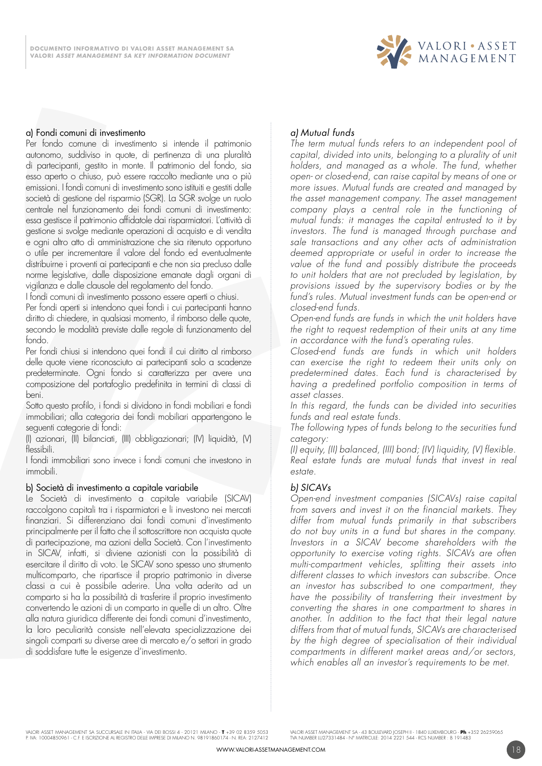### a) Fondi comuni di investimento

Per fondo comune di investimento si intende il patrimonio autonomo, suddiviso in quote, di pertinenza di una pluralità di partecipanti, gestito in monte. Il patrimonio del fondo, sia esso aperto o chiuso, può essere raccolto mediante una o più emissioni. I fondi comuni di investimento sono istituiti e gestiti dalle società di gestione del risparmio (SGR). La SGR svolge un ruolo centrale nel funzionamento dei fondi comuni di investimento: essa gestisce il patrimonio affidatole dai risparmiatori. L'attività di gestione si svolge mediante operazioni di acquisto e di vendita e ogni altro atto di amministrazione che sia ritenuto opportuno o utile per incrementare il valore del fondo ed eventualmente distribuirne i proventi ai partecipanti e che non sia precluso dalle norme legislative, dalle disposizione emanate dagli organi di vigilanza e dalle clausole del regolamento del fondo.

I fondi comuni di investimento possono essere aperti o chiusi.

Per fondi aperti si intendono quei fondi i cui partecipanti hanno diritto di chiedere, in qualsiasi momento, il rimborso delle quote, secondo le modalità previste dalle regole di funzionamento del fondo.

Per fondi chiusi si intendono quei fondi il cui diritto al rimborso delle quote viene riconosciuto ai partecipanti solo a scadenze predeterminate. Ogni fondo si caratterizza per avere una composizione del portafoglio predefinita in termini di classi di beni.

Sotto questo profilo, i fondi si dividono in fondi mobiliari e fondi immobiliari; alla categoria dei fondi mobiliari appartengono le seguenti categorie di fondi:

(I) azionari, (II) bilanciati, (III) obbligazionari; (IV) liquidità, (V) flessibili.

I fondi immobiliari sono invece i fondi comuni che investono in immobili.

### b) Società di investimento a capitale variabile

Le Società di investimento a capitale variabile (SICAV) raccolgono capitali tra i risparmiatori e li investono nei mercati finanziari. Si differenziano dai fondi comuni d'investimento principalmente per il fatto che il sottoscrittore non acquista quote di partecipazione, ma azioni della Società. Con l'investimento in SICAV, infatti, si diviene azionisti con la possibilità di esercitare il diritto di voto. Le SICAV sono spesso uno strumento multicomparto, che ripartisce il proprio patrimonio in diverse classi a cui è possibile aderire. Una volta aderito ad un comparto si ha la possibilità di trasferire il proprio investimento convertendo le azioni di un comparto in quelle di un altro. Oltre alla natura giuridica differente dei fondi comuni d'investimento, la loro peculiarità consiste nell'elevata specializzazione dei singoli comparti su diverse aree di mercato e/o settori in grado di soddisfare tutte le esigenze d'investimento.

### *a) Mutual funds*

*The term mutual funds refers to an independent pool of capital, divided into units, belonging to a plurality of unit holders, and managed as a whole. The fund, whether open- or closed-end, can raise capital by means of one or more issues. Mutual funds are created and managed by the asset management company. The asset management company plays a central role in the functioning of mutual funds: it manages the capital entrusted to it by investors. The fund is managed through purchase and sale transactions and any other acts of administration deemed appropriate or useful in order to increase the value of the fund and possibly distribute the proceeds to unit holders that are not precluded by legislation, by provisions issued by the supervisory bodies or by the fund's rules. Mutual investment funds can be open-end or closed-end funds.*

*Open-end funds are funds in which the unit holders have the right to request redemption of their units at any time in accordance with the fund's operating rules.*

*Closed-end funds are funds in which unit holders can exercise the right to redeem their units only on predetermined dates. Each fund is characterised by having a predefined portfolio composition in terms of asset classes.*

*In this regard, the funds can be divided into securities funds and real estate funds.*

*The following types of funds belong to the securities fund category:*

*(I) equity, (II) balanced, (III) bond; (IV) liquidity, (V) flexible.*

*Real estate funds are mutual funds that invest in real estate.*

### *b) SICAVs*

*Open-end investment companies (SICAVs) raise capital from savers and invest it on the financial markets. They differ from mutual funds primarily in that subscribers do not buy units in a fund but shares in the company. Investors in a SICAV become shareholders with the opportunity to exercise voting rights. SICAVs are often multi-compartment vehicles, splitting their assets into different classes to which investors can subscribe. Once an investor has subscribed to one compartment, they have the possibility of transferring their investment by converting the shares in one compartment to shares in another. In addition to the fact that their legal nature differs from that of mutual funds, SICAVs are characterised by the high degree of specialisation of their individual compartments in different market areas and/or sectors, which enables all an investor's requirements to be met.*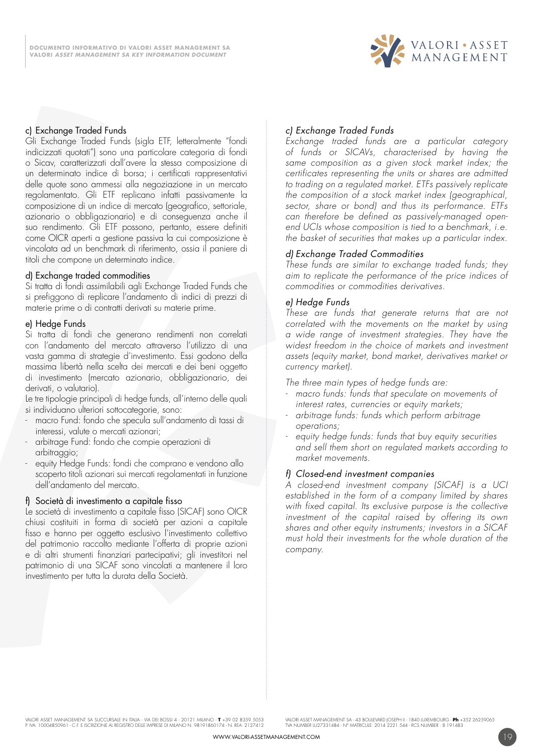### c) Exchange Traded Funds

Gli Exchange Traded Funds (sigla ETF, letteralmente "fondi indicizzati quotati") sono una particolare categoria di fondi o Sicav, caratterizzati dall'avere la stessa composizione di un determinato indice di borsa; i certificati rappresentativi delle quote sono ammessi alla negoziazione in un mercato regolamentato. Gli ETF replicano infatti passivamente la composizione di un indice di mercato (geografico, settoriale, azionario o obbligazionario) e di conseguenza anche il suo rendimento. Gli ETF possono, pertanto, essere definiti come OICR aperti a gestione passiva la cui composizione è vincolata ad un benchmark di riferimento, ossia il paniere di titoli che compone un determinato indice.

### d) Exchange traded commodities

Si tratta di fondi assimilabili agli Exchange Traded Funds che si prefiggono di replicare l'andamento di indici di prezzi di materie prime o di contratti derivati su materie prime.

### e) Hedge Funds

Si tratta di fondi che generano rendimenti non correlati con l'andamento del mercato attraverso l'utilizzo di una vasta gamma di strategie d'investimento. Essi godono della massima libertà nella scelta dei mercati e dei beni oggetto di investimento (mercato azionario, obbligazionario, dei derivati, o valutario).

Le tre tipologie principali di hedge funds, all'interno delle quali si individuano ulteriori sottocategorie, sono:

- macro Fund: fondo che specula sull'andamento di tassi di interessi, valute o mercati azionari;
- arbitrage Fund: fondo che compie operazioni di arbitraggio;
- equity Hedge Funds: fondi che comprano e vendono allo scoperto titoli azionari sui mercati regolamentati in funzione dell'andamento del mercato.

### f) Società di investimento a capitale fisso

Le società di investimento a capitale fisso (SICAF) sono OICR chiusi costituiti in forma di società per azioni a capitale fisso e hanno per oggetto esclusivo l'investimento collettivo del patrimonio raccolto mediante l'offerta di proprie azioni e di altri strumenti finanziari partecipativi; gli investitori nel patrimonio di una SICAF sono vincolati a mantenere il loro investimento per tutta la durata della Società.

### *c) Exchange Traded Funds*

*Exchange traded funds are a particular category of funds or SICAVs, characterised by having the same composition as a given stock market index; the certificates representing the units or shares are admitted to trading on a regulated market. ETFs passively replicate the composition of a stock market index (geographical, sector, share or bond) and thus its performance. ETFs can therefore be defined as passively-managed open-end UCIs whose composition is tied to a benchmark, i.e. the basket of securities that makes up a particular index.*

### *d) Exchange Traded Commodities*

*These funds are similar to exchange traded funds; they aim to replicate the performance of the price indices of commodities or commodities derivatives.*

### *e) Hedge Funds*

*These are funds that generate returns that are not correlated with the movements on the market by using a wide range of investment strategies. They have the widest freedom in the choice of markets and investment assets (equity market, bond market, derivatives market or currency market).*

*The three main types of hedge funds are:*

- *macro funds: funds that speculate on movements of interest rates, currencies or equity markets;*
- *arbitrage funds: funds which perform arbitrage operations;*
- *equity hedge funds: funds that buy equity securities and sell them short on regulated markets according to market movements.*

### *f) Closed-end investment companies*

*A closed-end investment company (SICAF) is a UCI established in the form of a company limited by shares with fixed capital. Its exclusive purpose is the collective investment of the capital raised by offering its own shares and other equity instruments; investors in a SICAF must hold their investments for the whole duration of the company.*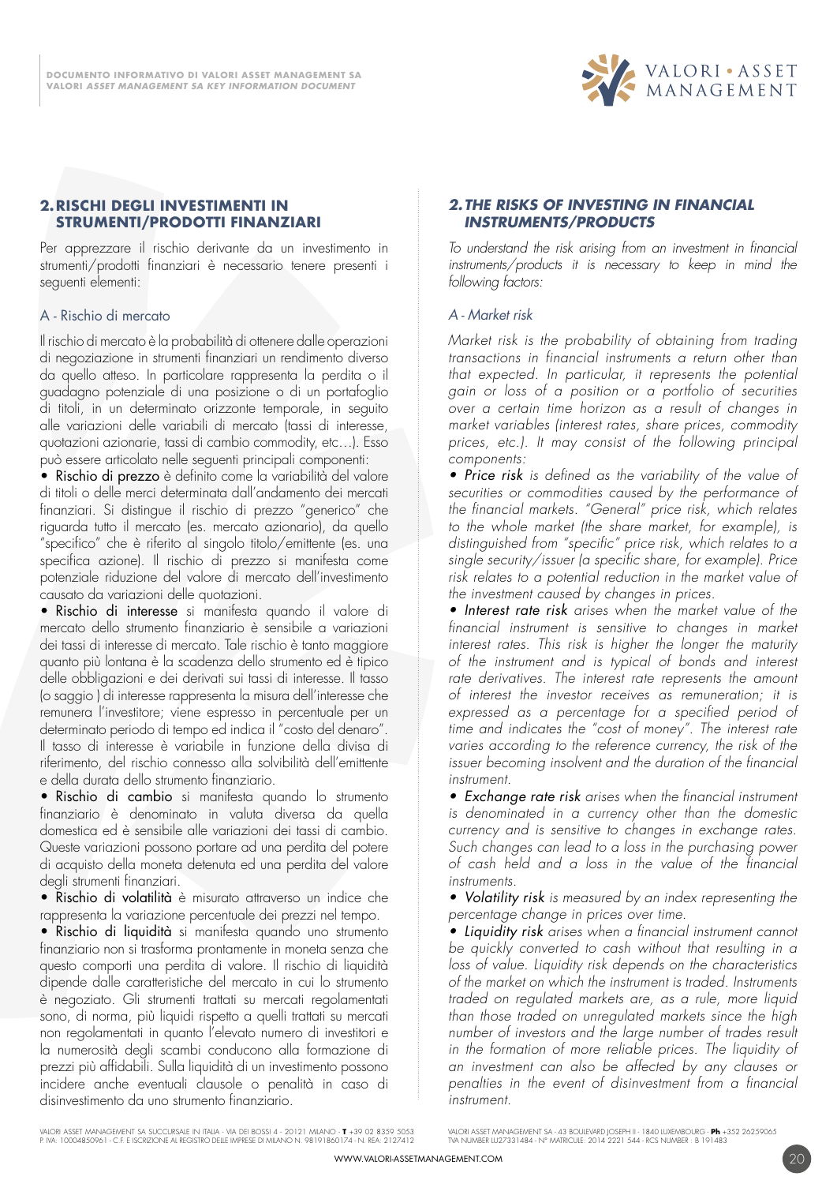## 2. RISCHI DEGLI INVESTIMENTI IN STRUMENTI/PRODOTTI FINANZIARI

Per apprezzare il rischio derivante da un investimento in strumenti/prodotti finanziari è necessario tenere presenti i seguenti elementi:

### A - Rischio di mercato

Il rischio di mercato è la probabilità di ottenere dalle operazioni di negoziazione in strumenti finanziari un rendimento diverso da quello atteso. In particolare rappresenta la perdita o il guadagno potenziale di una posizione o di un portafoglio di titoli, in un determinato orizzonte temporale, in seguito alle variazioni delle variabili di mercato (tassi di interesse, quotazioni azionarie, tassi di cambio commodity, etc…). Esso può essere articolato nelle seguenti principali componenti:

- **Rischio di prezzo** è definito come la variabilità del valore di titoli o delle merci determinata dall'andamento dei mercati finanziari. Si distingue il rischio di prezzo "generico" che riguarda tutto il mercato (es. mercato azionario), da quello "specifico" che è riferito al singolo titolo/emittente (es. una specifica azione). Il rischio di prezzo si manifesta come potenziale riduzione del valore di mercato dell'investimento causato da variazioni delle quotazioni.
- **Rischio di interesse** si manifesta quando il valore di mercato dello strumento finanziario è sensibile a variazioni dei tassi di interesse di mercato. Tale rischio è tanto maggiore quanto più lontana è la scadenza dello strumento ed è tipico delle obbligazioni e dei derivati sui tassi di interesse. Il tasso (o saggio ) di interesse rappresenta la misura dell'interesse che remunera l'investitore; viene espresso in percentuale per un determinato periodo di tempo ed indica il "costo del denaro". Il tasso di interesse è variabile in funzione della divisa di riferimento, del rischio connesso alla solvibilità dell'emittente e della durata dello strumento finanziario.
- **Rischio di cambio** si manifesta quando lo strumento finanziario è denominato in valuta diversa da quella domestica ed è sensibile alle variazioni dei tassi di cambio. Queste variazioni possono portare ad una perdita del potere di acquisto della moneta detenuta ed una perdita del valore degli strumenti finanziari.
- **Rischio di volatilità** è misurato attraverso un indice che rappresenta la variazione percentuale dei prezzi nel tempo.
- **Rischio di liquidità** si manifesta quando uno strumento finanziario non si trasforma prontamente in moneta senza che questo comporti una perdita di valore. Il rischio di liquidità dipende dalle caratteristiche del mercato in cui lo strumento è negoziato. Gli strumenti trattati su mercati regolamentati sono, di norma, più liquidi rispetto a quelli trattati su mercati non regolamentati in quanto l'elevato numero di investitori e la numerosità degli scambi conducono alla formazione di prezzi più affidabili. Sulla liquidità di un investimento possono incidere anche eventuali clausole o penalità in caso di disinvestimento da uno strumento finanziario.

## *2. THE RISKS OF INVESTING IN FINANCIAL INSTRUMENTS/PRODUCTS*

*To understand the risk arising from an investment in financial instruments/products it is necessary to keep in mind the following factors:*

### *A - Market risk*

*Market risk is the probability of obtaining from trading transactions in financial instruments a return other than that expected. In particular, it represents the potential gain or loss of a position or a portfolio of securities over a certain time horizon as a result of changes in market variables (interest rates, share prices, commodity prices, etc.). It may consist of the following principal components:*

- ***Price risk** is defined as the variability of the value of securities or commodities caused by the performance of the financial markets. "General" price risk, which relates to the whole market (the share market, for example), is distinguished from "specific" price risk, which relates to a single security/issuer (a specific share, for example). Price risk relates to a potential reduction in the market value of the investment caused by changes in prices.*
- ***Interest rate risk** arises when the market value of the financial instrument is sensitive to changes in market interest rates. This risk is higher the longer the maturity of the instrument and is typical of bonds and interest rate derivatives. The interest rate represents the amount of interest the investor receives as remuneration; it is expressed as a percentage for a specified period of time and indicates the "cost of money". The interest rate varies according to the reference currency, the risk of the issuer becoming insolvent and the duration of the financial instrument.*
- ***Exchange rate risk** arises when the financial instrument is denominated in a currency other than the domestic currency and is sensitive to changes in exchange rates. Such changes can lead to a loss in the purchasing power of cash held and a loss in the value of the financial instruments.*
- ***Volatility risk** is measured by an index representing the percentage change in prices over time.*
- ***Liquidity risk** arises when a financial instrument cannot be quickly converted to cash without that resulting in a loss of value. Liquidity risk depends on the characteristics of the market on which the instrument is traded. Instruments traded on regulated markets are, as a rule, more liquid than those traded on unregulated markets since the high number of investors and the large number of trades result in the formation of more reliable prices. The liquidity of an investment can also be affected by any clauses or penalties in the event of disinvestment from a financial instrument.*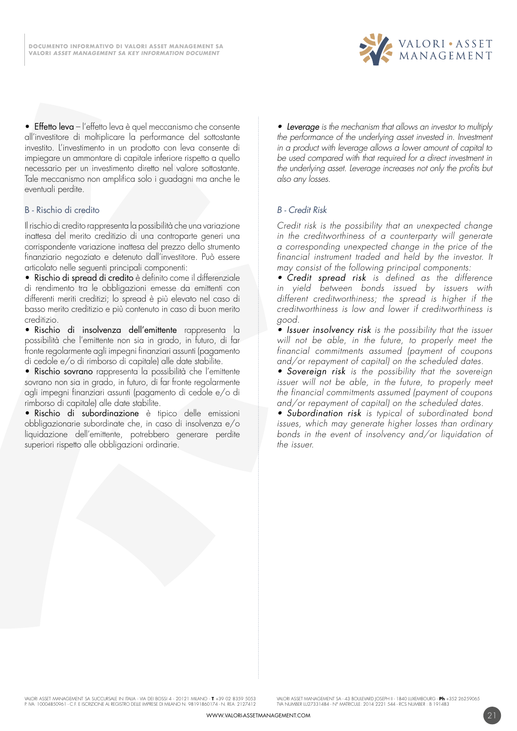• Effetto leva – l'effetto leva è quel meccanismo che consente all'investitore di moltiplicare la performance del sottostante investito. L'investimento in un prodotto con leva consente di impiegare un ammontare di capitale inferiore rispetto a quello necessario per un investimento diretto nel valore sottostante. Tale meccanismo non amplifica solo i guadagni ma anche le eventuali perdite.

## B - Rischio di credito

Il rischio di credito rappresenta la possibilità che una variazione inattesa del merito creditizio di una controparte generi una corrispondente variazione inattesa del prezzo dello strumento finanziario negoziato e detenuto dall'investitore. Può essere articolato nelle seguenti principali componenti:

• Rischio di spread di credito è definito come il differenziale di rendimento tra le obbligazioni emesse da emittenti con differenti meriti creditizi; lo spread è più elevato nel caso di basso merito creditizio e più contenuto in caso di buon merito creditizio.

• Rischio di insolvenza dell'emittente rappresenta la possibilità che l'emittente non sia in grado, in futuro, di far fronte regolarmente agli impegni finanziari assunti (pagamento di cedole e/o di rimborso di capitale) alle date stabilite.

• Rischio sovrano rappresenta la possibilità che l'emittente sovrano non sia in grado, in futuro, di far fronte regolarmente agli impegni finanziari assunti (pagamento di cedole e/o di rimborso di capitale) alle date stabilite.

• Rischio di subordinazione è tipico delle emissioni obbligazionarie subordinate che, in caso di insolvenza e/o liquidazione dell'emittente, potrebbero generare perdite superiori rispetto alle obbligazioni ordinarie.

*• Leverage is the mechanism that allows an investor to multiply the performance of the underlying asset invested in. Investment in a product with leverage allows a lower amount of capital to be used compared with that required for a direct investment in the underlying asset. Leverage increases not only the profits but also any losses.*

## *B - Credit Risk*

*Credit risk is the possibility that an unexpected change in the creditworthiness of a counterparty will generate a corresponding unexpected change in the price of the financial instrument traded and held by the investor. It may consist of the following principal components:*

*• Credit spread risk is defined as the difference in yield between bonds issued by issuers with different creditworthiness; the spread is higher if the creditworthiness is low and lower if creditworthiness is good.*

*• Issuer insolvency risk is the possibility that the issuer will not be able, in the future, to properly meet the financial commitments assumed (payment of coupons and/or repayment of capital) on the scheduled dates.*

*• Sovereign risk is the possibility that the sovereign issuer will not be able, in the future, to properly meet the financial commitments assumed (payment of coupons and/or repayment of capital) on the scheduled dates.*

*• Subordination risk is typical of subordinated bond issues, which may generate higher losses than ordinary bonds in the event of insolvency and/or liquidation of the issuer.*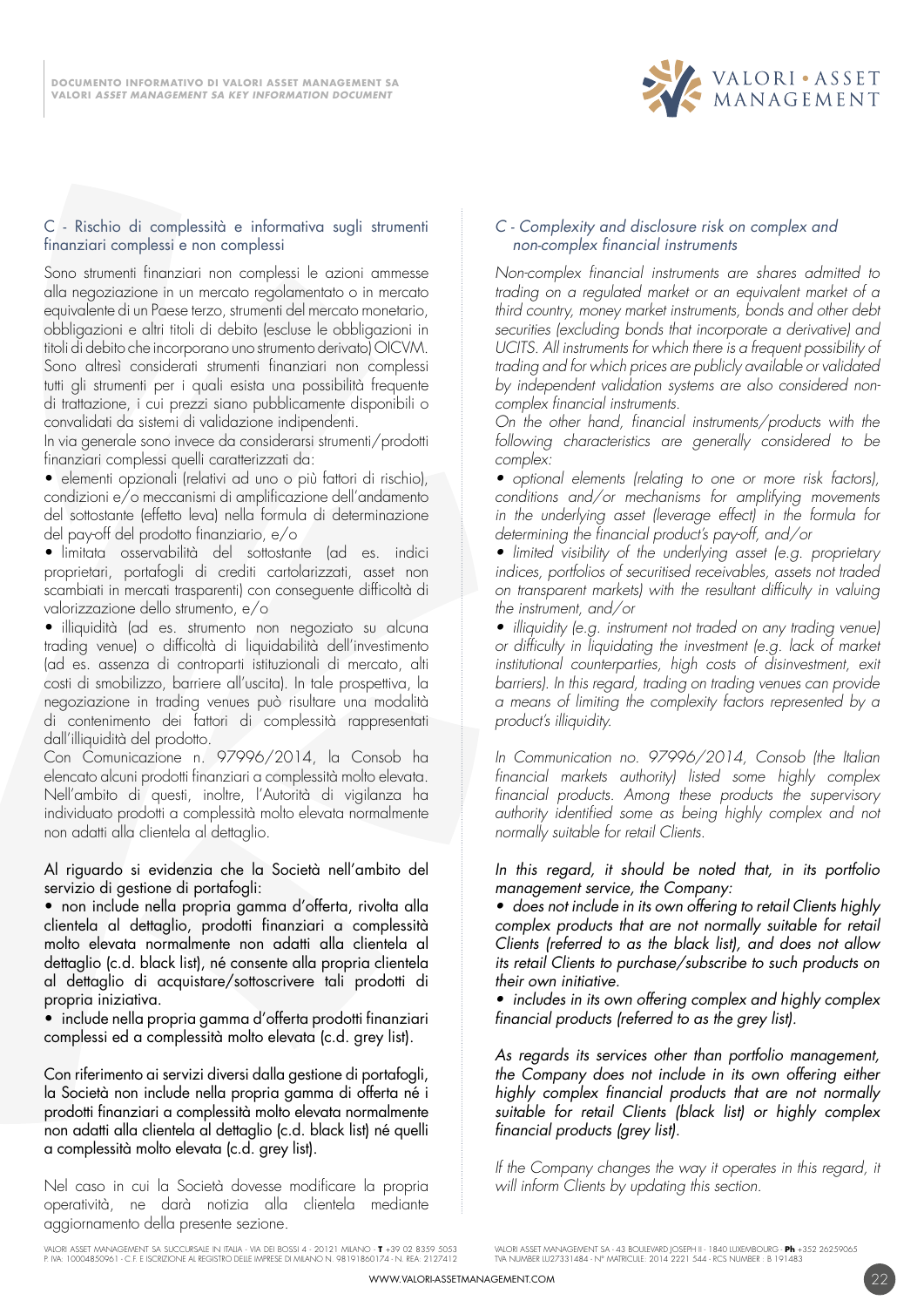## C - Rischio di complessità e informativa sugli strumenti finanziari complessi e non complessi

Sono strumenti finanziari non complessi le azioni ammesse alla negoziazione in un mercato regolamentato o in mercato equivalente di un Paese terzo, strumenti del mercato monetario, obbligazioni e altri titoli di debito (escluse le obbligazioni in titoli di debito che incorporano uno strumento derivato) OICVM. Sono altresì considerati strumenti finanziari non complessi tutti gli strumenti per i quali esista una possibilità frequente di trattazione, i cui prezzi siano pubblicamente disponibili o convalidati da sistemi di validazione indipendenti.

In via generale sono invece da considerarsi strumenti/prodotti finanziari complessi quelli caratterizzati da:

- elementi opzionali (relativi ad uno o più fattori di rischio), condizioni e/o meccanismi di amplificazione dell'andamento del sottostante (effetto leva) nella formula di determinazione del pay-off del prodotto finanziario, e/o
- limitata osservabilità del sottostante (ad es. indici proprietari, portafogli di crediti cartolarizzati, asset non scambiati in mercati trasparenti) con conseguente difficoltà di valorizzazione dello strumento, e/o
- illiquidità (ad es. strumento non negoziato su alcuna trading venue) o difficoltà di liquidabilità dell'investimento (ad es. assenza di controparti istituzionali di mercato, alti costi di smobilizzo, barriere all'uscita). In tale prospettiva, la negoziazione in trading venues può risultare una modalità di contenimento dei fattori di complessità rappresentati dall'illiquidità del prodotto.

Con Comunicazione n. 97996/2014, la Consob ha elencato alcuni prodotti finanziari a complessità molto elevata. Nell'ambito di questi, inoltre, l'Autorità di vigilanza ha individuato prodotti a complessità molto elevata normalmente non adatti alla clientela al dettaglio.

Al riguardo si evidenzia che la Società nell'ambito del servizio di gestione di portafogli:

- non include nella propria gamma d'offerta, rivolta alla clientela al dettaglio, prodotti finanziari a complessità molto elevata normalmente non adatti alla clientela al dettaglio (c.d. black list), né consente alla propria clientela al dettaglio di acquistare/sottoscrivere tali prodotti di propria iniziativa.
- include nella propria gamma d'offerta prodotti finanziari complessi ed a complessità molto elevata (c.d. grey list).

Con riferimento ai servizi diversi dalla gestione di portafogli, la Società non include nella propria gamma di offerta né i prodotti finanziari a complessità molto elevata normalmente non adatti alla clientela al dettaglio (c.d. black list) né quelli a complessità molto elevata (c.d. grey list).

Nel caso in cui la Società dovesse modificare la propria operatività, ne darà notizia alla clientela mediante aggiornamento della presente sezione.

## *C - Complexity and disclosure risk on complex and non-complex financial instruments*

*Non-complex financial instruments are shares admitted to trading on a regulated market or an equivalent market of a third country, money market instruments, bonds and other debt securities (excluding bonds that incorporate a derivative) and UCITS. All instruments for which there is a frequent possibility of trading and for which prices are publicly available or validated by independent validation systems are also considered non-complex financial instruments.*

*On the other hand, financial instruments/products with the following characteristics are generally considered to be complex:*

- *optional elements (relating to one or more risk factors), conditions and/or mechanisms for amplifying movements in the underlying asset (leverage effect) in the formula for determining the financial product's pay-off, and/or*
- *limited visibility of the underlying asset (e.g. proprietary indices, portfolios of securitised receivables, assets not traded on transparent markets) with the resultant difficulty in valuing the instrument, and/or*
- *illiquidity (e.g. instrument not traded on any trading venue) or difficulty in liquidating the investment (e.g. lack of market institutional counterparties, high costs of disinvestment, exit barriers). In this regard, trading on trading venues can provide a means of limiting the complexity factors represented by a product's illiquidity.*

*In Communication no. 97996/2014, Consob (the Italian financial markets authority) listed some highly complex financial products. Among these products the supervisory authority identified some as being highly complex and not normally suitable for retail Clients.*

*In this regard, it should be noted that, in its portfolio management service, the Company:*

- *does not include in its own offering to retail Clients highly complex products that are not normally suitable for retail Clients (referred to as the black list), and does not allow its retail Clients to purchase/subscribe to such products on their own initiative.*
- *includes in its own offering complex and highly complex financial products (referred to as the grey list).*

*As regards its services other than portfolio management, the Company does not include in its own offering either highly complex financial products that are not normally suitable for retail Clients (black list) or highly complex financial products (grey list).*

*If the Company changes the way it operates in this regard, it will inform Clients by updating this section.*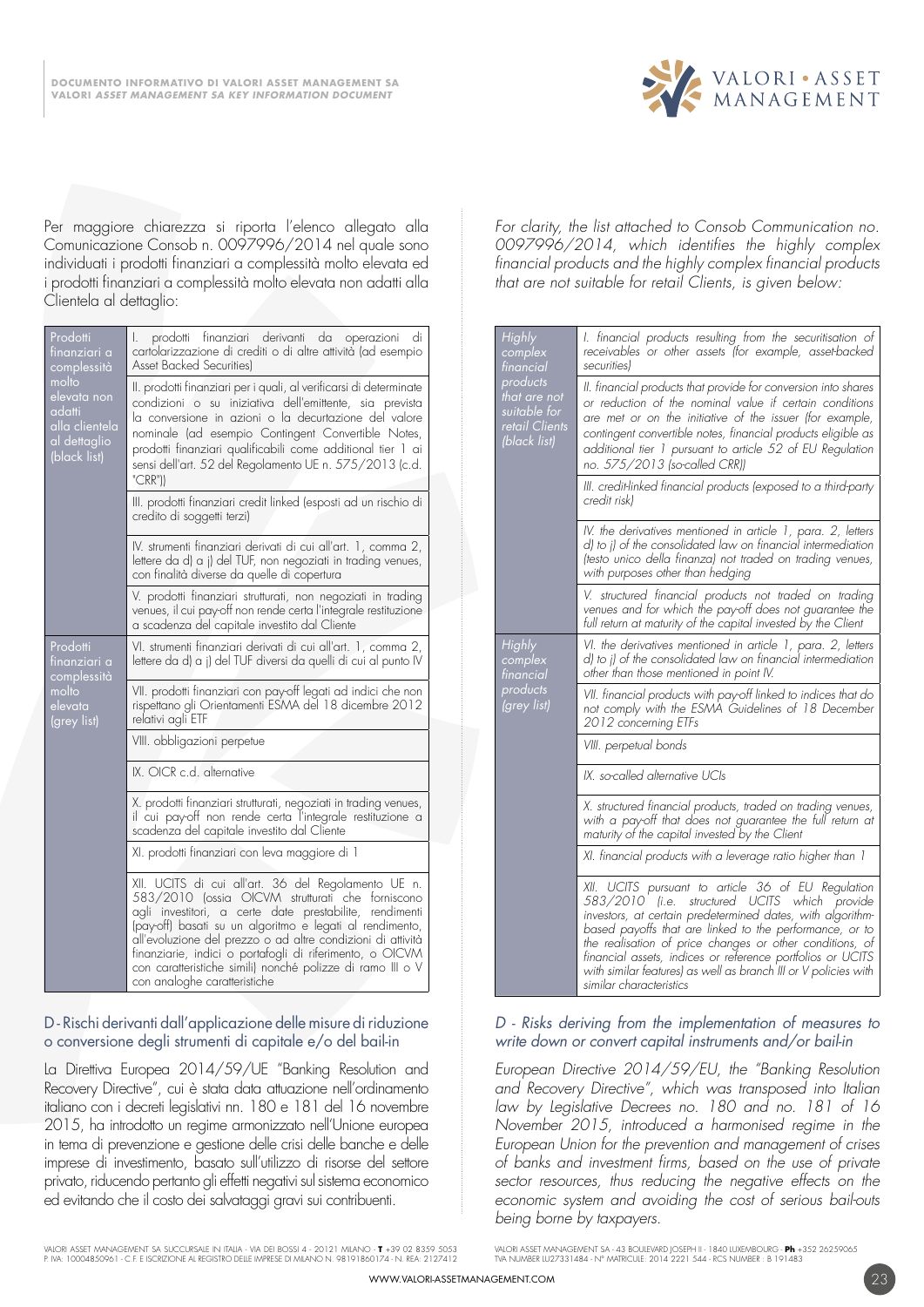Per maggiore chiarezza si riporta l'elenco allegato alla Comunicazione Consob n. 0097996/2014 nel quale sono individuati i prodotti finanziari a complessità molto elevata ed i prodotti finanziari a complessità molto elevata non adatti alla Clientela al dettaglio:

| | |
|---|---|
| Prodotti finanziari a complessità molto elevata non adatti alla clientela al dettaglio (black list) | I. prodotti finanziari derivanti da operazioni di cartolarizzazione di crediti o di altre attività (ad esempio Asset Backed Securities) |
| | II. prodotti finanziari per i quali, al verificarsi di determinate condizioni o su iniziativa dell'emittente, sia prevista la conversione in azioni o la decurtazione del valore nominale (ad esempio Contingent Convertible Notes, prodotti finanziari qualificabili come additional tier 1 ai sensi dell'art. 52 del Regolamento UE n. 575/2013 (c.d. "CRR")) |
| | III. prodotti finanziari credit linked (esposti ad un rischio di credito di soggetti terzi) |
| | IV. strumenti finanziari derivati di cui all'art. 1, comma 2, lettere da d) a j) del TUF, non negoziati in trading venues, con finalità diverse da quelle di copertura |
| | V. prodotti finanziari strutturati, non negoziati in trading venues, il cui pay-off non rende certa l'integrale restituzione a scadenza del capitale investito dal Cliente |
| Prodotti finanziari a complessità molto elevata (grey list) | VI. strumenti finanziari derivati di cui all'art. 1, comma 2, lettere da d) a j) del TUF diversi da quelli di cui al punto IV |
| | VII. prodotti finanziari con pay-off legati ad indici che non rispettano gli Orientamenti ESMA del 18 dicembre 2012 relativi agli ETF |
| | VIII. obbligazioni perpetue |
| | IX. OICR c.d. alternative |
| | X. prodotti finanziari strutturati, negoziati in trading venues, il cui pay-off non rende certa l'integrale restituzione a scadenza del capitale investito dal Cliente |
| | XI. prodotti finanziari con leva maggiore di 1 |
| | XII. UCITS di cui all'art. 36 del Regolamento UE n. 583/2010 (ossia OICVM strutturati che forniscono agli investitori, a certe date prestabilite, rendimenti (pay-off) basati su un algoritmo e legati al rendimento, all'evoluzione del prezzo o ad altre condizioni di attività finanziarie, indici o portafogli di riferimento, o OICVM con caratteristiche simili) nonché polizze di ramo III o V con analoghe caratteristiche |

## D - Rischi derivanti dall'applicazione delle misure di riduzione o conversione degli strumenti di capitale e/o del bail-in

La Direttiva Europea 2014/59/UE "Banking Resolution and Recovery Directive", cui è stata data attuazione nell'ordinamento italiano con i decreti legislativi nn. 180 e 181 del 16 novembre 2015, ha introdotto un regime armonizzato nell'Unione europea in tema di prevenzione e gestione delle crisi delle banche e delle imprese di investimento, basato sull'utilizzo di risorse del settore privato, riducendo pertanto gli effetti negativi sul sistema economico ed evitando che il costo dei salvataggi gravi sui contribuenti.

*For clarity, the list attached to Consob Communication no. 0097996/2014, which identifies the highly complex financial products and the highly complex financial products that are not suitable for retail Clients, is given below:*

| | |
|---|---|
| *Highly complex financial products that are not suitable for retail Clients (black list)* | *I. financial products resulting from the securitisation of receivables or other assets (for example, asset-backed securities)* |
| | *II. financial products that provide for conversion into shares or reduction of the nominal value if certain conditions are met or on the initiative of the issuer (for example, contingent convertible notes, financial products eligible as additional tier 1 pursuant to article 52 of EU Regulation no. 575/2013 (so-called CRR))* |
| | *III. credit-linked financial products (exposed to a third-party credit risk)* |
| | *IV. the derivatives mentioned in article 1, para. 2, letters d) to j) of the consolidated law on financial intermediation (testo unico della finanza) not traded on trading venues, with purposes other than hedging* |
| | *V. structured financial products not traded on trading venues and for which the pay-off does not guarantee the full return at maturity of the capital invested by the Client* |
| *Highly complex financial products (grey list)* | *VI. the derivatives mentioned in article 1, para. 2, letters d) to j) of the consolidated law on financial intermediation other than those mentioned in point IV.* |
| | *VII. financial products with pay-off linked to indices that do not comply with the ESMA Guidelines of 18 December 2012 concerning ETFs* |
| | *VIII. perpetual bonds* |
| | *IX. so-called alternative UCIs* |
| | *X. structured financial products, traded on trading venues, with a pay-off that does not guarantee the full return at maturity of the capital invested by the Client* |
| | *XI. financial products with a leverage ratio higher than 1* |
| | *XII. UCITS pursuant to article 36 of EU Regulation 583/2010 (i.e. structured UCITS which provide investors, at certain predetermined dates, with algorithm-based payoffs that are linked to the performance, or to the realisation of price changes or other conditions, of financial assets, indices or reference portfolios or UCITS with similar features) as well as branch III or V policies with similar characteristics* |

## *D - Risks deriving from the implementation of measures to write down or convert capital instruments and/or bail-in*

*European Directive 2014/59/EU, the "Banking Resolution and Recovery Directive", which was transposed into Italian law by Legislative Decrees no. 180 and no. 181 of 16 November 2015, introduced a harmonised regime in the European Union for the prevention and management of crises of banks and investment firms, based on the use of private sector resources, thus reducing the negative effects on the economic system and avoiding the cost of serious bail-outs being borne by taxpayers.*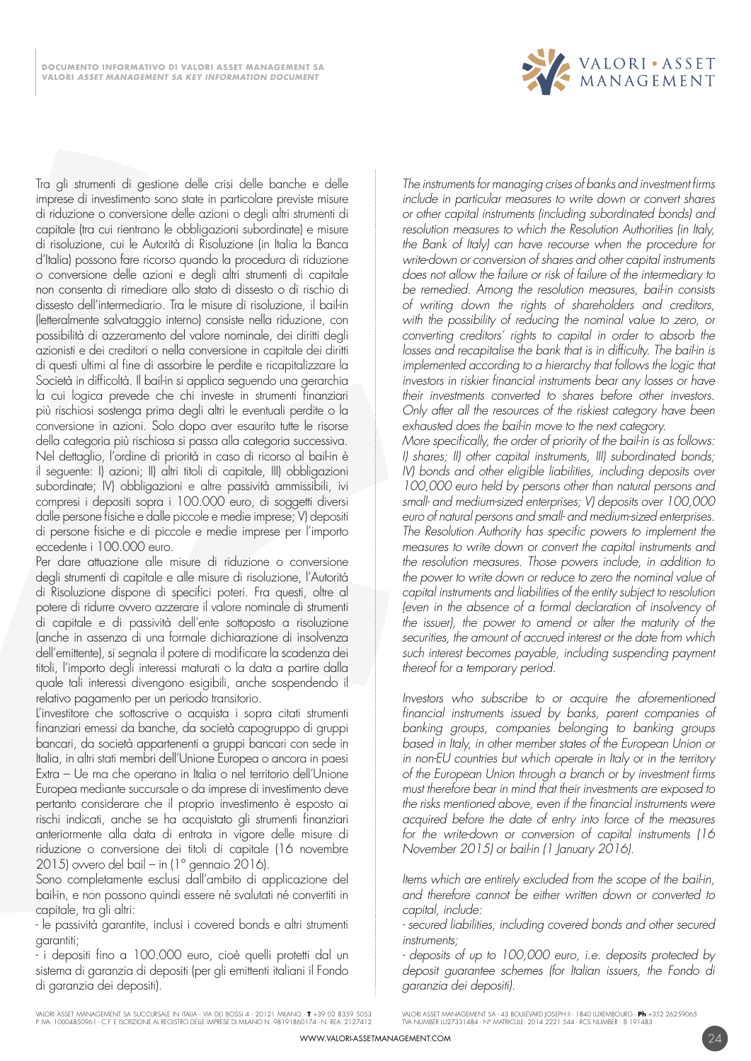Tra gli strumenti di gestione delle crisi delle banche e delle imprese di investimento sono state in particolare previste misure di riduzione o conversione delle azioni o degli altri strumenti di capitale (tra cui rientrano le obbligazioni subordinate) e misure di risoluzione, cui le Autorità di Risoluzione (in Italia la Banca d'Italia) possono fare ricorso quando la procedura di riduzione o conversione delle azioni e degli altri strumenti di capitale non consenta di rimediare allo stato di dissesto o di rischio di dissesto dell'intermediario. Tra le misure di risoluzione, il bail-in (letteralmente salvataggio interno) consiste nella riduzione, con possibilità di azzeramento del valore nominale, dei diritti degli azionisti e dei creditori o nella conversione in capitale dei diritti di questi ultimi al fine di assorbire le perdite e ricapitalizzare la Società in difficoltà. Il bail-in si applica seguendo una gerarchia la cui logica prevede che chi investe in strumenti finanziari più rischiosi sostenga prima degli altri le eventuali perdite o la conversione in azioni. Solo dopo aver esaurito tutte le risorse della categoria più rischiosa si passa alla categoria successiva. Nel dettaglio, l'ordine di priorità in caso di ricorso al bail-in è il seguente: I) azioni; II) altri titoli di capitale, III) obbligazioni subordinate; IV) obbligazioni e altre passività ammissibili, ivi compresi i depositi sopra i 100.000 euro, di soggetti diversi dalle persone fisiche e dalle piccole e medie imprese; V) depositi di persone fisiche e di piccole e medie imprese per l'importo eccedente i 100.000 euro.

Per dare attuazione alle misure di riduzione o conversione degli strumenti di capitale e alle misure di risoluzione, l'Autorità di Risoluzione dispone di specifici poteri. Fra questi, oltre al potere di ridurre ovvero azzerare il valore nominale di strumenti di capitale e di passività dell'ente sottoposto a risoluzione (anche in assenza di una formale dichiarazione di insolvenza dell'emittente), si segnala il potere di modificare la scadenza dei titoli, l'importo degli interessi maturati o la data a partire dalla quale tali interessi divengono esigibili, anche sospendendo il relativo pagamento per un periodo transitorio.

L'investitore che sottoscrive o acquista i sopra citati strumenti finanziari emessi da banche, da società capogruppo di gruppi bancari, da società appartenenti a gruppi bancari con sede in Italia, in altri stati membri dell'Unione Europea o ancora in paesi Extra – Ue ma che operano in Italia o nel territorio dell'Unione Europea mediante succursale o da imprese di investimento deve pertanto considerare che il proprio investimento è esposto ai rischi indicati, anche se ha acquistato gli strumenti finanziari anteriormente alla data di entrata in vigore delle misure di riduzione o conversione dei titoli di capitale (16 novembre 2015) ovvero del bail – in (1° gennaio 2016).

Sono completamente esclusi dall'ambito di applicazione del bail-in, e non possono quindi essere né svalutati né convertiti in capitale, tra gli altri:

- le passività garantite, inclusi i covered bonds e altri strumenti garantiti;
- i depositi fino a 100.000 euro, cioè quelli protetti dal un sistema di garanzia di depositi (per gli emittenti italiani il Fondo di garanzia dei depositi).

*The instruments for managing crises of banks and investment firms include in particular measures to write down or convert shares or other capital instruments (including subordinated bonds) and resolution measures to which the Resolution Authorities (in Italy, the Bank of Italy) can have recourse when the procedure for write-down or conversion of shares and other capital instruments does not allow the failure or risk of failure of the intermediary to be remedied. Among the resolution measures, bail-in consists of writing down the rights of shareholders and creditors, with the possibility of reducing the nominal value to zero, or converting creditors' rights to capital in order to absorb the losses and recapitalise the bank that is in difficulty. The bail-in is implemented according to a hierarchy that follows the logic that investors in riskier financial instruments bear any losses or have their investments converted to shares before other investors. Only after all the resources of the riskiest category have been exhausted does the bail-in move to the next category.*

*More specifically, the order of priority of the bail-in is as follows: I) shares; II) other capital instruments, III) subordinated bonds; IV) bonds and other eligible liabilities, including deposits over 100,000 euro held by persons other than natural persons and small- and medium-sized enterprises; V) deposits over 100,000 euro of natural persons and small- and medium-sized enterprises.*

*The Resolution Authority has specific powers to implement the measures to write down or convert the capital instruments and the resolution measures. Those powers include, in addition to the power to write down or reduce to zero the nominal value of capital instruments and liabilities of the entity subject to resolution (even in the absence of a formal declaration of insolvency of the issuer), the power to amend or alter the maturity of the securities, the amount of accrued interest or the date from which such interest becomes payable, including suspending payment thereof for a temporary period.*

*Investors who subscribe to or acquire the aforementioned financial instruments issued by banks, parent companies of banking groups, companies belonging to banking groups based in Italy, in other member states of the European Union or in non-EU countries but which operate in Italy or in the territory of the European Union through a branch or by investment firms must therefore bear in mind that their investments are exposed to the risks mentioned above, even if the financial instruments were acquired before the date of entry into force of the measures for the write-down or conversion of capital instruments (16 November 2015) or bail-in (1 January 2016).*

*Items which are entirely excluded from the scope of the bail-in, and therefore cannot be either written down or converted to capital, include:*

*- secured liabilities, including covered bonds and other secured instruments;*

*- deposits of up to 100,000 euro, i.e. deposits protected by deposit guarantee schemes (for Italian issuers, the Fondo di garanzia dei depositi).*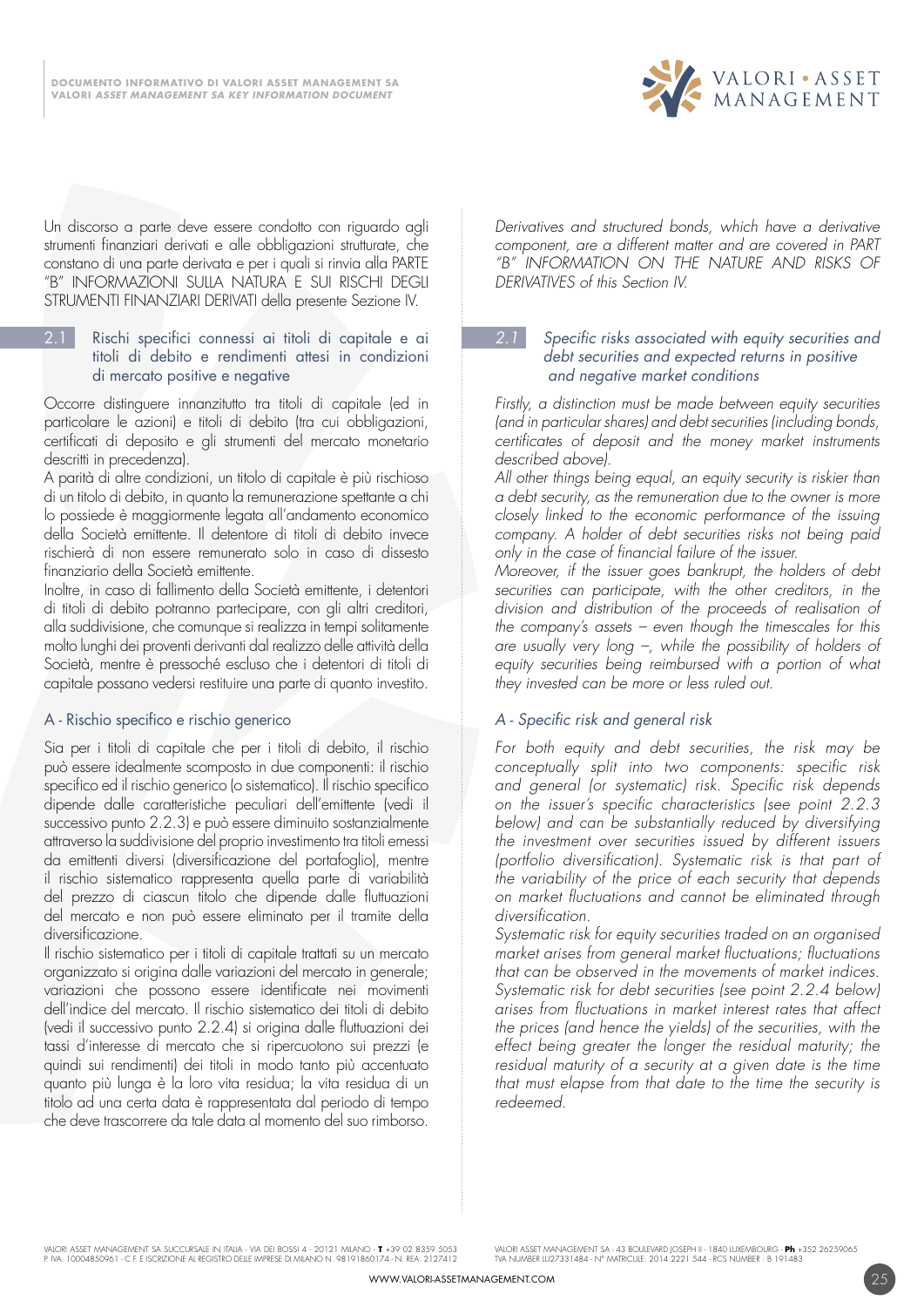Un discorso a parte deve essere condotto con riguardo agli strumenti finanziari derivati e alle obbligazioni strutturate, che constano di una parte derivata e per i quali si rinvia alla PARTE "B" INFORMAZIONI SULLA NATURA E SUI RISCHI DEGLI STRUMENTI FINANZIARI DERIVATI della presente Sezione IV.

## 2.1 Rischi specifici connessi ai titoli di capitale e ai titoli di debito e rendimenti attesi in condizioni di mercato positive e negative

Occorre distinguere innanzitutto tra titoli di capitale (ed in particolare le azioni) e titoli di debito (tra cui obbligazioni, certificati di deposito e gli strumenti del mercato monetario descritti in precedenza).

A parità di altre condizioni, un titolo di capitale è più rischioso di un titolo di debito, in quanto la remunerazione spettante a chi lo possiede è maggiormente legata all'andamento economico della Società emittente. Il detentore di titoli di debito invece rischierà di non essere remunerato solo in caso di dissesto finanziario della Società emittente.

Inoltre, in caso di fallimento della Società emittente, i detentori di titoli di debito potranno partecipare, con gli altri creditori, alla suddivisione, che comunque si realizza in tempi solitamente molto lunghi dei proventi derivanti dal realizzo delle attività della Società, mentre è pressoché escluso che i detentori di titoli di capitale possano vedersi restituire una parte di quanto investito.

### A - Rischio specifico e rischio generico

Sia per i titoli di capitale che per i titoli di debito, il rischio può essere idealmente scomposto in due componenti: il rischio specifico ed il rischio generico (o sistematico). Il rischio specifico dipende dalle caratteristiche peculiari dell'emittente (vedi il successivo punto 2.2.3) e può essere diminuito sostanzialmente attraverso la suddivisione del proprio investimento tra titoli emessi da emittenti diversi (diversificazione del portafoglio), mentre il rischio sistematico rappresenta quella parte di variabilità del prezzo di ciascun titolo che dipende dalle fluttuazioni del mercato e non può essere eliminato per il tramite della diversificazione.

Il rischio sistematico per i titoli di capitale trattati su un mercato organizzato si origina dalle variazioni del mercato in generale; variazioni che possono essere identificate nei movimenti dell'indice del mercato. Il rischio sistematico dei titoli di debito (vedi il successivo punto 2.2.4) si origina dalle fluttuazioni dei tassi d'interesse di mercato che si ripercuotono sui prezzi (e quindi sui rendimenti) dei titoli in modo tanto più accentuato quanto più lunga è la loro vita residua; la vita residua di un titolo ad una certa data è rappresentata dal periodo di tempo che deve trascorrere da tale data al momento del suo rimborso.

*Derivatives and structured bonds, which have a derivative component, are a different matter and are covered in PART "B" INFORMATION ON THE NATURE AND RISKS OF DERIVATIVES of this Section IV.*

## *2.1 Specific risks associated with equity securities and debt securities and expected returns in positive and negative market conditions*

*Firstly, a distinction must be made between equity securities (and in particular shares) and debt securities (including bonds, certificates of deposit and the money market instruments described above).*

*All other things being equal, an equity security is riskier than a debt security, as the remuneration due to the owner is more closely linked to the economic performance of the issuing company. A holder of debt securities risks not being paid only in the case of financial failure of the issuer.*

*Moreover, if the issuer goes bankrupt, the holders of debt securities can participate, with the other creditors, in the division and distribution of the proceeds of realisation of the company's assets – even though the timescales for this are usually very long –, while the possibility of holders of equity securities being reimbursed with a portion of what they invested can be more or less ruled out.*

### *A - Specific risk and general risk*

*For both equity and debt securities, the risk may be conceptually split into two components: specific risk and general (or systematic) risk. Specific risk depends on the issuer's specific characteristics (see point 2.2.3 below) and can be substantially reduced by diversifying the investment over securities issued by different issuers (portfolio diversification). Systematic risk is that part of the variability of the price of each security that depends on market fluctuations and cannot be eliminated through diversification.*

*Systematic risk for equity securities traded on an organised market arises from general market fluctuations; fluctuations that can be observed in the movements of market indices. Systematic risk for debt securities (see point 2.2.4 below) arises from fluctuations in market interest rates that affect the prices (and hence the yields) of the securities, with the effect being greater the longer the residual maturity; the residual maturity of a security at a given date is the time that must elapse from that date to the time the security is redeemed.*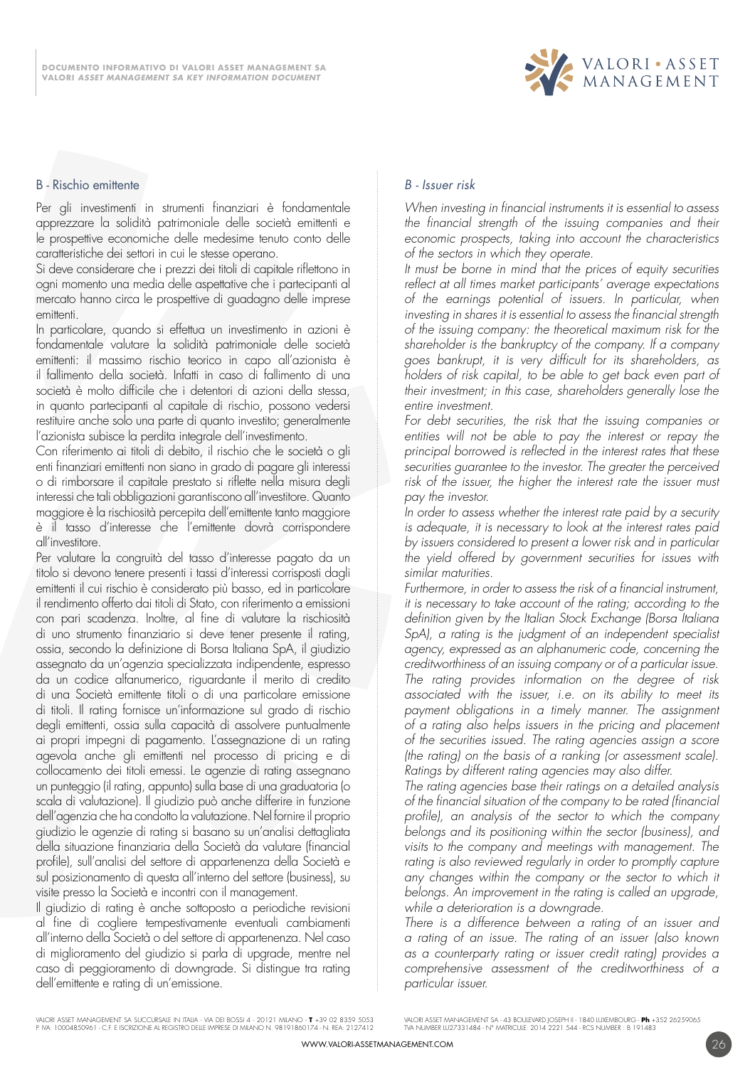## B - Rischio emittente

Per gli investimenti in strumenti finanziari è fondamentale apprezzare la solidità patrimoniale delle società emittenti e le prospettive economiche delle medesime tenuto conto delle caratteristiche dei settori in cui le stesse operano.

Si deve considerare che i prezzi dei titoli di capitale riflettono in ogni momento una media delle aspettative che i partecipanti al mercato hanno circa le prospettive di guadagno delle imprese emittenti.

In particolare, quando si effettua un investimento in azioni è fondamentale valutare la solidità patrimoniale delle società emittenti: il massimo rischio teorico in capo all'azionista è il fallimento della società. Infatti in caso di fallimento di una società è molto difficile che i detentori di azioni della stessa, in quanto partecipanti al capitale di rischio, possono vedersi restituire anche solo una parte di quanto investito; generalmente l'azionista subisce la perdita integrale dell'investimento.

Con riferimento ai titoli di debito, il rischio che le società o gli enti finanziari emittenti non siano in grado di pagare gli interessi o di rimborsare il capitale prestato si riflette nella misura degli interessi che tali obbligazioni garantiscono all'investitore. Quanto maggiore è la rischiosità percepita dell'emittente tanto maggiore è il tasso d'interesse che l'emittente dovrà corrispondere all'investitore.

Per valutare la congruità del tasso d'interesse pagato da un titolo si devono tenere presenti i tassi d'interessi corrisposti dagli emittenti il cui rischio è considerato più basso, ed in particolare il rendimento offerto dai titoli di Stato, con riferimento a emissioni con pari scadenza. Inoltre, al fine di valutare la rischiosità di uno strumento finanziario si deve tener presente il rating, ossia, secondo la definizione di Borsa Italiana SpA, il giudizio assegnato da un'agenzia specializzata indipendente, espresso da un codice alfanumerico, riguardante il merito di credito di una Società emittente titoli o di una particolare emissione di titoli. Il rating fornisce un'informazione sul grado di rischio degli emittenti, ossia sulla capacità di assolvere puntualmente ai propri impegni di pagamento. L'assegnazione di un rating agevola anche gli emittenti nel processo di pricing e di collocamento dei titoli emessi. Le agenzie di rating assegnano un punteggio (il rating, appunto) sulla base di una graduatoria (o scala di valutazione). Il giudizio può anche differire in funzione dell'agenzia che ha condotto la valutazione. Nel fornire il proprio giudizio le agenzie di rating si basano su un'analisi dettagliata della situazione finanziaria della Società da valutare (financial profile), sull'analisi del settore di appartenenza della Società e sul posizionamento di questa all'interno del settore (business), su visite presso la Società e incontri con il management.

Il giudizio di rating è anche sottoposto a periodiche revisioni al fine di cogliere tempestivamente eventuali cambiamenti all'interno della Società o del settore di appartenenza. Nel caso di miglioramento del giudizio si parla di upgrade, mentre nel caso di peggioramento di downgrade. Si distingue tra rating dell'emittente e rating di un'emissione.

## *B - Issuer risk*

*When investing in financial instruments it is essential to assess the financial strength of the issuing companies and their economic prospects, taking into account the characteristics of the sectors in which they operate.*

*It must be borne in mind that the prices of equity securities reflect at all times market participants' average expectations of the earnings potential of issuers. In particular, when investing in shares it is essential to assess the financial strength of the issuing company: the theoretical maximum risk for the shareholder is the bankruptcy of the company. If a company goes bankrupt, it is very difficult for its shareholders, as holders of risk capital, to be able to get back even part of their investment; in this case, shareholders generally lose the entire investment.*

*For debt securities, the risk that the issuing companies or entities will not be able to pay the interest or repay the principal borrowed is reflected in the interest rates that these securities guarantee to the investor. The greater the perceived risk of the issuer, the higher the interest rate the issuer must pay the investor.*

*In order to assess whether the interest rate paid by a security is adequate, it is necessary to look at the interest rates paid by issuers considered to present a lower risk and in particular the yield offered by government securities for issues with similar maturities.*

*Furthermore, in order to assess the risk of a financial instrument, it is necessary to take account of the rating; according to the definition given by the Italian Stock Exchange (Borsa Italiana SpA), a rating is the judgment of an independent specialist agency, expressed as an alphanumeric code, concerning the creditworthiness of an issuing company or of a particular issue. The rating provides information on the degree of risk associated with the issuer, i.e. on its ability to meet its payment obligations in a timely manner. The assignment of a rating also helps issuers in the pricing and placement of the securities issued. The rating agencies assign a score (the rating) on the basis of a ranking (or assessment scale). Ratings by different rating agencies may also differ.*

*The rating agencies base their ratings on a detailed analysis of the financial situation of the company to be rated (financial profile), an analysis of the sector to which the company belongs and its positioning within the sector (business), and visits to the company and meetings with management. The rating is also reviewed regularly in order to promptly capture any changes within the company or the sector to which it belongs. An improvement in the rating is called an upgrade, while a deterioration is a downgrade.*

*There is a difference between a rating of an issuer and a rating of an issue. The rating of an issuer (also known as a counterparty rating or issuer credit rating) provides a comprehensive assessment of the creditworthiness of a particular issuer.*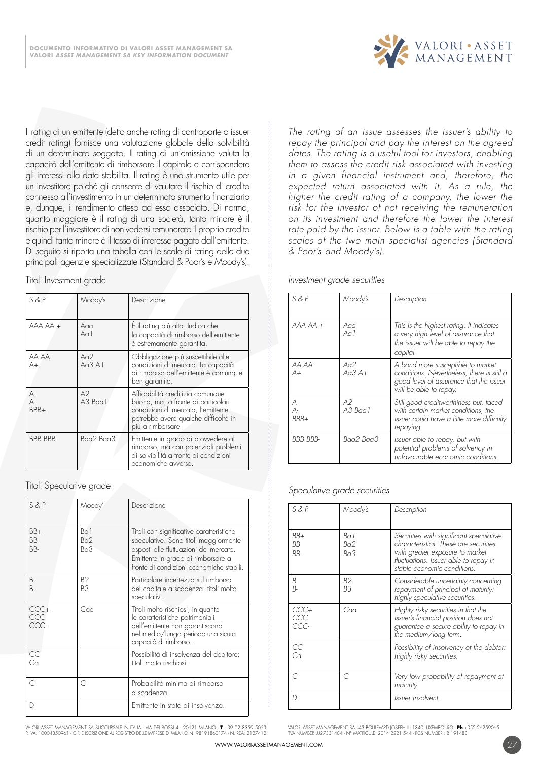Il rating di un emittente (detto anche rating di controparte o issuer credit rating) fornisce una valutazione globale della solvibilità di un determinato soggetto. Il rating di un'emissione valuta la capacità dell'emittente di rimborsare il capitale e corrispondere gli interessi alla data stabilita. Il rating è uno strumento utile per un investitore poiché gli consente di valutare il rischio di credito connesso all'investimento in un determinato strumento finanziario e, dunque, il rendimento atteso ad esso associato. Di norma, quanto maggiore è il rating di una società, tanto minore è il rischio per l'investitore di non vedersi remunerato il proprio credito e quindi tanto minore è il tasso di interesse pagato dall'emittente. Di seguito si riporta una tabella con le scale di rating delle due principali agenzie specializzate (Standard & Poor's e Moody's).

Titoli Investment grade

| S & P | Moody's | Descrizione |
|---|---|---|
| AAA AA + | Aaa Aa1 | È il rating più alto. Indica che la capacità di rimborso dell'emittente è estremamente garantita. |
| AA AA- A+ | Aa2 Aa3 A1 | Obbligazione più suscettibile alle condizioni di mercato. La capacità di rimborso dell'emittente è comunque ben garantita. |
| A A- BBB+ | A2 A3 Baa1 | Affidabilità creditizia comunque buona, ma, a fronte di particolari condizioni di mercato, l'emittente potrebbe avere qualche difficoltà in più a rimborsare. |
| BBB BBB- | Baa2 Baa3 | Emittente in grado di provvedere al rimborso, ma con potenziali problemi di solvibilità a fronte di condizioni economiche avverse. |

Titoli Speculative grade

| S & P | Moody' | Descrizione |
|---|---|---|
| BB+ BB BB- | Ba1 Ba2 Ba3 | Titoli con significative caratteristiche speculative. Sono titoli maggiormente esposti alle fluttuazioni del mercato. Emittente in grado di rimborsare a fronte di condizioni economiche stabili. |
| B B- | B2 B3 | Particolare incertezza sul rimborso del capitale a scadenza: titoli molto speculativi. |
| CCC+ CCC CCC- | Caa | Titoli molto rischiosi, in quanto le caratteristiche patrimoniali dell'emittente non garantiscono nel medio/lungo periodo una sicura capacità di rimborso. |
| CC Ca | | Possibilità di insolvenza del debitore: titoli molto rischiosi. |
| C | C | Probabilità minima di rimborso a scadenza. |
| D | | Emittente in stato di insolvenza. |

VALORI ASSET MANAGEMENT SA SUCCURSALE IN ITALIA - VIA DEI BOSSI 4 - 20121 MILANO - **T** +39 02 8359 5053
P. IVA: 10004850961 - C.F. E ISCRIZIONE AL REGISTRO DELLE IMPRESE DI MILANO N. 98191860174 - N. REA: 2127412

*The rating of an issue assesses the issuer's ability to repay the principal and pay the interest on the agreed dates. The rating is a useful tool for investors, enabling them to assess the credit risk associated with investing in a given financial instrument and, therefore, the expected return associated with it. As a rule, the higher the credit rating of a company, the lower the risk for the investor of not receiving the remuneration on its investment and therefore the lower the interest rate paid by the issuer. Below is a table with the rating scales of the two main specialist agencies (Standard & Poor's and Moody's).*

*Investment grade securities*

| *S & P* | *Moody's* | *Description* |
|---|---|---|
| *AAA AA +* | *Aaa Aa1* | *This is the highest rating. It indicates a very high level of assurance that the issuer will be able to repay the capital.* |
| *AA AA- A+* | *Aa2 Aa3 A1* | *A bond more susceptible to market conditions. Nevertheless, there is still a good level of assurance that the issuer will be able to repay.* |
| *A A- BBB+* | *A2 A3 Baa1* | *Still good creditworthiness but, faced with certain market conditions, the issuer could have a little more difficulty repaying.* |
| *BBB BBB-* | *Baa2 Baa3* | *Issuer able to repay, but with potential problems of solvency in unfavourable economic conditions.* |

*Speculative grade securities*

| *S & P* | *Moody's* | *Description* |
|---|---|---|
| *BB+ BB BB-* | *Ba1 Ba2 Ba3* | *Securities with significant speculative characteristics. These are securities with greater exposure to market fluctuations. Issuer able to repay in stable economic conditions.* |
| *B B-* | *B2 B3* | *Considerable uncertainty concerning repayment of principal at maturity: highly speculative securities.* |
| *CCC+ CCC CCC-* | *Caa* | *Highly risky securities in that the issuer's financial position does not guarantee a secure ability to repay in the medium/long term.* |
| *CC Ca* | | *Possibility of insolvency of the debtor: highly risky securities.* |
| *C* | *C* | *Very low probability of repayment at maturity.* |
| *D* | | *Issuer insolvent.* |

VALORI ASSET MANAGEMENT SA - 43 BOULEVARD JOSEPH II - 1840 LUXEMBOURG - **Ph** +352 26259065
TVA NUMBER LU27331484 - N° MATRICULE: 2014 2221 544 - RCS NUMBER : B 191483

WWW.VALORI-ASSETMANAGEMENT.COM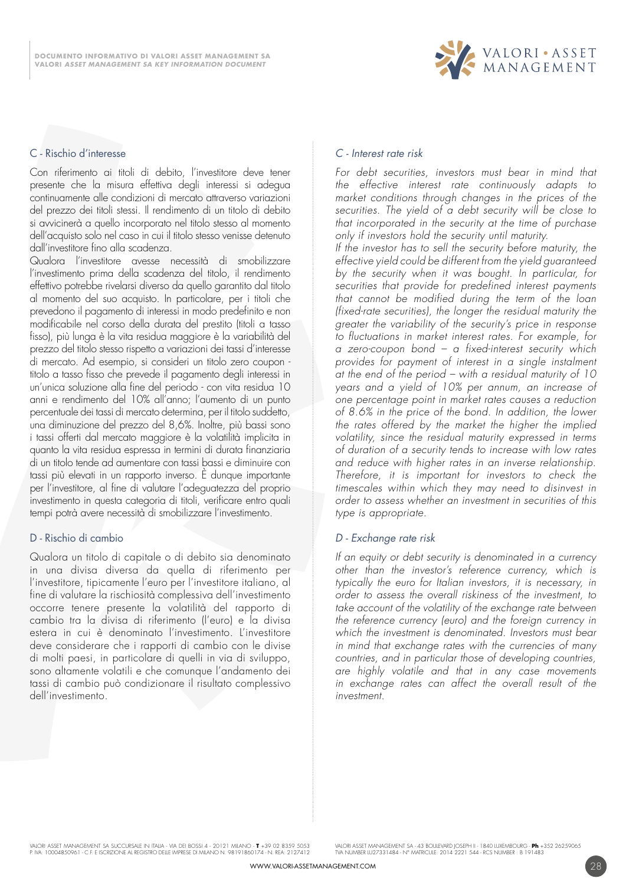## C - Rischio d'interesse

Con riferimento ai titoli di debito, l'investitore deve tener presente che la misura effettiva degli interessi si adegua continuamente alle condizioni di mercato attraverso variazioni del prezzo dei titoli stessi. Il rendimento di un titolo di debito si avvicinerà a quello incorporato nel titolo stesso al momento dell'acquisto solo nel caso in cui il titolo stesso venisse detenuto dall'investitore fino alla scadenza.

Qualora l'investitore avesse necessità di smobilizzare l'investimento prima della scadenza del titolo, il rendimento effettivo potrebbe rivelarsi diverso da quello garantito dal titolo al momento del suo acquisto. In particolare, per i titoli che prevedono il pagamento di interessi in modo predefinito e non modificabile nel corso della durata del prestito (titoli a tasso fisso), più lunga è la vita residua maggiore è la variabilità del prezzo del titolo stesso rispetto a variazioni dei tassi d'interesse di mercato. Ad esempio, si consideri un titolo zero coupon - titolo a tasso fisso che prevede il pagamento degli interessi in un'unica soluzione alla fine del periodo - con vita residua 10 anni e rendimento del 10% all'anno; l'aumento di un punto percentuale dei tassi di mercato determina, per il titolo suddetto, una diminuzione del prezzo del 8,6%. Inoltre, più bassi sono i tassi offerti dal mercato maggiore è la volatilità implicita in quanto la vita residua espressa in termini di durata finanziaria di un titolo tende ad aumentare con tassi bassi e diminuire con tassi più elevati in un rapporto inverso. È dunque importante per l'investitore, al fine di valutare l'adeguatezza del proprio investimento in questa categoria di titoli, verificare entro quali tempi potrà avere necessità di smobilizzare l'investimento.

## D - Rischio di cambio

Qualora un titolo di capitale o di debito sia denominato in una divisa diversa da quella di riferimento per l'investitore, tipicamente l'euro per l'investitore italiano, al fine di valutare la rischiosità complessiva dell'investimento occorre tenere presente la volatilità del rapporto di cambio tra la divisa di riferimento (l'euro) e la divisa estera in cui è denominato l'investimento. L'investitore deve considerare che i rapporti di cambio con le divise di molti paesi, in particolare di quelli in via di sviluppo, sono altamente volatili e che comunque l'andamento dei tassi di cambio può condizionare il risultato complessivo dell'investimento.

## *C - Interest rate risk*

*For debt securities, investors must bear in mind that the effective interest rate continuously adapts to market conditions through changes in the prices of the securities. The yield of a debt security will be close to that incorporated in the security at the time of purchase only if investors hold the security until maturity.*

*If the investor has to sell the security before maturity, the effective yield could be different from the yield guaranteed by the security when it was bought. In particular, for securities that provide for predefined interest payments that cannot be modified during the term of the loan (fixed-rate securities), the longer the residual maturity the greater the variability of the security's price in response to fluctuations in market interest rates. For example, for a zero-coupon bond – a fixed-interest security which provides for payment of interest in a single instalment at the end of the period – with a residual maturity of 10 years and a yield of 10% per annum, an increase of one percentage point in market rates causes a reduction of 8.6% in the price of the bond. In addition, the lower the rates offered by the market the higher the implied volatility, since the residual maturity expressed in terms of duration of a security tends to increase with low rates and reduce with higher rates in an inverse relationship. Therefore, it is important for investors to check the timescales within which they may need to disinvest in order to assess whether an investment in securities of this type is appropriate.*

## *D - Exchange rate risk*

*If an equity or debt security is denominated in a currency other than the investor's reference currency, which is typically the euro for Italian investors, it is necessary, in order to assess the overall riskiness of the investment, to take account of the volatility of the exchange rate between the reference currency (euro) and the foreign currency in which the investment is denominated. Investors must bear in mind that exchange rates with the currencies of many countries, and in particular those of developing countries, are highly volatile and that in any case movements in exchange rates can affect the overall result of the investment.*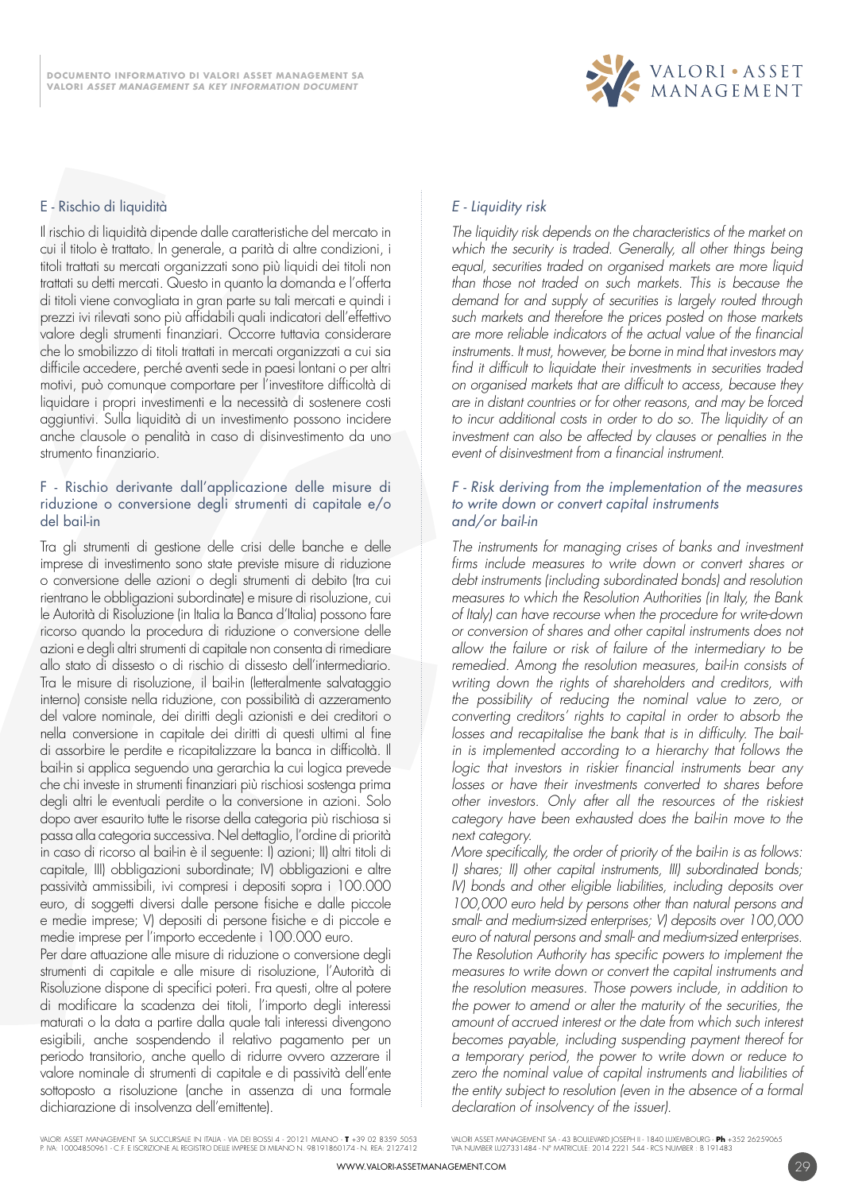## E - Rischio di liquidità

Il rischio di liquidità dipende dalle caratteristiche del mercato in cui il titolo è trattato. In generale, a parità di altre condizioni, i titoli trattati su mercati organizzati sono più liquidi dei titoli non trattati su detti mercati. Questo in quanto la domanda e l'offerta di titoli viene convogliata in gran parte su tali mercati e quindi i prezzi ivi rilevati sono più affidabili quali indicatori dell'effettivo valore degli strumenti finanziari. Occorre tuttavia considerare che lo smobilizzo di titoli trattati in mercati organizzati a cui sia difficile accedere, perché aventi sede in paesi lontani o per altri motivi, può comunque comportare per l'investitore difficoltà di liquidare i propri investimenti e la necessità di sostenere costi aggiuntivi. Sulla liquidità di un investimento possono incidere anche clausole o penalità in caso di disinvestimento da uno strumento finanziario.

## F - Rischio derivante dall'applicazione delle misure di riduzione o conversione degli strumenti di capitale e/o del bail-in

Tra gli strumenti di gestione delle crisi delle banche e delle imprese di investimento sono state previste misure di riduzione o conversione delle azioni o degli strumenti di debito (tra cui rientrano le obbligazioni subordinate) e misure di risoluzione, cui le Autorità di Risoluzione (in Italia la Banca d'Italia) possono fare ricorso quando la procedura di riduzione o conversione delle azioni e degli altri strumenti di capitale non consenta di rimediare allo stato di dissesto o di rischio di dissesto dell'intermediario. Tra le misure di risoluzione, il bail-in (letteralmente salvataggio interno) consiste nella riduzione, con possibilità di azzeramento del valore nominale, dei diritti degli azionisti e dei creditori o nella conversione in capitale dei diritti di questi ultimi al fine di assorbire le perdite e ricapitalizzare la banca in difficoltà. Il bail-in si applica seguendo una gerarchia la cui logica prevede che chi investe in strumenti finanziari più rischiosi sostenga prima degli altri le eventuali perdite o la conversione in azioni. Solo dopo aver esaurito tutte le risorse della categoria più rischiosa si passa alla categoria successiva. Nel dettaglio, l'ordine di priorità in caso di ricorso al bail-in è il seguente: I) azioni; II) altri titoli di capitale, III) obbligazioni subordinate; IV) obbligazioni e altre passività ammissibili, ivi compresi i depositi sopra i 100.000 euro, di soggetti diversi dalle persone fisiche e dalle piccole e medie imprese; V) depositi di persone fisiche e di piccole e medie imprese per l'importo eccedente i 100.000 euro.

Per dare attuazione alle misure di riduzione o conversione degli strumenti di capitale e alle misure di risoluzione, l'Autorità di Risoluzione dispone di specifici poteri. Fra questi, oltre al potere di modificare la scadenza dei titoli, l'importo degli interessi maturati o la data a partire dalla quale tali interessi divengono esigibili, anche sospendendo il relativo pagamento per un periodo transitorio, anche quello di ridurre ovvero azzerare il valore nominale di strumenti di capitale e di passività dell'ente sottoposto a risoluzione (anche in assenza di una formale dichiarazione di insolvenza dell'emittente).

## *E - Liquidity risk*

*The liquidity risk depends on the characteristics of the market on which the security is traded. Generally, all other things being equal, securities traded on organised markets are more liquid than those not traded on such markets. This is because the demand for and supply of securities is largely routed through such markets and therefore the prices posted on those markets are more reliable indicators of the actual value of the financial instruments. It must, however, be borne in mind that investors may find it difficult to liquidate their investments in securities traded on organised markets that are difficult to access, because they are in distant countries or for other reasons, and may be forced to incur additional costs in order to do so. The liquidity of an investment can also be affected by clauses or penalties in the event of disinvestment from a financial instrument.*

## *F - Risk deriving from the implementation of the measures to write down or convert capital instruments and/or bail-in*

*The instruments for managing crises of banks and investment firms include measures to write down or convert shares or debt instruments (including subordinated bonds) and resolution measures to which the Resolution Authorities (in Italy, the Bank of Italy) can have recourse when the procedure for write-down or conversion of shares and other capital instruments does not allow the failure or risk of failure of the intermediary to be remedied. Among the resolution measures, bail-in consists of writing down the rights of shareholders and creditors, with the possibility of reducing the nominal value to zero, or converting creditors' rights to capital in order to absorb the losses and recapitalise the bank that is in difficulty. The bail-in is implemented according to a hierarchy that follows the logic that investors in riskier financial instruments bear any losses or have their investments converted to shares before other investors. Only after all the resources of the riskiest category have been exhausted does the bail-in move to the next category.*

*More specifically, the order of priority of the bail-in is as follows: I) shares; II) other capital instruments, III) subordinated bonds; IV) bonds and other eligible liabilities, including deposits over 100,000 euro held by persons other than natural persons and small- and medium-sized enterprises; V) deposits over 100,000 euro of natural persons and small- and medium-sized enterprises.*

*The Resolution Authority has specific powers to implement the measures to write down or convert the capital instruments and the resolution measures. Those powers include, in addition to the power to amend or alter the maturity of the securities, the amount of accrued interest or the date from which such interest becomes payable, including suspending payment thereof for a temporary period, the power to write down or reduce to zero the nominal value of capital instruments and liabilities of the entity subject to resolution (even in the absence of a formal declaration of insolvency of the issuer).*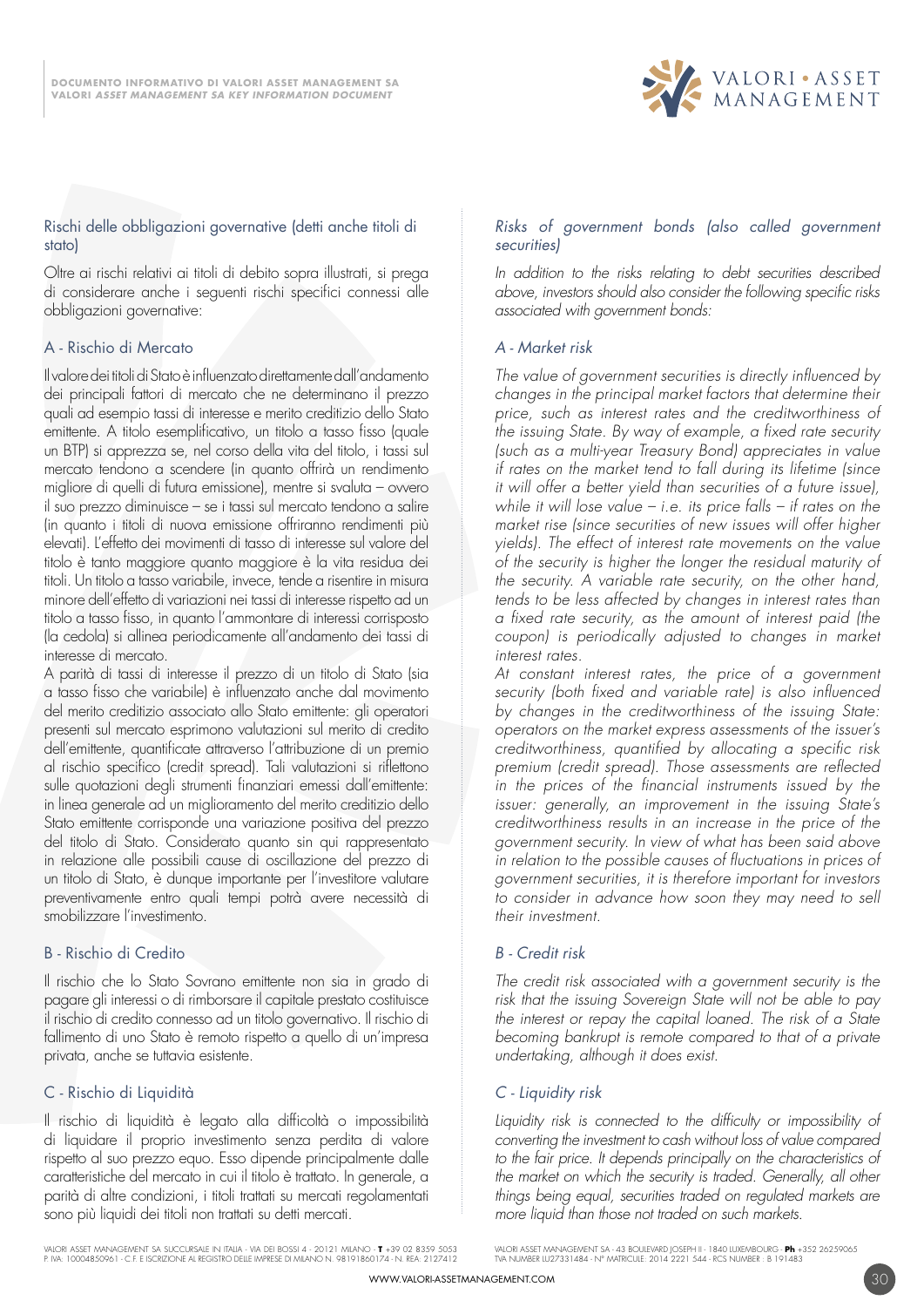## Rischi delle obbligazioni governative (detti anche titoli di stato)

Oltre ai rischi relativi ai titoli di debito sopra illustrati, si prega di considerare anche i seguenti rischi specifici connessi alle obbligazioni governative:

### A - Rischio di Mercato

Il valore dei titoli di Stato è influenzato direttamente dall'andamento dei principali fattori di mercato che ne determinano il prezzo quali ad esempio tassi di interesse e merito creditizio dello Stato emittente. A titolo esemplificativo, un titolo a tasso fisso (quale un BTP) si apprezza se, nel corso della vita del titolo, i tassi sul mercato tendono a scendere (in quanto offrirà un rendimento migliore di quelli di futura emissione), mentre si svaluta – ovvero il suo prezzo diminuisce – se i tassi sul mercato tendono a salire (in quanto i titoli di nuova emissione offriranno rendimenti più elevati). L'effetto dei movimenti di tasso di interesse sul valore del titolo è tanto maggiore quanto maggiore è la vita residua dei titoli. Un titolo a tasso variabile, invece, tende a risentire in misura minore dell'effetto di variazioni nei tassi di interesse rispetto ad un titolo a tasso fisso, in quanto l'ammontare di interessi corrisposto (la cedola) si allinea periodicamente all'andamento dei tassi di interesse di mercato.

A parità di tassi di interesse il prezzo di un titolo di Stato (sia a tasso fisso che variabile) è influenzato anche dal movimento del merito creditizio associato allo Stato emittente: gli operatori presenti sul mercato esprimono valutazioni sul merito di credito dell'emittente, quantificate attraverso l'attribuzione di un premio al rischio specifico (credit spread). Tali valutazioni si riflettono sulle quotazioni degli strumenti finanziari emessi dall'emittente: in linea generale ad un miglioramento del merito creditizio dello Stato emittente corrisponde una variazione positiva del prezzo del titolo di Stato. Considerato quanto sin qui rappresentato in relazione alle possibili cause di oscillazione del prezzo di un titolo di Stato, è dunque importante per l'investitore valutare preventivamente entro quali tempi potrà avere necessità di smobilizzare l'investimento.

### B - Rischio di Credito

Il rischio che lo Stato Sovrano emittente non sia in grado di pagare gli interessi o di rimborsare il capitale prestato costituisce il rischio di credito connesso ad un titolo governativo. Il rischio di fallimento di uno Stato è remoto rispetto a quello di un'impresa privata, anche se tuttavia esistente.

### C - Rischio di Liquidità

Il rischio di liquidità è legato alla difficoltà o impossibilità di liquidare il proprio investimento senza perdita di valore rispetto al suo prezzo equo. Esso dipende principalmente dalle caratteristiche del mercato in cui il titolo è trattato. In generale, a parità di altre condizioni, i titoli trattati su mercati regolamentati sono più liquidi dei titoli non trattati su detti mercati.

## *Risks of government bonds (also called government securities)*

*In addition to the risks relating to debt securities described above, investors should also consider the following specific risks associated with government bonds:*

### *A - Market risk*

*The value of government securities is directly influenced by changes in the principal market factors that determine their price, such as interest rates and the creditworthiness of the issuing State. By way of example, a fixed rate security (such as a multi-year Treasury Bond) appreciates in value if rates on the market tend to fall during its lifetime (since it will offer a better yield than securities of a future issue), while it will lose value – i.e. its price falls – if rates on the market rise (since securities of new issues will offer higher yields). The effect of interest rate movements on the value of the security is higher the longer the residual maturity of the security. A variable rate security, on the other hand, tends to be less affected by changes in interest rates than a fixed rate security, as the amount of interest paid (the coupon) is periodically adjusted to changes in market interest rates.*

*At constant interest rates, the price of a government security (both fixed and variable rate) is also influenced by changes in the creditworthiness of the issuing State: operators on the market express assessments of the issuer's creditworthiness, quantified by allocating a specific risk premium (credit spread). Those assessments are reflected in the prices of the financial instruments issued by the issuer: generally, an improvement in the issuing State's creditworthiness results in an increase in the price of the government security. In view of what has been said above in relation to the possible causes of fluctuations in prices of government securities, it is therefore important for investors to consider in advance how soon they may need to sell their investment.*

### *B - Credit risk*

*The credit risk associated with a government security is the risk that the issuing Sovereign State will not be able to pay the interest or repay the capital loaned. The risk of a State becoming bankrupt is remote compared to that of a private undertaking, although it does exist.*

### *C - Liquidity risk*

*Liquidity risk is connected to the difficulty or impossibility of converting the investment to cash without loss of value compared to the fair price. It depends principally on the characteristics of the market on which the security is traded. Generally, all other things being equal, securities traded on regulated markets are more liquid than those not traded on such markets.*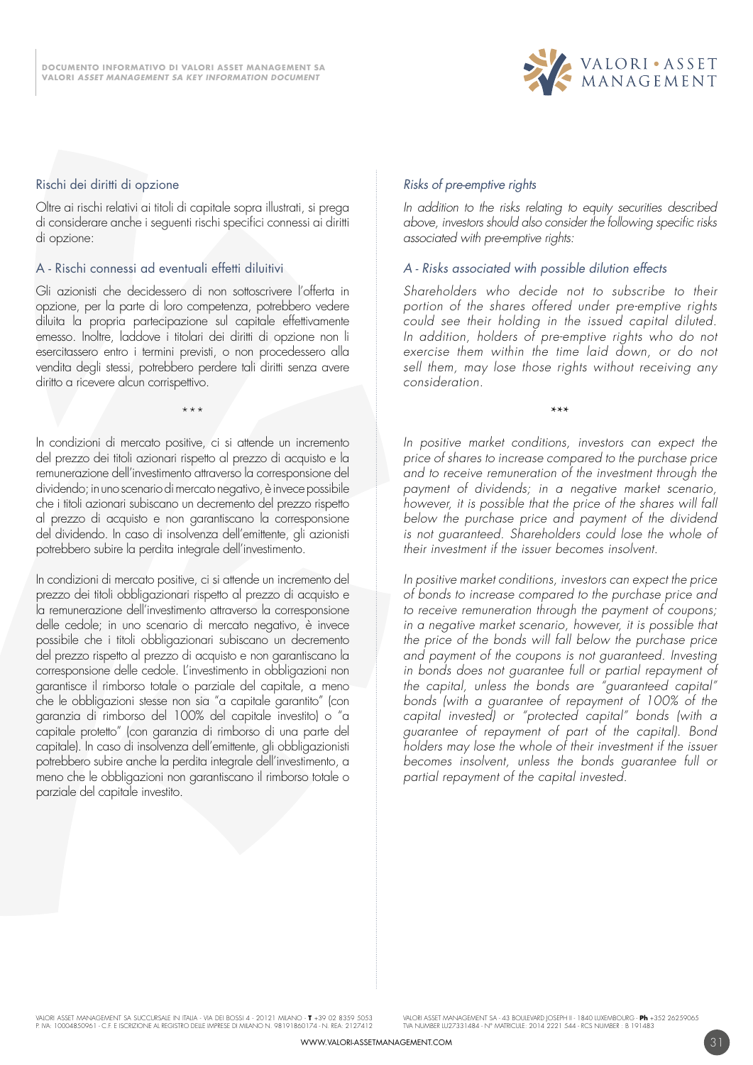## Rischi dei diritti di opzione

Oltre ai rischi relativi ai titoli di capitale sopra illustrati, si prega di considerare anche i seguenti rischi specifici connessi ai diritti di opzione:

### A - Rischi connessi ad eventuali effetti diluitivi

Gli azionisti che decidessero di non sottoscrivere l'offerta in opzione, per la parte di loro competenza, potrebbero vedere diluita la propria partecipazione sul capitale effettivamente emesso. Inoltre, laddove i titolari dei diritti di opzione non li esercitassero entro i termini previsti, o non procedessero alla vendita degli stessi, potrebbero perdere tali diritti senza avere diritto a ricevere alcun corrispettivo.

\* \* \*

In condizioni di mercato positive, ci si attende un incremento del prezzo dei titoli azionari rispetto al prezzo di acquisto e la remunerazione dell'investimento attraverso la corresponsione del dividendo; in uno scenario di mercato negativo, è invece possibile che i titoli azionari subiscano un decremento del prezzo rispetto al prezzo di acquisto e non garantiscano la corresponsione del dividendo. In caso di insolvenza dell'emittente, gli azionisti potrebbero subire la perdita integrale dell'investimento.

In condizioni di mercato positive, ci si attende un incremento del prezzo dei titoli obbligazionari rispetto al prezzo di acquisto e la remunerazione dell'investimento attraverso la corresponsione delle cedole; in uno scenario di mercato negativo, è invece possibile che i titoli obbligazionari subiscano un decremento del prezzo rispetto al prezzo di acquisto e non garantiscano la corresponsione delle cedole. L'investimento in obbligazioni non garantisce il rimborso totale o parziale del capitale, a meno che le obbligazioni stesse non sia "a capitale garantito" (con garanzia di rimborso del 100% del capitale investito) o "a capitale protetto" (con garanzia di rimborso di una parte del capitale). In caso di insolvenza dell'emittente, gli obbligazionisti potrebbero subire anche la perdita integrale dell'investimento, a meno che le obbligazioni non garantiscano il rimborso totale o parziale del capitale investito.

## *Risks of pre-emptive rights*

*In addition to the risks relating to equity securities described above, investors should also consider the following specific risks associated with pre-emptive rights:*

### *A - Risks associated with possible dilution effects*

*Shareholders who decide not to subscribe to their portion of the shares offered under pre-emptive rights could see their holding in the issued capital diluted. In addition, holders of pre-emptive rights who do not exercise them within the time laid down, or do not sell them, may lose those rights without receiving any consideration.*

\*\*\*

*In positive market conditions, investors can expect the price of shares to increase compared to the purchase price and to receive remuneration of the investment through the payment of dividends; in a negative market scenario, however, it is possible that the price of the shares will fall below the purchase price and payment of the dividend is not guaranteed. Shareholders could lose the whole of their investment if the issuer becomes insolvent.*

*In positive market conditions, investors can expect the price of bonds to increase compared to the purchase price and to receive remuneration through the payment of coupons; in a negative market scenario, however, it is possible that the price of the bonds will fall below the purchase price and payment of the coupons is not guaranteed. Investing in bonds does not guarantee full or partial repayment of the capital, unless the bonds are "guaranteed capital" bonds (with a guarantee of repayment of 100% of the capital invested) or "protected capital" bonds (with a guarantee of repayment of part of the capital). Bond holders may lose the whole of their investment if the issuer becomes insolvent, unless the bonds guarantee full or partial repayment of the capital invested.*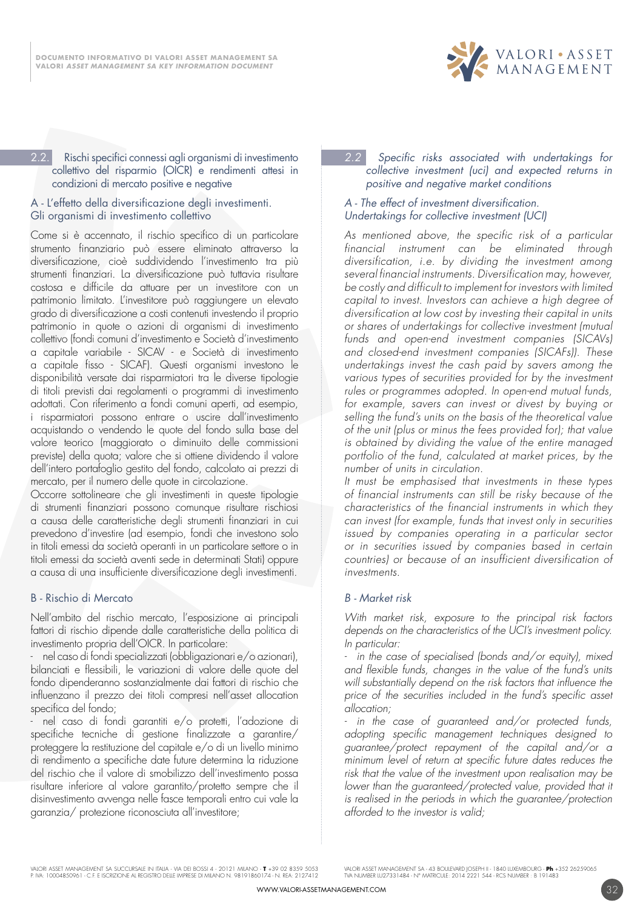## 2.2. Rischi specifici connessi agli organismi di investimento collettivo del risparmio (OICR) e rendimenti attesi in condizioni di mercato positive e negative

### A - L'effetto della diversificazione degli investimenti. Gli organismi di investimento collettivo

Come si è accennato, il rischio specifico di un particolare strumento finanziario può essere eliminato attraverso la diversificazione, cioè suddividendo l'investimento tra più strumenti finanziari. La diversificazione può tuttavia risultare costosa e difficile da attuare per un investitore con un patrimonio limitato. L'investitore può raggiungere un elevato grado di diversificazione a costi contenuti investendo il proprio patrimonio in quote o azioni di organismi di investimento collettivo (fondi comuni d'investimento e Società d'investimento a capitale variabile - SICAV - e Società di investimento a capitale fisso - SICAF). Questi organismi investono le disponibilità versate dai risparmiatori tra le diverse tipologie di titoli previsti dai regolamenti o programmi di investimento adottati. Con riferimento a fondi comuni aperti, ad esempio, i risparmiatori possono entrare o uscire dall'investimento acquistando o vendendo le quote del fondo sulla base del valore teorico (maggiorato o diminuito delle commissioni previste) della quota; valore che si ottiene dividendo il valore dell'intero portafoglio gestito del fondo, calcolato ai prezzi di mercato, per il numero delle quote in circolazione.

Occorre sottolineare che gli investimenti in queste tipologie di strumenti finanziari possono comunque risultare rischiosi a causa delle caratteristiche degli strumenti finanziari in cui prevedono d'investire (ad esempio, fondi che investono solo in titoli emessi da società operanti in un particolare settore o in titoli emessi da società aventi sede in determinati Stati) oppure a causa di una insufficiente diversificazione degli investimenti.

### B - Rischio di Mercato

Nell'ambito del rischio mercato, l'esposizione ai principali fattori di rischio dipende dalle caratteristiche della politica di investimento propria dell'OICR. In particolare:

- nel caso di fondi specializzati (obbligazionari e/o azionari), bilanciati e flessibili, le variazioni di valore delle quote del fondo dipenderanno sostanzialmente dai fattori di rischio che influenzano il prezzo dei titoli compresi nell'asset allocation specifica del fondo;
- nel caso di fondi garantiti e/o protetti, l'adozione di specifiche tecniche di gestione finalizzate a garantire/proteggere la restituzione del capitale e/o di un livello minimo di rendimento a specifiche date future determina la riduzione del rischio che il valore di smobilizzo dell'investimento possa risultare inferiore al valore garantito/protetto sempre che il disinvestimento avvenga nelle fasce temporali entro cui vale la garanzia/ protezione riconosciuta all'investitore;

## *2.2 Specific risks associated with undertakings for collective investment (uci) and expected returns in positive and negative market conditions*

### *A - The effect of investment diversification. Undertakings for collective investment (UCI)*

*As mentioned above, the specific risk of a particular financial instrument can be eliminated through diversification, i.e. by dividing the investment among several financial instruments. Diversification may, however, be costly and difficult to implement for investors with limited capital to invest. Investors can achieve a high degree of diversification at low cost by investing their capital in units or shares of undertakings for collective investment (mutual funds and open-end investment companies (SICAVs) and closed-end investment companies (SICAFs)). These undertakings invest the cash paid by savers among the various types of securities provided for by the investment rules or programmes adopted. In open-end mutual funds, for example, savers can invest or divest by buying or selling the fund's units on the basis of the theoretical value of the unit (plus or minus the fees provided for); that value is obtained by dividing the value of the entire managed portfolio of the fund, calculated at market prices, by the number of units in circulation.*

*It must be emphasised that investments in these types of financial instruments can still be risky because of the characteristics of the financial instruments in which they can invest (for example, funds that invest only in securities issued by companies operating in a particular sector or in securities issued by companies based in certain countries) or because of an insufficient diversification of investments.*

### *B - Market risk*

*With market risk, exposure to the principal risk factors depends on the characteristics of the UCI's investment policy. In particular:*

- *in the case of specialised (bonds and/or equity), mixed and flexible funds, changes in the value of the fund's units will substantially depend on the risk factors that influence the price of the securities included in the fund's specific asset allocation;*
- *in the case of guaranteed and/or protected funds, adopting specific management techniques designed to guarantee/protect repayment of the capital and/or a minimum level of return at specific future dates reduces the risk that the value of the investment upon realisation may be lower than the guaranteed/protected value, provided that it is realised in the periods in which the guarantee/protection afforded to the investor is valid;*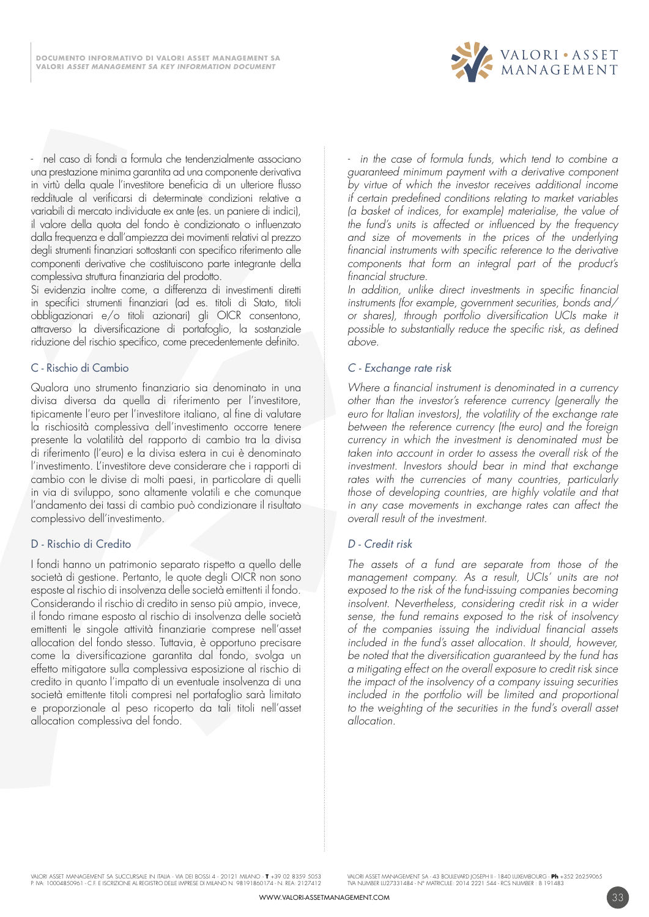- nel caso di fondi a formula che tendenzialmente associano una prestazione minima garantita ad una componente derivativa in virtù della quale l'investitore beneficia di un ulteriore flusso reddituale al verificarsi di determinate condizioni relative a variabili di mercato individuate ex ante (es. un paniere di indici), il valore della quota del fondo è condizionato o influenzato dalla frequenza e dall'ampiezza dei movimenti relativi al prezzo degli strumenti finanziari sottostanti con specifico riferimento alle componenti derivative che costituiscono parte integrante della complessiva struttura finanziaria del prodotto.

Si evidenzia inoltre come, a differenza di investimenti diretti in specifici strumenti finanziari (ad es. titoli di Stato, titoli obbligazionari e/o titoli azionari) gli OICR consentono, attraverso la diversificazione di portafoglio, la sostanziale riduzione del rischio specifico, come precedentemente definito.

## C - Rischio di Cambio

Qualora uno strumento finanziario sia denominato in una divisa diversa da quella di riferimento per l'investitore, tipicamente l'euro per l'investitore italiano, al fine di valutare la rischiosità complessiva dell'investimento occorre tenere presente la volatilità del rapporto di cambio tra la divisa di riferimento (l'euro) e la divisa estera in cui è denominato l'investimento. L'investitore deve considerare che i rapporti di cambio con le divise di molti paesi, in particolare di quelli in via di sviluppo, sono altamente volatili e che comunque l'andamento dei tassi di cambio può condizionare il risultato complessivo dell'investimento.

## D - Rischio di Credito

I fondi hanno un patrimonio separato rispetto a quello delle società di gestione. Pertanto, le quote degli OICR non sono esposte al rischio di insolvenza delle società emittenti il fondo. Considerando il rischio di credito in senso più ampio, invece, il fondo rimane esposto al rischio di insolvenza delle società emittenti le singole attività finanziarie comprese nell'asset allocation del fondo stesso. Tuttavia, è opportuno precisare come la diversificazione garantita dal fondo, svolga un effetto mitigatore sulla complessiva esposizione al rischio di credito in quanto l'impatto di un eventuale insolvenza di una società emittente titoli compresi nel portafoglio sarà limitato e proporzionale al peso ricoperto da tali titoli nell'asset allocation complessiva del fondo.

*- in the case of formula funds, which tend to combine a guaranteed minimum payment with a derivative component by virtue of which the investor receives additional income if certain predefined conditions relating to market variables (a basket of indices, for example) materialise, the value of the fund's units is affected or influenced by the frequency and size of movements in the prices of the underlying financial instruments with specific reference to the derivative components that form an integral part of the product's financial structure.*

*In addition, unlike direct investments in specific financial instruments (for example, government securities, bonds and/or shares), through portfolio diversification UCIs make it possible to substantially reduce the specific risk, as defined above.*

## *C - Exchange rate risk*

*Where a financial instrument is denominated in a currency other than the investor's reference currency (generally the euro for Italian investors), the volatility of the exchange rate between the reference currency (the euro) and the foreign currency in which the investment is denominated must be taken into account in order to assess the overall risk of the investment. Investors should bear in mind that exchange rates with the currencies of many countries, particularly those of developing countries, are highly volatile and that in any case movements in exchange rates can affect the overall result of the investment.*

## *D - Credit risk*

*The assets of a fund are separate from those of the management company. As a result, UCIs' units are not exposed to the risk of the fund-issuing companies becoming insolvent. Nevertheless, considering credit risk in a wider sense, the fund remains exposed to the risk of insolvency of the companies issuing the individual financial assets included in the fund's asset allocation. It should, however, be noted that the diversification guaranteed by the fund has a mitigating effect on the overall exposure to credit risk since the impact of the insolvency of a company issuing securities included in the portfolio will be limited and proportional to the weighting of the securities in the fund's overall asset allocation.*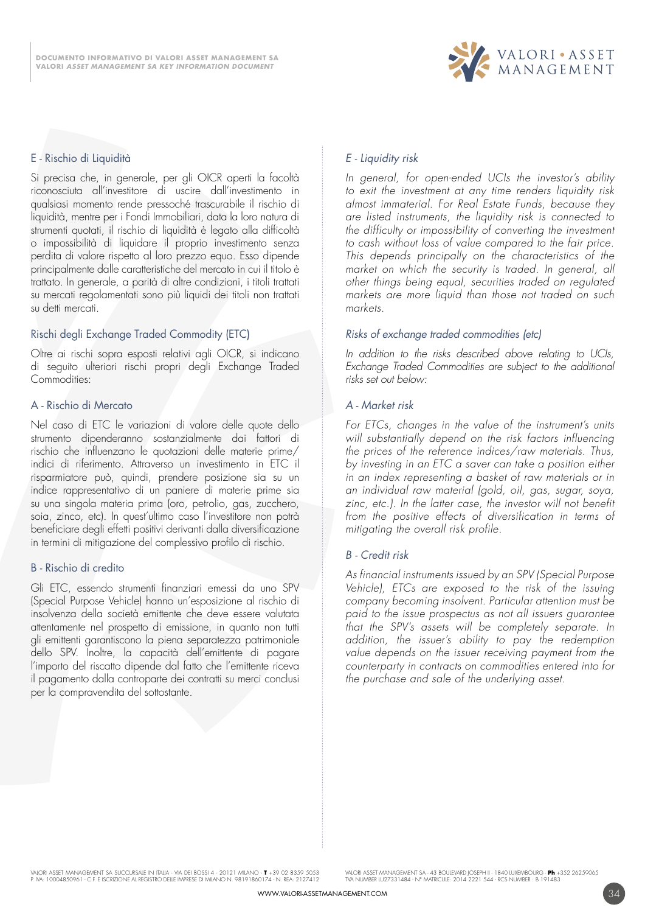## E - Rischio di Liquidità

Si precisa che, in generale, per gli OICR aperti la facoltà riconosciuta all'investitore di uscire dall'investimento in qualsiasi momento rende pressoché trascurabile il rischio di liquidità, mentre per i Fondi Immobiliari, data la loro natura di strumenti quotati, il rischio di liquidità è legato alla difficoltà o impossibilità di liquidare il proprio investimento senza perdita di valore rispetto al loro prezzo equo. Esso dipende principalmente dalle caratteristiche del mercato in cui il titolo è trattato. In generale, a parità di altre condizioni, i titoli trattati su mercati regolamentati sono più liquidi dei titoli non trattati su detti mercati.

## Rischi degli Exchange Traded Commodity (ETC)

Oltre ai rischi sopra esposti relativi agli OICR, si indicano di seguito ulteriori rischi propri degli Exchange Traded Commodities:

## A - Rischio di Mercato

Nel caso di ETC le variazioni di valore delle quote dello strumento dipenderanno sostanzialmente dai fattori di rischio che influenzano le quotazioni delle materie prime/indici di riferimento. Attraverso un investimento in ETC il risparmiatore può, quindi, prendere posizione sia su un indice rappresentativo di un paniere di materie prime sia su una singola materia prima (oro, petrolio, gas, zucchero, soia, zinco, etc). In quest'ultimo caso l'investitore non potrà beneficiare degli effetti positivi derivanti dalla diversificazione in termini di mitigazione del complessivo profilo di rischio.

## B - Rischio di credito

Gli ETC, essendo strumenti finanziari emessi da uno SPV (Special Purpose Vehicle) hanno un'esposizione al rischio di insolvenza della società emittente che deve essere valutata attentamente nel prospetto di emissione, in quanto non tutti gli emittenti garantiscono la piena separatezza patrimoniale dello SPV. Inoltre, la capacità dell'emittente di pagare l'importo del riscatto dipende dal fatto che l'emittente riceva il pagamento dalla controparte dei contratti su merci conclusi per la compravendita del sottostante.

## *E - Liquidity risk*

*In general, for open-ended UCIs the investor's ability to exit the investment at any time renders liquidity risk almost immaterial. For Real Estate Funds, because they are listed instruments, the liquidity risk is connected to the difficulty or impossibility of converting the investment to cash without loss of value compared to the fair price. This depends principally on the characteristics of the market on which the security is traded. In general, all other things being equal, securities traded on regulated markets are more liquid than those not traded on such markets.*

## *Risks of exchange traded commodities (etc)*

*In addition to the risks described above relating to UCIs, Exchange Traded Commodities are subject to the additional risks set out below:*

## *A - Market risk*

*For ETCs, changes in the value of the instrument's units will substantially depend on the risk factors influencing the prices of the reference indices/raw materials. Thus, by investing in an ETC a saver can take a position either in an index representing a basket of raw materials or in an individual raw material (gold, oil, gas, sugar, soya, zinc, etc.). In the latter case, the investor will not benefit from the positive effects of diversification in terms of mitigating the overall risk profile.*

## *B - Credit risk*

*As financial instruments issued by an SPV (Special Purpose Vehicle), ETCs are exposed to the risk of the issuing company becoming insolvent. Particular attention must be paid to the issue prospectus as not all issuers guarantee that the SPV's assets will be completely separate. In addition, the issuer's ability to pay the redemption value depends on the issuer receiving payment from the counterparty in contracts on commodities entered into for the purchase and sale of the underlying asset.*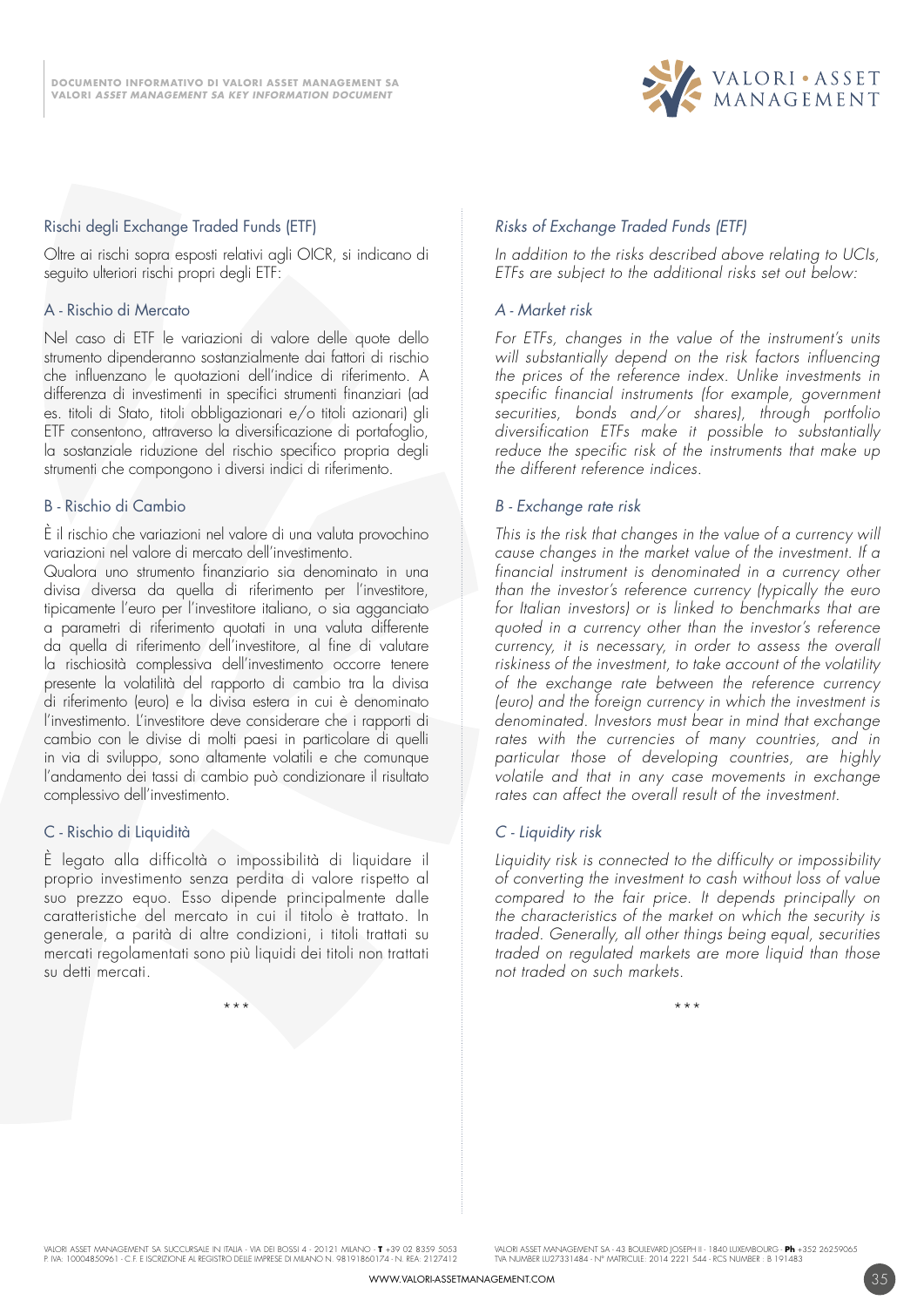## Rischi degli Exchange Traded Funds (ETF)

Oltre ai rischi sopra esposti relativi agli OICR, si indicano di seguito ulteriori rischi propri degli ETF:

### A - Rischio di Mercato

Nel caso di ETF le variazioni di valore delle quote dello strumento dipenderanno sostanzialmente dai fattori di rischio che influenzano le quotazioni dell'indice di riferimento. A differenza di investimenti in specifici strumenti finanziari (ad es. titoli di Stato, titoli obbligazionari e/o titoli azionari) gli ETF consentono, attraverso la diversificazione di portafoglio, la sostanziale riduzione del rischio specifico propria degli strumenti che compongono i diversi indici di riferimento.

### B - Rischio di Cambio

È il rischio che variazioni nel valore di una valuta provochino variazioni nel valore di mercato dell'investimento.
Qualora uno strumento finanziario sia denominato in una divisa diversa da quella di riferimento per l'investitore, tipicamente l'euro per l'investitore italiano, o sia agganciato a parametri di riferimento quotati in una valuta differente da quella di riferimento dell'investitore, al fine di valutare la rischiosità complessiva dell'investimento occorre tenere presente la volatilità del rapporto di cambio tra la divisa di riferimento (euro) e la divisa estera in cui è denominato l'investimento. L'investitore deve considerare che i rapporti di cambio con le divise di molti paesi in particolare di quelli in via di sviluppo, sono altamente volatili e che comunque l'andamento dei tassi di cambio può condizionare il risultato complessivo dell'investimento.

### C - Rischio di Liquidità

È legato alla difficoltà o impossibilità di liquidare il proprio investimento senza perdita di valore rispetto al suo prezzo equo. Esso dipende principalmente dalle caratteristiche del mercato in cui il titolo è trattato. In generale, a parità di altre condizioni, i titoli trattati su mercati regolamentati sono più liquidi dei titoli non trattati su detti mercati.

\* \* \*

## *Risks of Exchange Traded Funds (ETF)*

*In addition to the risks described above relating to UCIs, ETFs are subject to the additional risks set out below:*

### *A - Market risk*

*For ETFs, changes in the value of the instrument's units will substantially depend on the risk factors influencing the prices of the reference index. Unlike investments in specific financial instruments (for example, government securities, bonds and/or shares), through portfolio diversification ETFs make it possible to substantially reduce the specific risk of the instruments that make up the different reference indices.*

### *B - Exchange rate risk*

*This is the risk that changes in the value of a currency will cause changes in the market value of the investment. If a financial instrument is denominated in a currency other than the investor's reference currency (typically the euro for Italian investors) or is linked to benchmarks that are quoted in a currency other than the investor's reference currency, it is necessary, in order to assess the overall riskiness of the investment, to take account of the volatility of the exchange rate between the reference currency (euro) and the foreign currency in which the investment is denominated. Investors must bear in mind that exchange rates with the currencies of many countries, and in particular those of developing countries, are highly volatile and that in any case movements in exchange rates can affect the overall result of the investment.*

### *C - Liquidity risk*

*Liquidity risk is connected to the difficulty or impossibility of converting the investment to cash without loss of value compared to the fair price. It depends principally on the characteristics of the market on which the security is traded. Generally, all other things being equal, securities traded on regulated markets are more liquid than those not traded on such markets.*

\* \* \*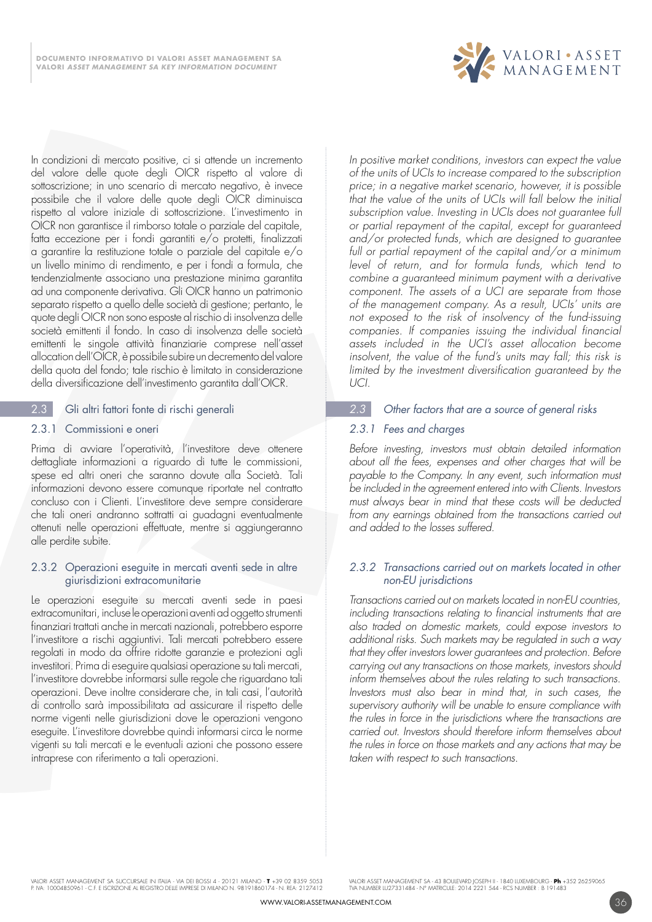In condizioni di mercato positive, ci si attende un incremento del valore delle quote degli OICR rispetto al valore di sottoscrizione; in uno scenario di mercato negativo, è invece possibile che il valore delle quote degli OICR diminuisca rispetto al valore iniziale di sottoscrizione. L'investimento in OICR non garantisce il rimborso totale o parziale del capitale, fatta eccezione per i fondi garantiti e/o protetti, finalizzati a garantire la restituzione totale o parziale del capitale e/o un livello minimo di rendimento, e per i fondi a formula, che tendenzialmente associano una prestazione minima garantita ad una componente derivativa. Gli OICR hanno un patrimonio separato rispetto a quello delle società di gestione; pertanto, le quote degli OICR non sono esposte al rischio di insolvenza delle società emittenti il fondo. In caso di insolvenza delle società emittenti le singole attività finanziarie comprese nell'asset allocation dell'OICR, è possibile subire un decremento del valore della quota del fondo; tale rischio è limitato in considerazione della diversificazione dell'investimento garantita dall'OICR.

## 2.3 Gli altri fattori fonte di rischi generali

### 2.3.1 Commissioni e oneri

Prima di avviare l'operatività, l'investitore deve ottenere dettagliate informazioni a riguardo di tutte le commissioni, spese ed altri oneri che saranno dovute alla Società. Tali informazioni devono essere comunque riportate nel contratto concluso con i Clienti. L'investitore deve sempre considerare che tali oneri andranno sottratti ai guadagni eventualmente ottenuti nelle operazioni effettuate, mentre si aggiungeranno alle perdite subite.

### 2.3.2 Operazioni eseguite in mercati aventi sede in altre giurisdizioni extracomunitarie

Le operazioni eseguite su mercati aventi sede in paesi extracomunitari, incluse le operazioni aventi ad oggetto strumenti finanziari trattati anche in mercati nazionali, potrebbero esporre l'investitore a rischi aggiuntivi. Tali mercati potrebbero essere regolati in modo da offrire ridotte garanzie e protezioni agli investitori. Prima di eseguire qualsiasi operazione su tali mercati, l'investitore dovrebbe informarsi sulle regole che riguardano tali operazioni. Deve inoltre considerare che, in tali casi, l'autorità di controllo sarà impossibilitata ad assicurare il rispetto delle norme vigenti nelle giurisdizioni dove le operazioni vengono eseguite. L'investitore dovrebbe quindi informarsi circa le norme vigenti su tali mercati e le eventuali azioni che possono essere intraprese con riferimento a tali operazioni.

*In positive market conditions, investors can expect the value of the units of UCIs to increase compared to the subscription price; in a negative market scenario, however, it is possible that the value of the units of UCIs will fall below the initial subscription value. Investing in UCIs does not guarantee full or partial repayment of the capital, except for guaranteed and/or protected funds, which are designed to guarantee full or partial repayment of the capital and/or a minimum level of return, and for formula funds, which tend to combine a guaranteed minimum payment with a derivative component. The assets of a UCI are separate from those of the management company. As a result, UCIs' units are not exposed to the risk of insolvency of the fund-issuing companies. If companies issuing the individual financial assets included in the UCI's asset allocation become insolvent, the value of the fund's units may fall; this risk is limited by the investment diversification guaranteed by the UCI.*

## *2.3 Other factors that are a source of general risks*

### *2.3.1 Fees and charges*

*Before investing, investors must obtain detailed information about all the fees, expenses and other charges that will be payable to the Company. In any event, such information must be included in the agreement entered into with Clients. Investors must always bear in mind that these costs will be deducted from any earnings obtained from the transactions carried out and added to the losses suffered.*

### *2.3.2 Transactions carried out on markets located in other non-EU jurisdictions*

*Transactions carried out on markets located in non-EU countries, including transactions relating to financial instruments that are also traded on domestic markets, could expose investors to additional risks. Such markets may be regulated in such a way that they offer investors lower guarantees and protection. Before carrying out any transactions on those markets, investors should inform themselves about the rules relating to such transactions. Investors must also bear in mind that, in such cases, the supervisory authority will be unable to ensure compliance with the rules in force in the jurisdictions where the transactions are carried out. Investors should therefore inform themselves about the rules in force on those markets and any actions that may be taken with respect to such transactions.*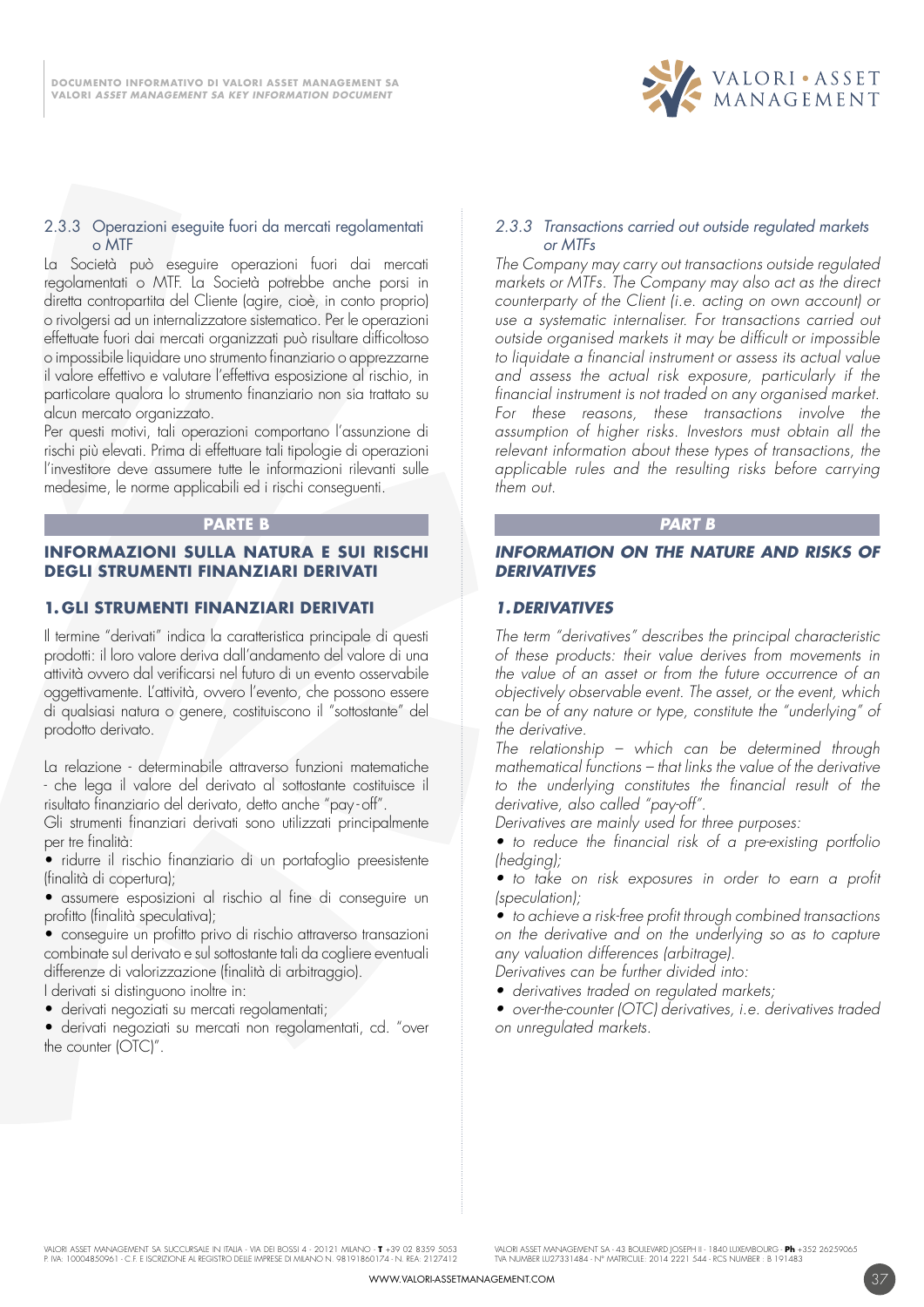### 2.3.3 Operazioni eseguite fuori da mercati regolamentati o MTF

La Società può eseguire operazioni fuori dai mercati regolamentati o MTF. La Società potrebbe anche porsi in diretta contropartita del Cliente (agire, cioè, in conto proprio) o rivolgersi ad un internalizzatore sistematico. Per le operazioni effettuate fuori dai mercati organizzati può risultare difficoltoso o impossibile liquidare uno strumento finanziario o apprezzarne il valore effettivo e valutare l'effettiva esposizione al rischio, in particolare qualora lo strumento finanziario non sia trattato su alcun mercato organizzato.
Per questi motivi, tali operazioni comportano l'assunzione di rischi più elevati. Prima di effettuare tali tipologie di operazioni l'investitore deve assumere tutte le informazioni rilevanti sulle medesime, le norme applicabili ed i rischi conseguenti.

## PARTE B

## INFORMAZIONI SULLA NATURA E SUI RISCHI DEGLI STRUMENTI FINANZIARI DERIVATI

### 1. GLI STRUMENTI FINANZIARI DERIVATI

Il termine "derivati" indica la caratteristica principale di questi prodotti: il loro valore deriva dall'andamento del valore di una attività ovvero dal verificarsi nel futuro di un evento osservabile oggettivamente. L'attività, ovvero l'evento, che possono essere di qualsiasi natura o genere, costituiscono il "sottostante" del prodotto derivato.

La relazione - determinabile attraverso funzioni matematiche - che lega il valore del derivato al sottostante costituisce il risultato finanziario del derivato, detto anche "pay-off".
Gli strumenti finanziari derivati sono utilizzati principalmente per tre finalità:

- ridurre il rischio finanziario di un portafoglio preesistente (finalità di copertura);
- assumere esposizioni al rischio al fine di conseguire un profitto (finalità speculativa);
- conseguire un profitto privo di rischio attraverso transazioni combinate sul derivato e sul sottostante tali da cogliere eventuali differenze di valorizzazione (finalità di arbitraggio).

I derivati si distinguono inoltre in:

- derivati negoziati su mercati regolamentati;
- derivati negoziati su mercati non regolamentati, cd. "over the counter (OTC)".

### *2.3.3 Transactions carried out outside regulated markets or MTFs*

*The Company may carry out transactions outside regulated markets or MTFs. The Company may also act as the direct counterparty of the Client (i.e. acting on own account) or use a systematic internaliser. For transactions carried out outside organised markets it may be difficult or impossible to liquidate a financial instrument or assess its actual value and assess the actual risk exposure, particularly if the financial instrument is not traded on any organised market. For these reasons, these transactions involve the assumption of higher risks. Investors must obtain all the relevant information about these types of transactions, the applicable rules and the resulting risks before carrying them out.*

## *PART B*

## *INFORMATION ON THE NATURE AND RISKS OF DERIVATIVES*

### *1. DERIVATIVES*

*The term "derivatives" describes the principal characteristic of these products: their value derives from movements in the value of an asset or from the future occurrence of an objectively observable event. The asset, or the event, which can be of any nature or type, constitute the "underlying" of the derivative.*
*The relationship – which can be determined through mathematical functions – that links the value of the derivative to the underlying constitutes the financial result of the derivative, also called "pay-off".*
*Derivatives are mainly used for three purposes:*

- *to reduce the financial risk of a pre-existing portfolio (hedging);*
- *to take on risk exposures in order to earn a profit (speculation);*
- *to achieve a risk-free profit through combined transactions on the derivative and on the underlying so as to capture any valuation differences (arbitrage).*

*Derivatives can be further divided into:*

- *derivatives traded on regulated markets;*
- *over-the-counter (OTC) derivatives, i.e. derivatives traded on unregulated markets.*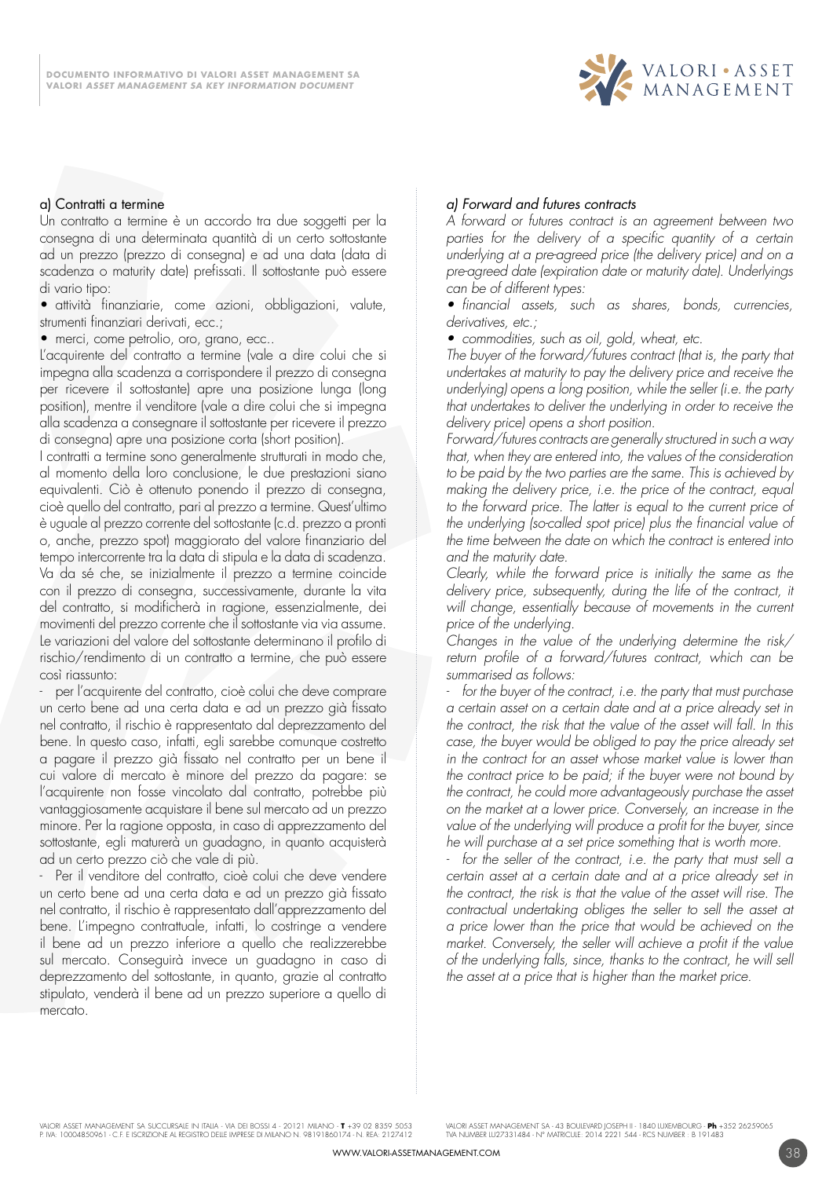### a) Contratti a termine

Un contratto a termine è un accordo tra due soggetti per la consegna di una determinata quantità di un certo sottostante ad un prezzo (prezzo di consegna) e ad una data (data di scadenza o maturity date) prefissati. Il sottostante può essere di vario tipo:

- attività finanziarie, come azioni, obbligazioni, valute, strumenti finanziari derivati, ecc.;
- merci, come petrolio, oro, grano, ecc..

L'acquirente del contratto a termine (vale a dire colui che si impegna alla scadenza a corrispondere il prezzo di consegna per ricevere il sottostante) apre una posizione lunga (long position), mentre il venditore (vale a dire colui che si impegna alla scadenza a consegnare il sottostante per ricevere il prezzo di consegna) apre una posizione corta (short position).

I contratti a termine sono generalmente strutturati in modo che, al momento della loro conclusione, le due prestazioni siano equivalenti. Ciò è ottenuto ponendo il prezzo di consegna, cioè quello del contratto, pari al prezzo a termine. Quest'ultimo è uguale al prezzo corrente del sottostante (c.d. prezzo a pronti o, anche, prezzo spot) maggiorato del valore finanziario del tempo intercorrente tra la data di stipula e la data di scadenza. Va da sé che, se inizialmente il prezzo a termine coincide con il prezzo di consegna, successivamente, durante la vita del contratto, si modificherà in ragione, essenzialmente, dei movimenti del prezzo corrente che il sottostante via via assume.

Le variazioni del valore del sottostante determinano il profilo di rischio/rendimento di un contratto a termine, che può essere così riassunto:

- per l'acquirente del contratto, cioè colui che deve comprare un certo bene ad una certa data e ad un prezzo già fissato nel contratto, il rischio è rappresentato dal deprezzamento del bene. In questo caso, infatti, egli sarebbe comunque costretto a pagare il prezzo già fissato nel contratto per un bene il cui valore di mercato è minore del prezzo da pagare: se l'acquirente non fosse vincolato dal contratto, potrebbe più vantaggiosamente acquistare il bene sul mercato ad un prezzo minore. Per la ragione opposta, in caso di apprezzamento del sottostante, egli maturerà un guadagno, in quanto acquisterà ad un certo prezzo ciò che vale di più.
- Per il venditore del contratto, cioè colui che deve vendere un certo bene ad una certa data e ad un prezzo già fissato nel contratto, il rischio è rappresentato dall'apprezzamento del bene. L'impegno contrattuale, infatti, lo costringe a vendere il bene ad un prezzo inferiore a quello che realizzerebbe sul mercato. Conseguirà invece un guadagno in caso di deprezzamento del sottostante, in quanto, grazie al contratto stipulato, venderà il bene ad un prezzo superiore a quello di mercato.

### *a) Forward and futures contracts*

*A forward or futures contract is an agreement between two parties for the delivery of a specific quantity of a certain underlying at a pre-agreed price (the delivery price) and on a pre-agreed date (expiration date or maturity date). Underlyings can be of different types:*

- *financial assets, such as shares, bonds, currencies, derivatives, etc.;*
- *commodities, such as oil, gold, wheat, etc.*

*The buyer of the forward/futures contract (that is, the party that undertakes at maturity to pay the delivery price and receive the underlying) opens a long position, while the seller (i.e. the party that undertakes to deliver the underlying in order to receive the delivery price) opens a short position.*

*Forward/futures contracts are generally structured in such a way that, when they are entered into, the values of the consideration to be paid by the two parties are the same. This is achieved by making the delivery price, i.e. the price of the contract, equal to the forward price. The latter is equal to the current price of the underlying (so-called spot price) plus the financial value of the time between the date on which the contract is entered into and the maturity date.*

*Clearly, while the forward price is initially the same as the delivery price, subsequently, during the life of the contract, it will change, essentially because of movements in the current price of the underlying.*

*Changes in the value of the underlying determine the risk/return profile of a forward/futures contract, which can be summarised as follows:*

- *for the buyer of the contract, i.e. the party that must purchase a certain asset on a certain date and at a price already set in the contract, the risk that the value of the asset will fall. In this case, the buyer would be obliged to pay the price already set in the contract for an asset whose market value is lower than the contract price to be paid; if the buyer were not bound by the contract, he could more advantageously purchase the asset on the market at a lower price. Conversely, an increase in the value of the underlying will produce a profit for the buyer, since he will purchase at a set price something that is worth more.*
- *for the seller of the contract, i.e. the party that must sell a certain asset at a certain date and at a price already set in the contract, the risk is that the value of the asset will rise. The contractual undertaking obliges the seller to sell the asset at a price lower than the price that would be achieved on the market. Conversely, the seller will achieve a profit if the value of the underlying falls, since, thanks to the contract, he will sell the asset at a price that is higher than the market price.*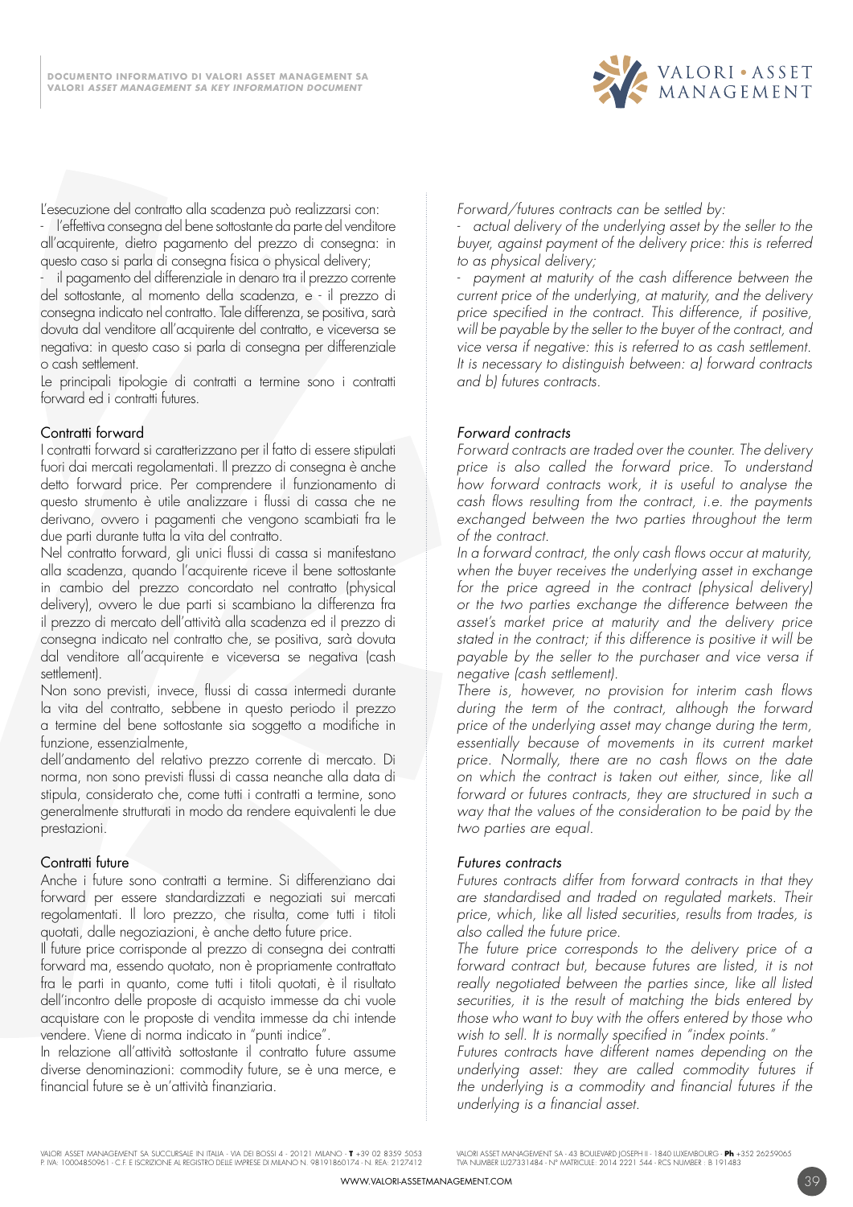L'esecuzione del contratto alla scadenza può realizzarsi con:

- l'effettiva consegna del bene sottostante da parte del venditore all'acquirente, dietro pagamento del prezzo di consegna: in questo caso si parla di consegna fisica o physical delivery;
- il pagamento del differenziale in denaro tra il prezzo corrente del sottostante, al momento della scadenza, e - il prezzo di consegna indicato nel contratto. Tale differenza, se positiva, sarà dovuta dal venditore all'acquirente del contratto, e viceversa se negativa: in questo caso si parla di consegna per differenziale o cash settlement.

Le principali tipologie di contratti a termine sono i contratti forward ed i contratti futures.

### Contratti forward

I contratti forward si caratterizzano per il fatto di essere stipulati fuori dai mercati regolamentati. Il prezzo di consegna è anche detto forward price. Per comprendere il funzionamento di questo strumento è utile analizzare i flussi di cassa che ne derivano, ovvero i pagamenti che vengono scambiati fra le due parti durante tutta la vita del contratto.

Nel contratto forward, gli unici flussi di cassa si manifestano alla scadenza, quando l'acquirente riceve il bene sottostante in cambio del prezzo concordato nel contratto (physical delivery), ovvero le due parti si scambiano la differenza fra il prezzo di mercato dell'attività alla scadenza ed il prezzo di consegna indicato nel contratto che, se positiva, sarà dovuta dal venditore all'acquirente e viceversa se negativa (cash settlement).

Non sono previsti, invece, flussi di cassa intermedi durante la vita del contratto, sebbene in questo periodo il prezzo a termine del bene sottostante sia soggetto a modifiche in funzione, essenzialmente,

dell'andamento del relativo prezzo corrente di mercato. Di norma, non sono previsti flussi di cassa neanche alla data di stipula, considerato che, come tutti i contratti a termine, sono generalmente strutturati in modo da rendere equivalenti le due prestazioni.

### Contratti future

Anche i future sono contratti a termine. Si differenziano dai forward per essere standardizzati e negoziati sui mercati regolamentati. Il loro prezzo, che risulta, come tutti i titoli quotati, dalle negoziazioni, è anche detto future price.

Il future price corrisponde al prezzo di consegna dei contratti forward ma, essendo quotato, non è propriamente contrattato fra le parti in quanto, come tutti i titoli quotati, è il risultato dell'incontro delle proposte di acquisto immesse da chi vuole acquistare con le proposte di vendita immesse da chi intende vendere. Viene di norma indicato in "punti indice".

In relazione all'attività sottostante il contratto future assume diverse denominazioni: commodity future, se è una merce, e financial future se è un'attività finanziaria.

*Forward/futures contracts can be settled by:*

- *actual delivery of the underlying asset by the seller to the buyer, against payment of the delivery price: this is referred to as physical delivery;*
- *payment at maturity of the cash difference between the current price of the underlying, at maturity, and the delivery price specified in the contract. This difference, if positive, will be payable by the seller to the buyer of the contract, and vice versa if negative: this is referred to as cash settlement.*

*It is necessary to distinguish between: a) forward contracts and b) futures contracts.*

### *Forward contracts*

*Forward contracts are traded over the counter. The delivery price is also called the forward price. To understand how forward contracts work, it is useful to analyse the cash flows resulting from the contract, i.e. the payments exchanged between the two parties throughout the term of the contract.*

*In a forward contract, the only cash flows occur at maturity, when the buyer receives the underlying asset in exchange for the price agreed in the contract (physical delivery) or the two parties exchange the difference between the asset's market price at maturity and the delivery price stated in the contract; if this difference is positive it will be payable by the seller to the purchaser and vice versa if negative (cash settlement).*

*There is, however, no provision for interim cash flows during the term of the contract, although the forward price of the underlying asset may change during the term, essentially because of movements in its current market price. Normally, there are no cash flows on the date on which the contract is taken out either, since, like all forward or futures contracts, they are structured in such a way that the values of the consideration to be paid by the two parties are equal.*

### *Futures contracts*

*Futures contracts differ from forward contracts in that they are standardised and traded on regulated markets. Their price, which, like all listed securities, results from trades, is also called the future price.*

*The future price corresponds to the delivery price of a forward contract but, because futures are listed, it is not really negotiated between the parties since, like all listed securities, it is the result of matching the bids entered by those who want to buy with the offers entered by those who wish to sell. It is normally specified in "index points."*

*Futures contracts have different names depending on the underlying asset: they are called commodity futures if the underlying is a commodity and financial futures if the underlying is a financial asset.*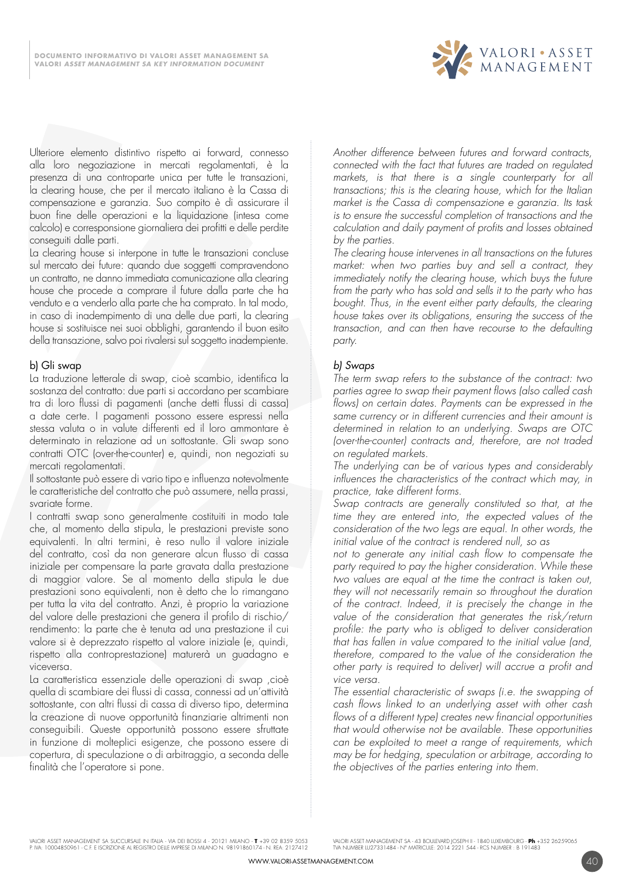Ulteriore elemento distintivo rispetto ai forward, connesso alla loro negoziazione in mercati regolamentati, è la presenza di una controparte unica per tutte le transazioni, la clearing house, che per il mercato italiano è la Cassa di compensazione e garanzia. Suo compito è di assicurare il buon fine delle operazioni e la liquidazione (intesa come calcolo) e corresponsione giornaliera dei profitti e delle perdite conseguiti dalle parti.

La clearing house si interpone in tutte le transazioni concluse sul mercato dei future: quando due soggetti compravendono un contratto, ne danno immediata comunicazione alla clearing house che procede a comprare il future dalla parte che ha venduto e a venderlo alla parte che ha comprato. In tal modo, in caso di inadempimento di una delle due parti, la clearing house si sostituisce nei suoi obblighi, garantendo il buon esito della transazione, salvo poi rivalersi sul soggetto inadempiente.

b) Gli swap

La traduzione letterale di swap, cioè scambio, identifica la sostanza del contratto: due parti si accordano per scambiare tra di loro flussi di pagamenti (anche detti flussi di cassa) a date certe. I pagamenti possono essere espressi nella stessa valuta o in valute differenti ed il loro ammontare è determinato in relazione ad un sottostante. Gli swap sono contratti OTC (over-the-counter) e, quindi, non negoziati su mercati regolamentati.

Il sottostante può essere di vario tipo e influenza notevolmente le caratteristiche del contratto che può assumere, nella prassi, svariate forme.

I contratti swap sono generalmente costituiti in modo tale che, al momento della stipula, le prestazioni previste sono equivalenti. In altri termini, è reso nullo il valore iniziale del contratto, così da non generare alcun flusso di cassa iniziale per compensare la parte gravata dalla prestazione di maggior valore. Se al momento della stipula le due prestazioni sono equivalenti, non è detto che lo rimangano per tutta la vita del contratto. Anzi, è proprio la variazione del valore delle prestazioni che genera il profilo di rischio/rendimento: la parte che è tenuta ad una prestazione il cui valore si è deprezzato rispetto al valore iniziale (e, quindi, rispetto alla controprestazione) maturerà un guadagno e viceversa.

La caratteristica essenziale delle operazioni di swap ,cioè quella di scambiare dei flussi di cassa, connessi ad un'attività sottostante, con altri flussi di cassa di diverso tipo, determina la creazione di nuove opportunità finanziarie altrimenti non conseguibili. Queste opportunità possono essere sfruttate in funzione di molteplici esigenze, che possono essere di copertura, di speculazione o di arbitraggio, a seconda delle finalità che l'operatore si pone.

*Another difference between futures and forward contracts, connected with the fact that futures are traded on regulated markets, is that there is a single counterparty for all transactions; this is the clearing house, which for the Italian market is the Cassa di compensazione e garanzia. Its task is to ensure the successful completion of transactions and the calculation and daily payment of profits and losses obtained by the parties.*

*The clearing house intervenes in all transactions on the futures market: when two parties buy and sell a contract, they immediately notify the clearing house, which buys the future from the party who has sold and sells it to the party who has bought. Thus, in the event either party defaults, the clearing house takes over its obligations, ensuring the success of the transaction, and can then have recourse to the defaulting party.*

*b) Swaps*

*The term swap refers to the substance of the contract: two parties agree to swap their payment flows (also called cash flows) on certain dates. Payments can be expressed in the same currency or in different currencies and their amount is determined in relation to an underlying. Swaps are OTC (over-the-counter) contracts and, therefore, are not traded on regulated markets.*

*The underlying can be of various types and considerably influences the characteristics of the contract which may, in practice, take different forms.*

*Swap contracts are generally constituted so that, at the time they are entered into, the expected values of the consideration of the two legs are equal. In other words, the initial value of the contract is rendered null, so as not to generate any initial cash flow to compensate the party required to pay the higher consideration. While these two values are equal at the time the contract is taken out, they will not necessarily remain so throughout the duration of the contract. Indeed, it is precisely the change in the value of the consideration that generates the risk/return profile: the party who is obliged to deliver consideration that has fallen in value compared to the initial value (and, therefore, compared to the value of the consideration the other party is required to deliver) will accrue a profit and vice versa.*

*The essential characteristic of swaps (i.e. the swapping of cash flows linked to an underlying asset with other cash flows of a different type) creates new financial opportunities that would otherwise not be available. These opportunities can be exploited to meet a range of requirements, which may be for hedging, speculation or arbitrage, according to the objectives of the parties entering into them.*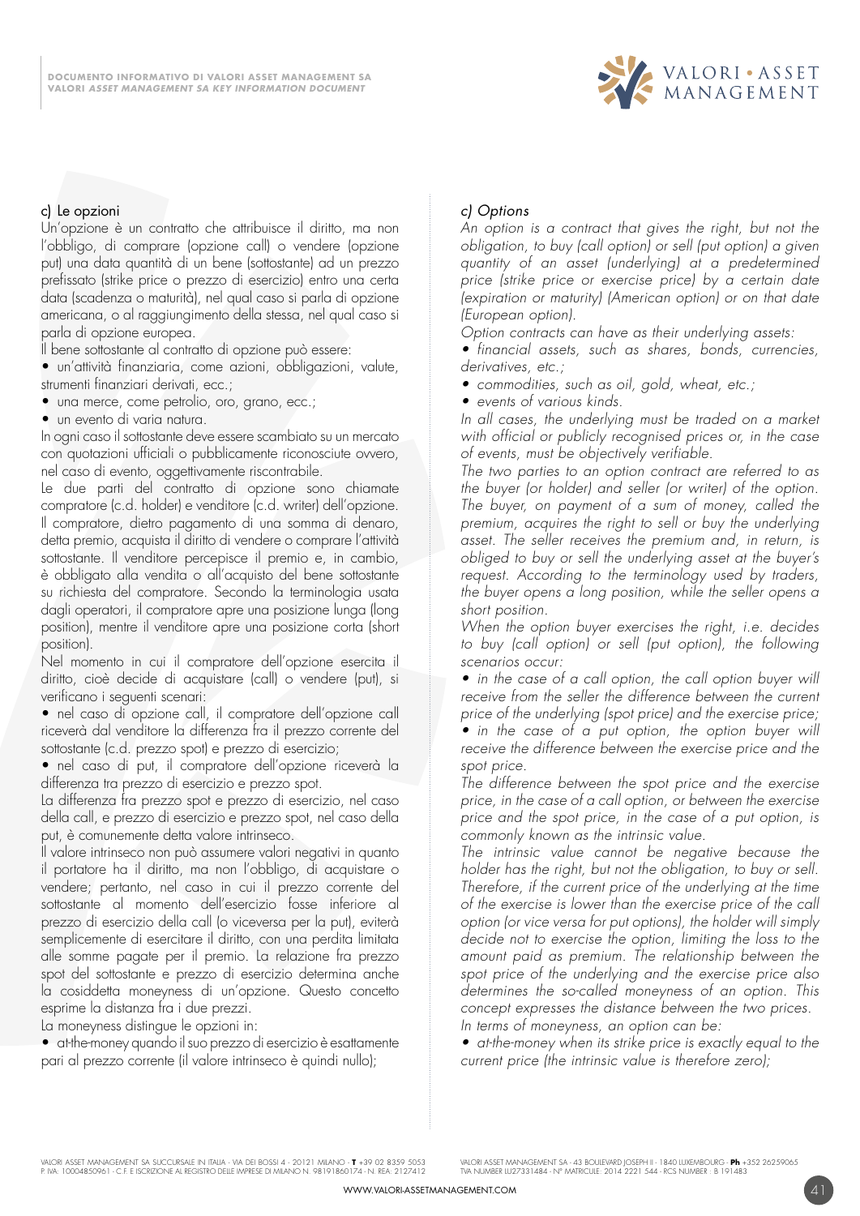c) Le opzioni

Un'opzione è un contratto che attribuisce il diritto, ma non l'obbligo, di comprare (opzione call) o vendere (opzione put) una data quantità di un bene (sottostante) ad un prezzo prefissato (strike price o prezzo di esercizio) entro una certa data (scadenza o maturità), nel qual caso si parla di opzione americana, o al raggiungimento della stessa, nel qual caso si parla di opzione europea.

Il bene sottostante al contratto di opzione può essere:

- un'attività finanziaria, come azioni, obbligazioni, valute, strumenti finanziari derivati, ecc.;
- una merce, come petrolio, oro, grano, ecc.;
- un evento di varia natura.

In ogni caso il sottostante deve essere scambiato su un mercato con quotazioni ufficiali o pubblicamente riconosciute ovvero, nel caso di evento, oggettivamente riscontrabile.

Le due parti del contratto di opzione sono chiamate compratore (c.d. holder) e venditore (c.d. writer) dell'opzione. Il compratore, dietro pagamento di una somma di denaro, detta premio, acquista il diritto di vendere o comprare l'attività sottostante. Il venditore percepisce il premio e, in cambio, è obbligato alla vendita o all'acquisto del bene sottostante su richiesta del compratore. Secondo la terminologia usata dagli operatori, il compratore apre una posizione lunga (long position), mentre il venditore apre una posizione corta (short position).

Nel momento in cui il compratore dell'opzione esercita il diritto, cioè decide di acquistare (call) o vendere (put), si verificano i seguenti scenari:

- nel caso di opzione call, il compratore dell'opzione call riceverà dal venditore la differenza fra il prezzo corrente del sottostante (c.d. prezzo spot) e prezzo di esercizio;
- nel caso di put, il compratore dell'opzione riceverà la differenza tra prezzo di esercizio e prezzo spot.

La differenza fra prezzo spot e prezzo di esercizio, nel caso della call, e prezzo di esercizio e prezzo spot, nel caso della put, è comunemente detta valore intrinseco.

Il valore intrinseco non può assumere valori negativi in quanto il portatore ha il diritto, ma non l'obbligo, di acquistare o vendere; pertanto, nel caso in cui il prezzo corrente del sottostante al momento dell'esercizio fosse inferiore al prezzo di esercizio della call (o viceversa per la put), eviterà semplicemente di esercitare il diritto, con una perdita limitata alle somme pagate per il premio. La relazione fra prezzo spot del sottostante e prezzo di esercizio determina anche la cosiddetta moneyness di un'opzione. Questo concetto esprime la distanza fra i due prezzi.

La moneyness distingue le opzioni in:

- at-the-money quando il suo prezzo di esercizio è esattamente pari al prezzo corrente (il valore intrinseco è quindi nullo);

*c) Options*

*An option is a contract that gives the right, but not the obligation, to buy (call option) or sell (put option) a given quantity of an asset (underlying) at a predetermined price (strike price or exercise price) by a certain date (expiration or maturity) (American option) or on that date (European option).*

*Option contracts can have as their underlying assets:*

- *financial assets, such as shares, bonds, currencies, derivatives, etc.;*
- *commodities, such as oil, gold, wheat, etc.;*
- *events of various kinds.*

*In all cases, the underlying must be traded on a market with official or publicly recognised prices or, in the case of events, must be objectively verifiable.*

*The two parties to an option contract are referred to as the buyer (or holder) and seller (or writer) of the option. The buyer, on payment of a sum of money, called the premium, acquires the right to sell or buy the underlying asset. The seller receives the premium and, in return, is obliged to buy or sell the underlying asset at the buyer's request. According to the terminology used by traders, the buyer opens a long position, while the seller opens a short position.*

*When the option buyer exercises the right, i.e. decides to buy (call option) or sell (put option), the following scenarios occur:*

- *in the case of a call option, the call option buyer will receive from the seller the difference between the current price of the underlying (spot price) and the exercise price;*
- *in the case of a put option, the option buyer will receive the difference between the exercise price and the spot price.*

*The difference between the spot price and the exercise price, in the case of a call option, or between the exercise price and the spot price, in the case of a put option, is commonly known as the intrinsic value.*

*The intrinsic value cannot be negative because the holder has the right, but not the obligation, to buy or sell. Therefore, if the current price of the underlying at the time of the exercise is lower than the exercise price of the call option (or vice versa for put options), the holder will simply decide not to exercise the option, limiting the loss to the amount paid as premium. The relationship between the spot price of the underlying and the exercise price also determines the so-called moneyness of an option. This concept expresses the distance between the two prices.*

*In terms of moneyness, an option can be:*

- *at-the-money when its strike price is exactly equal to the current price (the intrinsic value is therefore zero);*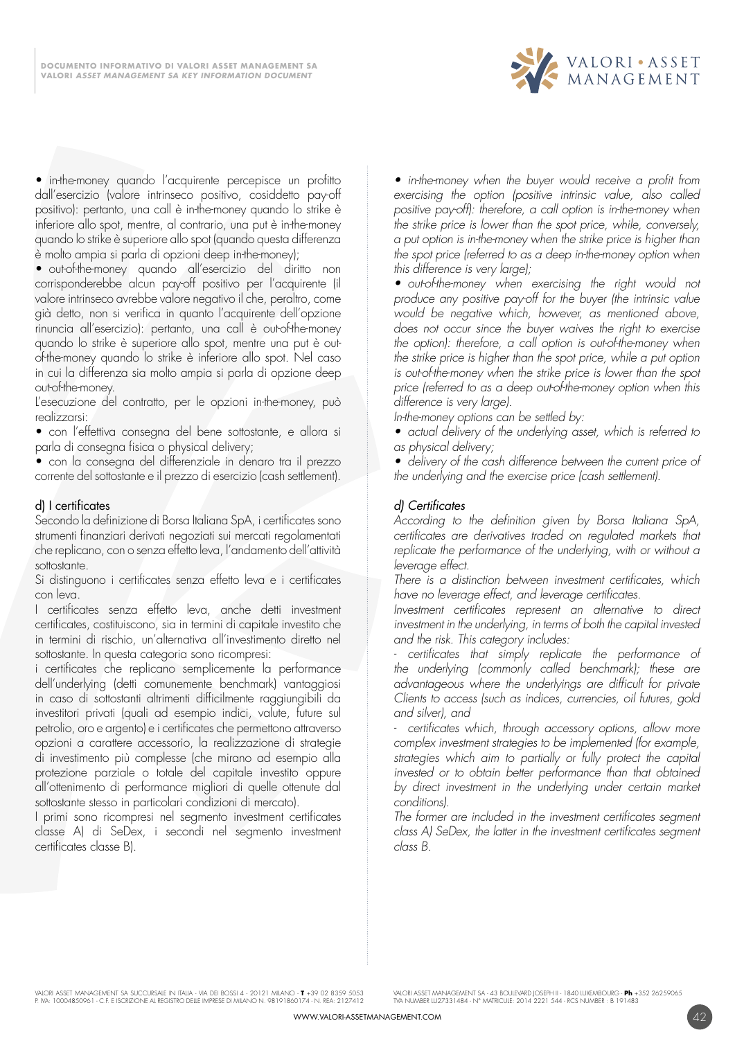• in-the-money quando l'acquirente percepisce un profitto dall'esercizio (valore intrinseco positivo, cosiddetto pay-off positivo): pertanto, una call è in-the-money quando lo strike è inferiore allo spot, mentre, al contrario, una put è in-the-money quando lo strike è superiore allo spot (quando questa differenza è molto ampia si parla di opzioni deep in-the-money);

• out-of-the-money quando all'esercizio del diritto non corrisponderebbe alcun pay-off positivo per l'acquirente (il valore intrinseco avrebbe valore negativo il che, peraltro, come già detto, non si verifica in quanto l'acquirente dell'opzione rinuncia all'esercizio): pertanto, una call è out-of-the-money quando lo strike è superiore allo spot, mentre una put è out-of-the-money quando lo strike è inferiore allo spot. Nel caso in cui la differenza sia molto ampia si parla di opzione deep out-of-the-money.

L'esecuzione del contratto, per le opzioni in-the-money, può realizzarsi:

• con l'effettiva consegna del bene sottostante, e allora si parla di consegna fisica o physical delivery;

• con la consegna del differenziale in denaro tra il prezzo corrente del sottostante e il prezzo di esercizio (cash settlement).

## d) I certificates

Secondo la definizione di Borsa Italiana SpA, i certificates sono strumenti finanziari derivati negoziati sui mercati regolamentati che replicano, con o senza effetto leva, l'andamento dell'attività sottostante.

Si distinguono i certificates senza effetto leva e i certificates con leva.

I certificates senza effetto leva, anche detti investment certificates, costituiscono, sia in termini di capitale investito che in termini di rischio, un'alternativa all'investimento diretto nel sottostante. In questa categoria sono ricompresi:

i certificates che replicano semplicemente la performance dell'underlying (detti comunemente benchmark) vantaggiosi in caso di sottostanti altrimenti difficilmente raggiungibili da investitori privati (quali ad esempio indici, valute, future sul petrolio, oro e argento) e i certificates che permettono attraverso opzioni a carattere accessorio, la realizzazione di strategie di investimento più complesse (che mirano ad esempio alla protezione parziale o totale del capitale investito oppure all'ottenimento di performance migliori di quelle ottenute dal sottostante stesso in particolari condizioni di mercato).

I primi sono ricompresi nel segmento investment certificates classe A) di SeDex, i secondi nel segmento investment certificates classe B).

*• in-the-money when the buyer would receive a profit from exercising the option (positive intrinsic value, also called positive pay-off): therefore, a call option is in-the-money when the strike price is lower than the spot price, while, conversely, a put option is in-the-money when the strike price is higher than the spot price (referred to as a deep in-the-money option when this difference is very large);*

*• out-of-the-money when exercising the right would not produce any positive pay-off for the buyer (the intrinsic value would be negative which, however, as mentioned above, does not occur since the buyer waives the right to exercise the option): therefore, a call option is out-of-the-money when the strike price is higher than the spot price, while a put option is out-of-the-money when the strike price is lower than the spot price (referred to as a deep out-of-the-money option when this difference is very large).*

*In-the-money options can be settled by:*

*• actual delivery of the underlying asset, which is referred to as physical delivery;*

*• delivery of the cash difference between the current price of the underlying and the exercise price (cash settlement).*

## *d) Certificates*

*According to the definition given by Borsa Italiana SpA, certificates are derivatives traded on regulated markets that replicate the performance of the underlying, with or without a leverage effect.*

*There is a distinction between investment certificates, which have no leverage effect, and leverage certificates.*

*Investment certificates represent an alternative to direct investment in the underlying, in terms of both the capital invested and the risk. This category includes:*

*- certificates that simply replicate the performance of the underlying (commonly called benchmark); these are advantageous where the underlyings are difficult for private Clients to access (such as indices, currencies, oil futures, gold and silver), and*

*- certificates which, through accessory options, allow more complex investment strategies to be implemented (for example, strategies which aim to partially or fully protect the capital invested or to obtain better performance than that obtained by direct investment in the underlying under certain market conditions).*

*The former are included in the investment certificates segment class A) SeDex, the latter in the investment certificates segment class B.*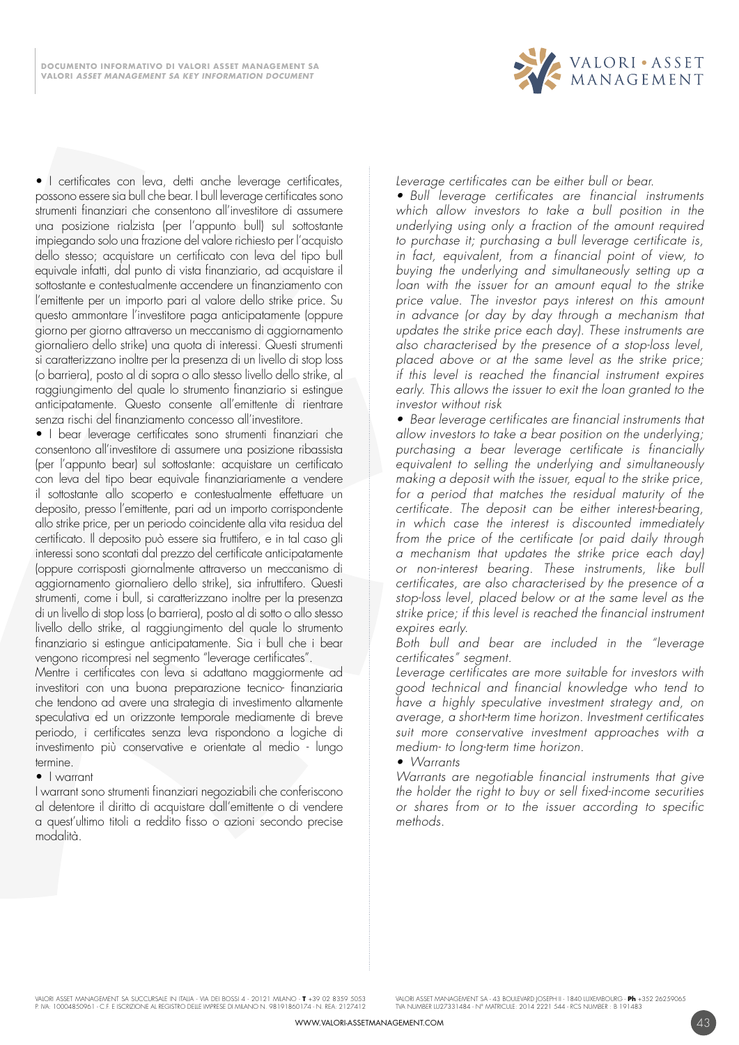• I certificates con leva, detti anche leverage certificates, possono essere sia bull che bear. I bull leverage certificates sono strumenti finanziari che consentono all'investitore di assumere una posizione rialzista (per l'appunto bull) sul sottostante impiegando solo una frazione del valore richiesto per l'acquisto dello stesso; acquistare un certificato con leva del tipo bull equivale infatti, dal punto di vista finanziario, ad acquistare il sottostante e contestualmente accendere un finanziamento con l'emittente per un importo pari al valore dello strike price. Su questo ammontare l'investitore paga anticipatamente (oppure giorno per giorno attraverso un meccanismo di aggiornamento giornaliero dello strike) una quota di interessi. Questi strumenti si caratterizzano inoltre per la presenza di un livello di stop loss (o barriera), posto al di sopra o allo stesso livello dello strike, al raggiungimento del quale lo strumento finanziario si estingue anticipatamente. Questo consente all'emittente di rientrare senza rischi del finanziamento concesso all'investitore.

• I bear leverage certificates sono strumenti finanziari che consentono all'investitore di assumere una posizione ribassista (per l'appunto bear) sul sottostante: acquistare un certificato con leva del tipo bear equivale finanziariamente a vendere il sottostante allo scoperto e contestualmente effettuare un deposito, presso l'emittente, pari ad un importo corrispondente allo strike price, per un periodo coincidente alla vita residua del certificato. Il deposito può essere sia fruttifero, e in tal caso gli interessi sono scontati dal prezzo del certificate anticipatamente (oppure corrisposti giornalmente attraverso un meccanismo di aggiornamento giornaliero dello strike), sia infruttifero. Questi strumenti, come i bull, si caratterizzano inoltre per la presenza di un livello di stop loss (o barriera), posto al di sotto o allo stesso livello dello strike, al raggiungimento del quale lo strumento finanziario si estingue anticipatamente. Sia i bull che i bear vengono ricompresi nel segmento "leverage certificates".

Mentre i certificates con leva si adattano maggiormente ad investitori con una buona preparazione tecnico- finanziaria che tendono ad avere una strategia di investimento altamente speculativa ed un orizzonte temporale mediamente di breve periodo, i certificates senza leva rispondono a logiche di investimento più conservative e orientate al medio - lungo termine.

• I warrant

I warrant sono strumenti finanziari negoziabili che conferiscono al detentore il diritto di acquistare dall'emittente o di vendere a quest'ultimo titoli a reddito fisso o azioni secondo precise modalità.

*Leverage certificates can be either bull or bear.*

*• Bull leverage certificates are financial instruments which allow investors to take a bull position in the underlying using only a fraction of the amount required to purchase it; purchasing a bull leverage certificate is, in fact, equivalent, from a financial point of view, to buying the underlying and simultaneously setting up a loan with the issuer for an amount equal to the strike price value. The investor pays interest on this amount in advance (or day by day through a mechanism that updates the strike price each day). These instruments are also characterised by the presence of a stop-loss level, placed above or at the same level as the strike price; if this level is reached the financial instrument expires early. This allows the issuer to exit the loan granted to the investor without risk*

*• Bear leverage certificates are financial instruments that allow investors to take a bear position on the underlying; purchasing a bear leverage certificate is financially equivalent to selling the underlying and simultaneously making a deposit with the issuer, equal to the strike price, for a period that matches the residual maturity of the certificate. The deposit can be either interest-bearing, in which case the interest is discounted immediately from the price of the certificate (or paid daily through a mechanism that updates the strike price each day) or non-interest bearing. These instruments, like bull certificates, are also characterised by the presence of a stop-loss level, placed below or at the same level as the strike price; if this level is reached the financial instrument expires early.*

*Both bull and bear are included in the "leverage certificates" segment.*

*Leverage certificates are more suitable for investors with good technical and financial knowledge who tend to have a highly speculative investment strategy and, on average, a short-term time horizon. Investment certificates suit more conservative investment approaches with a medium- to long-term time horizon.*

*• Warrants*

*Warrants are negotiable financial instruments that give the holder the right to buy or sell fixed-income securities or shares from or to the issuer according to specific methods.*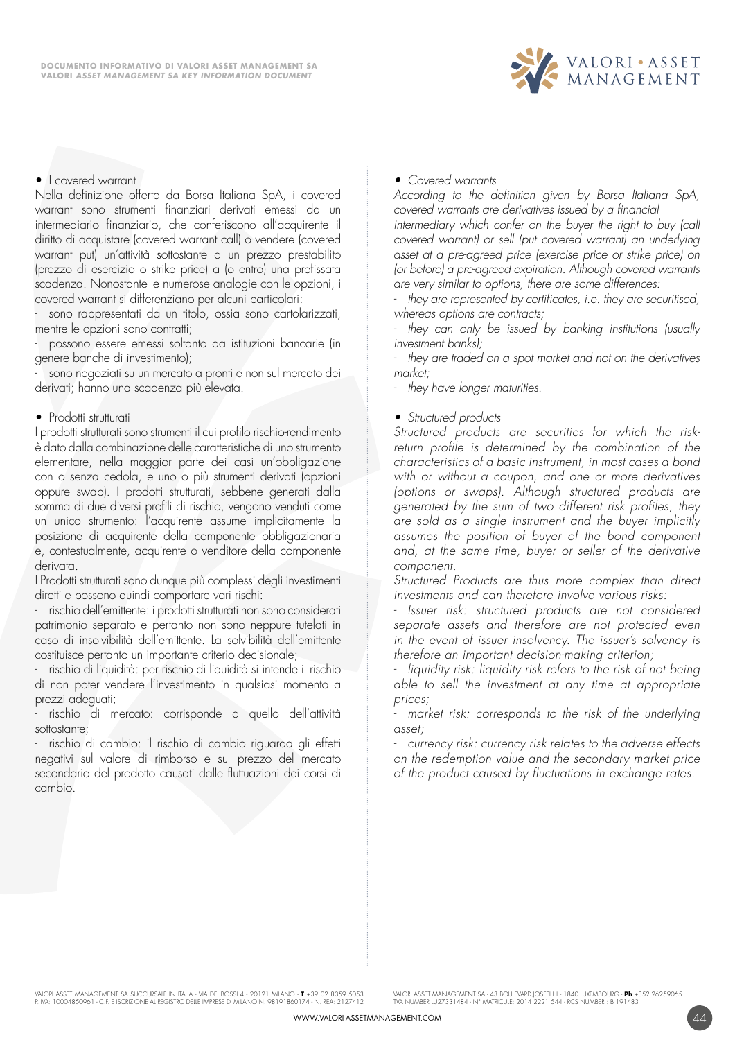- I covered warrant

Nella definizione offerta da Borsa Italiana SpA, i covered warrant sono strumenti finanziari derivati emessi da un intermediario finanziario, che conferiscono all'acquirente il diritto di acquistare (covered warrant call) o vendere (covered warrant put) un'attività sottostante a un prezzo prestabilito (prezzo di esercizio o strike price) a (o entro) una prefissata scadenza. Nonostante le numerose analogie con le opzioni, i covered warrant si differenziano per alcuni particolari:

- sono rappresentati da un titolo, ossia sono cartolarizzati, mentre le opzioni sono contratti;
- possono essere emessi soltanto da istituzioni bancarie (in genere banche di investimento);
- sono negoziati su un mercato a pronti e non sul mercato dei derivati; hanno una scadenza più elevata.

- Prodotti strutturati

I prodotti strutturati sono strumenti il cui profilo rischio-rendimento è dato dalla combinazione delle caratteristiche di uno strumento elementare, nella maggior parte dei casi un'obbligazione con o senza cedola, e uno o più strumenti derivati (opzioni oppure swap). I prodotti strutturati, sebbene generati dalla somma di due diversi profili di rischio, vengono venduti come un unico strumento: l'acquirente assume implicitamente la posizione di acquirente della componente obbligazionaria e, contestualmente, acquirente o venditore della componente derivata.

I Prodotti strutturati sono dunque più complessi degli investimenti diretti e possono quindi comportare vari rischi:

- rischio dell'emittente: i prodotti strutturati non sono considerati patrimonio separato e pertanto non sono neppure tutelati in caso di insolvibilità dell'emittente. La solvibilità dell'emittente costituisce pertanto un importante criterio decisionale;
- rischio di liquidità: per rischio di liquidità si intende il rischio di non poter vendere l'investimento in qualsiasi momento a prezzi adeguati;
- rischio di mercato: corrisponde a quello dell'attività sottostante;
- rischio di cambio: il rischio di cambio riguarda gli effetti negativi sul valore di rimborso e sul prezzo del mercato secondario del prodotto causati dalle fluttuazioni dei corsi di cambio.

- *Covered warrants*

*According to the definition given by Borsa Italiana SpA, covered warrants are derivatives issued by a financial intermediary which confer on the buyer the right to buy (call covered warrant) or sell (put covered warrant) an underlying asset at a pre-agreed price (exercise price or strike price) on (or before) a pre-agreed expiration. Although covered warrants are very similar to options, there are some differences:*

- *they are represented by certificates, i.e. they are securitised, whereas options are contracts;*
- *they can only be issued by banking institutions (usually investment banks);*
- *they are traded on a spot market and not on the derivatives market;*
- *they have longer maturities.*

- *Structured products*

*Structured products are securities for which the risk-return profile is determined by the combination of the characteristics of a basic instrument, in most cases a bond with or without a coupon, and one or more derivatives (options or swaps). Although structured products are generated by the sum of two different risk profiles, they are sold as a single instrument and the buyer implicitly assumes the position of buyer of the bond component and, at the same time, buyer or seller of the derivative component.*

*Structured Products are thus more complex than direct investments and can therefore involve various risks:*

- *Issuer risk: structured products are not considered separate assets and therefore are not protected even in the event of issuer insolvency. The issuer's solvency is therefore an important decision-making criterion;*
- *liquidity risk: liquidity risk refers to the risk of not being able to sell the investment at any time at appropriate prices;*
- *market risk: corresponds to the risk of the underlying asset;*
- *currency risk: currency risk relates to the adverse effects on the redemption value and the secondary market price of the product caused by fluctuations in exchange rates.*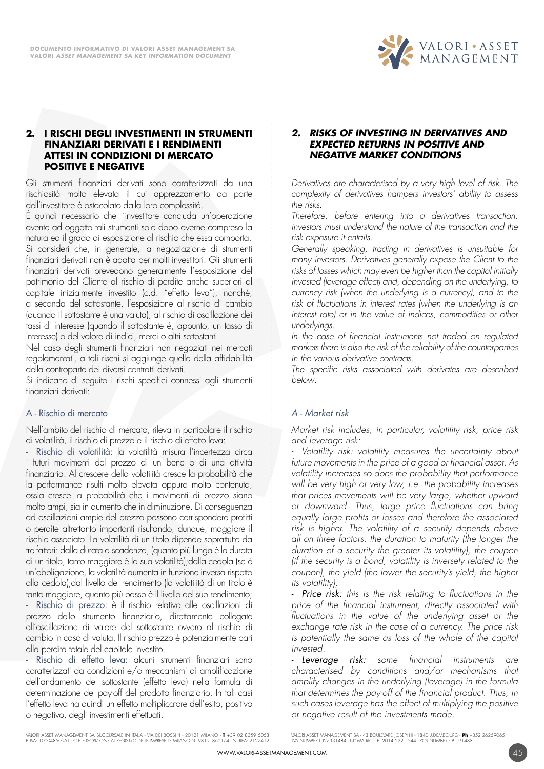## 2. I RISCHI DEGLI INVESTIMENTI IN STRUMENTI FINANZIARI DERIVATI E I RENDIMENTI ATTESI IN CONDIZIONI DI MERCATO POSITIVE E NEGATIVE

Gli strumenti finanziari derivati sono caratterizzati da una rischiosità molto elevata il cui apprezzamento da parte dell'investitore è ostacolato dalla loro complessità.
È quindi necessario che l'investitore concluda un'operazione avente ad oggetto tali strumenti solo dopo averne compreso la natura ed il grado di esposizione al rischio che essa comporta. Si consideri che, in generale, la negoziazione di strumenti finanziari derivati non è adatta per molti investitori. Gli strumenti finanziari derivati prevedono generalmente l'esposizione del patrimonio del Cliente al rischio di perdite anche superiori al capitale inizialmente investito (c.d. "effetto leva"), nonché, a seconda del sottostante, l'esposizione al rischio di cambio (quando il sottostante è una valuta), al rischio di oscillazione dei tassi di interesse (quando il sottostante è, appunto, un tasso di interesse) o del valore di indici, merci o altri sottostanti.
Nel caso degli strumenti finanziari non negoziati nei mercati regolamentati, a tali rischi si aggiunge quello della affidabilità della controparte dei diversi contratti derivati.
Si indicano di seguito i rischi specifici connessi agli strumenti finanziari derivati:

### A - Rischio di mercato

Nell'ambito del rischio di mercato, rileva in particolare il rischio di volatilità, il rischio di prezzo e il rischio di effetto leva:
- Rischio di volatilità: la volatilità misura l'incertezza circa i futuri movimenti del prezzo di un bene o di una attività finanziaria. Al crescere della volatilità cresce la probabilità che la performance risulti molto elevata oppure molto contenuta, ossia cresce la probabilità che i movimenti di prezzo siano molto ampi, sia in aumento che in diminuzione. Di conseguenza ad oscillazioni ampie del prezzo possono corrispondere profitti o perdite altrettanto importanti risultando, dunque, maggiore il rischio associato. La volatilità di un titolo dipende soprattutto da tre fattori: dalla durata a scadenza, (quanto più lunga è la durata di un titolo, tanto maggiore è la sua volatilità);dalla cedola (se è un'obbligazione, la volatilità aumenta in funzione inversa rispetto alla cedola);dal livello del rendimento (la volatilità di un titolo è tanto maggiore, quanto più basso è il livello del suo rendimento;
- Rischio di prezzo: è il rischio relativo alle oscillazioni di prezzo dello strumento finanziario, direttamente collegate all'oscillazione di valore del sottostante ovvero al rischio di cambio in caso di valuta. Il rischio prezzo è potenzialmente pari alla perdita totale del capitale investito.
- Rischio di effetto leva: alcuni strumenti finanziari sono caratterizzati da condizioni e/o meccanismi di amplificazione dell'andamento del sottostante (effetto leva) nella formula di determinazione del pay-off del prodotto finanziario. In tali casi l'effetto leva ha quindi un effetto moltiplicatore dell'esito, positivo o negativo, degli investimenti effettuati.

## *2. RISKS OF INVESTING IN DERIVATIVES AND EXPECTED RETURNS IN POSITIVE AND NEGATIVE MARKET CONDITIONS*

*Derivatives are characterised by a very high level of risk. The complexity of derivatives hampers investors' ability to assess the risks.*
*Therefore, before entering into a derivatives transaction, investors must understand the nature of the transaction and the risk exposure it entails.*
*Generally speaking, trading in derivatives is unsuitable for many investors. Derivatives generally expose the Client to the risks of losses which may even be higher than the capital initially invested (leverage effect) and, depending on the underlying, to currency risk (when the underlying is a currency), and to the risk of fluctuations in interest rates (when the underlying is an interest rate) or in the value of indices, commodities or other underlyings.*
*In the case of financial instruments not traded on regulated markets there is also the risk of the reliability of the counterparties in the various derivative contracts.*
*The specific risks associated with derivates are described below:*

### *A - Market risk*

*Market risk includes, in particular, volatility risk, price risk and leverage risk:*
*- Volatility risk: volatility measures the uncertainty about future movements in the price of a good or financial asset. As volatility increases so does the probability that performance will be very high or very low, i.e. the probability increases that prices movements will be very large, whether upward or downward. Thus, large price fluctuations can bring equally large profits or losses and therefore the associated risk is higher. The volatility of a security depends above all on three factors: the duration to maturity (the longer the duration of a security the greater its volatility), the coupon (if the security is a bond, volatility is inversely related to the coupon), the yield (the lower the security's yield, the higher its volatility);*
*- **Price risk:** this is the risk relating to fluctuations in the price of the financial instrument, directly associated with fluctuations in the value of the underlying asset or the exchange rate risk in the case of a currency. The price risk is potentially the same as loss of the whole of the capital invested.*
*- **Leverage risk:** some financial instruments are characterised by conditions and/or mechanisms that amplify changes in the underlying (leverage) in the formula that determines the pay-off of the financial product. Thus, in such cases leverage has the effect of multiplying the positive or negative result of the investments made.*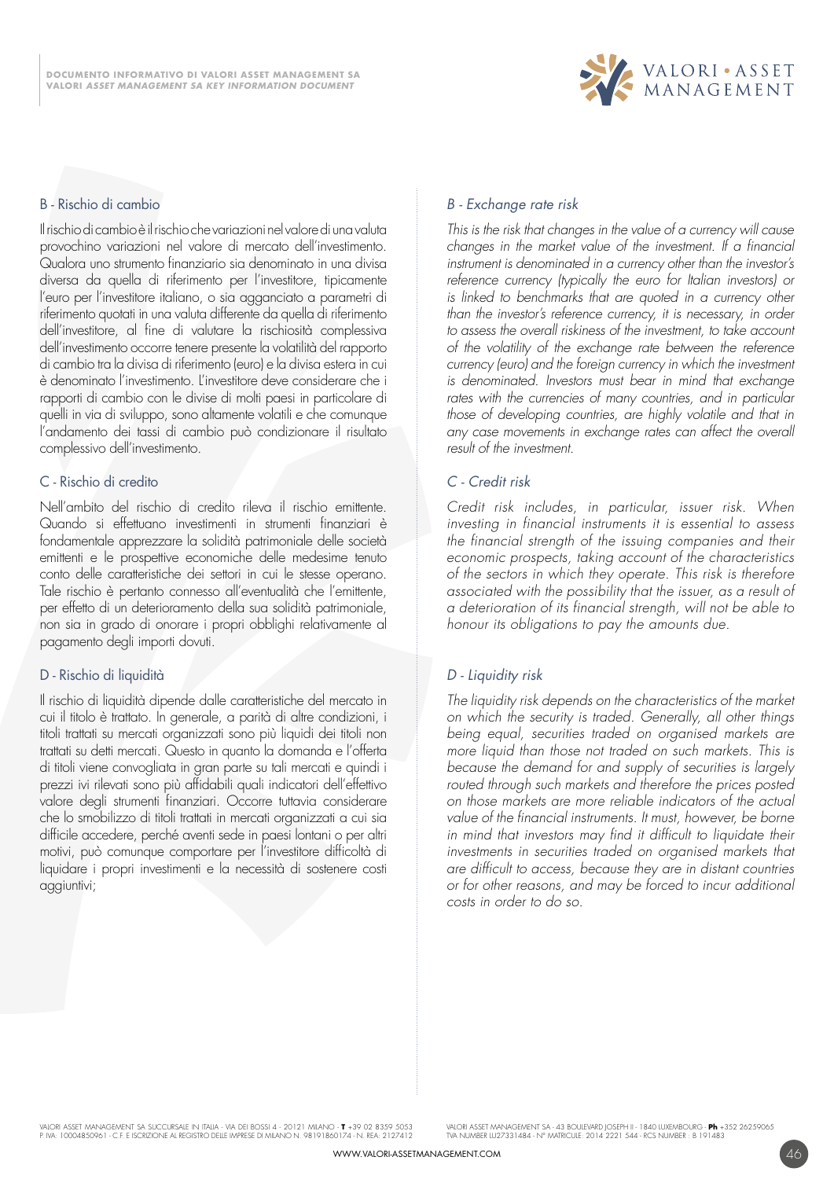### B - Rischio di cambio

Il rischio di cambio è il rischio che variazioni nel valore di una valuta provochino variazioni nel valore di mercato dell'investimento. Qualora uno strumento finanziario sia denominato in una divisa diversa da quella di riferimento per l'investitore, tipicamente l'euro per l'investitore italiano, o sia agganciato a parametri di riferimento quotati in una valuta differente da quella di riferimento dell'investitore, al fine di valutare la rischiosità complessiva dell'investimento occorre tenere presente la volatilità del rapporto di cambio tra la divisa di riferimento (euro) e la divisa estera in cui è denominato l'investimento. L'investitore deve considerare che i rapporti di cambio con le divise di molti paesi in particolare di quelli in via di sviluppo, sono altamente volatili e che comunque l'andamento dei tassi di cambio può condizionare il risultato complessivo dell'investimento.

### C - Rischio di credito

Nell'ambito del rischio di credito rileva il rischio emittente. Quando si effettuano investimenti in strumenti finanziari è fondamentale apprezzare la solidità patrimoniale delle società emittenti e le prospettive economiche delle medesime tenuto conto delle caratteristiche dei settori in cui le stesse operano. Tale rischio è pertanto connesso all'eventualità che l'emittente, per effetto di un deterioramento della sua solidità patrimoniale, non sia in grado di onorare i propri obblighi relativamente al pagamento degli importi dovuti.

### D - Rischio di liquidità

Il rischio di liquidità dipende dalle caratteristiche del mercato in cui il titolo è trattato. In generale, a parità di altre condizioni, i titoli trattati su mercati organizzati sono più liquidi dei titoli non trattati su detti mercati. Questo in quanto la domanda e l'offerta di titoli viene convogliata in gran parte su tali mercati e quindi i prezzi ivi rilevati sono più affidabili quali indicatori dell'effettivo valore degli strumenti finanziari. Occorre tuttavia considerare che lo smobilizzo di titoli trattati in mercati organizzati a cui sia difficile accedere, perché aventi sede in paesi lontani o per altri motivi, può comunque comportare per l'investitore difficoltà di liquidare i propri investimenti e la necessità di sostenere costi aggiuntivi;

### *B - Exchange rate risk*

*This is the risk that changes in the value of a currency will cause changes in the market value of the investment. If a financial instrument is denominated in a currency other than the investor's reference currency (typically the euro for Italian investors) or is linked to benchmarks that are quoted in a currency other than the investor's reference currency, it is necessary, in order to assess the overall riskiness of the investment, to take account of the volatility of the exchange rate between the reference currency (euro) and the foreign currency in which the investment is denominated. Investors must bear in mind that exchange rates with the currencies of many countries, and in particular those of developing countries, are highly volatile and that in any case movements in exchange rates can affect the overall result of the investment.*

### *C - Credit risk*

*Credit risk includes, in particular, issuer risk. When investing in financial instruments it is essential to assess the financial strength of the issuing companies and their economic prospects, taking account of the characteristics of the sectors in which they operate. This risk is therefore associated with the possibility that the issuer, as a result of a deterioration of its financial strength, will not be able to honour its obligations to pay the amounts due.*

### *D - Liquidity risk*

*The liquidity risk depends on the characteristics of the market on which the security is traded. Generally, all other things being equal, securities traded on organised markets are more liquid than those not traded on such markets. This is because the demand for and supply of securities is largely routed through such markets and therefore the prices posted on those markets are more reliable indicators of the actual value of the financial instruments. It must, however, be borne in mind that investors may find it difficult to liquidate their investments in securities traded on organised markets that are difficult to access, because they are in distant countries or for other reasons, and may be forced to incur additional costs in order to do so.*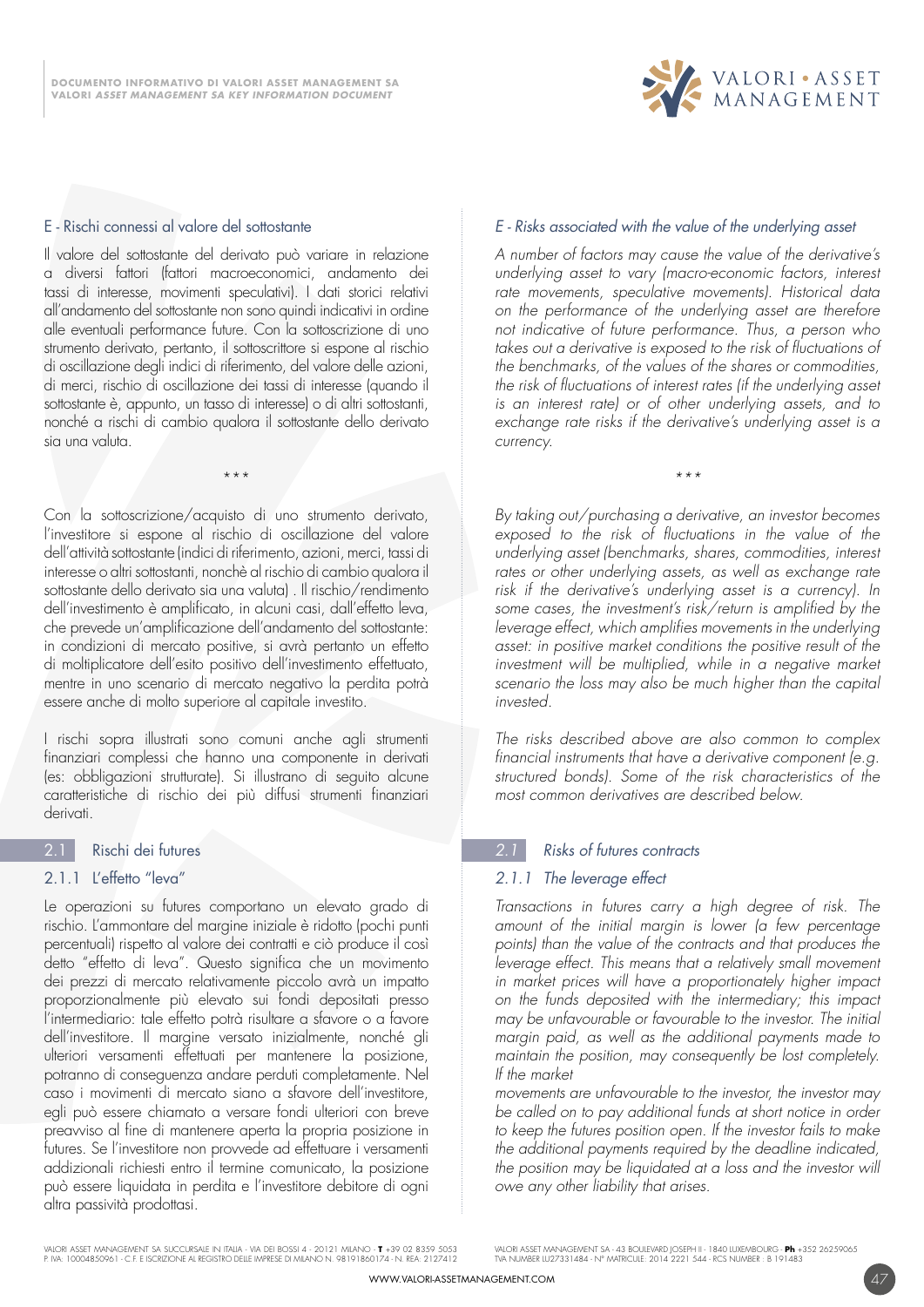## E - Rischi connessi al valore del sottostante

Il valore del sottostante del derivato può variare in relazione a diversi fattori (fattori macroeconomici, andamento dei tassi di interesse, movimenti speculativi). I dati storici relativi all'andamento del sottostante non sono quindi indicativi in ordine alle eventuali performance future. Con la sottoscrizione di uno strumento derivato, pertanto, il sottoscrittore si espone al rischio di oscillazione degli indici di riferimento, del valore delle azioni, di merci, rischio di oscillazione dei tassi di interesse (quando il sottostante è, appunto, un tasso di interesse) o di altri sottostanti, nonché a rischi di cambio qualora il sottostante dello derivato sia una valuta.

\* \* \*

Con la sottoscrizione/acquisto di uno strumento derivato, l'investitore si espone al rischio di oscillazione del valore dell'attività sottostante (indici di riferimento, azioni, merci, tassi di interesse o altri sottostanti, nonchè al rischio di cambio qualora il sottostante dello derivato sia una valuta) . Il rischio/rendimento dell'investimento è amplificato, in alcuni casi, dall'effetto leva, che prevede un'amplificazione dell'andamento del sottostante: in condizioni di mercato positive, si avrà pertanto un effetto di moltiplicatore dell'esito positivo dell'investimento effettuato, mentre in uno scenario di mercato negativo la perdita potrà essere anche di molto superiore al capitale investito.

I rischi sopra illustrati sono comuni anche agli strumenti finanziari complessi che hanno una componente in derivati (es: obbligazioni strutturate). Si illustrano di seguito alcune caratteristiche di rischio dei più diffusi strumenti finanziari derivati.

### 2.1 Rischi dei futures

#### 2.1.1 L'effetto "leva"

Le operazioni su futures comportano un elevato grado di rischio. L'ammontare del margine iniziale è ridotto (pochi punti percentuali) rispetto al valore dei contratti e ciò produce il così detto "effetto di leva". Questo significa che un movimento dei prezzi di mercato relativamente piccolo avrà un impatto proporzionalmente più elevato sui fondi depositati presso l'intermediario: tale effetto potrà risultare a sfavore o a favore dell'investitore. Il margine versato inizialmente, nonché gli ulteriori versamenti effettuati per mantenere la posizione, potranno di conseguenza andare perduti completamente. Nel caso i movimenti di mercato siano a sfavore dell'investitore, egli può essere chiamato a versare fondi ulteriori con breve preavviso al fine di mantenere aperta la propria posizione in futures. Se l'investitore non provvede ad effettuare i versamenti addizionali richiesti entro il termine comunicato, la posizione può essere liquidata in perdita e l'investitore debitore di ogni altra passività prodottasi.

## *E - Risks associated with the value of the underlying asset*

*A number of factors may cause the value of the derivative's underlying asset to vary (macro-economic factors, interest rate movements, speculative movements). Historical data on the performance of the underlying asset are therefore not indicative of future performance. Thus, a person who takes out a derivative is exposed to the risk of fluctuations of the benchmarks, of the values of the shares or commodities, the risk of fluctuations of interest rates (if the underlying asset is an interest rate) or of other underlying assets, and to exchange rate risks if the derivative's underlying asset is a currency.*

\* \* \*

*By taking out/purchasing a derivative, an investor becomes exposed to the risk of fluctuations in the value of the underlying asset (benchmarks, shares, commodities, interest rates or other underlying assets, as well as exchange rate risk if the derivative's underlying asset is a currency). In some cases, the investment's risk/return is amplified by the leverage effect, which amplifies movements in the underlying asset: in positive market conditions the positive result of the investment will be multiplied, while in a negative market scenario the loss may also be much higher than the capital invested.*

*The risks described above are also common to complex financial instruments that have a derivative component (e.g. structured bonds). Some of the risk characteristics of the most common derivatives are described below.*

### *2.1 Risks of futures contracts*

#### *2.1.1 The leverage effect*

*Transactions in futures carry a high degree of risk. The amount of the initial margin is lower (a few percentage points) than the value of the contracts and that produces the leverage effect. This means that a relatively small movement in market prices will have a proportionately higher impact on the funds deposited with the intermediary; this impact may be unfavourable or favourable to the investor. The initial margin paid, as well as the additional payments made to maintain the position, may consequently be lost completely. If the market movements are unfavourable to the investor, the investor may be called on to pay additional funds at short notice in order to keep the futures position open. If the investor fails to make the additional payments required by the deadline indicated, the position may be liquidated at a loss and the investor will owe any other liability that arises.*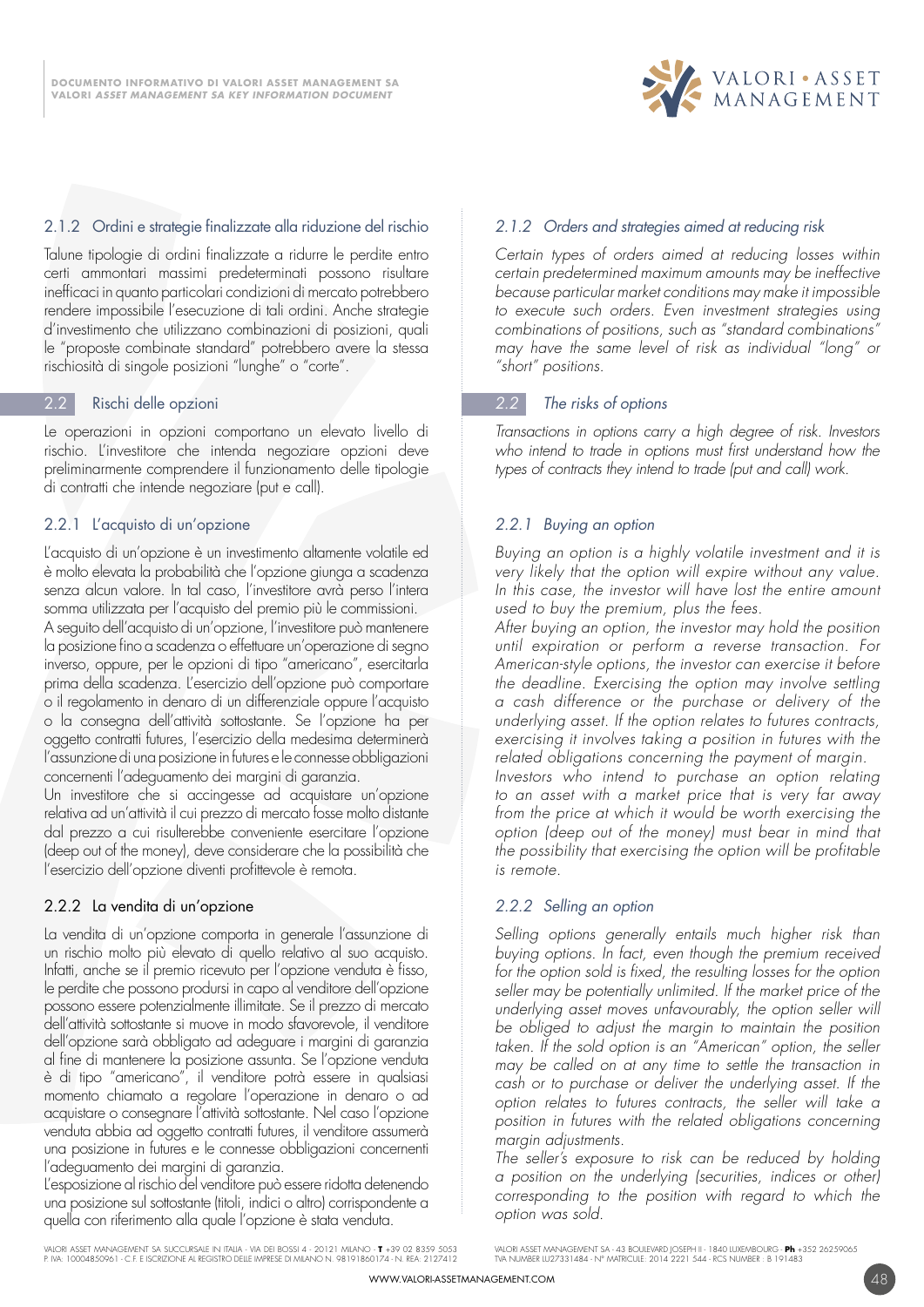### 2.1.2 Ordini e strategie finalizzate alla riduzione del rischio

Talune tipologie di ordini finalizzate a ridurre le perdite entro certi ammontari massimi predeterminati possono risultare inefficaci in quanto particolari condizioni di mercato potrebbero rendere impossibile l'esecuzione di tali ordini. Anche strategie d'investimento che utilizzano combinazioni di posizioni, quali le "proposte combinate standard" potrebbero avere la stessa rischiosità di singole posizioni "lunghe" o "corte".

## 2.2 Rischi delle opzioni

Le operazioni in opzioni comportano un elevato livello di rischio. L'investitore che intenda negoziare opzioni deve preliminarmente comprendere il funzionamento delle tipologie di contratti che intende negoziare (put e call).

### 2.2.1 L'acquisto di un'opzione

L'acquisto di un'opzione è un investimento altamente volatile ed è molto elevata la probabilità che l'opzione giunga a scadenza senza alcun valore. In tal caso, l'investitore avrà perso l'intera somma utilizzata per l'acquisto del premio più le commissioni.
A seguito dell'acquisto di un'opzione, l'investitore può mantenere la posizione fino a scadenza o effettuare un'operazione di segno inverso, oppure, per le opzioni di tipo "americano", esercitarla prima della scadenza. L'esercizio dell'opzione può comportare o il regolamento in denaro di un differenziale oppure l'acquisto o la consegna dell'attività sottostante. Se l'opzione ha per oggetto contratti futures, l'esercizio della medesima determinerà l'assunzione di una posizione in futures e le connesse obbligazioni concernenti l'adeguamento dei margini di garanzia.
Un investitore che si accingesse ad acquistare un'opzione relativa ad un'attività il cui prezzo di mercato fosse molto distante dal prezzo a cui risulterebbe conveniente esercitare l'opzione (deep out of the money), deve considerare che la possibilità che l'esercizio dell'opzione diventi profittevole è remota.

### 2.2.2 La vendita di un'opzione

La vendita di un'opzione comporta in generale l'assunzione di un rischio molto più elevato di quello relativo al suo acquisto. Infatti, anche se il premio ricevuto per l'opzione venduta è fisso, le perdite che possono prodursi in capo al venditore dell'opzione possono essere potenzialmente illimitate. Se il prezzo di mercato dell'attività sottostante si muove in modo sfavorevole, il venditore dell'opzione sarà obbligato ad adeguare i margini di garanzia al fine di mantenere la posizione assunta. Se l'opzione venduta è di tipo "americano", il venditore potrà essere in qualsiasi momento chiamato a regolare l'operazione in denaro o ad acquistare o consegnare l'attività sottostante. Nel caso l'opzione venduta abbia ad oggetto contratti futures, il venditore assumerà una posizione in futures e le connesse obbligazioni concernenti l'adeguamento dei margini di garanzia.
L'esposizione al rischio del venditore può essere ridotta detenendo una posizione sul sottostante (titoli, indici o altro) corrispondente a quella con riferimento alla quale l'opzione è stata venduta.

### *2.1.2 Orders and strategies aimed at reducing risk*

*Certain types of orders aimed at reducing losses within certain predetermined maximum amounts may be ineffective because particular market conditions may make it impossible to execute such orders. Even investment strategies using combinations of positions, such as "standard combinations" may have the same level of risk as individual "long" or "short" positions.*

## *2.2 The risks of options*

*Transactions in options carry a high degree of risk. Investors who intend to trade in options must first understand how the types of contracts they intend to trade (put and call) work.*

### *2.2.1 Buying an option*

*Buying an option is a highly volatile investment and it is very likely that the option will expire without any value. In this case, the investor will have lost the entire amount used to buy the premium, plus the fees.*
*After buying an option, the investor may hold the position until expiration or perform a reverse transaction. For American-style options, the investor can exercise it before the deadline. Exercising the option may involve settling a cash difference or the purchase or delivery of the underlying asset. If the option relates to futures contracts, exercising it involves taking a position in futures with the related obligations concerning the payment of margin.*
*Investors who intend to purchase an option relating to an asset with a market price that is very far away from the price at which it would be worth exercising the option (deep out of the money) must bear in mind that the possibility that exercising the option will be profitable is remote.*

### *2.2.2 Selling an option*

*Selling options generally entails much higher risk than buying options. In fact, even though the premium received for the option sold is fixed, the resulting losses for the option seller may be potentially unlimited. If the market price of the underlying asset moves unfavourably, the option seller will be obliged to adjust the margin to maintain the position taken. If the sold option is an "American" option, the seller may be called on at any time to settle the transaction in cash or to purchase or deliver the underlying asset. If the option relates to futures contracts, the seller will take a position in futures with the related obligations concerning margin adjustments.*
*The seller's exposure to risk can be reduced by holding a position on the underlying (securities, indices or other) corresponding to the position with regard to which the option was sold.*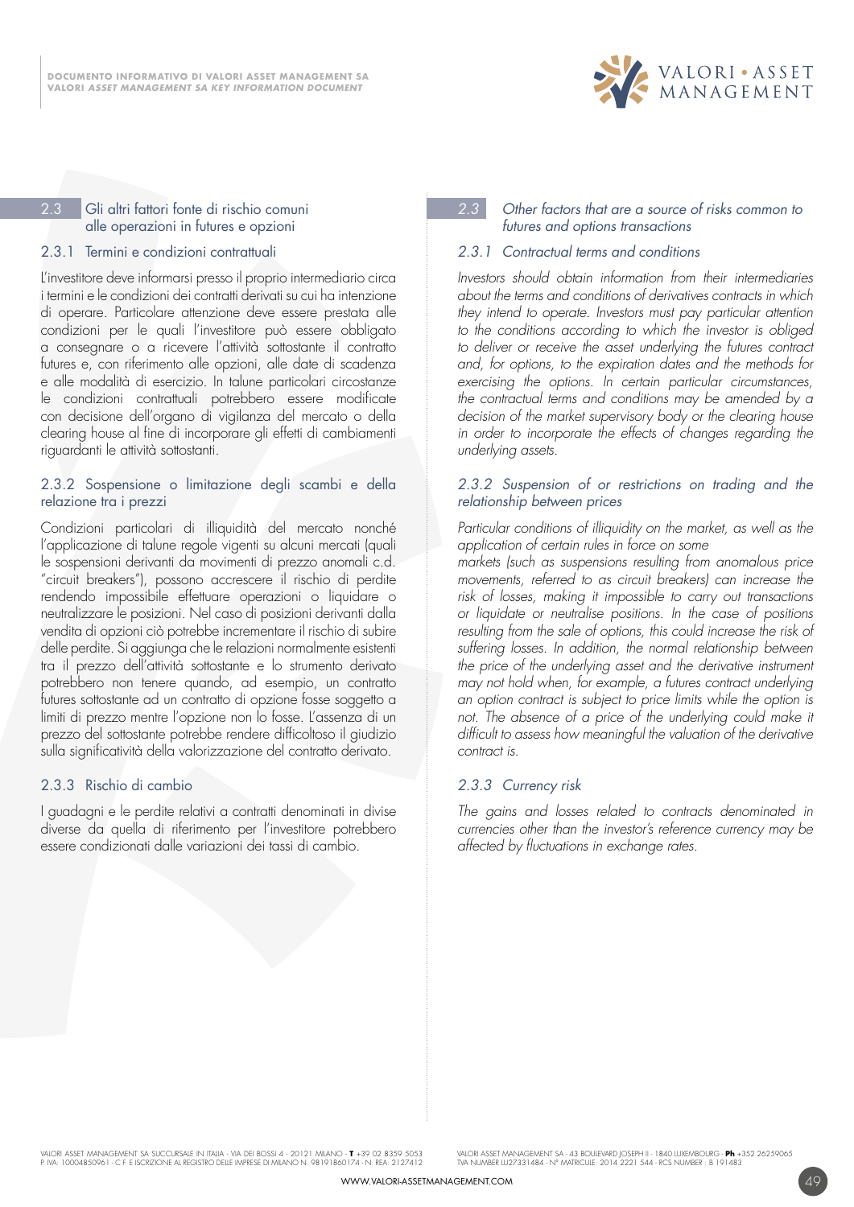## 2.3 Gli altri fattori fonte di rischio comuni alle operazioni in futures e opzioni

### 2.3.1 Termini e condizioni contrattuali

L'investitore deve informarsi presso il proprio intermediario circa i termini e le condizioni dei contratti derivati su cui ha intenzione di operare. Particolare attenzione deve essere prestata alle condizioni per le quali l'investitore può essere obbligato a consegnare o a ricevere l'attività sottostante il contratto futures e, con riferimento alle opzioni, alle date di scadenza e alle modalità di esercizio. In talune particolari circostanze le condizioni contrattuali potrebbero essere modificate con decisione dell'organo di vigilanza del mercato o della clearing house al fine di incorporare gli effetti di cambiamenti riguardanti le attività sottostanti.

### 2.3.2 Sospensione o limitazione degli scambi e della relazione tra i prezzi

Condizioni particolari di illiquidità del mercato nonché l'applicazione di talune regole vigenti su alcuni mercati (quali le sospensioni derivanti da movimenti di prezzo anomali c.d. "circuit breakers"), possono accrescere il rischio di perdite rendendo impossibile effettuare operazioni o liquidare o neutralizzare le posizioni. Nel caso di posizioni derivanti dalla vendita di opzioni ciò potrebbe incrementare il rischio di subire delle perdite. Si aggiunga che le relazioni normalmente esistenti tra il prezzo dell'attività sottostante e lo strumento derivato potrebbero non tenere quando, ad esempio, un contratto futures sottostante ad un contratto di opzione fosse soggetto a limiti di prezzo mentre l'opzione non lo fosse. L'assenza di un prezzo del sottostante potrebbe rendere difficoltoso il giudizio sulla significatività della valorizzazione del contratto derivato.

### 2.3.3 Rischio di cambio

I guadagni e le perdite relativi a contratti denominati in divise diverse da quella di riferimento per l'investitore potrebbero essere condizionati dalle variazioni dei tassi di cambio.

## *2.3 Other factors that are a source of risks common to futures and options transactions*

### *2.3.1 Contractual terms and conditions*

*Investors should obtain information from their intermediaries about the terms and conditions of derivatives contracts in which they intend to operate. Investors must pay particular attention to the conditions according to which the investor is obliged to deliver or receive the asset underlying the futures contract and, for options, to the expiration dates and the methods for exercising the options. In certain particular circumstances, the contractual terms and conditions may be amended by a decision of the market supervisory body or the clearing house in order to incorporate the effects of changes regarding the underlying assets.*

### *2.3.2 Suspension of or restrictions on trading and the relationship between prices*

*Particular conditions of illiquidity on the market, as well as the application of certain rules in force on some markets (such as suspensions resulting from anomalous price movements, referred to as circuit breakers) can increase the risk of losses, making it impossible to carry out transactions or liquidate or neutralise positions. In the case of positions resulting from the sale of options, this could increase the risk of suffering losses. In addition, the normal relationship between the price of the underlying asset and the derivative instrument may not hold when, for example, a futures contract underlying an option contract is subject to price limits while the option is not. The absence of a price of the underlying could make it difficult to assess how meaningful the valuation of the derivative contract is.*

### *2.3.3 Currency risk*

*The gains and losses related to contracts denominated in currencies other than the investor's reference currency may be affected by fluctuations in exchange rates.*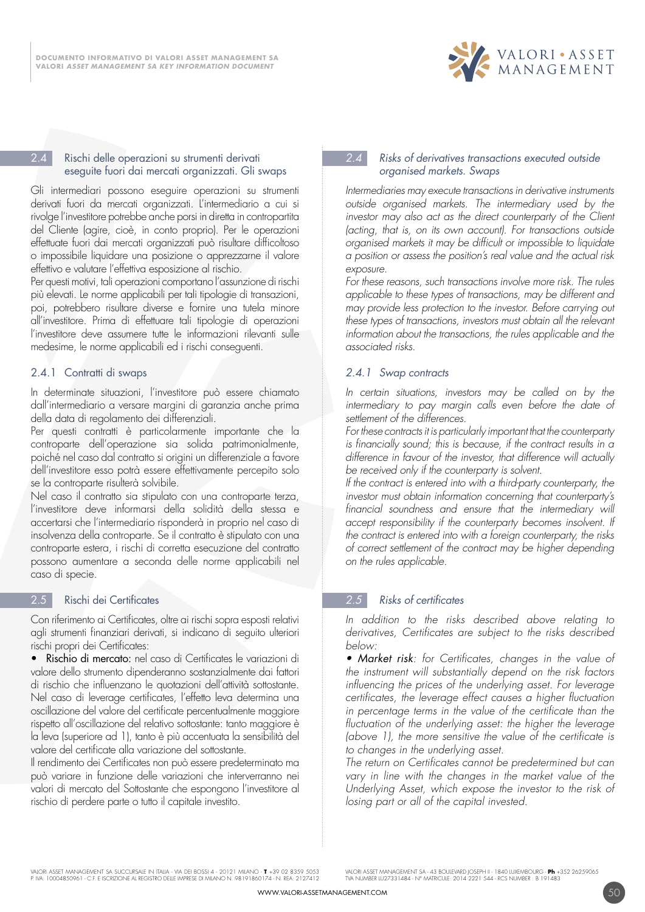## 2.4 Rischi delle operazioni su strumenti derivati eseguite fuori dai mercati organizzati. Gli swaps

Gli intermediari possono eseguire operazioni su strumenti derivati fuori da mercati organizzati. L'intermediario a cui si rivolge l'investitore potrebbe anche porsi in diretta in contropartita del Cliente (agire, cioè, in conto proprio). Per le operazioni effettuate fuori dai mercati organizzati può risultare difficoltoso o impossibile liquidare una posizione o apprezzarne il valore effettivo e valutare l'effettiva esposizione al rischio.

Per questi motivi, tali operazioni comportano l'assunzione di rischi più elevati. Le norme applicabili per tali tipologie di transazioni, poi, potrebbero risultare diverse e fornire una tutela minore all'investitore. Prima di effettuare tali tipologie di operazioni l'investitore deve assumere tutte le informazioni rilevanti sulle medesime, le norme applicabili ed i rischi conseguenti.

### 2.4.1 Contratti di swaps

In determinate situazioni, l'investitore può essere chiamato dall'intermediario a versare margini di garanzia anche prima della data di regolamento dei differenziali.

Per questi contratti è particolarmente importante che la controparte dell'operazione sia solida patrimonialmente, poiché nel caso dal contratto si origini un differenziale a favore dell'investitore esso potrà essere effettivamente percepito solo se la controparte risulterà solvibile.

Nel caso il contratto sia stipulato con una controparte terza, l'investitore deve informarsi della solidità della stessa e accertarsi che l'intermediario risponderà in proprio nel caso di insolvenza della controparte. Se il contratto è stipulato con una controparte estera, i rischi di corretta esecuzione del contratto possono aumentare a seconda delle norme applicabili nel caso di specie.

## 2.5 Rischi dei Certificates

Con riferimento ai Certificates, oltre ai rischi sopra esposti relativi agli strumenti finanziari derivati, si indicano di seguito ulteriori rischi propri dei Certificates:

- **Rischio di mercato:** nel caso di Certificates le variazioni di valore dello strumento dipenderanno sostanzialmente dai fattori di rischio che influenzano le quotazioni dell'attività sottostante. Nel caso di leverage certificates, l'effetto leva determina una oscillazione del valore del certificate percentualmente maggiore rispetto all'oscillazione del relativo sottostante: tanto maggiore è la leva (superiore ad 1), tanto è più accentuata la sensibilità del valore del certificate alla variazione del sottostante.

Il rendimento dei Certificates non può essere predeterminato ma può variare in funzione delle variazioni che interverranno nei valori di mercato del Sottostante che espongono l'investitore al rischio di perdere parte o tutto il capitale investito.

## *2.4 Risks of derivatives transactions executed outside organised markets. Swaps*

*Intermediaries may execute transactions in derivative instruments outside organised markets. The intermediary used by the investor may also act as the direct counterparty of the Client (acting, that is, on its own account). For transactions outside organised markets it may be difficult or impossible to liquidate a position or assess the position's real value and the actual risk exposure.*

*For these reasons, such transactions involve more risk. The rules applicable to these types of transactions, may be different and may provide less protection to the investor. Before carrying out these types of transactions, investors must obtain all the relevant information about the transactions, the rules applicable and the associated risks.*

### *2.4.1 Swap contracts*

*In certain situations, investors may be called on by the intermediary to pay margin calls even before the date of settlement of the differences.*

*For these contracts it is particularly important that the counterparty is financially sound; this is because, if the contract results in a difference in favour of the investor, that difference will actually be received only if the counterparty is solvent.*

*If the contract is entered into with a third-party counterparty, the investor must obtain information concerning that counterparty's financial soundness and ensure that the intermediary will accept responsibility if the counterparty becomes insolvent. If the contract is entered into with a foreign counterparty, the risks of correct settlement of the contract may be higher depending on the rules applicable.*

## *2.5 Risks of certificates*

*In addition to the risks described above relating to derivatives, Certificates are subject to the risks described below:*

- ***Market risk**: for Certificates, changes in the value of the instrument will substantially depend on the risk factors influencing the prices of the underlying asset. For leverage certificates, the leverage effect causes a higher fluctuation in percentage terms in the value of the certificate than the fluctuation of the underlying asset: the higher the leverage (above 1), the more sensitive the value of the certificate is to changes in the underlying asset.*

*The return on Certificates cannot be predetermined but can vary in line with the changes in the market value of the Underlying Asset, which expose the investor to the risk of losing part or all of the capital invested.*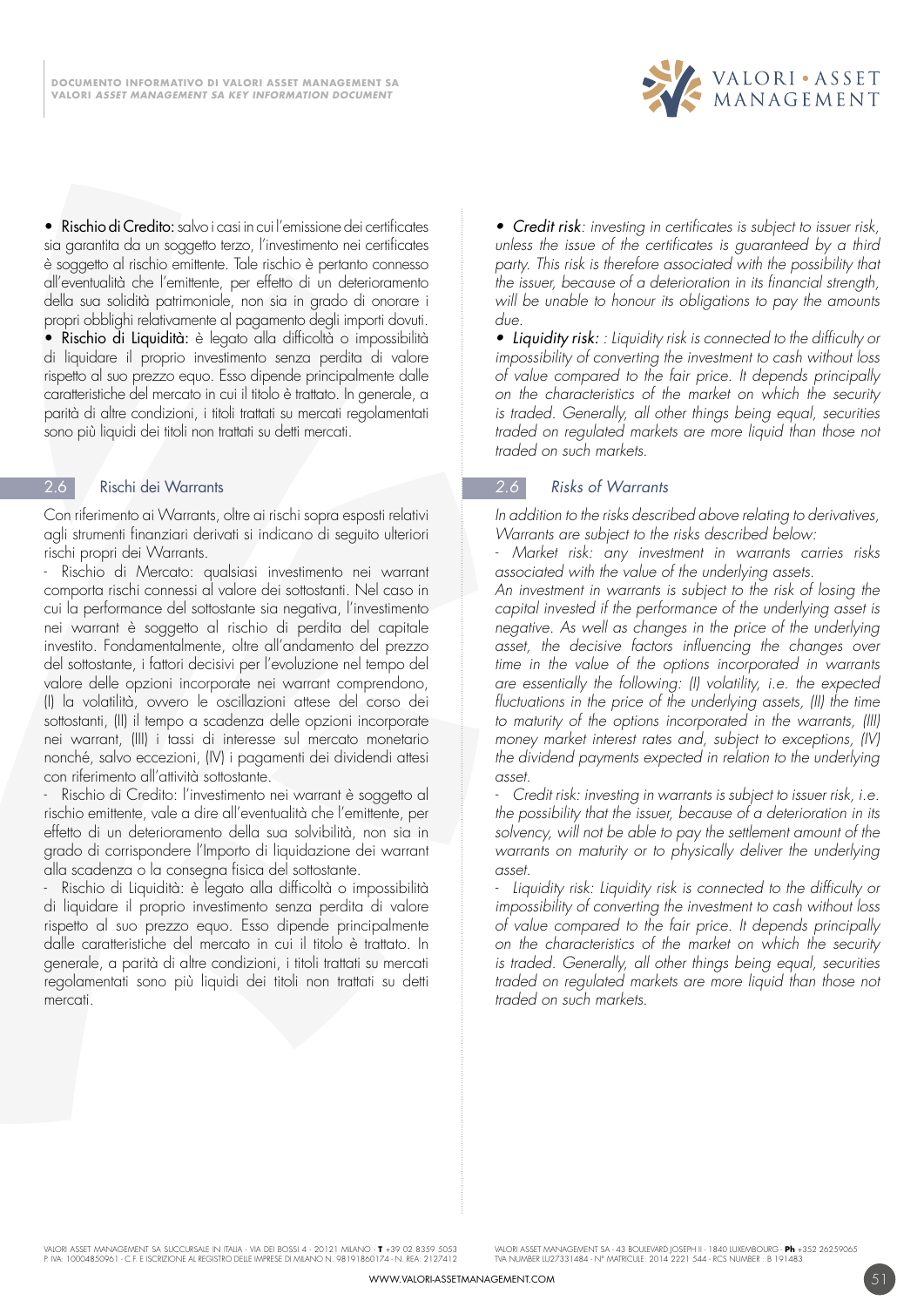• Rischio di Credito: salvo i casi in cui l'emissione dei certificates sia garantita da un soggetto terzo, l'investimento nei certificates è soggetto al rischio emittente. Tale rischio è pertanto connesso all'eventualità che l'emittente, per effetto di un deterioramento della sua solidità patrimoniale, non sia in grado di onorare i propri obblighi relativamente al pagamento degli importi dovuti.
• Rischio di Liquidità: è legato alla difficoltà o impossibilità di liquidare il proprio investimento senza perdita di valore rispetto al suo prezzo equo. Esso dipende principalmente dalle caratteristiche del mercato in cui il titolo è trattato. In generale, a parità di altre condizioni, i titoli trattati su mercati regolamentati sono più liquidi dei titoli non trattati su detti mercati.

## 2.6 Rischi dei Warrants

Con riferimento ai Warrants, oltre ai rischi sopra esposti relativi agli strumenti finanziari derivati si indicano di seguito ulteriori rischi propri dei Warrants.

- Rischio di Mercato: qualsiasi investimento nei warrant comporta rischi connessi al valore dei sottostanti. Nel caso in cui la performance del sottostante sia negativa, l'investimento nei warrant è soggetto al rischio di perdita del capitale investito. Fondamentalmente, oltre all'andamento del prezzo del sottostante, i fattori decisivi per l'evoluzione nel tempo del valore delle opzioni incorporate nei warrant comprendono, (I) la volatilità, ovvero le oscillazioni attese del corso dei sottostanti, (II) il tempo a scadenza delle opzioni incorporate nei warrant, (III) i tassi di interesse sul mercato monetario nonché, salvo eccezioni, (IV) i pagamenti dei dividendi attesi con riferimento all'attività sottostante.
- Rischio di Credito: l'investimento nei warrant è soggetto al rischio emittente, vale a dire all'eventualità che l'emittente, per effetto di un deterioramento della sua solvibilità, non sia in grado di corrispondere l'Importo di liquidazione dei warrant alla scadenza o la consegna fisica del sottostante.
- Rischio di Liquidità: è legato alla difficoltà o impossibilità di liquidare il proprio investimento senza perdita di valore rispetto al suo prezzo equo. Esso dipende principalmente dalle caratteristiche del mercato in cui il titolo è trattato. In generale, a parità di altre condizioni, i titoli trattati su mercati regolamentati sono più liquidi dei titoli non trattati su detti mercati.

*• Credit risk: investing in certificates is subject to issuer risk, unless the issue of the certificates is guaranteed by a third party. This risk is therefore associated with the possibility that the issuer, because of a deterioration in its financial strength, will be unable to honour its obligations to pay the amounts due.*
*• Liquidity risk: : Liquidity risk is connected to the difficulty or impossibility of converting the investment to cash without loss of value compared to the fair price. It depends principally on the characteristics of the market on which the security is traded. Generally, all other things being equal, securities traded on regulated markets are more liquid than those not traded on such markets.*

## *2.6 Risks of Warrants*

*In addition to the risks described above relating to derivatives, Warrants are subject to the risks described below:*

*- Market risk: any investment in warrants carries risks associated with the value of the underlying assets.*
*An investment in warrants is subject to the risk of losing the capital invested if the performance of the underlying asset is negative. As well as changes in the price of the underlying asset, the decisive factors influencing the changes over time in the value of the options incorporated in warrants are essentially the following: (I) volatility, i.e. the expected fluctuations in the price of the underlying assets, (II) the time to maturity of the options incorporated in the warrants, (III) money market interest rates and, subject to exceptions, (IV) the dividend payments expected in relation to the underlying asset.*
*- Credit risk: investing in warrants is subject to issuer risk, i.e. the possibility that the issuer, because of a deterioration in its solvency, will not be able to pay the settlement amount of the warrants on maturity or to physically deliver the underlying asset.*
*- Liquidity risk: Liquidity risk is connected to the difficulty or impossibility of converting the investment to cash without loss of value compared to the fair price. It depends principally on the characteristics of the market on which the security is traded. Generally, all other things being equal, securities traded on regulated markets are more liquid than those not traded on such markets.*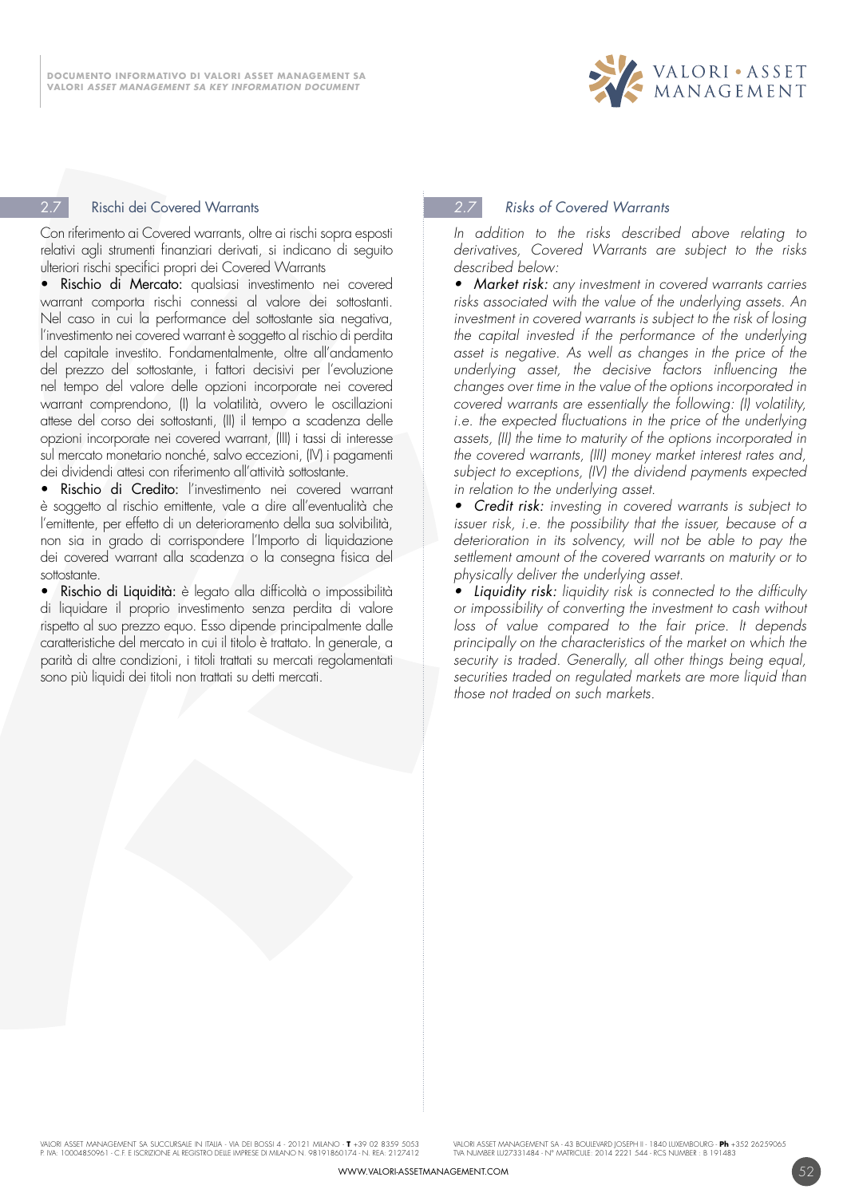## 2.7 Rischi dei Covered Warrants

Con riferimento ai Covered warrants, oltre ai rischi sopra esposti relativi agli strumenti finanziari derivati, si indicano di seguito ulteriori rischi specifici propri dei Covered Warrants

- Rischio di Mercato: qualsiasi investimento nei covered warrant comporta rischi connessi al valore dei sottostanti. Nel caso in cui la performance del sottostante sia negativa, l'investimento nei covered warrant è soggetto al rischio di perdita del capitale investito. Fondamentalmente, oltre all'andamento del prezzo del sottostante, i fattori decisivi per l'evoluzione nel tempo del valore delle opzioni incorporate nei covered warrant comprendono, (I) la volatilità, ovvero le oscillazioni attese del corso dei sottostanti, (II) il tempo a scadenza delle opzioni incorporate nei covered warrant, (III) i tassi di interesse sul mercato monetario nonché, salvo eccezioni, (IV) i pagamenti dei dividendi attesi con riferimento all'attività sottostante.
- Rischio di Credito: l'investimento nei covered warrant è soggetto al rischio emittente, vale a dire all'eventualità che l'emittente, per effetto di un deterioramento della sua solvibilità, non sia in grado di corrispondere l'Importo di liquidazione dei covered warrant alla scadenza o la consegna fisica del sottostante.
- Rischio di Liquidità: è legato alla difficoltà o impossibilità di liquidare il proprio investimento senza perdita di valore rispetto al suo prezzo equo. Esso dipende principalmente dalle caratteristiche del mercato in cui il titolo è trattato. In generale, a parità di altre condizioni, i titoli trattati su mercati regolamentati sono più liquidi dei titoli non trattati su detti mercati.

## *2.7 Risks of Covered Warrants*

*In addition to the risks described above relating to derivatives, Covered Warrants are subject to the risks described below:*

- ***Market risk:*** *any investment in covered warrants carries risks associated with the value of the underlying assets. An investment in covered warrants is subject to the risk of losing the capital invested if the performance of the underlying asset is negative. As well as changes in the price of the underlying asset, the decisive factors influencing the changes over time in the value of the options incorporated in covered warrants are essentially the following: (I) volatility, i.e. the expected fluctuations in the price of the underlying assets, (II) the time to maturity of the options incorporated in the covered warrants, (III) money market interest rates and, subject to exceptions, (IV) the dividend payments expected in relation to the underlying asset.*
- ***Credit risk:*** *investing in covered warrants is subject to issuer risk, i.e. the possibility that the issuer, because of a deterioration in its solvency, will not be able to pay the settlement amount of the covered warrants on maturity or to physically deliver the underlying asset.*
- ***Liquidity risk:*** *liquidity risk is connected to the difficulty or impossibility of converting the investment to cash without loss of value compared to the fair price. It depends principally on the characteristics of the market on which the security is traded. Generally, all other things being equal, securities traded on regulated markets are more liquid than those not traded on such markets.*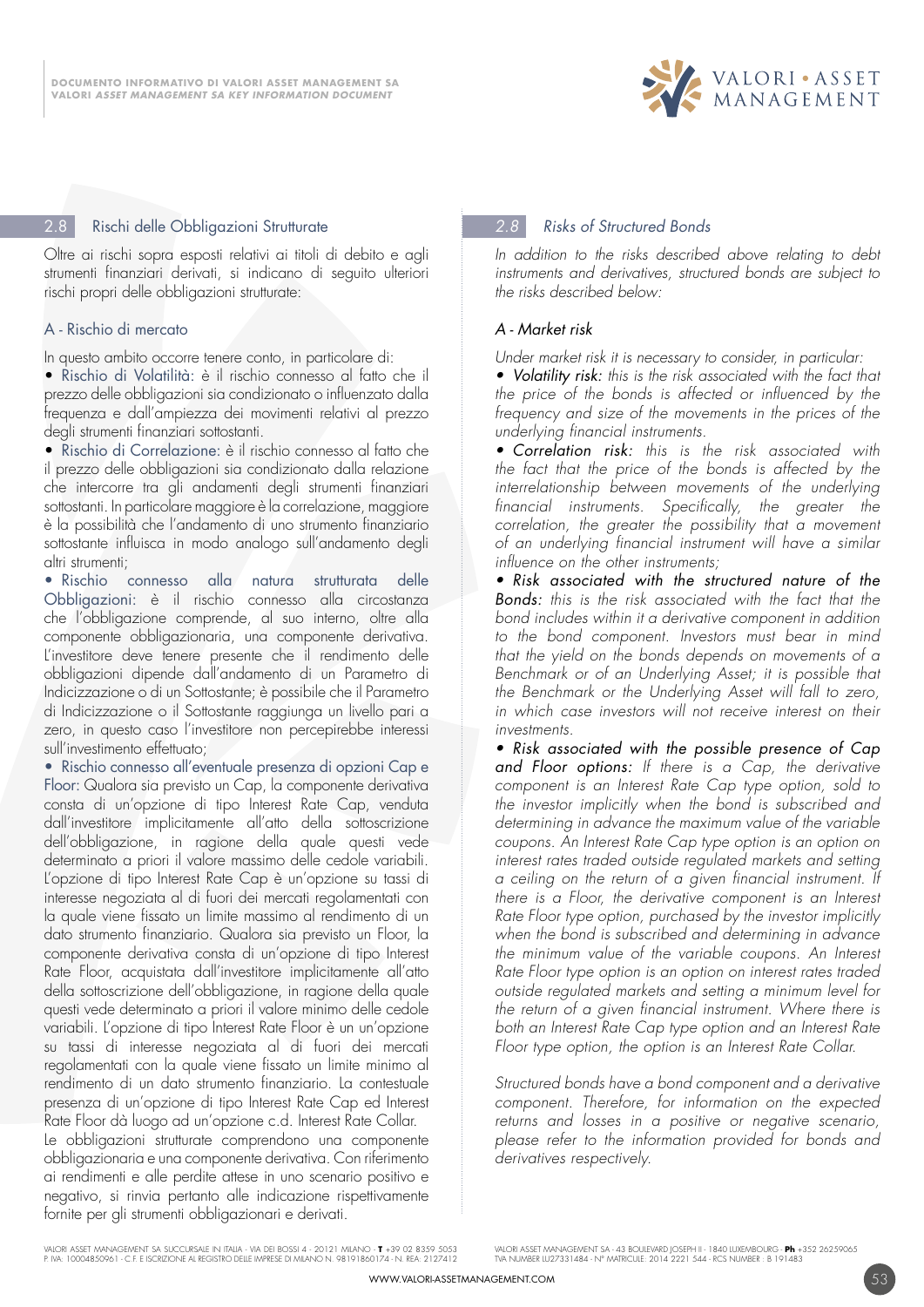## 2.8 Rischi delle Obbligazioni Strutturate

Oltre ai rischi sopra esposti relativi ai titoli di debito e agli strumenti finanziari derivati, si indicano di seguito ulteriori rischi propri delle obbligazioni strutturate:

### A - Rischio di mercato

In questo ambito occorre tenere conto, in particolare di:

• Rischio di Volatilità: è il rischio connesso al fatto che il prezzo delle obbligazioni sia condizionato o influenzato dalla frequenza e dall'ampiezza dei movimenti relativi al prezzo degli strumenti finanziari sottostanti.

• Rischio di Correlazione: è il rischio connesso al fatto che il prezzo delle obbligazioni sia condizionato dalla relazione che intercorre tra gli andamenti degli strumenti finanziari sottostanti. In particolare maggiore è la correlazione, maggiore è la possibilità che l'andamento di uno strumento finanziario sottostante influisca in modo analogo sull'andamento degli altri strumenti;

• Rischio connesso alla natura strutturata delle Obbligazioni: è il rischio connesso alla circostanza che l'obbligazione comprende, al suo interno, oltre alla componente obbligazionaria, una componente derivativa. L'investitore deve tenere presente che il rendimento delle obbligazioni dipende dall'andamento di un Parametro di Indicizzazione o di un Sottostante; è possibile che il Parametro di Indicizzazione o il Sottostante raggiunga un livello pari a zero, in questo caso l'investitore non percepirebbe interessi sull'investimento effettuato;

• Rischio connesso all'eventuale presenza di opzioni Cap e Floor: Qualora sia previsto un Cap, la componente derivativa consta di un'opzione di tipo Interest Rate Cap, venduta dall'investitore implicitamente all'atto della sottoscrizione dell'obbligazione, in ragione della quale questi vede determinato a priori il valore massimo delle cedole variabili. L'opzione di tipo Interest Rate Cap è un'opzione su tassi di interesse negoziata al di fuori dei mercati regolamentati con la quale viene fissato un limite massimo al rendimento di un dato strumento finanziario. Qualora sia previsto un Floor, la componente derivativa consta di un'opzione di tipo Interest Rate Floor, acquistata dall'investitore implicitamente all'atto della sottoscrizione dell'obbligazione, in ragione della quale questi vede determinato a priori il valore minimo delle cedole variabili. L'opzione di tipo Interest Rate Floor è un'opzione su tassi di interesse negoziata al di fuori dei mercati regolamentati con la quale viene fissato un limite minimo al rendimento di un dato strumento finanziario. La contestuale presenza di un'opzione di tipo Interest Rate Cap ed Interest Rate Floor dà luogo ad un'opzione c.d. Interest Rate Collar.

Le obbligazioni strutturate comprendono una componente obbligazionaria e una componente derivativa. Con riferimento ai rendimenti e alle perdite attese in uno scenario positivo e negativo, si rinvia pertanto alle indicazione rispettivamente fornite per gli strumenti obbligazionari e derivati.

## *2.8 Risks of Structured Bonds*

*In addition to the risks described above relating to debt instruments and derivatives, structured bonds are subject to the risks described below:*

### *A - Market risk*

*Under market risk it is necessary to consider, in particular:*

*• Volatility risk: this is the risk associated with the fact that the price of the bonds is affected or influenced by the frequency and size of the movements in the prices of the underlying financial instruments.*

*• Correlation risk: this is the risk associated with the fact that the price of the bonds is affected by the interrelationship between movements of the underlying financial instruments. Specifically, the greater the correlation, the greater the possibility that a movement of an underlying financial instrument will have a similar influence on the other instruments;*

*• Risk associated with the structured nature of the Bonds: this is the risk associated with the fact that the bond includes within it a derivative component in addition to the bond component. Investors must bear in mind that the yield on the bonds depends on movements of a Benchmark or of an Underlying Asset; it is possible that the Benchmark or the Underlying Asset will fall to zero, in which case investors will not receive interest on their investments.*

*• Risk associated with the possible presence of Cap and Floor options: If there is a Cap, the derivative component is an Interest Rate Cap type option, sold to the investor implicitly when the bond is subscribed and determining in advance the maximum value of the variable coupons. An Interest Rate Cap type option is an option on interest rates traded outside regulated markets and setting a ceiling on the return of a given financial instrument. If there is a Floor, the derivative component is an Interest Rate Floor type option, purchased by the investor implicitly when the bond is subscribed and determining in advance the minimum value of the variable coupons. An Interest Rate Floor type option is an option on interest rates traded outside regulated markets and setting a minimum level for the return of a given financial instrument. Where there is both an Interest Rate Cap type option and an Interest Rate Floor type option, the option is an Interest Rate Collar.*

*Structured bonds have a bond component and a derivative component. Therefore, for information on the expected returns and losses in a positive or negative scenario, please refer to the information provided for bonds and derivatives respectively.*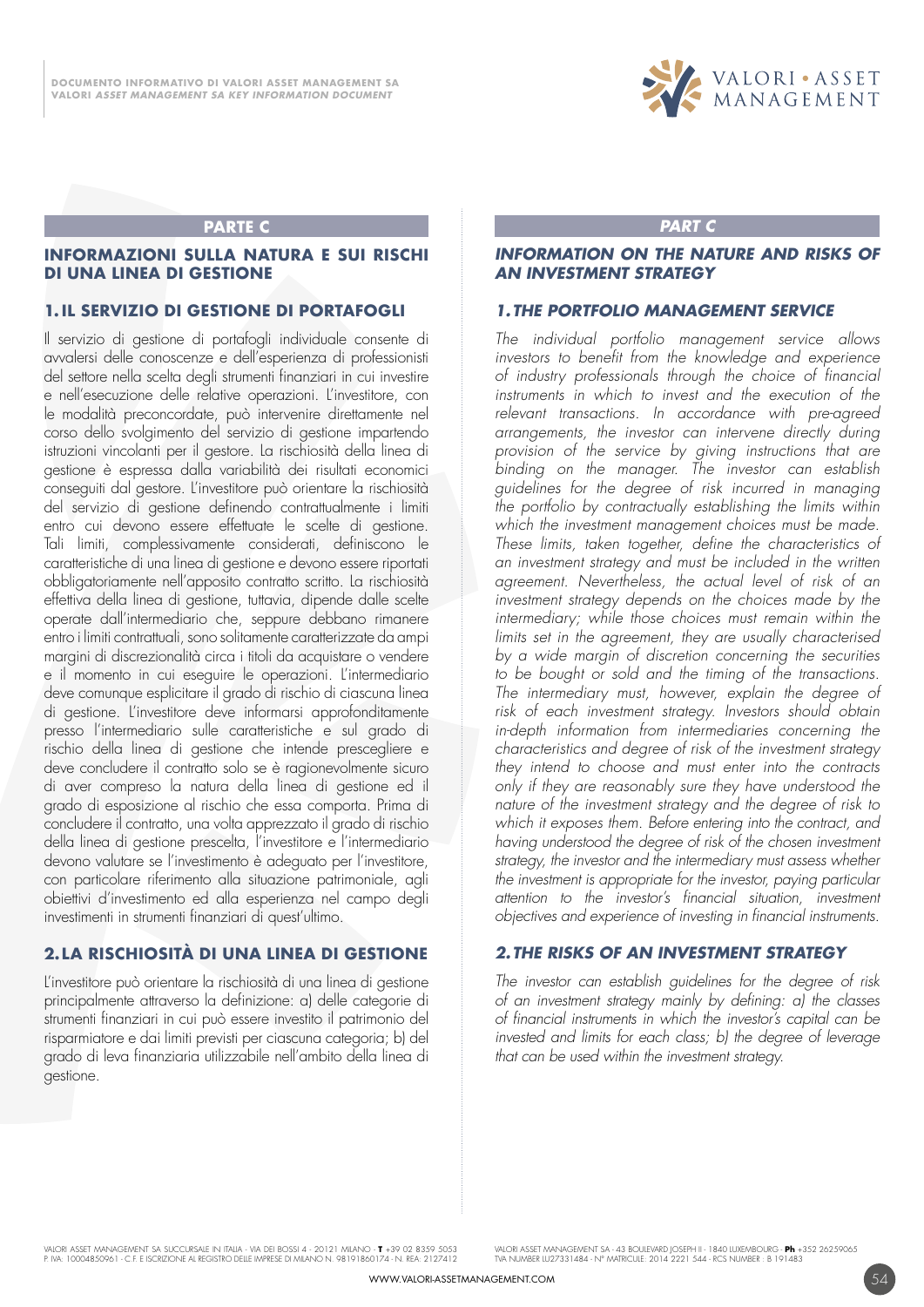## PARTE C

### INFORMAZIONI SULLA NATURA E SUI RISCHI DI UNA LINEA DI GESTIONE

### 1. IL SERVIZIO DI GESTIONE DI PORTAFOGLI

Il servizio di gestione di portafogli individuale consente di avvalersi delle conoscenze e dell'esperienza di professionisti del settore nella scelta degli strumenti finanziari in cui investire e nell'esecuzione delle relative operazioni. L'investitore, con le modalità preconcordate, può intervenire direttamente nel corso dello svolgimento del servizio di gestione impartendo istruzioni vincolanti per il gestore. La rischiosità della linea di gestione è espressa dalla variabilità dei risultati economici conseguiti dal gestore. L'investitore può orientare la rischiosità del servizio di gestione definendo contrattualmente i limiti entro cui devono essere effettuate le scelte di gestione. Tali limiti, complessivamente considerati, definiscono le caratteristiche di una linea di gestione e devono essere riportati obbligatoriamente nell'apposito contratto scritto. La rischiosità effettiva della linea di gestione, tuttavia, dipende dalle scelte operate dall'intermediario che, seppure debbano rimanere entro i limiti contrattuali, sono solitamente caratterizzate da ampi margini di discrezionalità circa i titoli da acquistare o vendere e il momento in cui eseguire le operazioni. L'intermediario deve comunque esplicitare il grado di rischio di ciascuna linea di gestione. L'investitore deve informarsi approfonditamente presso l'intermediario sulle caratteristiche e sul grado di rischio della linea di gestione che intende prescegliere e deve concludere il contratto solo se è ragionevolmente sicuro di aver compreso la natura della linea di gestione ed il grado di esposizione al rischio che essa comporta. Prima di concludere il contratto, una volta apprezzato il grado di rischio della linea di gestione prescelta, l'investitore e l'intermediario devono valutare se l'investimento è adeguato per l'investitore, con particolare riferimento alla situazione patrimoniale, agli obiettivi d'investimento ed alla esperienza nel campo degli investimenti in strumenti finanziari di quest'ultimo.

### 2. LA RISCHIOSITÀ DI UNA LINEA DI GESTIONE

L'investitore può orientare la rischiosità di una linea di gestione principalmente attraverso la definizione: a) delle categorie di strumenti finanziari in cui può essere investito il patrimonio del risparmiatore e dai limiti previsti per ciascuna categoria; b) del grado di leva finanziaria utilizzabile nell'ambito della linea di gestione.

## *PART C*

### *INFORMATION ON THE NATURE AND RISKS OF AN INVESTMENT STRATEGY*

### *1. THE PORTFOLIO MANAGEMENT SERVICE*

*The individual portfolio management service allows investors to benefit from the knowledge and experience of industry professionals through the choice of financial instruments in which to invest and the execution of the relevant transactions. In accordance with pre-agreed arrangements, the investor can intervene directly during provision of the service by giving instructions that are binding on the manager. The investor can establish guidelines for the degree of risk incurred in managing the portfolio by contractually establishing the limits within which the investment management choices must be made. These limits, taken together, define the characteristics of an investment strategy and must be included in the written agreement. Nevertheless, the actual level of risk of an investment strategy depends on the choices made by the intermediary; while those choices must remain within the limits set in the agreement, they are usually characterised by a wide margin of discretion concerning the securities to be bought or sold and the timing of the transactions. The intermediary must, however, explain the degree of risk of each investment strategy. Investors should obtain in-depth information from intermediaries concerning the characteristics and degree of risk of the investment strategy they intend to choose and must enter into the contracts only if they are reasonably sure they have understood the nature of the investment strategy and the degree of risk to which it exposes them. Before entering into the contract, and having understood the degree of risk of the chosen investment strategy, the investor and the intermediary must assess whether the investment is appropriate for the investor, paying particular attention to the investor's financial situation, investment objectives and experience of investing in financial instruments.*

### *2. THE RISKS OF AN INVESTMENT STRATEGY*

*The investor can establish guidelines for the degree of risk of an investment strategy mainly by defining: a) the classes of financial instruments in which the investor's capital can be invested and limits for each class; b) the degree of leverage that can be used within the investment strategy.*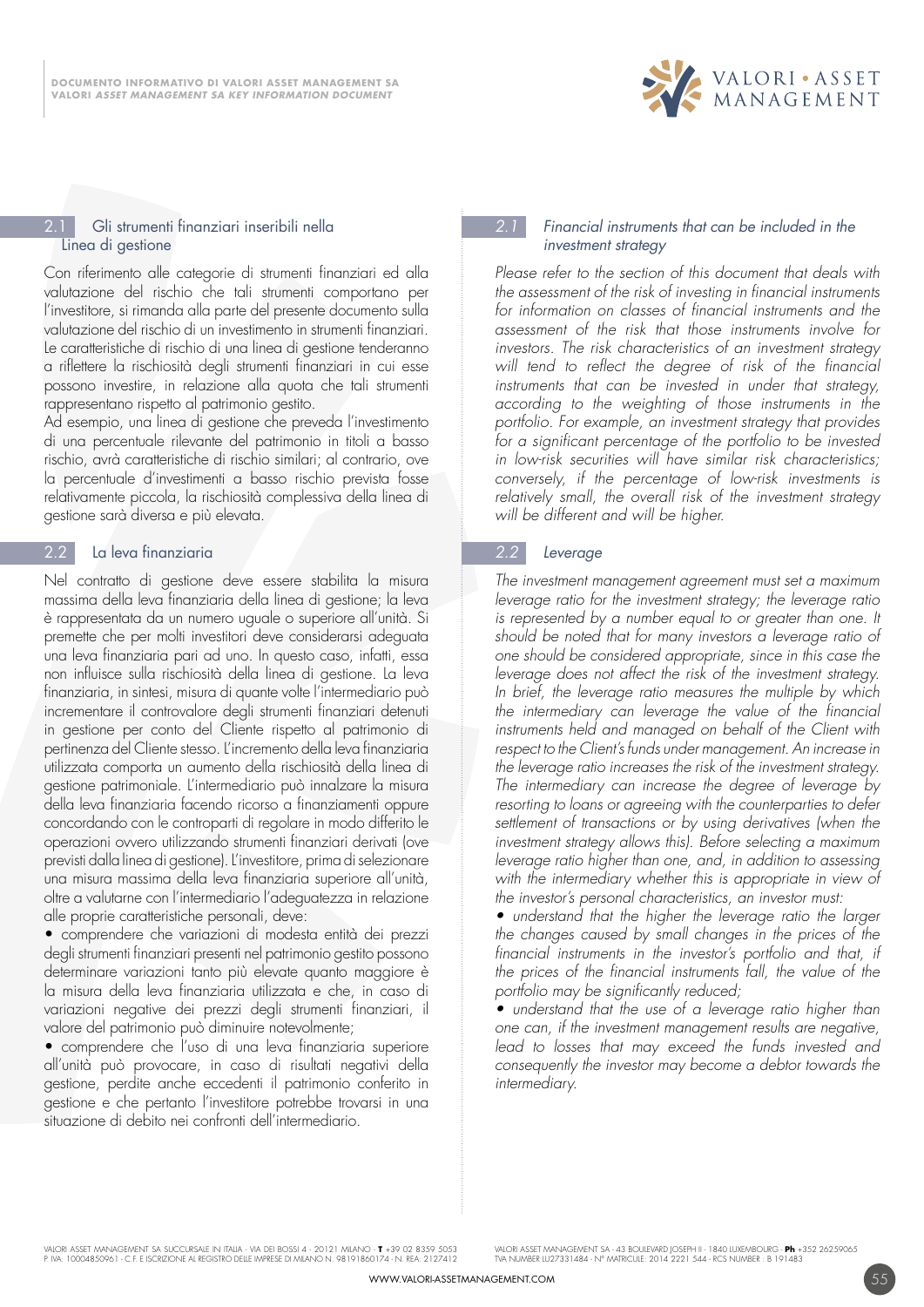## 2.1 Gli strumenti finanziari inseribili nella Linea di gestione

Con riferimento alle categorie di strumenti finanziari ed alla valutazione del rischio che tali strumenti comportano per l'investitore, si rimanda alla parte del presente documento sulla valutazione del rischio di un investimento in strumenti finanziari. Le caratteristiche di rischio di una linea di gestione tenderanno a riflettere la rischiosità degli strumenti finanziari in cui esse possono investire, in relazione alla quota che tali strumenti rappresentano rispetto al patrimonio gestito.
Ad esempio, una linea di gestione che preveda l'investimento di una percentuale rilevante del patrimonio in titoli a basso rischio, avrà caratteristiche di rischio similari; al contrario, ove la percentuale d'investimenti a basso rischio prevista fosse relativamente piccola, la rischiosità complessiva della linea di gestione sarà diversa e più elevata.

## 2.2 La leva finanziaria

Nel contratto di gestione deve essere stabilita la misura massima della leva finanziaria della linea di gestione; la leva è rappresentata da un numero uguale o superiore all'unità. Si premette che per molti investitori deve considerarsi adeguata una leva finanziaria pari ad uno. In questo caso, infatti, essa non influisce sulla rischiosità della linea di gestione. La leva finanziaria, in sintesi, misura di quante volte l'intermediario può incrementare il controvalore degli strumenti finanziari detenuti in gestione per conto del Cliente rispetto al patrimonio di pertinenza del Cliente stesso. L'incremento della leva finanziaria utilizzata comporta un aumento della rischiosità della linea di gestione patrimoniale. L'intermediario può innalzare la misura della leva finanziaria facendo ricorso a finanziamenti oppure concordando con le controparti di regolare in modo differito le operazioni ovvero utilizzando strumenti finanziari derivati (ove previsti dalla linea di gestione). L'investitore, prima di selezionare una misura massima della leva finanziaria superiore all'unità, oltre a valutarne con l'intermediario l'adeguatezza in relazione alle proprie caratteristiche personali, deve:

- comprendere che variazioni di modesta entità dei prezzi degli strumenti finanziari presenti nel patrimonio gestito possono determinare variazioni tanto più elevate quanto maggiore è la misura della leva finanziaria utilizzata e che, in caso di variazioni negative dei prezzi degli strumenti finanziari, il valore del patrimonio può diminuire notevolmente;
- comprendere che l'uso di una leva finanziaria superiore all'unità può provocare, in caso di risultati negativi della gestione, perdite anche eccedenti il patrimonio conferito in gestione e che pertanto l'investitore potrebbe trovarsi in una situazione di debito nei confronti dell'intermediario.

## *2.1 Financial instruments that can be included in the investment strategy*

*Please refer to the section of this document that deals with the assessment of the risk of investing in financial instruments for information on classes of financial instruments and the assessment of the risk that those instruments involve for investors. The risk characteristics of an investment strategy will tend to reflect the degree of risk of the financial instruments that can be invested in under that strategy, according to the weighting of those instruments in the portfolio. For example, an investment strategy that provides for a significant percentage of the portfolio to be invested in low-risk securities will have similar risk characteristics; conversely, if the percentage of low-risk investments is relatively small, the overall risk of the investment strategy will be different and will be higher.*

## *2.2 Leverage*

*The investment management agreement must set a maximum leverage ratio for the investment strategy; the leverage ratio is represented by a number equal to or greater than one. It should be noted that for many investors a leverage ratio of one should be considered appropriate, since in this case the leverage does not affect the risk of the investment strategy. In brief, the leverage ratio measures the multiple by which the intermediary can leverage the value of the financial instruments held and managed on behalf of the Client with respect to the Client's funds under management. An increase in the leverage ratio increases the risk of the investment strategy. The intermediary can increase the degree of leverage by resorting to loans or agreeing with the counterparties to defer settlement of transactions or by using derivatives (when the investment strategy allows this). Before selecting a maximum leverage ratio higher than one, and, in addition to assessing with the intermediary whether this is appropriate in view of the investor's personal characteristics, an investor must:*

- *understand that the higher the leverage ratio the larger the changes caused by small changes in the prices of the financial instruments in the investor's portfolio and that, if the prices of the financial instruments fall, the value of the portfolio may be significantly reduced;*
- *understand that the use of a leverage ratio higher than one can, if the investment management results are negative, lead to losses that may exceed the funds invested and consequently the investor may become a debtor towards the intermediary.*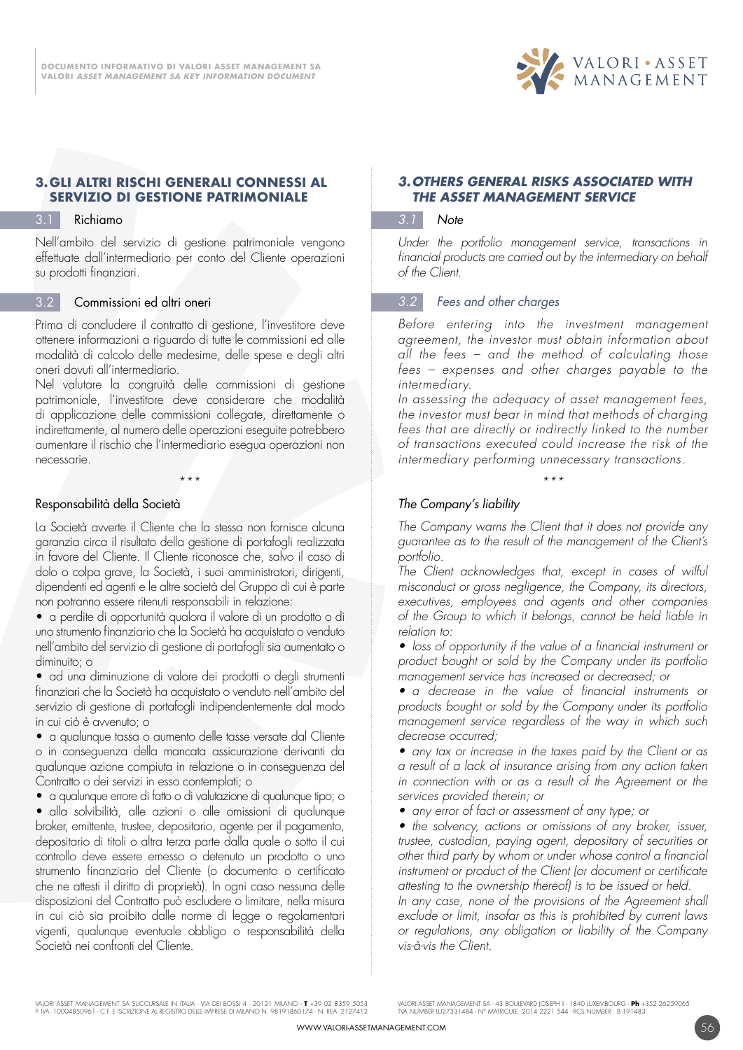## 3. GLI ALTRI RISCHI GENERALI CONNESSI AL SERVIZIO DI GESTIONE PATRIMONIALE

### 3.1 Richiamo

Nell'ambito del servizio di gestione patrimoniale vengono effettuate dall'intermediario per conto del Cliente operazioni su prodotti finanziari.

### 3.2 Commissioni ed altri oneri

Prima di concludere il contratto di gestione, l'investitore deve ottenere informazioni a riguardo di tutte le commissioni ed alle modalità di calcolo delle medesime, delle spese e degli altri oneri dovuti all'intermediario.

Nel valutare la congruità delle commissioni di gestione patrimoniale, l'investitore deve considerare che modalità di applicazione delle commissioni collegate, direttamente o indirettamente, al numero delle operazioni eseguite potrebbero aumentare il rischio che l'intermediario esegua operazioni non necessarie.

\* \* \*

### Responsabilità della Società

La Società avverte il Cliente che la stessa non fornisce alcuna garanzia circa il risultato della gestione di portafogli realizzata in favore del Cliente. Il Cliente riconosce che, salvo il caso di dolo o colpa grave, la Società, i suoi amministratori, dirigenti, dipendenti ed agenti e le altre società del Gruppo di cui è parte non potranno essere ritenuti responsabili in relazione:

- a perdite di opportunità qualora il valore di un prodotto o di uno strumento finanziario che la Società ha acquistato o venduto nell'ambito del servizio di gestione di portafogli sia aumentato o diminuito; o
- ad una diminuzione di valore dei prodotti o degli strumenti finanziari che la Società ha acquistato o venduto nell'ambito del servizio di gestione di portafogli indipendentemente dal modo in cui ciò è avvenuto; o
- a qualunque tassa o aumento delle tasse versate dal Cliente o in conseguenza della mancata assicurazione derivanti da qualunque azione compiuta in relazione o in conseguenza del Contratto o dei servizi in esso contemplati; o
- a qualunque errore di fatto o di valutazione di qualunque tipo; o
- alla solvibilità, alle azioni o alle omissioni di qualunque broker, emittente, trustee, depositario, agente per il pagamento, depositario di titoli o altra terza parte dalla quale o sotto il cui controllo deve essere emesso o detenuto un prodotto o uno strumento finanziario del Cliente (o documento o certificato che ne attesti il diritto di proprietà). In ogni caso nessuna delle disposizioni del Contratto può escludere o limitare, nella misura in cui ciò sia proibito dalle norme di legge o regolamentari vigenti, qualunque eventuale obbligo o responsabilità della Società nei confronti del Cliente.

## *3. OTHERS GENERAL RISKS ASSOCIATED WITH THE ASSET MANAGEMENT SERVICE*

### *3.1 Note*

*Under the portfolio management service, transactions in financial products are carried out by the intermediary on behalf of the Client.*

### *3.2 Fees and other charges*

*Before entering into the investment management agreement, the investor must obtain information about all the fees – and the method of calculating those fees – expenses and other charges payable to the intermediary.*

*In assessing the adequacy of asset management fees, the investor must bear in mind that methods of charging fees that are directly or indirectly linked to the number of transactions executed could increase the risk of the intermediary performing unnecessary transactions.*

\* \* \*

### *The Company's liability*

*The Company warns the Client that it does not provide any guarantee as to the result of the management of the Client's portfolio.*

*The Client acknowledges that, except in cases of wilful misconduct or gross negligence, the Company, its directors, executives, employees and agents and other companies of the Group to which it belongs, cannot be held liable in relation to:*

- *loss of opportunity if the value of a financial instrument or product bought or sold by the Company under its portfolio management service has increased or decreased; or*
- *a decrease in the value of financial instruments or products bought or sold by the Company under its portfolio management service regardless of the way in which such decrease occurred;*
- *any tax or increase in the taxes paid by the Client or as a result of a lack of insurance arising from any action taken in connection with or as a result of the Agreement or the services provided therein; or*
- *any error of fact or assessment of any type; or*
- *the solvency, actions or omissions of any broker, issuer, trustee, custodian, paying agent, depositary of securities or other third party by whom or under whose control a financial instrument or product of the Client (or document or certificate attesting to the ownership thereof) is to be issued or held.*

*In any case, none of the provisions of the Agreement shall exclude or limit, insofar as this is prohibited by current laws or regulations, any obligation or liability of the Company vis-à-vis the Client.*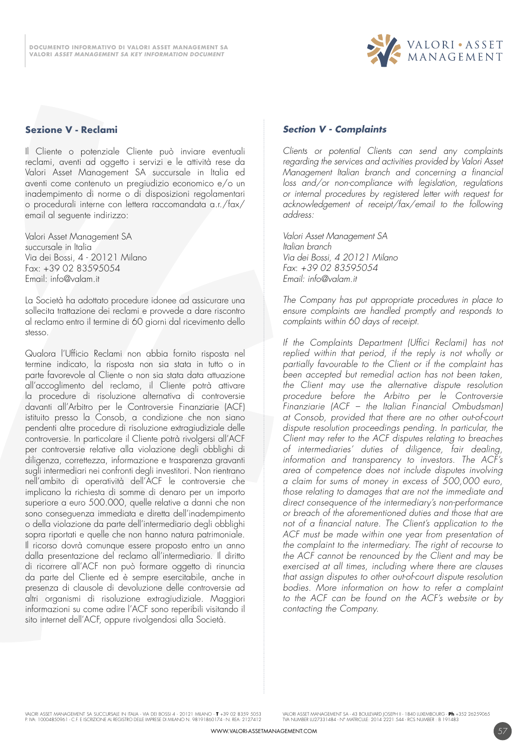## Sezione V - Reclami

Il Cliente o potenziale Cliente può inviare eventuali reclami, aventi ad oggetto i servizi e le attività rese da Valori Asset Management SA succursale in Italia ed aventi come contenuto un pregiudizio economico e/o un inadempimento di norme o di disposizioni regolamentari o procedurali interne con lettera raccomandata a.r./fax/email al seguente indirizzo:

Valori Asset Management SA
succursale in Italia
Via dei Bossi, 4 - 20121 Milano
Fax: +39 02 83595054
Email: info@valam.it

La Società ha adottato procedure idonee ad assicurare una sollecita trattazione dei reclami e provvede a dare riscontro al reclamo entro il termine di 60 giorni dal ricevimento dello stesso.

Qualora l'Ufficio Reclami non abbia fornito risposta nel termine indicato, la risposta non sia stata in tutto o in parte favorevole al Cliente o non sia stata data attuazione all'accoglimento del reclamo, il Cliente potrà attivare la procedure di risoluzione alternativa di controversie davanti all'Arbitro per le Controversie Finanziarie (ACF) istituito presso la Consob, a condizione che non siano pendenti altre procedure di risoluzione extragiudiziale delle controversie. In particolare il Cliente potrà rivolgersi all'ACF per controversie relative alla violazione degli obblighi di diligenza, correttezza, informazione e trasparenza gravanti sugli intermediari nei confronti degli investitori. Non rientrano nell'ambito di operatività dell'ACF le controversie che implicano la richiesta di somme di denaro per un importo superiore a euro 500.000, quelle relative a danni che non sono conseguenza immediata e diretta dell'inadempimento o della violazione da parte dell'intermediario degli obblighi sopra riportati e quelle che non hanno natura patrimoniale. Il ricorso dovrà comunque essere proposto entro un anno dalla presentazione del reclamo all'intermediario. Il diritto di ricorrere all'ACF non può formare oggetto di rinuncia da parte del Cliente ed è sempre esercitabile, anche in presenza di clausole di devoluzione delle controversie ad altri organismi di risoluzione extragiudiziale. Maggiori informazioni su come adire l'ACF sono reperibili visitando il sito internet dell'ACF, oppure rivolgendosi alla Società.

## *Section V - Complaints*

*Clients or potential Clients can send any complaints regarding the services and activities provided by Valori Asset Management Italian branch and concerning a financial loss and/or non-compliance with legislation, regulations or internal procedures by registered letter with request for acknowledgement of receipt/fax/email to the following address:*

*Valori Asset Management SA*
*Italian branch*
*Via dei Bossi, 4 20121 Milano*
*Fax: +39 02 83595054*
*Email: info@valam.it*

*The Company has put appropriate procedures in place to ensure complaints are handled promptly and responds to complaints within 60 days of receipt.*

*If the Complaints Department (Uffici Reclami) has not replied within that period, if the reply is not wholly or partially favourable to the Client or if the complaint has been accepted but remedial action has not been taken, the Client may use the alternative dispute resolution procedure before the Arbitro per le Controversie Finanziarie (ACF – the Italian Financial Ombudsman) at Consob, provided that there are no other out-of-court dispute resolution proceedings pending. In particular, the Client may refer to the ACF disputes relating to breaches of intermediaries' duties of diligence, fair dealing, information and transparency to investors. The ACF's area of competence does not include disputes involving a claim for sums of money in excess of 500,000 euro, those relating to damages that are not the immediate and direct consequence of the intermediary's non-performance or breach of the aforementioned duties and those that are not of a financial nature. The Client's application to the ACF must be made within one year from presentation of the complaint to the intermediary. The right of recourse to the ACF cannot be renounced by the Client and may be exercised at all times, including where there are clauses that assign disputes to other out-of-court dispute resolution bodies. More information on how to refer a complaint to the ACF can be found on the ACF's website or by contacting the Company.*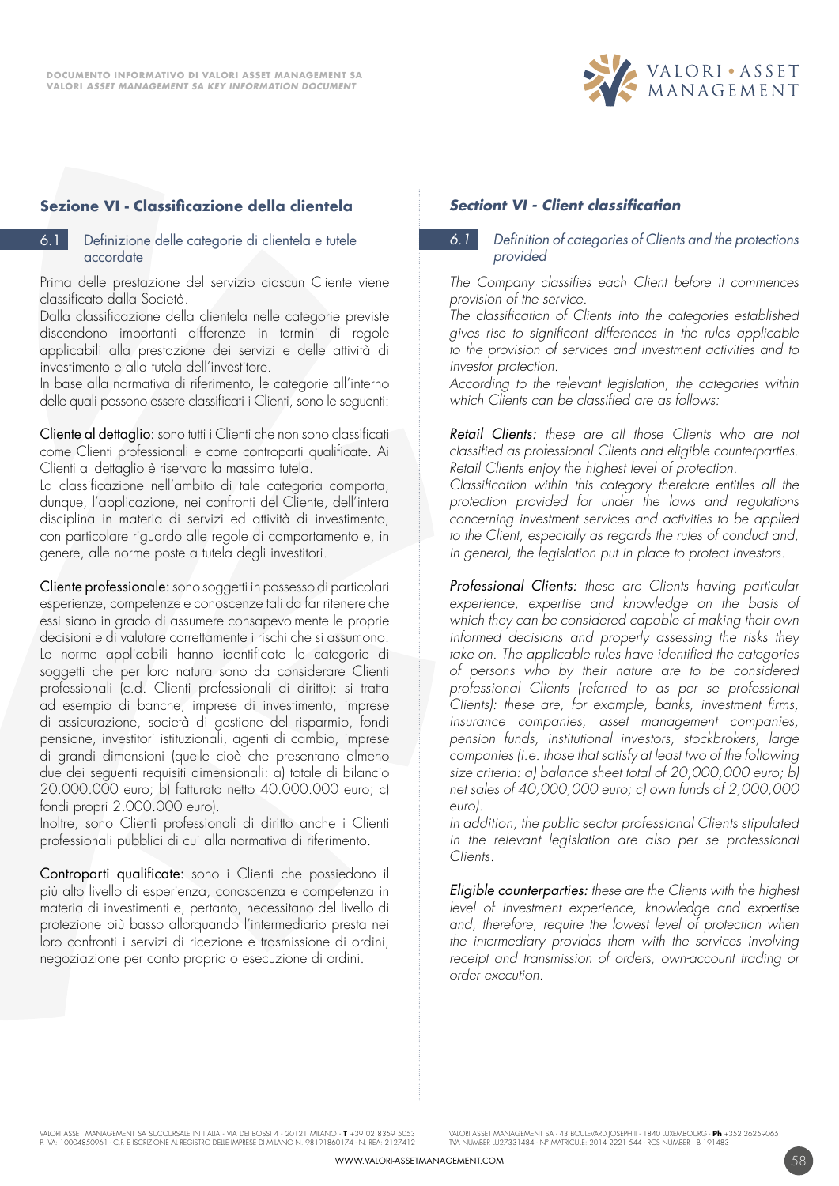## Sezione VI - Classificazione della clientela

### 6.1 Definizione delle categorie di clientela e tutele accordate

Prima delle prestazione del servizio ciascun Cliente viene classificato dalla Società.
Dalla classificazione della clientela nelle categorie previste discendono importanti differenze in termini di regole applicabili alla prestazione dei servizi e delle attività di investimento e alla tutela dell'investitore.
In base alla normativa di riferimento, le categorie all'interno delle quali possono essere classificati i Clienti, sono le seguenti:

Cliente al dettaglio: sono tutti i Clienti che non sono classificati come Clienti professionali e come controparti qualificate. Ai Clienti al dettaglio è riservata la massima tutela.
La classificazione nell'ambito di tale categoria comporta, dunque, l'applicazione, nei confronti del Cliente, dell'intera disciplina in materia di servizi ed attività di investimento, con particolare riguardo alle regole di comportamento e, in genere, alle norme poste a tutela degli investitori.

Cliente professionale: sono soggetti in possesso di particolari esperienze, competenze e conoscenze tali da far ritenere che essi siano in grado di assumere consapevolmente le proprie decisioni e di valutare correttamente i rischi che si assumono. Le norme applicabili hanno identificato le categorie di soggetti che per loro natura sono da considerare Clienti professionali (c.d. Clienti professionali di diritto): si tratta ad esempio di banche, imprese di investimento, imprese di assicurazione, società di gestione del risparmio, fondi pensione, investitori istituzionali, agenti di cambio, imprese di grandi dimensioni (quelle cioè che presentano almeno due dei seguenti requisiti dimensionali: a) totale di bilancio 20.000.000 euro; b) fatturato netto 40.000.000 euro; c) fondi propri 2.000.000 euro).
Inoltre, sono Clienti professionali di diritto anche i Clienti professionali pubblici di cui alla normativa di riferimento.

Controparti qualificate: sono i Clienti che possiedono il più alto livello di esperienza, conoscenza e competenza in materia di investimenti e, pertanto, necessitano del livello di protezione più basso allorquando l'intermediario presta nei loro confronti i servizi di ricezione e trasmissione di ordini, negoziazione per conto proprio o esecuzione di ordini.

## *Sectiont VI - Client classification*

### *6.1 Definition of categories of Clients and the protections provided*

*The Company classifies each Client before it commences provision of the service.*
*The classification of Clients into the categories established gives rise to significant differences in the rules applicable to the provision of services and investment activities and to investor protection.*
*According to the relevant legislation, the categories within which Clients can be classified are as follows:*

*Retail Clients: these are all those Clients who are not classified as professional Clients and eligible counterparties. Retail Clients enjoy the highest level of protection.*
*Classification within this category therefore entitles all the protection provided for under the laws and regulations concerning investment services and activities to be applied to the Client, especially as regards the rules of conduct and, in general, the legislation put in place to protect investors.*

*Professional Clients: these are Clients having particular experience, expertise and knowledge on the basis of which they can be considered capable of making their own informed decisions and properly assessing the risks they take on. The applicable rules have identified the categories of persons who by their nature are to be considered professional Clients (referred to as per se professional Clients): these are, for example, banks, investment firms, insurance companies, asset management companies, pension funds, institutional investors, stockbrokers, large companies (i.e. those that satisfy at least two of the following size criteria: a) balance sheet total of 20,000,000 euro; b) net sales of 40,000,000 euro; c) own funds of 2,000,000 euro).*
*In addition, the public sector professional Clients stipulated in the relevant legislation are also per se professional Clients.*

*Eligible counterparties: these are the Clients with the highest level of investment experience, knowledge and expertise and, therefore, require the lowest level of protection when the intermediary provides them with the services involving receipt and transmission of orders, own-account trading or order execution.*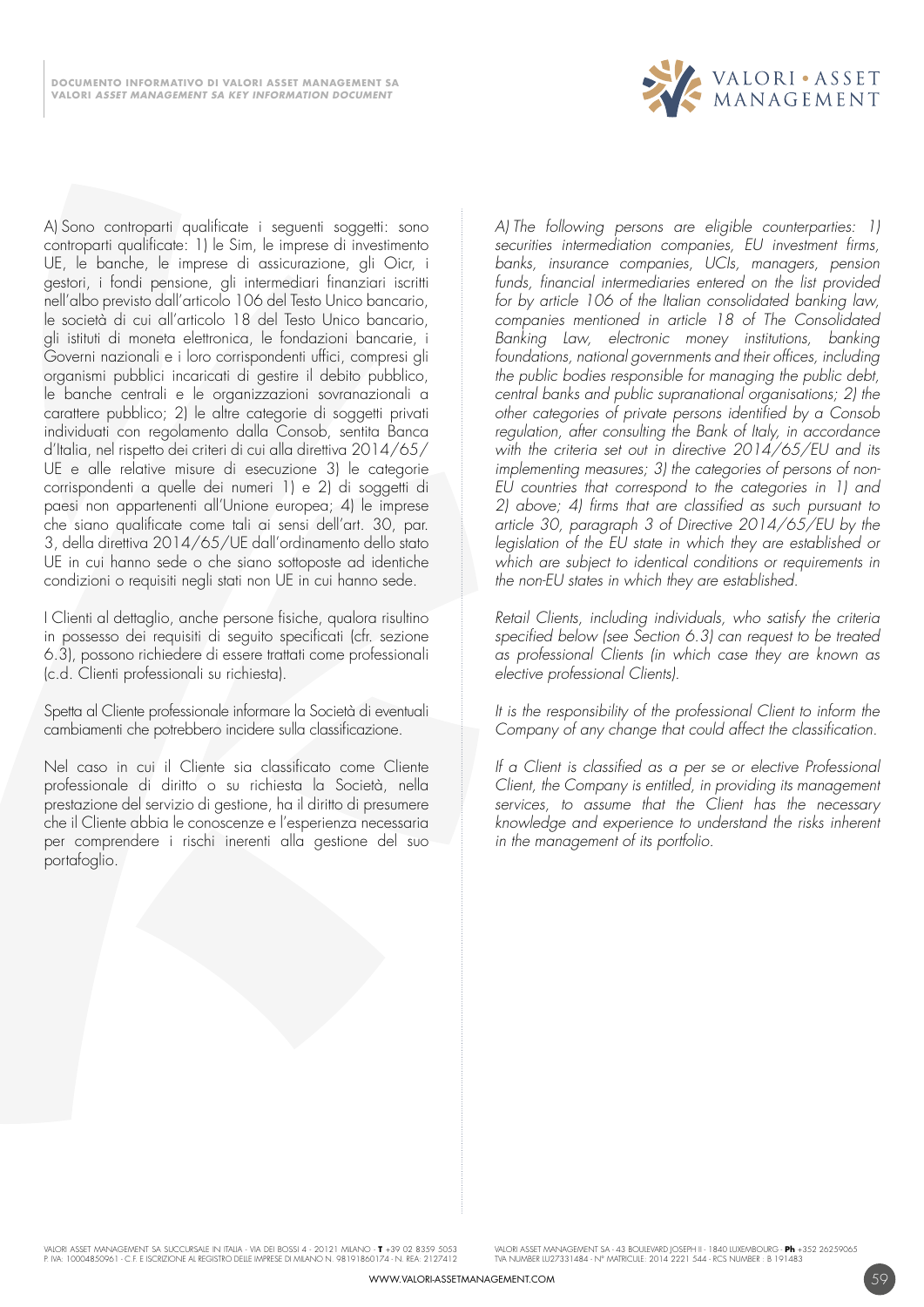A) Sono controparti qualificate i seguenti soggetti: sono controparti qualificate: 1) le Sim, le imprese di investimento UE, le banche, le imprese di assicurazione, gli Oicr, i gestori, i fondi pensione, gli intermediari finanziari iscritti nell'albo previsto dall'articolo 106 del Testo Unico bancario, le società di cui all'articolo 18 del Testo Unico bancario, gli istituti di moneta elettronica, le fondazioni bancarie, i Governi nazionali e i loro corrispondenti uffici, compresi gli organismi pubblici incaricati di gestire il debito pubblico, le banche centrali e le organizzazioni sovranazionali a carattere pubblico; 2) le altre categorie di soggetti privati individuati con regolamento dalla Consob, sentita Banca d'Italia, nel rispetto dei criteri di cui alla direttiva 2014/65/UE e alle relative misure di esecuzione 3) le categorie corrispondenti a quelle dei numeri 1) e 2) di soggetti di paesi non appartenenti all'Unione europea; 4) le imprese che siano qualificate come tali ai sensi dell'art. 30, par. 3, della direttiva 2014/65/UE dall'ordinamento dello stato UE in cui hanno sede o che siano sottoposte ad identiche condizioni o requisiti negli stati non UE in cui hanno sede.

I Clienti al dettaglio, anche persone fisiche, qualora risultino in possesso dei requisiti di seguito specificati (cfr. sezione 6.3), possono richiedere di essere trattati come professionali (c.d. Clienti professionali su richiesta).

Spetta al Cliente professionale informare la Società di eventuali cambiamenti che potrebbero incidere sulla classificazione.

Nel caso in cui il Cliente sia classificato come Cliente professionale di diritto o su richiesta la Società, nella prestazione del servizio di gestione, ha il diritto di presumere che il Cliente abbia le conoscenze e l'esperienza necessaria per comprendere i rischi inerenti alla gestione del suo portafoglio.

*A) The following persons are eligible counterparties: 1) securities intermediation companies, EU investment firms, banks, insurance companies, UCIs, managers, pension funds, financial intermediaries entered on the list provided for by article 106 of the Italian consolidated banking law, companies mentioned in article 18 of The Consolidated Banking Law, electronic money institutions, banking foundations, national governments and their offices, including the public bodies responsible for managing the public debt, central banks and public supranational organisations; 2) the other categories of private persons identified by a Consob regulation, after consulting the Bank of Italy, in accordance with the criteria set out in directive 2014/65/EU and its implementing measures; 3) the categories of persons of non-EU countries that correspond to the categories in 1) and 2) above; 4) firms that are classified as such pursuant to article 30, paragraph 3 of Directive 2014/65/EU by the legislation of the EU state in which they are established or which are subject to identical conditions or requirements in the non-EU states in which they are established.*

*Retail Clients, including individuals, who satisfy the criteria specified below (see Section 6.3) can request to be treated as professional Clients (in which case they are known as elective professional Clients).*

*It is the responsibility of the professional Client to inform the Company of any change that could affect the classification.*

*If a Client is classified as a per se or elective Professional Client, the Company is entitled, in providing its management services, to assume that the Client has the necessary knowledge and experience to understand the risks inherent in the management of its portfolio.*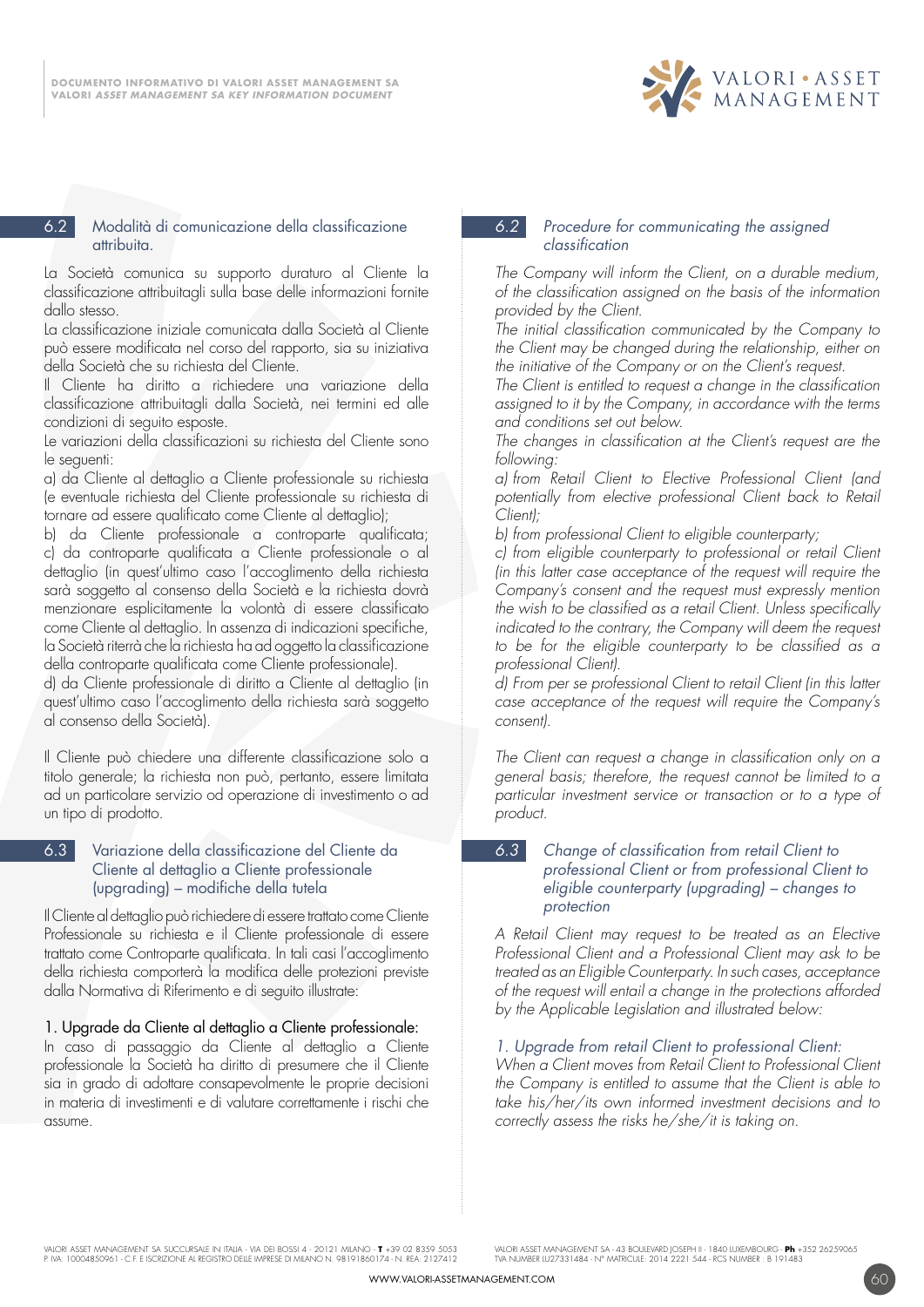## 6.2 Modalità di comunicazione della classificazione attribuita.

La Società comunica su supporto duraturo al Cliente la classificazione attribuitagli sulla base delle informazioni fornite dallo stesso.
La classificazione iniziale comunicata dalla Società al Cliente può essere modificata nel corso del rapporto, sia su iniziativa della Società che su richiesta del Cliente.
Il Cliente ha diritto a richiedere una variazione della classificazione attribuitagli dalla Società, nei termini ed alle condizioni di seguito esposte.
Le variazioni della classificazioni su richiesta del Cliente sono le seguenti:
a) da Cliente al dettaglio a Cliente professionale su richiesta (e eventuale richiesta del Cliente professionale su richiesta di tornare ad essere qualificato come Cliente al dettaglio);
b) da Cliente professionale a controparte qualificata;
c) da controparte qualificata a Cliente professionale o al dettaglio (in quest'ultimo caso l'accoglimento della richiesta sarà soggetto al consenso della Società e la richiesta dovrà menzionare esplicitamente la volontà di essere classificato come Cliente al dettaglio. In assenza di indicazioni specifiche, la Società riterrà che la richiesta ha ad oggetto la classificazione della controparte qualificata come Cliente professionale).
d) da Cliente professionale di diritto a Cliente al dettaglio (in quest'ultimo caso l'accoglimento della richiesta sarà soggetto al consenso della Società).

Il Cliente può chiedere una differente classificazione solo a titolo generale; la richiesta non può, pertanto, essere limitata ad un particolare servizio od operazione di investimento o ad un tipo di prodotto.

## 6.3 Variazione della classificazione del Cliente da Cliente al dettaglio a Cliente professionale (upgrading) – modifiche della tutela

Il Cliente al dettaglio può richiedere di essere trattato come Cliente Professionale su richiesta e il Cliente professionale di essere trattato come Controparte qualificata. In tali casi l'accoglimento della richiesta comporterà la modifica delle protezioni previste dalla Normativa di Riferimento e di seguito illustrate:

1. Upgrade da Cliente al dettaglio a Cliente professionale:
In caso di passaggio da Cliente al dettaglio a Cliente professionale la Società ha diritto di presumere che il Cliente sia in grado di adottare consapevolmente le proprie decisioni in materia di investimenti e di valutare correttamente i rischi che assume.

## *6.2 Procedure for communicating the assigned classification*

*The Company will inform the Client, on a durable medium, of the classification assigned on the basis of the information provided by the Client.*
*The initial classification communicated by the Company to the Client may be changed during the relationship, either on the initiative of the Company or on the Client's request.*
*The Client is entitled to request a change in the classification assigned to it by the Company, in accordance with the terms and conditions set out below.*
*The changes in classification at the Client's request are the following:*
*a) from Retail Client to Elective Professional Client (and potentially from elective professional Client back to Retail Client);*
*b) from professional Client to eligible counterparty;*
*c) from eligible counterparty to professional or retail Client (in this latter case acceptance of the request will require the Company's consent and the request must expressly mention the wish to be classified as a retail Client. Unless specifically indicated to the contrary, the Company will deem the request to be for the eligible counterparty to be classified as a professional Client).*
*d) From per se professional Client to retail Client (in this latter case acceptance of the request will require the Company's consent).*

*The Client can request a change in classification only on a general basis; therefore, the request cannot be limited to a particular investment service or transaction or to a type of product.*

## *6.3 Change of classification from retail Client to professional Client or from professional Client to eligible counterparty (upgrading) – changes to protection*

*A Retail Client may request to be treated as an Elective Professional Client and a Professional Client may ask to be treated as an Eligible Counterparty. In such cases, acceptance of the request will entail a change in the protections afforded by the Applicable Legislation and illustrated below:*

*1. Upgrade from retail Client to professional Client:*
*When a Client moves from Retail Client to Professional Client the Company is entitled to assume that the Client is able to take his/her/its own informed investment decisions and to correctly assess the risks he/she/it is taking on.*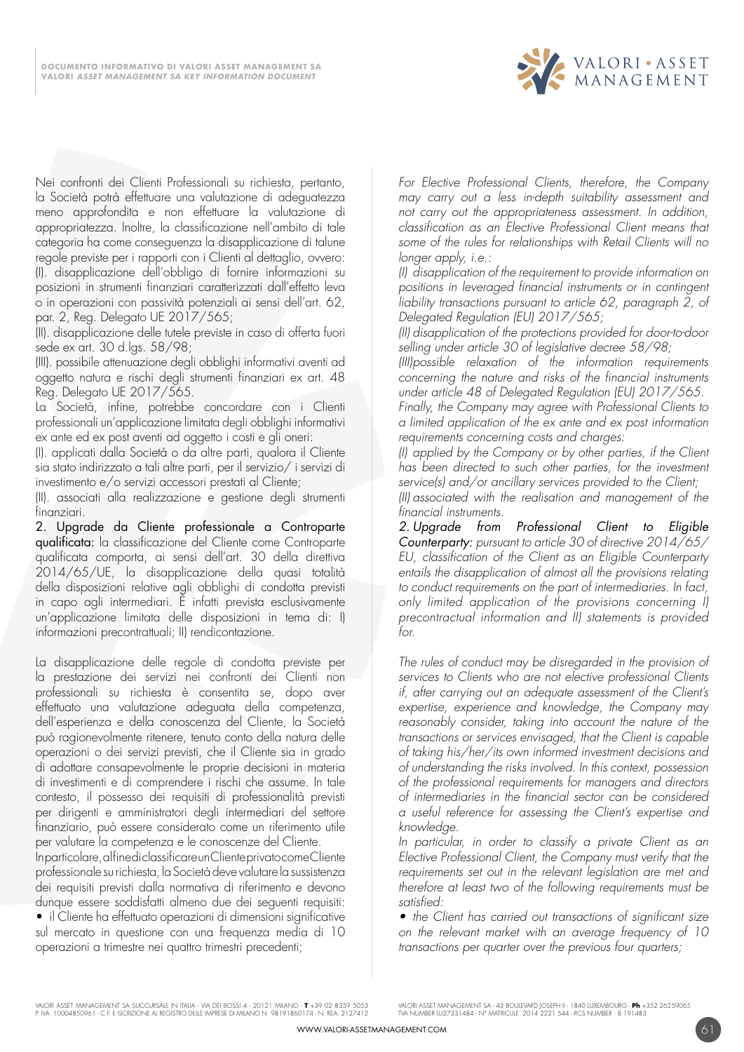Nei confronti dei Clienti Professionali su richiesta, pertanto, la Società potrà effettuare una valutazione di adeguatezza meno approfondita e non effettuare la valutazione di appropriatezza. Inoltre, la classificazione nell'ambito di tale categoria ha come conseguenza la disapplicazione di talune regole previste per i rapporti con i Clienti al dettaglio, ovvero:

(I). disapplicazione dell'obbligo di fornire informazioni su posizioni in strumenti finanziari caratterizzati dall'effetto leva o in operazioni con passività potenziali ai sensi dell'art. 62, par. 2, Reg. Delegato UE 2017/565;

(II). disapplicazione delle tutele previste in caso di offerta fuori sede ex art. 30 d.lgs. 58/98;

(III). possibile attenuazione degli obblighi informativi aventi ad oggetto natura e rischi degli strumenti finanziari ex art. 48 Reg. Delegato UE 2017/565.

La Società, infine, potrebbe concordare con i Clienti professionali un'applicazione limitata degli obblighi informativi ex ante ed ex post aventi ad oggetto i costi e gli oneri:

(I). applicati dalla Società o da altre parti, qualora il Cliente sia stato indirizzato a tali altre parti, per il servizio/ i servizi di investimento e/o servizi accessori prestati al Cliente;

(II). associati alla realizzazione e gestione degli strumenti finanziari.

2. Upgrade da Cliente professionale a Controparte qualificata: la classificazione del Cliente come Controparte qualificata comporta, ai sensi dell'art. 30 della direttiva 2014/65/UE, la disapplicazione della quasi totalità della disposizioni relative agli obblighi di condotta previsti in capo agli intermediari. È infatti prevista esclusivamente un'applicazione limitata delle disposizioni in tema di: I) informazioni precontrattuali; II) rendicontazione.

La disapplicazione delle regole di condotta previste per la prestazione dei servizi nei confronti dei Clienti non professionali su richiesta è consentita se, dopo aver effettuato una valutazione adeguata della competenza, dell'esperienza e della conoscenza del Cliente, la Società può ragionevolmente ritenere, tenuto conto della natura delle operazioni o dei servizi previsti, che il Cliente sia in grado di adottare consapevolmente le proprie decisioni in materia di investimenti e di comprendere i rischi che assume. In tale contesto, il possesso dei requisiti di professionalità previsti per dirigenti e amministratori degli intermediari del settore finanziario, può essere considerato come un riferimento utile per valutare la competenza e le conoscenze del Cliente.

In particolare, al fine di classificare un Cliente privato come Cliente professionale su richiesta, la Società deve valutare la sussistenza dei requisiti previsti dalla normativa di riferimento e devono dunque essere soddisfatti almeno due dei seguenti requisiti:

- il Cliente ha effettuato operazioni di dimensioni significative sul mercato in questione con una frequenza media di 10 operazioni a trimestre nei quattro trimestri precedenti;

*For Elective Professional Clients, therefore, the Company may carry out a less in-depth suitability assessment and not carry out the appropriateness assessment. In addition, classification as an Elective Professional Client means that some of the rules for relationships with Retail Clients will no longer apply, i.e.:*

*(I) disapplication of the requirement to provide information on positions in leveraged financial instruments or in contingent liability transactions pursuant to article 62, paragraph 2, of Delegated Regulation (EU) 2017/565;*

*(II) disapplication of the protections provided for door-to-door selling under article 30 of legislative decree 58/98;*

*(III)possible relaxation of the information requirements concerning the nature and risks of the financial instruments under article 48 of Delegated Regulation (EU) 2017/565.*

*Finally, the Company may agree with Professional Clients to a limited application of the ex ante and ex post information requirements concerning costs and charges:*

*(I) applied by the Company or by other parties, if the Client has been directed to such other parties, for the investment service(s) and/or ancillary services provided to the Client;*

*(II) associated with the realisation and management of the financial instruments.*

*2. Upgrade from Professional Client to Eligible Counterparty: pursuant to article 30 of directive 2014/65/EU, classification of the Client as an Eligible Counterparty entails the disapplication of almost all the provisions relating to conduct requirements on the part of intermediaries. In fact, only limited application of the provisions concerning I) precontractual information and II) statements is provided for.*

*The rules of conduct may be disregarded in the provision of services to Clients who are not elective professional Clients if, after carrying out an adequate assessment of the Client's expertise, experience and knowledge, the Company may reasonably consider, taking into account the nature of the transactions or services envisaged, that the Client is capable of taking his/her/its own informed investment decisions and of understanding the risks involved. In this context, possession of the professional requirements for managers and directors of intermediaries in the financial sector can be considered a useful reference for assessing the Client's expertise and knowledge.*

*In particular, in order to classify a private Client as an Elective Professional Client, the Company must verify that the requirements set out in the relevant legislation are met and therefore at least two of the following requirements must be satisfied:*

- *the Client has carried out transactions of significant size on the relevant market with an average frequency of 10 transactions per quarter over the previous four quarters;*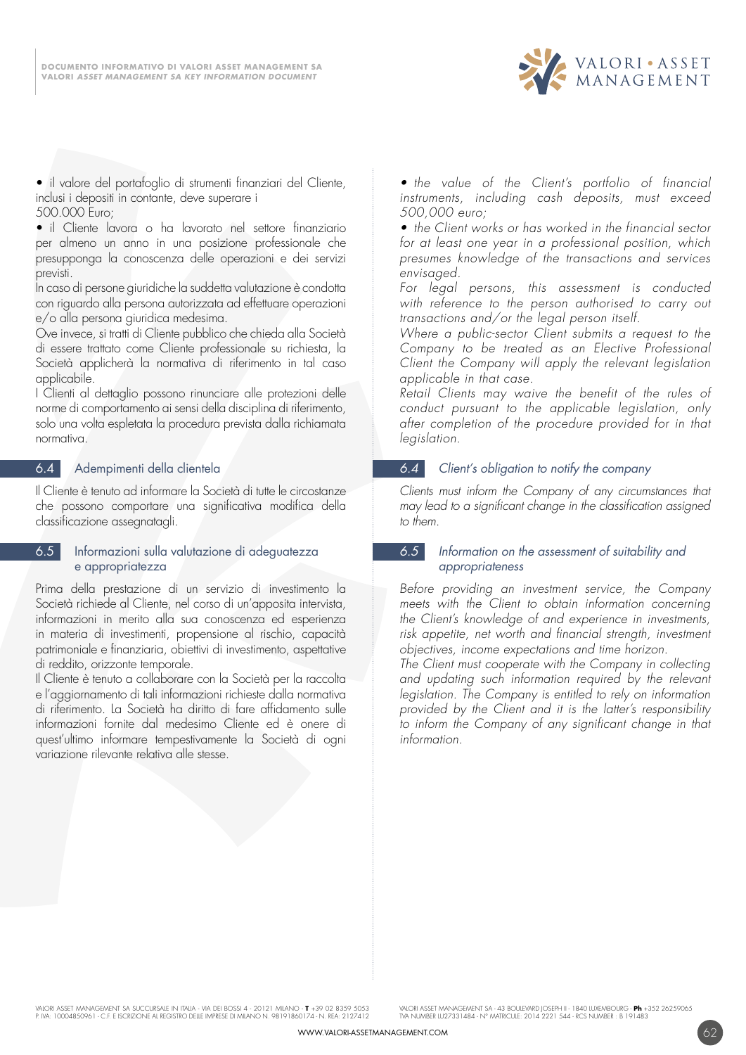• il valore del portafoglio di strumenti finanziari del Cliente, inclusi i depositi in contante, deve superare i 500.000 Euro;

• il Cliente lavora o ha lavorato nel settore finanziario per almeno un anno in una posizione professionale che presupponga la conoscenza delle operazioni e dei servizi previsti.

In caso di persone giuridiche la suddetta valutazione è condotta con riguardo alla persona autorizzata ad effettuare operazioni e/o alla persona giuridica medesima.

Ove invece, si tratti di Cliente pubblico che chieda alla Società di essere trattato come Cliente professionale su richiesta, la Società applicherà la normativa di riferimento in tal caso applicabile.

I Clienti al dettaglio possono rinunciare alle protezioni delle norme di comportamento ai sensi della disciplina di riferimento, solo una volta espletata la procedura prevista dalla richiamata normativa.

## 6.4 Adempimenti della clientela

Il Cliente è tenuto ad informare la Società di tutte le circostanze che possono comportare una significativa modifica della classificazione assegnatagli.

## 6.5 Informazioni sulla valutazione di adeguatezza e appropriatezza

Prima della prestazione di un servizio di investimento la Società richiede al Cliente, nel corso di un'apposita intervista, informazioni in merito alla sua conoscenza ed esperienza in materia di investimenti, propensione al rischio, capacità patrimoniale e finanziaria, obiettivi di investimento, aspettative di reddito, orizzonte temporale.

Il Cliente è tenuto a collaborare con la Società per la raccolta e l'aggiornamento di tali informazioni richieste dalla normativa di riferimento. La Società ha diritto di fare affidamento sulle informazioni fornite dal medesimo Cliente ed è onere di quest'ultimo informare tempestivamente la Società di ogni variazione rilevante relativa alle stesse.

*• the value of the Client's portfolio of financial instruments, including cash deposits, must exceed 500,000 euro;*

*• the Client works or has worked in the financial sector for at least one year in a professional position, which presumes knowledge of the transactions and services envisaged.*

*For legal persons, this assessment is conducted with reference to the person authorised to carry out transactions and/or the legal person itself.*

*Where a public-sector Client submits a request to the Company to be treated as an Elective Professional Client the Company will apply the relevant legislation applicable in that case.*

*Retail Clients may waive the benefit of the rules of conduct pursuant to the applicable legislation, only after completion of the procedure provided for in that legislation.*

## *6.4 Client's obligation to notify the company*

*Clients must inform the Company of any circumstances that may lead to a significant change in the classification assigned to them.*

## *6.5 Information on the assessment of suitability and appropriateness*

*Before providing an investment service, the Company meets with the Client to obtain information concerning the Client's knowledge of and experience in investments, risk appetite, net worth and financial strength, investment objectives, income expectations and time horizon.*

*The Client must cooperate with the Company in collecting and updating such information required by the relevant legislation. The Company is entitled to rely on information provided by the Client and it is the latter's responsibility to inform the Company of any significant change in that information.*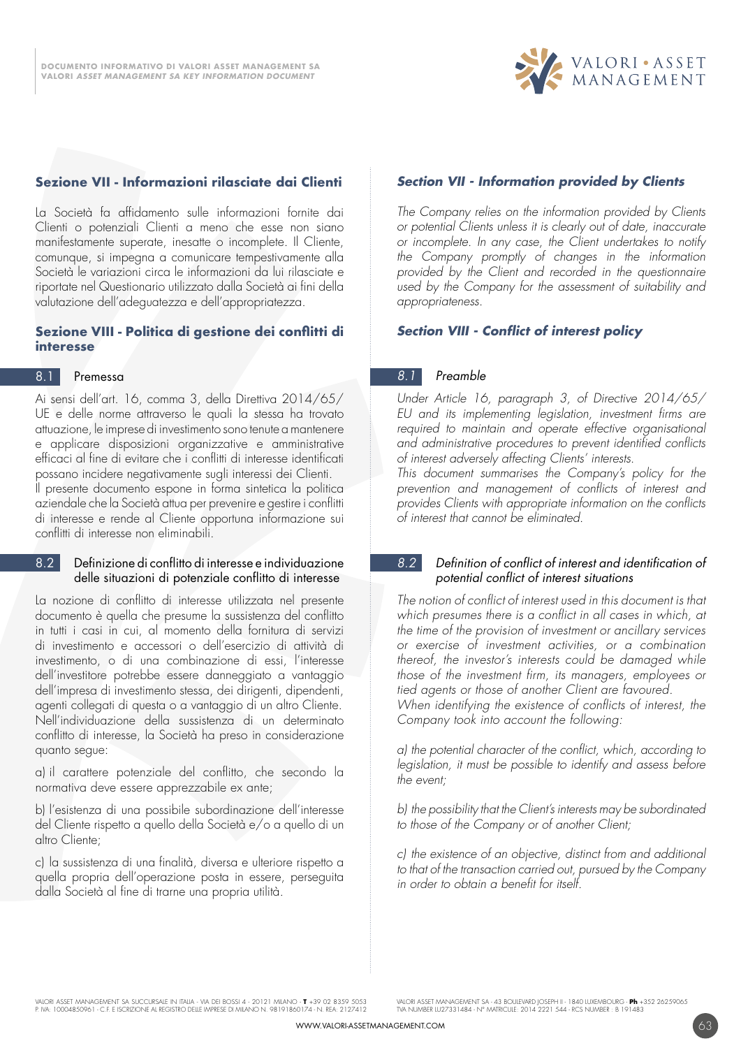## Sezione VII - Informazioni rilasciate dai Clienti

La Società fa affidamento sulle informazioni fornite dai Clienti o potenziali Clienti a meno che esse non siano manifestamente superate, inesatte o incomplete. Il Cliente, comunque, si impegna a comunicare tempestivamente alla Società le variazioni circa le informazioni da lui rilasciate e riportate nel Questionario utilizzato dalla Società ai fini della valutazione dell'adeguatezza e dell'appropriatezza.

## Sezione VIII - Politica di gestione dei conflitti di interesse

### 8.1 Premessa

Ai sensi dell'art. 16, comma 3, della Direttiva 2014/65/UE e delle norme attraverso le quali la stessa ha trovato attuazione, le imprese di investimento sono tenute a mantenere e applicare disposizioni organizzative e amministrative efficaci al fine di evitare che i conflitti di interesse identificati possano incidere negativamente sugli interessi dei Clienti.
Il presente documento espone in forma sintetica la politica aziendale che la Società attua per prevenire e gestire i conflitti di interesse e rende al Cliente opportuna informazione sui conflitti di interesse non eliminabili.

### 8.2 Definizione di conflitto di interesse e individuazione delle situazioni di potenziale conflitto di interesse

La nozione di conflitto di interesse utilizzata nel presente documento è quella che presume la sussistenza del conflitto in tutti i casi in cui, al momento della fornitura di servizi di investimento e accessori o dell'esercizio di attività di investimento, o di una combinazione di essi, l'interesse dell'investitore potrebbe essere danneggiato a vantaggio dell'impresa di investimento stessa, dei dirigenti, dipendenti, agenti collegati di questa o a vantaggio di un altro Cliente.
Nell'individuazione della sussistenza di un determinato conflitto di interesse, la Società ha preso in considerazione quanto segue:

a) il carattere potenziale del conflitto, che secondo la normativa deve essere apprezzabile ex ante;

b) l'esistenza di una possibile subordinazione dell'interesse del Cliente rispetto a quello della Società e/o a quello di un altro Cliente;

c) la sussistenza di una finalità, diversa e ulteriore rispetto a quella propria dell'operazione posta in essere, perseguita dalla Società al fine di trarne una propria utilità.

## *Section VII - Information provided by Clients*

*The Company relies on the information provided by Clients or potential Clients unless it is clearly out of date, inaccurate or incomplete. In any case, the Client undertakes to notify the Company promptly of changes in the information provided by the Client and recorded in the questionnaire used by the Company for the assessment of suitability and appropriateness.*

## *Section VIII - Conflict of interest policy*

### *8.1 Preamble*

*Under Article 16, paragraph 3, of Directive 2014/65/EU and its implementing legislation, investment firms are required to maintain and operate effective organisational and administrative procedures to prevent identified conflicts of interest adversely affecting Clients' interests.*
*This document summarises the Company's policy for the prevention and management of conflicts of interest and provides Clients with appropriate information on the conflicts of interest that cannot be eliminated.*

### *8.2 Definition of conflict of interest and identification of potential conflict of interest situations*

*The notion of conflict of interest used in this document is that which presumes there is a conflict in all cases in which, at the time of the provision of investment or ancillary services or exercise of investment activities, or a combination thereof, the investor's interests could be damaged while those of the investment firm, its managers, employees or tied agents or those of another Client are favoured.*
*When identifying the existence of conflicts of interest, the Company took into account the following:*

*a) the potential character of the conflict, which, according to legislation, it must be possible to identify and assess before the event;*

*b) the possibility that the Client's interests may be subordinated to those of the Company or of another Client;*

*c) the existence of an objective, distinct from and additional to that of the transaction carried out, pursued by the Company in order to obtain a benefit for itself.*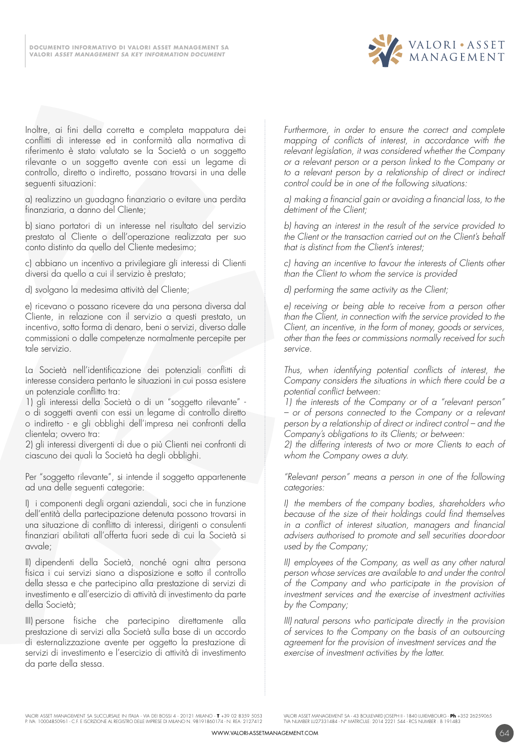Inoltre, ai fini della corretta e completa mappatura dei conflitti di interesse ed in conformità alla normativa di riferimento è stato valutato se la Società o un soggetto rilevante o un soggetto avente con essi un legame di controllo, diretto o indiretto, possano trovarsi in una delle seguenti situazioni:

a) realizzino un guadagno finanziario o evitare una perdita finanziaria, a danno del Cliente;

b) siano portatori di un interesse nel risultato del servizio prestato al Cliente o dell'operazione realizzata per suo conto distinto da quello del Cliente medesimo;

c) abbiano un incentivo a privilegiare gli interessi di Clienti diversi da quello a cui il servizio è prestato;

d) svolgano la medesima attività del Cliente;

e) ricevano o possano ricevere da una persona diversa dal Cliente, in relazione con il servizio a questi prestato, un incentivo, sotto forma di denaro, beni o servizi, diverso dalle commissioni o dalle competenze normalmente percepite per tale servizio.

La Società nell'identificazione dei potenziali conflitti di interesse considera pertanto le situazioni in cui possa esistere un potenziale conflitto tra:
1) gli interessi della Società o di un "soggetto rilevante" - o di soggetti aventi con essi un legame di controllo diretto o indiretto - e gli obblighi dell'impresa nei confronti della clientela; ovvero tra:
2) gli interessi divergenti di due o più Clienti nei confronti di ciascuno dei quali la Società ha degli obblighi.

Per "soggetto rilevante", si intende il soggetto appartenente ad una delle seguenti categorie:

I) i componenti degli organi aziendali, soci che in funzione dell'entità della partecipazione detenuta possono trovarsi in una situazione di conflitto di interessi, dirigenti o consulenti finanziari abilitati all'offerta fuori sede di cui la Società si avvale;

II) dipendenti della Società, nonché ogni altra persona fisica i cui servizi siano a disposizione e sotto il controllo della stessa e che partecipino alla prestazione di servizi di investimento e all'esercizio di attività di investimento da parte della Società;

III) persone fisiche che partecipino direttamente alla prestazione di servizi alla Società sulla base di un accordo di esternalizzazione avente per oggetto la prestazione di servizi di investimento e l'esercizio di attività di investimento da parte della stessa.

*Furthermore, in order to ensure the correct and complete mapping of conflicts of interest, in accordance with the relevant legislation, it was considered whether the Company or a relevant person or a person linked to the Company or to a relevant person by a relationship of direct or indirect control could be in one of the following situations:*

*a) making a financial gain or avoiding a financial loss, to the detriment of the Client;*

*b) having an interest in the result of the service provided to the Client or the transaction carried out on the Client's behalf that is distinct from the Client's interest;*

*c) having an incentive to favour the interests of Clients other than the Client to whom the service is provided*

*d) performing the same activity as the Client;*

*e) receiving or being able to receive from a person other than the Client, in connection with the service provided to the Client, an incentive, in the form of money, goods or services, other than the fees or commissions normally received for such service.*

*Thus, when identifying potential conflicts of interest, the Company considers the situations in which there could be a potential conflict between:*
*1) the interests of the Company or of a "relevant person" – or of persons connected to the Company or a relevant person by a relationship of direct or indirect control – and the Company's obligations to its Clients; or between:*
*2) the differing interests of two or more Clients to each of whom the Company owes a duty.*

*"Relevant person" means a person in one of the following categories:*

*I) the members of the company bodies, shareholders who because of the size of their holdings could find themselves in a conflict of interest situation, managers and financial advisers authorised to promote and sell securities door-door used by the Company;*

*II) employees of the Company, as well as any other natural person whose services are available to and under the control of the Company and who participate in the provision of investment services and the exercise of investment activities by the Company;*

*III) natural persons who participate directly in the provision of services to the Company on the basis of an outsourcing agreement for the provision of investment services and the exercise of investment activities by the latter.*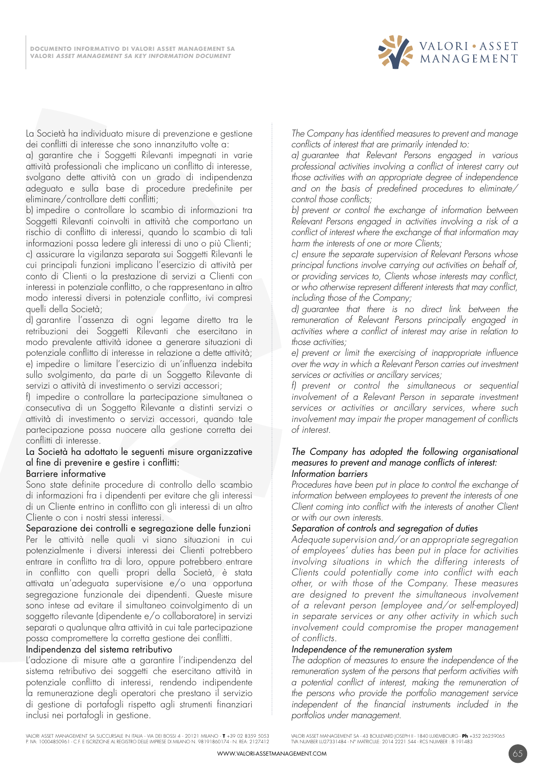La Società ha individuato misure di prevenzione e gestione dei conflitti di interesse che sono innanzitutto volte a:

a) garantire che i Soggetti Rilevanti impegnati in varie attività professionali che implicano un conflitto di interesse, svolgano dette attività con un grado di indipendenza adeguato e sulla base di procedure predefinite per eliminare/controllare detti conflitti;

b) impedire o controllare lo scambio di informazioni tra Soggetti Rilevanti coinvolti in attività che comportano un rischio di conflitto di interessi, quando lo scambio di tali informazioni possa ledere gli interessi di uno o più Clienti;

c) assicurare la vigilanza separata sui Soggetti Rilevanti le cui principali funzioni implicano l'esercizio di attività per conto di Clienti o la prestazione di servizi a Clienti con interessi in potenziale conflitto, o che rappresentano in altro modo interessi diversi in potenziale conflitto, ivi compresi quelli della Società;

d) garantire l'assenza di ogni legame diretto tra le retribuzioni dei Soggetti Rilevanti che esercitano in modo prevalente attività idonee a generare situazioni di potenziale conflitto di interesse in relazione a dette attività;

e) impedire o limitare l'esercizio di un'influenza indebita sullo svolgimento, da parte di un Soggetto Rilevante di servizi o attività di investimento o servizi accessori;

f) impedire o controllare la partecipazione simultanea o consecutiva di un Soggetto Rilevante a distinti servizi o attività di investimento o servizi accessori, quando tale partecipazione possa nuocere alla gestione corretta dei conflitti di interesse.

La Società ha adottato le seguenti misure organizzative al fine di prevenire e gestire i conflitti:

Barriere informative

Sono state definite procedure di controllo dello scambio di informazioni fra i dipendenti per evitare che gli interessi di un Cliente entrino in conflitto con gli interessi di un altro Cliente o con i nostri stessi interessi.

Separazione dei controlli e segregazione delle funzioni

Per le attività nelle quali vi siano situazioni in cui potenzialmente i diversi interessi dei Clienti potrebbero entrare in conflitto tra di loro, oppure potrebbero entrare in conflitto con quelli propri della Società, è stata attivata un'adeguata supervisione e/o una opportuna segregazione funzionale dei dipendenti. Queste misure sono intese ad evitare il simultaneo coinvolgimento di un soggetto rilevante (dipendente e/o collaboratore) in servizi separati o qualunque altra attività in cui tale partecipazione possa compromettere la corretta gestione dei conflitti.

Indipendenza del sistema retributivo

L'adozione di misure atte a garantire l'indipendenza del sistema retributivo dei soggetti che esercitano attività in potenziale conflitto di interessi, rendendo indipendente la remunerazione degli operatori che prestano il servizio di gestione di portafogli rispetto agli strumenti finanziari inclusi nei portafogli in gestione.

*The Company has identified measures to prevent and manage conflicts of interest that are primarily intended to:*

*a) guarantee that Relevant Persons engaged in various professional activities involving a conflict of interest carry out those activities with an appropriate degree of independence and on the basis of predefined procedures to eliminate/control those conflicts;*

*b) prevent or control the exchange of information between Relevant Persons engaged in activities involving a risk of a conflict of interest where the exchange of that information may harm the interests of one or more Clients;*

*c) ensure the separate supervision of Relevant Persons whose principal functions involve carrying out activities on behalf of, or providing services to, Clients whose interests may conflict, or who otherwise represent different interests that may conflict, including those of the Company;*

*d) guarantee that there is no direct link between the remuneration of Relevant Persons principally engaged in activities where a conflict of interest may arise in relation to those activities;*

*e) prevent or limit the exercising of inappropriate influence over the way in which a Relevant Person carries out investment services or activities or ancillary services;*

*f) prevent or control the simultaneous or sequential involvement of a Relevant Person in separate investment services or activities or ancillary services, where such involvement may impair the proper management of conflicts of interest.*

*The Company has adopted the following organisational measures to prevent and manage conflicts of interest:*

*Information barriers*

*Procedures have been put in place to control the exchange of information between employees to prevent the interests of one Client coming into conflict with the interests of another Client or with our own interests.*

*Separation of controls and segregation of duties*

*Adequate supervision and/or an appropriate segregation of employees' duties has been put in place for activities involving situations in which the differing interests of Clients could potentially come into conflict with each other, or with those of the Company. These measures are designed to prevent the simultaneous involvement of a relevant person (employee and/or self-employed) in separate services or any other activity in which such involvement could compromise the proper management of conflicts.*

*Independence of the remuneration system*

*The adoption of measures to ensure the independence of the remuneration system of the persons that perform activities with a potential conflict of interest, making the remuneration of the persons who provide the portfolio management service independent of the financial instruments included in the portfolios under management.*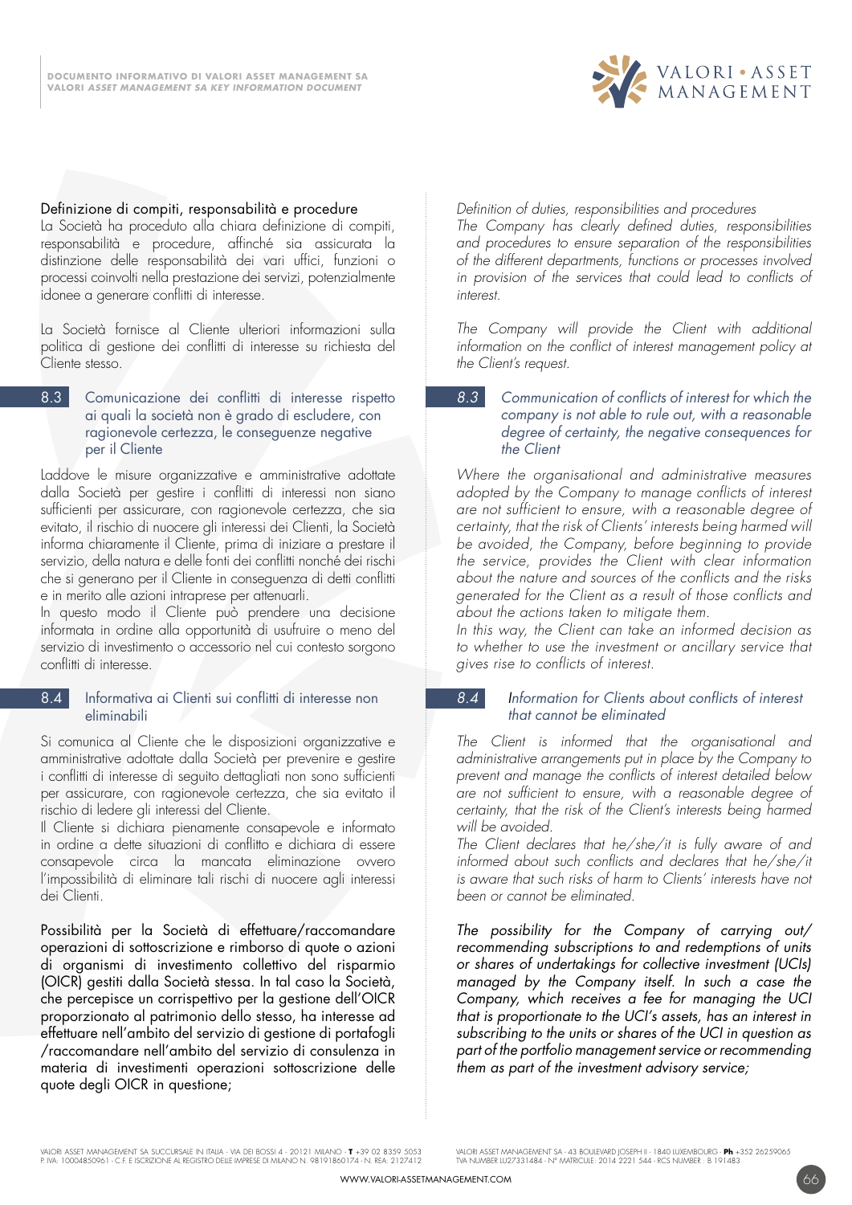Definizione di compiti, responsabilità e procedure
La Società ha proceduto alla chiara definizione di compiti, responsabilità e procedure, affinché sia assicurata la distinzione delle responsabilità dei vari uffici, funzioni o processi coinvolti nella prestazione dei servizi, potenzialmente idonee a generare conflitti di interesse.

La Società fornisce al Cliente ulteriori informazioni sulla politica di gestione dei conflitti di interesse su richiesta del Cliente stesso.

### 8.3 Comunicazione dei conflitti di interesse rispetto ai quali la società non è grado di escludere, con ragionevole certezza, le conseguenze negative per il Cliente

Laddove le misure organizzative e amministrative adottate dalla Società per gestire i conflitti di interessi non siano sufficienti per assicurare, con ragionevole certezza, che sia evitato, il rischio di nuocere gli interessi dei Clienti, la Società informa chiaramente il Cliente, prima di iniziare a prestare il servizio, della natura e delle fonti dei conflitti nonché dei rischi che si generano per il Cliente in conseguenza di detti conflitti e in merito alle azioni intraprese per attenuarli.
In questo modo il Cliente può prendere una decisione informata in ordine alla opportunità di usufruire o meno del servizio di investimento o accessorio nel cui contesto sorgono conflitti di interesse.

### 8.4 Informativa ai Clienti sui conflitti di interesse non eliminabili

Si comunica al Cliente che le disposizioni organizzative e amministrative adottate dalla Società per prevenire e gestire i conflitti di interesse di seguito dettagliati non sono sufficienti per assicurare, con ragionevole certezza, che sia evitato il rischio di ledere gli interessi del Cliente.
Il Cliente si dichiara pienamente consapevole e informato in ordine a dette situazioni di conflitto e dichiara di essere consapevole circa la mancata eliminazione ovvero l'impossibilità di eliminare tali rischi di nuocere agli interessi dei Clienti.

Possibilità per la Società di effettuare/raccomandare operazioni di sottoscrizione e rimborso di quote o azioni di organismi di investimento collettivo del risparmio (OICR) gestiti dalla Società stessa. In tal caso la Società, che percepisce un corrispettivo per la gestione dell'OICR proporzionato al patrimonio dello stesso, ha interesse ad effettuare nell'ambito del servizio di gestione di portafogli /raccomandare nell'ambito del servizio di consulenza in materia di investimenti operazioni sottoscrizione delle quote degli OICR in questione;

*Definition of duties, responsibilities and procedures*
*The Company has clearly defined duties, responsibilities and procedures to ensure separation of the responsibilities of the different departments, functions or processes involved in provision of the services that could lead to conflicts of interest.*

*The Company will provide the Client with additional information on the conflict of interest management policy at the Client's request.*

### *8.3 Communication of conflicts of interest for which the company is not able to rule out, with a reasonable degree of certainty, the negative consequences for the Client*

*Where the organisational and administrative measures adopted by the Company to manage conflicts of interest are not sufficient to ensure, with a reasonable degree of certainty, that the risk of Clients' interests being harmed will be avoided, the Company, before beginning to provide the service, provides the Client with clear information about the nature and sources of the conflicts and the risks generated for the Client as a result of those conflicts and about the actions taken to mitigate them.*
*In this way, the Client can take an informed decision as to whether to use the investment or ancillary service that gives rise to conflicts of interest.*

### *8.4 Information for Clients about conflicts of interest that cannot be eliminated*

*The Client is informed that the organisational and administrative arrangements put in place by the Company to prevent and manage the conflicts of interest detailed below are not sufficient to ensure, with a reasonable degree of certainty, that the risk of the Client's interests being harmed will be avoided.*
*The Client declares that he/she/it is fully aware of and informed about such conflicts and declares that he/she/it is aware that such risks of harm to Clients' interests have not been or cannot be eliminated.*

*The possibility for the Company of carrying out/ recommending subscriptions to and redemptions of units or shares of undertakings for collective investment (UCIs) managed by the Company itself. In such a case the Company, which receives a fee for managing the UCI that is proportionate to the UCI's assets, has an interest in subscribing to the units or shares of the UCI in question as part of the portfolio management service or recommending them as part of the investment advisory service;*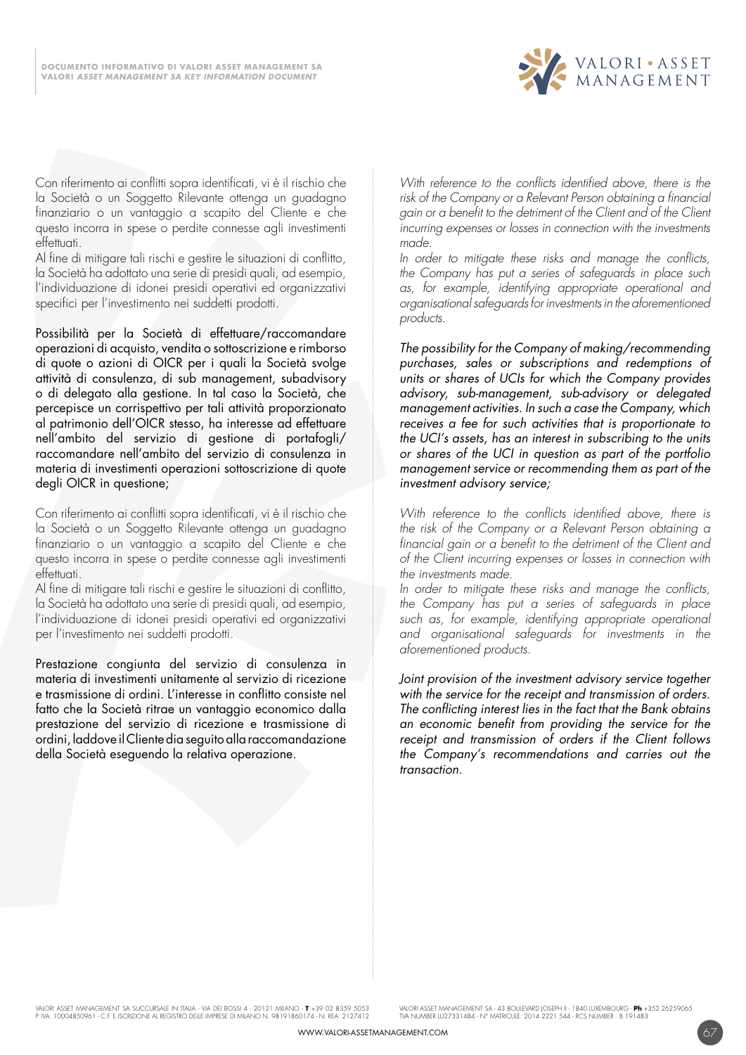Con riferimento ai conflitti sopra identificati, vi è il rischio che la Società o un Soggetto Rilevante ottenga un guadagno finanziario o un vantaggio a scapito del Cliente e che questo incorra in spese o perdite connesse agli investimenti effettuati.

Al fine di mitigare tali rischi e gestire le situazioni di conflitto, la Società ha adottato una serie di presidi quali, ad esempio, l'individuazione di idonei presidi operativi ed organizzativi specifici per l'investimento nei suddetti prodotti.

Possibilità per la Società di effettuare/raccomandare operazioni di acquisto, vendita o sottoscrizione e rimborso di quote o azioni di OICR per i quali la Società svolge attività di consulenza, di sub management, subadvisory o di delegato alla gestione. In tal caso la Società, che percepisce un corrispettivo per tali attività proporzionato al patrimonio dell'OICR stesso, ha interesse ad effettuare nell'ambito del servizio di gestione di portafogli/ raccomandare nell'ambito del servizio di consulenza in materia di investimenti operazioni sottoscrizione di quote degli OICR in questione;

Con riferimento ai conflitti sopra identificati, vi è il rischio che la Società o un Soggetto Rilevante ottenga un guadagno finanziario o un vantaggio a scapito del Cliente e che questo incorra in spese o perdite connesse agli investimenti effettuati.

Al fine di mitigare tali rischi e gestire le situazioni di conflitto, la Società ha adottato una serie di presidi quali, ad esempio, l'individuazione di idonei presidi operativi ed organizzativi per l'investimento nei suddetti prodotti.

Prestazione congiunta del servizio di consulenza in materia di investimenti unitamente al servizio di ricezione e trasmissione di ordini. L'interesse in conflitto consiste nel fatto che la Società ritrae un vantaggio economico dalla prestazione del servizio di ricezione e trasmissione di ordini, laddove il Cliente dia seguito alla raccomandazione della Società eseguendo la relativa operazione.

*With reference to the conflicts identified above, there is the risk of the Company or a Relevant Person obtaining a financial gain or a benefit to the detriment of the Client and of the Client incurring expenses or losses in connection with the investments made.*

*In order to mitigate these risks and manage the conflicts, the Company has put a series of safeguards in place such as, for example, identifying appropriate operational and organisational safeguards for investments in the aforementioned products.*

*The possibility for the Company of making/recommending purchases, sales or subscriptions and redemptions of units or shares of UCIs for which the Company provides advisory, sub-management, sub-advisory or delegated management activities. In such a case the Company, which receives a fee for such activities that is proportionate to the UCI's assets, has an interest in subscribing to the units or shares of the UCI in question as part of the portfolio management service or recommending them as part of the investment advisory service;*

*With reference to the conflicts identified above, there is the risk of the Company or a Relevant Person obtaining a financial gain or a benefit to the detriment of the Client and of the Client incurring expenses or losses in connection with the investments made.*

*In order to mitigate these risks and manage the conflicts, the Company has put a series of safeguards in place such as, for example, identifying appropriate operational and organisational safeguards for investments in the aforementioned products.*

*Joint provision of the investment advisory service together with the service for the receipt and transmission of orders. The conflicting interest lies in the fact that the Bank obtains an economic benefit from providing the service for the receipt and transmission of orders if the Client follows the Company's recommendations and carries out the transaction.*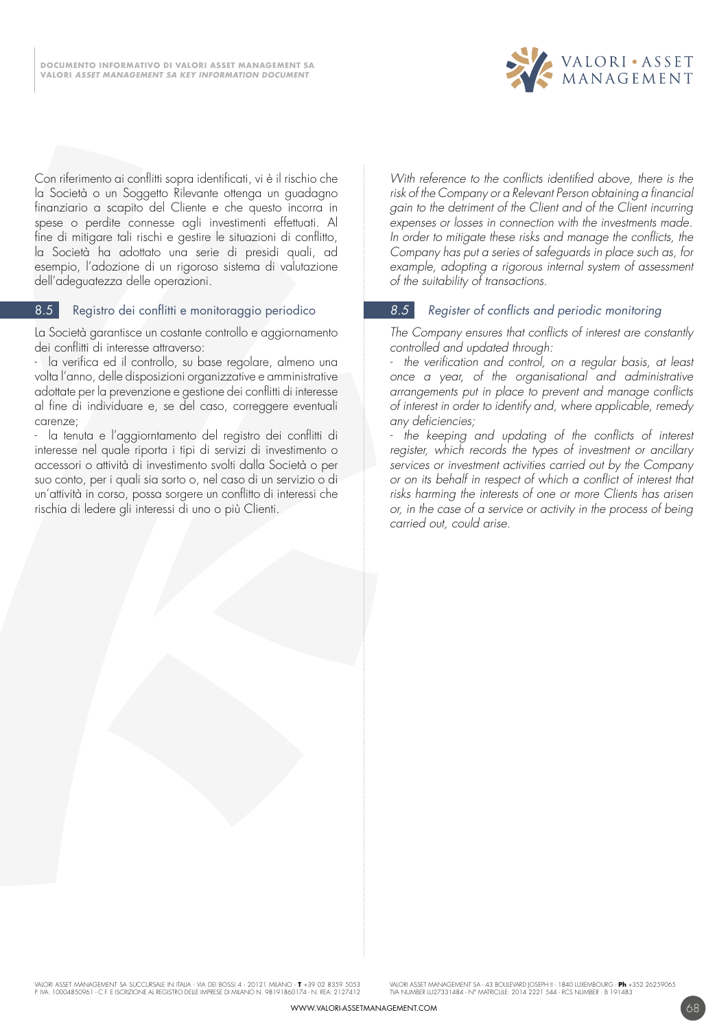Con riferimento ai conflitti sopra identificati, vi è il rischio che la Società o un Soggetto Rilevante ottenga un guadagno finanziario a scapito del Cliente e che questo incorra in spese o perdite connesse agli investimenti effettuati. Al fine di mitigare tali rischi e gestire le situazioni di conflitto, la Società ha adottato una serie di presidi quali, ad esempio, l'adozione di un rigoroso sistema di valutazione dell'adeguatezza delle operazioni.

## 8.5 Registro dei conflitti e monitoraggio periodico

La Società garantisce un costante controllo e aggiornamento dei conflitti di interesse attraverso:

- la verifica ed il controllo, su base regolare, almeno una volta l'anno, delle disposizioni organizzative e amministrative adottate per la prevenzione e gestione dei conflitti di interesse al fine di individuare e, se del caso, correggere eventuali carenze;
- la tenuta e l'aggiorntamento del registro dei conflitti di interesse nel quale riporta i tipi di servizi di investimento o accessori o attività di investimento svolti dalla Società o per suo conto, per i quali sia sorto o, nel caso di un servizio o di un'attività in corso, possa sorgere un conflitto di interessi che rischia di ledere gli interessi di uno o più Clienti.

*With reference to the conflicts identified above, there is the risk of the Company or a Relevant Person obtaining a financial gain to the detriment of the Client and of the Client incurring expenses or losses in connection with the investments made. In order to mitigate these risks and manage the conflicts, the Company has put a series of safeguards in place such as, for example, adopting a rigorous internal system of assessment of the suitability of transactions.*

## *8.5 Register of conflicts and periodic monitoring*

*The Company ensures that conflicts of interest are constantly controlled and updated through:*

- *the verification and control, on a regular basis, at least once a year, of the organisational and administrative arrangements put in place to prevent and manage conflicts of interest in order to identify and, where applicable, remedy any deficiencies;*
- *the keeping and updating of the conflicts of interest register, which records the types of investment or ancillary services or investment activities carried out by the Company or on its behalf in respect of which a conflict of interest that risks harming the interests of one or more Clients has arisen or, in the case of a service or activity in the process of being carried out, could arise.*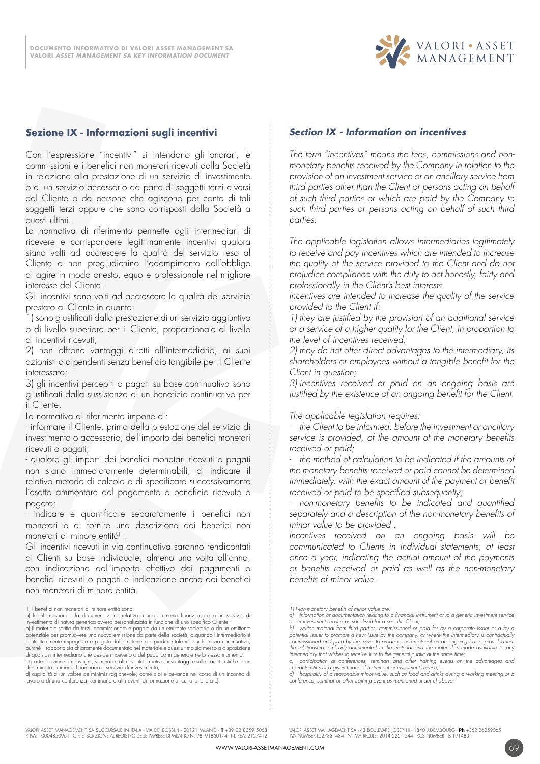## Sezione IX - Informazioni sugli incentivi

Con l'espressione "incentivi" si intendono gli onorari, le commissioni e i benefici non monetari ricevuti dalla Società in relazione alla prestazione di un servizio di investimento o di un servizio accessorio da parte di soggetti terzi diversi dal Cliente o da persone che agiscono per conto di tali soggetti terzi oppure che sono corrisposti dalla Società a questi ultimi.

La normativa di riferimento permette agli intermediari di ricevere e corrispondere legittimamente incentivi qualora siano volti ad accrescere la qualità del servizio reso al Cliente e non pregiudichino l'adempimento dell'obbligo di agire in modo onesto, equo e professionale nel migliore interesse del Cliente.

Gli incentivi sono volti ad accrescere la qualità del servizio prestato al Cliente in quanto:

1) sono giustificati dalla prestazione di un servizio aggiuntivo o di livello superiore per il Cliente, proporzionale al livello di incentivi ricevuti;

2) non offrono vantaggi diretti all'intermediario, ai suoi azionisti o dipendenti senza beneficio tangibile per il Cliente interessato;

3) gli incentivi percepiti o pagati su base continuativa sono giustificati dalla sussistenza di un beneficio continuativo per il Cliente.

La normativa di riferimento impone di:

- informare il Cliente, prima della prestazione del servizio di investimento o accessorio, dell'importo dei benefici monetari ricevuti o pagati;
- qualora gli importi dei benefici monetari ricevuti o pagati non siano immediatamente determinabili, di indicare il relativo metodo di calcolo e di specificare successivamente l'esatto ammontare del pagamento o beneficio ricevuto o pagato;
- indicare e quantificare separatamente i benefici non monetari e di fornire una descrizione dei benefici non monetari di minore entità[1].

Gli incentivi ricevuti in via continuativa saranno rendicontati ai Clienti su base individuale, almeno una volta all'anno, con indicazione dell'importo effettivo dei pagamenti o benefici ricevuti o pagati e indicazione anche dei benefici non monetari di minore entità.

1) I benefici non monetari di minore entità sono:
a) le informazioni o la documentazione relativa a uno strumento finanziario o a un servizio di investimento di natura generica ovvero personalizzata in funzione di uno specifico Cliente;
b) il materiale scritto da terzi, commissionato e pagato da un emittente societario o da un emittente potenziale per promuovere una nuova emissione da parte della società, o quando l'intermediario è contrattualmente impegnato e pagato dall'emittente per produrre tale materiale in via continuativa, purché il rapporto sia chiaramente documentato nel materiale e quest'ultimo sia messo a disposizione di qualsiasi intermediario che desideri riceverlo o del pubblico in generale nello stesso momento;
c) partecipazione a convegni, seminari e altri eventi formativi sui vantaggi e sulle caratteristiche di un determinato strumento finanziario o servizio di investimento;
d) ospitalità di un valore de minimis ragionevole, come cibi e bevande nel corso di un incontro di lavoro o di una conferenza, seminario o altri eventi di formazione di cui alla lettera c).

## *Section IX - Information on incentives*

*The term "incentives" means the fees, commissions and non-monetary benefits received by the Company in relation to the provision of an investment service or an ancillary service from third parties other than the Client or persons acting on behalf of such third parties or which are paid by the Company to such third parties or persons acting on behalf of such third parties.*

*The applicable legislation allows intermediaries legitimately to receive and pay incentives which are intended to increase the quality of the service provided to the Client and do not prejudice compliance with the duty to act honestly, fairly and professionally in the Client's best interests.*

*Incentives are intended to increase the quality of the service provided to the Client if:*

*1) they are justified by the provision of an additional service or a service of a higher quality for the Client, in proportion to the level of incentives received;*

*2) they do not offer direct advantages to the intermediary, its shareholders or employees without a tangible benefit for the Client in question;*

*3) incentives received or paid on an ongoing basis are justified by the existence of an ongoing benefit for the Client.*

*The applicable legislation requires:*

- *the Client to be informed, before the investment or ancillary service is provided, of the amount of the monetary benefits received or paid;*
- *the method of calculation to be indicated if the amounts of the monetary benefits received or paid cannot be determined immediately, with the exact amount of the payment or benefit received or paid to be specified subsequently;*
- *non-monetary benefits to be indicated and quantified separately and a description of the non-monetary benefits of minor value to be provided .*

*Incentives received on an ongoing basis will be communicated to Clients in individual statements, at least once a year, indicating the actual amount of the payments or benefits received or paid as well as the non-monetary benefits of minor value.*

*1) Non-monetary benefits of minor value are:*
*a) information or documentation relating to a financial instrument or to a generic investment service or an investment service personalised for a specific Client;*
*b) written material from third parties, commissioned or paid for by a corporate issuer or by a potential issuer to promote a new issue by the company, or where the intermediary is contractually commissioned and paid by the issuer to produce such material on an ongoing basis, provided that the relationship is clearly documented in the material and the material is made available to any intermediary that wishes to receive it or to the general public at the same time;*
*c) participation at conferences, seminars and other training events on the advantages and characteristics of a given financial instrument or investment service;*
*d) hospitality of a reasonable minor value, such as food and drinks during a working meeting or a conference, seminar or other training event as mentioned under c) above.*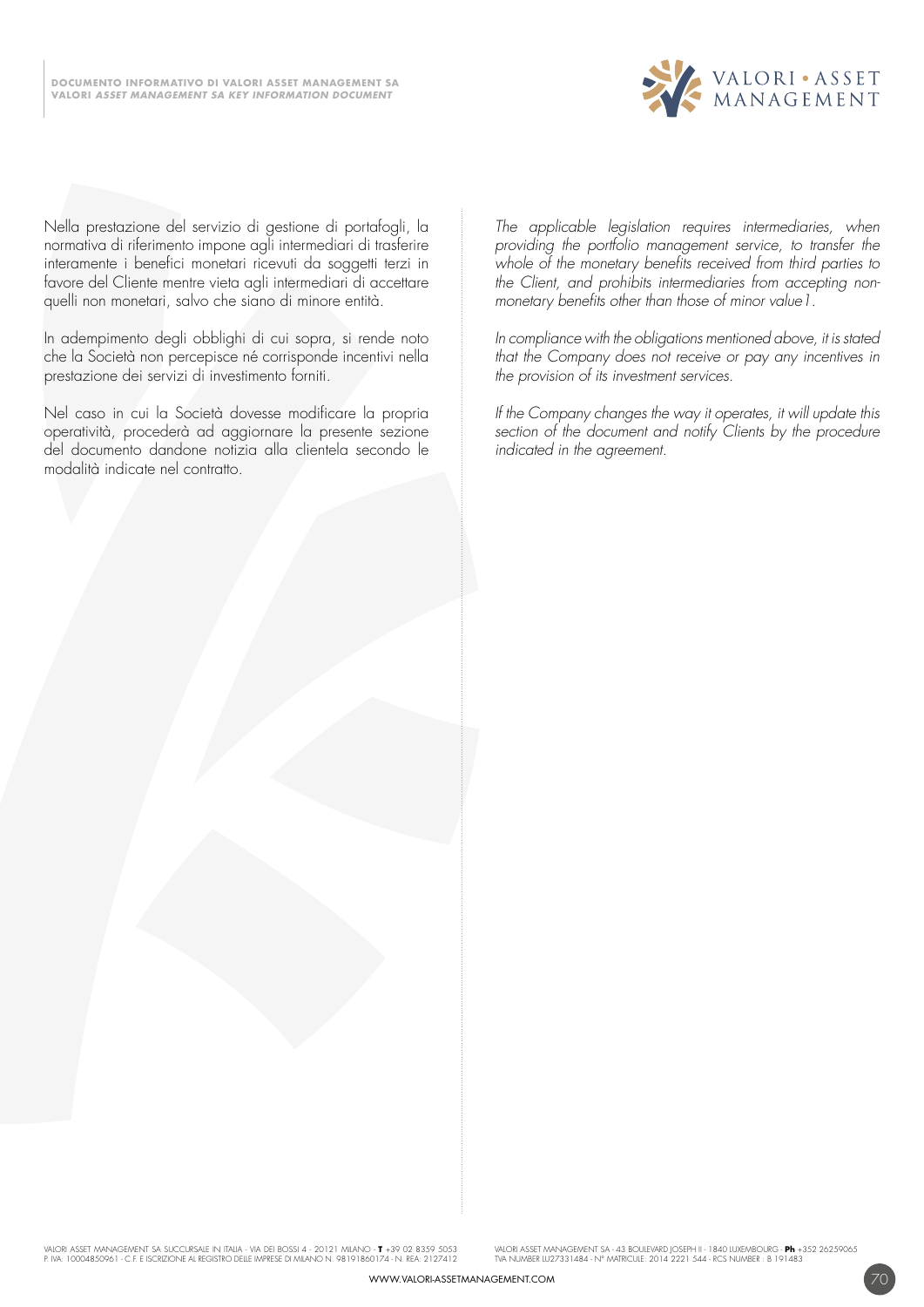Nella prestazione del servizio di gestione di portafogli, la normativa di riferimento impone agli intermediari di trasferire interamente i benefici monetari ricevuti da soggetti terzi in favore del Cliente mentre vieta agli intermediari di accettare quelli non monetari, salvo che siano di minore entità.

In adempimento degli obblighi di cui sopra, si rende noto che la Società non percepisce né corrisponde incentivi nella prestazione dei servizi di investimento forniti.

Nel caso in cui la Società dovesse modificare la propria operatività, procederà ad aggiornare la presente sezione del documento dandone notizia alla clientela secondo le modalità indicate nel contratto.

*The applicable legislation requires intermediaries, when providing the portfolio management service, to transfer the whole of the monetary benefits received from third parties to the Client, and prohibits intermediaries from accepting non-monetary benefits other than those of minor value1.*

*In compliance with the obligations mentioned above, it is stated that the Company does not receive or pay any incentives in the provision of its investment services.*

*If the Company changes the way it operates, it will update this section of the document and notify Clients by the procedure indicated in the agreement.*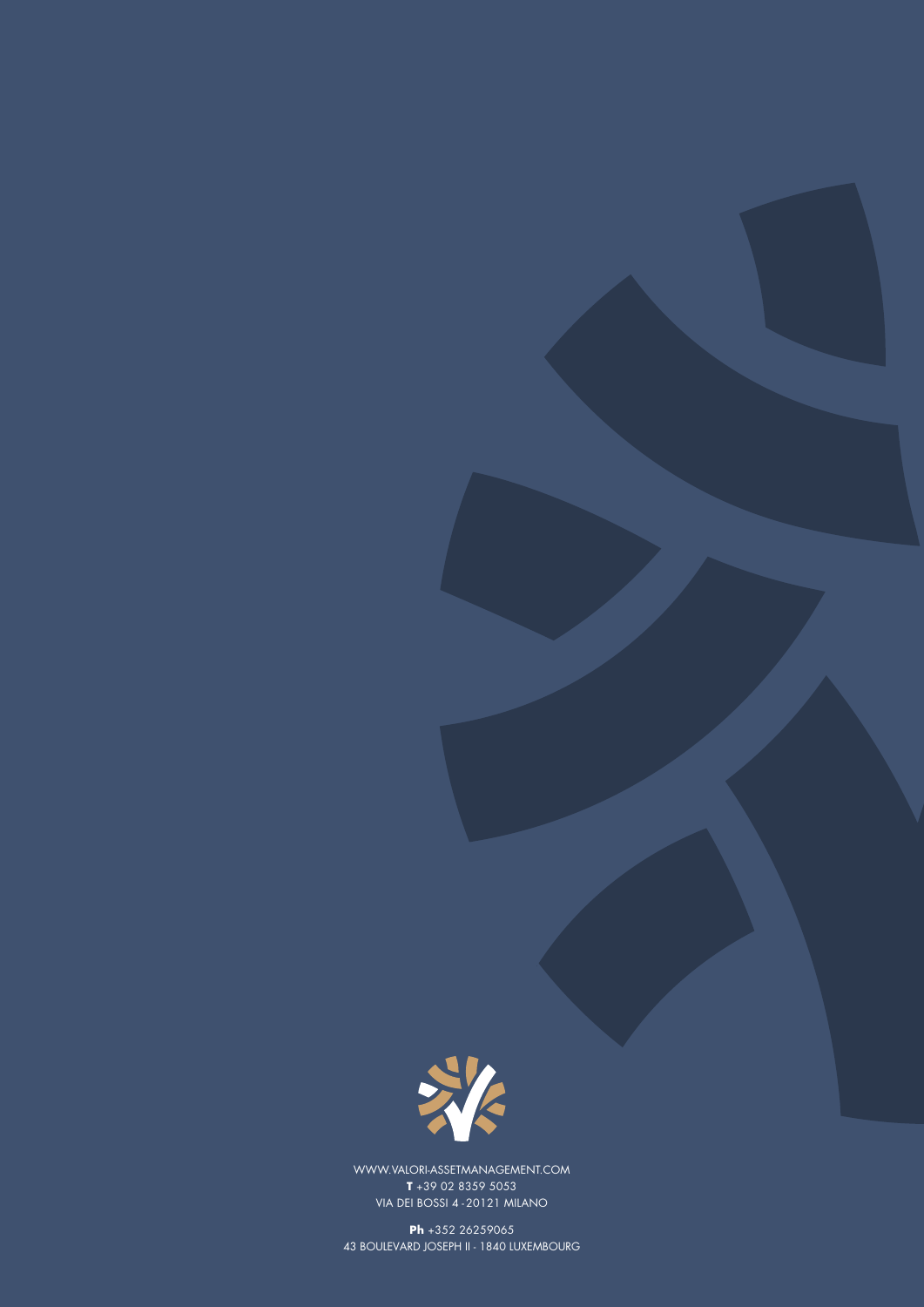WWW.VALORI-ASSETMANAGEMENT.COM
**T** +39 02 8359 5053
VIA DEI BOSSI 4 -20121 MILANO

**Ph** +352 26259065
43 BOULEVARD JOSEPH II - 1840 LUXEMBOURG